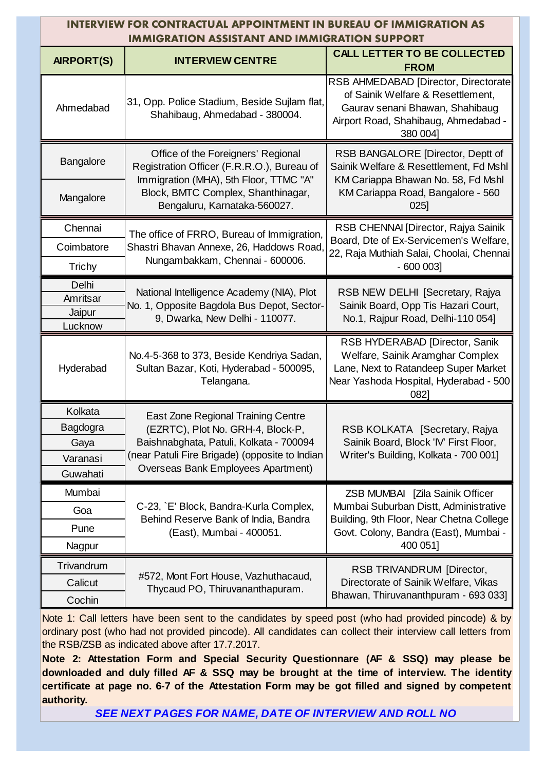# INTERVIEW FOR CONTRACTUAL APPOINTMENT IN BUREAU OF IMMIGRATION AS IMMIGRATION ASSISTANT AND IMMIGRATION SUPPORT

| AIRPORT(S) | INTERVIEW CENTRE | CALL LETTER TO BE COLLECTED FROM |
|---|---|---|
| Ahmedabad | 31, Opp. Police Stadium, Beside Sujlam flat, Shahibaug, Ahmedabad - 380004. | RSB AHMEDABAD [Director, Directorate of Sainik Welfare & Resettlement, Gaurav senani Bhawan, Shahibaug Airport Road, Shahibaug, Ahmedabad - 380 004] |
| Bangalore | Office of the Foreigners' Regional Registration Officer (F.R.R.O.), Bureau of Immigration (MHA), 5th Floor, TTMC "A" Block, BMTC Complex, Shanthinagar, Bengaluru, Karnataka-560027. | RSB BANGALORE [Director, Deptt of Sainik Welfare & Resettlement, Fd Mshl KM Cariappa Bhawan No. 58, Fd Mshl KM Cariappa Road, Bangalore - 560 025] |
| Mangalore | | |
| Chennai | The office of FRRO, Bureau of Immigration, Shastri Bhavan Annexe, 26, Haddows Road, Nungambakkam, Chennai - 600006. | RSB CHENNAI [Director, Rajya Sainik Board, Dte of Ex-Servicemen's Welfare, 22, Raja Muthiah Salai, Choolai, Chennai - 600 003] |
| Coimbatore | | |
| Trichy | | |
| Delhi | National Intelligence Academy (NIA), Plot No. 1, Opposite Bagdola Bus Depot, Sector-9, Dwarka, New Delhi - 110077. | RSB NEW DELHI [Secretary, Rajya Sainik Board, Opp Tis Hazari Court, No.1, Rajpur Road, Delhi-110 054] |
| Amritsar | | |
| Jaipur | | |
| Lucknow | | |
| Hyderabad | No.4-5-368 to 373, Beside Kendriya Sadan, Sultan Bazar, Koti, Hyderabad - 500095, Telangana. | RSB HYDERABAD [Director, Sanik Welfare, Sainik Aramghar Complex Lane, Next to Ratandeep Super Market Near Yashoda Hospital, Hyderabad - 500 082] |
| Kolkata | East Zone Regional Training Centre (EZRTC), Plot No. GRH-4, Block-P, Baishnabghata, Patuli, Kolkata - 700094 (near Patuli Fire Brigade) (opposite to Indian Overseas Bank Employees Apartment) | RSB KOLKATA [Secretary, Rajya Sainik Board, Block 'IV' First Floor, Writer's Building, Kolkata - 700 001] |
| Bagdogra | | |
| Gaya | | |
| Varanasi | | |
| Guwahati | | |
| Mumbai | C-23, `E' Block, Bandra-Kurla Complex, Behind Reserve Bank of India, Bandra (East), Mumbai - 400051. | ZSB MUMBAI [Zila Sainik Officer Mumbai Suburban Distt, Administrative Building, 9th Floor, Near Chetna College Govt. Colony, Bandra (East), Mumbai - 400 051] |
| Goa | | |
| Pune | | |
| Nagpur | | |
| Trivandrum | #572, Mont Fort House, Vazhuthacaud, Thycaud PO, Thiruvananthapuram. | RSB TRIVANDRUM [Director, Directorate of Sainik Welfare, Vikas Bhawan, Thiruvananthapuram - 693 033] |
| Calicut | | |
| Cochin | | |

Note 1: Call letters have been sent to the candidates by speed post (who had provided pincode) & by ordinary post (who had not provided pincode). All candidates can collect their interview call letters from the RSB/ZSB as indicated above after 17.7.2017.

**Note 2: Attestation Form and Special Security Questionnare (AF & SSQ) may please be downloaded and duly filled AF & SSQ may be brought at the time of interview. The identity certificate at page no. 6-7 of the Attestation Form may be got filled and signed by competent authority.**

***SEE NEXT PAGES FOR NAME, DATE OF INTERVIEW AND ROLL NO***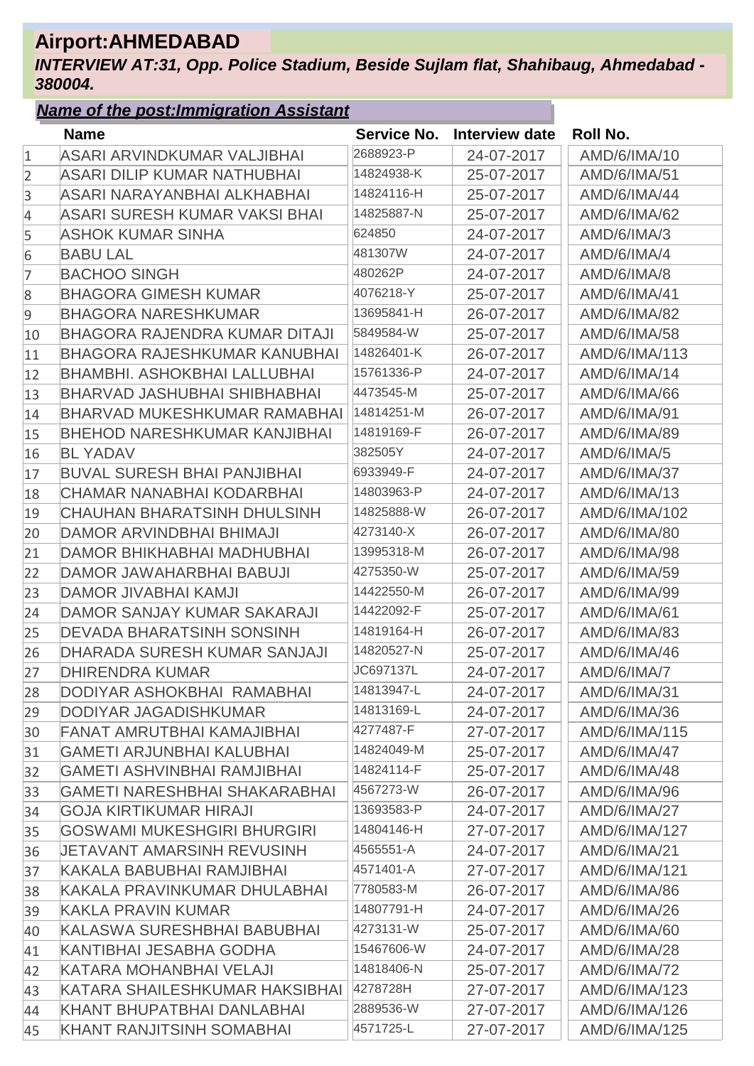# Airport:AHMEDABAD

***INTERVIEW AT:31, Opp. Police Stadium, Beside Sujlam flat, Shahibaug, Ahmedabad - 380004.***

***Name of the post:Immigration Assistant***

| | Name | Service No. | Interview date | Roll No. |
|---|---|---|---|---|
| 1 | ASARI ARVINDKUMAR VALJIBHAI | 2688923-P | 24-07-2017 | AMD/6/IMA/10 |
| 2 | ASARI DILIP KUMAR NATHUBHAI | 14824938-K | 25-07-2017 | AMD/6/IMA/51 |
| 3 | ASARI NARAYANBHAI ALKHABHAI | 14824116-H | 25-07-2017 | AMD/6/IMA/44 |
| 4 | ASARI SURESH KUMAR VAKSI BHAI | 14825887-N | 25-07-2017 | AMD/6/IMA/62 |
| 5 | ASHOK KUMAR SINHA | 624850 | 24-07-2017 | AMD/6/IMA/3 |
| 6 | BABU LAL | 481307W | 24-07-2017 | AMD/6/IMA/4 |
| 7 | BACHOO SINGH | 480262P | 24-07-2017 | AMD/6/IMA/8 |
| 8 | BHAGORA GIMESH KUMAR | 4076218-Y | 25-07-2017 | AMD/6/IMA/41 |
| 9 | BHAGORA NARESHKUMAR | 13695841-H | 26-07-2017 | AMD/6/IMA/82 |
| 10 | BHAGORA RAJENDRA KUMAR DITAJI | 5849584-W | 25-07-2017 | AMD/6/IMA/58 |
| 11 | BHAGORA RAJESHKUMAR KANUBHAI | 14826401-K | 26-07-2017 | AMD/6/IMA/113 |
| 12 | BHAMBHI. ASHOKBHAI LALLUBHAI | 15761336-P | 24-07-2017 | AMD/6/IMA/14 |
| 13 | BHARVAD JASHUBHAI SHIBHABHAI | 4473545-M | 25-07-2017 | AMD/6/IMA/66 |
| 14 | BHARVAD MUKESHKUMAR RAMABHAI | 14814251-M | 26-07-2017 | AMD/6/IMA/91 |
| 15 | BHEHOD NARESHKUMAR KANJIBHAI | 14819169-F | 26-07-2017 | AMD/6/IMA/89 |
| 16 | BL YADAV | 382505Y | 24-07-2017 | AMD/6/IMA/5 |
| 17 | BUVAL SURESH BHAI PANJIBHAI | 6933949-F | 24-07-2017 | AMD/6/IMA/37 |
| 18 | CHAMAR NANABHAI KODARBHAI | 14803963-P | 24-07-2017 | AMD/6/IMA/13 |
| 19 | CHAUHAN BHARATSINH DHULSINH | 14825888-W | 26-07-2017 | AMD/6/IMA/102 |
| 20 | DAMOR ARVINDBHAI BHIMAJI | 4273140-X | 26-07-2017 | AMD/6/IMA/80 |
| 21 | DAMOR BHIKHABHAI MADHUBHAI | 13995318-M | 26-07-2017 | AMD/6/IMA/98 |
| 22 | DAMOR JAWAHARBHAI BABUJI | 4275350-W | 25-07-2017 | AMD/6/IMA/59 |
| 23 | DAMOR JIVABHAI KAMJI | 14422550-M | 26-07-2017 | AMD/6/IMA/99 |
| 24 | DAMOR SANJAY KUMAR SAKARAJI | 14422092-F | 25-07-2017 | AMD/6/IMA/61 |
| 25 | DEVADA BHARATSINH SONSINH | 14819164-H | 26-07-2017 | AMD/6/IMA/83 |
| 26 | DHARADA SURESH KUMAR SANJAJI | 14820527-N | 25-07-2017 | AMD/6/IMA/46 |
| 27 | DHIRENDRA KUMAR | JC697137L | 24-07-2017 | AMD/6/IMA/7 |
| 28 | DODIYAR ASHOKBHAI RAMABHAI | 14813947-L | 24-07-2017 | AMD/6/IMA/31 |
| 29 | DODIYAR JAGADISHKUMAR | 14813169-L | 24-07-2017 | AMD/6/IMA/36 |
| 30 | FANAT AMRUTBHAI KAMAJIBHAI | 4277487-F | 27-07-2017 | AMD/6/IMA/115 |
| 31 | GAMETI ARJUNBHAI KALUBHAI | 14824049-M | 25-07-2017 | AMD/6/IMA/47 |
| 32 | GAMETI ASHVINBHAI RAMJIBHAI | 14824114-F | 25-07-2017 | AMD/6/IMA/48 |
| 33 | GAMETI NARESHBHAI SHAKARABHAI | 4567273-W | 26-07-2017 | AMD/6/IMA/96 |
| 34 | GOJA KIRTIKUMAR HIRAJI | 13693583-P | 24-07-2017 | AMD/6/IMA/27 |
| 35 | GOSWAMI MUKESHGIRI BHURGIRI | 14804146-H | 27-07-2017 | AMD/6/IMA/127 |
| 36 | JETAVANT AMARSINH REVUSINH | 4565551-A | 24-07-2017 | AMD/6/IMA/21 |
| 37 | KAKALA BABUBHAI RAMJIBHAI | 4571401-A | 27-07-2017 | AMD/6/IMA/121 |
| 38 | KAKALA PRAVINKUMAR DHULABHAI | 7780583-M | 26-07-2017 | AMD/6/IMA/86 |
| 39 | KAKLA PRAVIN KUMAR | 14807791-H | 24-07-2017 | AMD/6/IMA/26 |
| 40 | KALASWA SURESHBHAI BABUBHAI | 4273131-W | 25-07-2017 | AMD/6/IMA/60 |
| 41 | KANTIBHAI JESABHA GODHA | 15467606-W | 24-07-2017 | AMD/6/IMA/28 |
| 42 | KATARA MOHANBHAI VELAJI | 14818406-N | 25-07-2017 | AMD/6/IMA/72 |
| 43 | KATARA SHAILESHKUMAR HAKSIBHAI | 4278728H | 27-07-2017 | AMD/6/IMA/123 |
| 44 | KHANT BHUPATBHAI DANLABHAI | 2889536-W | 27-07-2017 | AMD/6/IMA/126 |
| 45 | KHANT RANJITSINH SOMABHAI | 4571725-L | 27-07-2017 | AMD/6/IMA/125 |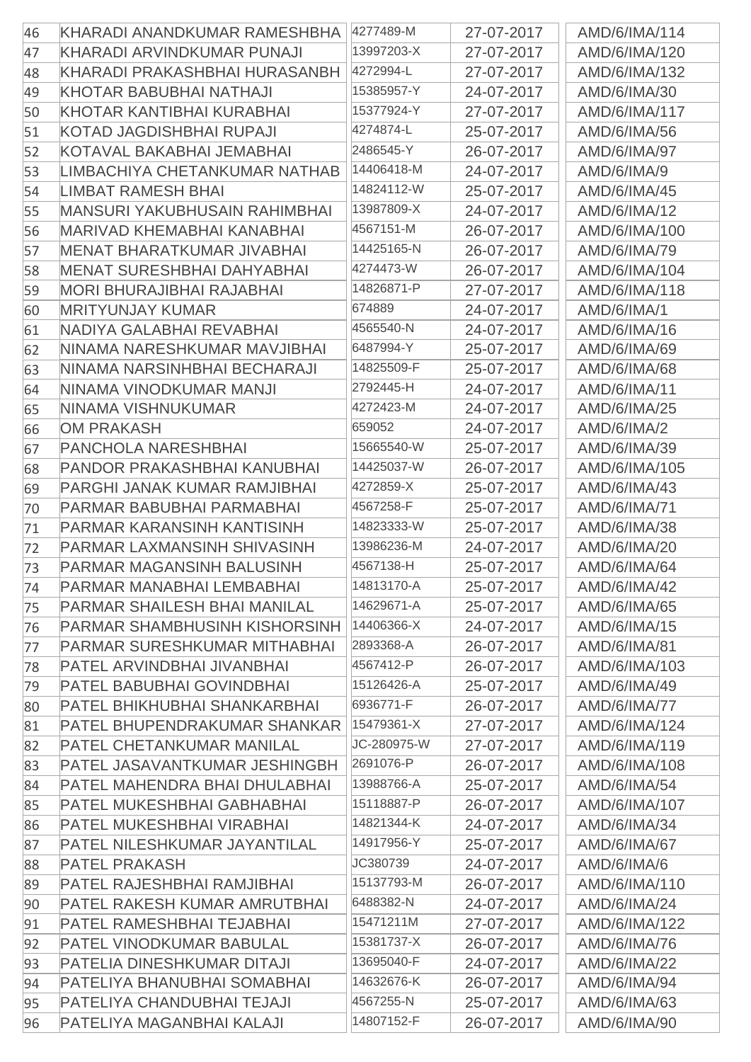| | | | | |
|---|---|---|---|---|
| 46 | KHARADI ANANDKUMAR RAMESHBHA | 4277489-M | 27-07-2017 | AMD/6/IMA/114 |
| 47 | KHARADI ARVINDKUMAR PUNAJI | 13997203-X | 27-07-2017 | AMD/6/IMA/120 |
| 48 | KHARADI PRAKASHBHAI HURASANBH | 4272994-L | 27-07-2017 | AMD/6/IMA/132 |
| 49 | KHOTAR BABUBHAI NATHAJI | 15385957-Y | 24-07-2017 | AMD/6/IMA/30 |
| 50 | KHOTAR KANTIBHAI KURABHAI | 15377924-Y | 27-07-2017 | AMD/6/IMA/117 |
| 51 | KOTAD JAGDISHBHAI RUPAJI | 4274874-L | 25-07-2017 | AMD/6/IMA/56 |
| 52 | KOTAVAL BAKABHAI JEMABHAI | 2486545-Y | 26-07-2017 | AMD/6/IMA/97 |
| 53 | LIMBACHIYA CHETANKUMAR NATHAB | 14406418-M | 24-07-2017 | AMD/6/IMA/9 |
| 54 | LIMBAT RAMESH BHAI | 14824112-W | 25-07-2017 | AMD/6/IMA/45 |
| 55 | MANSURI YAKUBHUSAIN RAHIMBHAI | 13987809-X | 24-07-2017 | AMD/6/IMA/12 |
| 56 | MARIVAD KHEMABHAI KANABHAI | 4567151-M | 26-07-2017 | AMD/6/IMA/100 |
| 57 | MENAT BHARATKUMAR JIVABHAI | 14425165-N | 26-07-2017 | AMD/6/IMA/79 |
| 58 | MENAT SURESHBHAI DAHYABHAI | 4274473-W | 26-07-2017 | AMD/6/IMA/104 |
| 59 | MORI BHURAJIBHAI RAJABHAI | 14826871-P | 27-07-2017 | AMD/6/IMA/118 |
| 60 | MRITYUNJAY KUMAR | 674889 | 24-07-2017 | AMD/6/IMA/1 |
| 61 | NADIYA GALABHAI REVABHAI | 4565540-N | 24-07-2017 | AMD/6/IMA/16 |
| 62 | NINAMA NARESHKUMAR MAVJIBHAI | 6487994-Y | 25-07-2017 | AMD/6/IMA/69 |
| 63 | NINAMA NARSINHBHAI BECHARAJI | 14825509-F | 25-07-2017 | AMD/6/IMA/68 |
| 64 | NINAMA VINODKUMAR MANJI | 2792445-H | 24-07-2017 | AMD/6/IMA/11 |
| 65 | NINAMA VISHNUKUMAR | 4272423-M | 24-07-2017 | AMD/6/IMA/25 |
| 66 | OM PRAKASH | 659052 | 24-07-2017 | AMD/6/IMA/2 |
| 67 | PANCHOLA NARESHBHAI | 15665540-W | 25-07-2017 | AMD/6/IMA/39 |
| 68 | PANDOR PRAKASHBHAI KANUBHAI | 14425037-W | 26-07-2017 | AMD/6/IMA/105 |
| 69 | PARGHI JANAK KUMAR RAMJIBHAI | 4272859-X | 25-07-2017 | AMD/6/IMA/43 |
| 70 | PARMAR BABUBHAI PARMABHAI | 4567258-F | 25-07-2017 | AMD/6/IMA/71 |
| 71 | PARMAR KARANSINH KANTISINH | 14823333-W | 25-07-2017 | AMD/6/IMA/38 |
| 72 | PARMAR LAXMANSINH SHIVASINH | 13986236-M | 24-07-2017 | AMD/6/IMA/20 |
| 73 | PARMAR MAGANSINH BALUSINH | 4567138-H | 25-07-2017 | AMD/6/IMA/64 |
| 74 | PARMAR MANABHAI LEMBABHAI | 14813170-A | 25-07-2017 | AMD/6/IMA/42 |
| 75 | PARMAR SHAILESH BHAI MANILAL | 14629671-A | 25-07-2017 | AMD/6/IMA/65 |
| 76 | PARMAR SHAMBHUSINH KISHORSINH | 14406366-X | 24-07-2017 | AMD/6/IMA/15 |
| 77 | PARMAR SURESHKUMAR MITHABHAI | 2893368-A | 26-07-2017 | AMD/6/IMA/81 |
| 78 | PATEL ARVINDBHAI JIVANBHAI | 4567412-P | 26-07-2017 | AMD/6/IMA/103 |
| 79 | PATEL BABUBHAI GOVINDBHAI | 15126426-A | 25-07-2017 | AMD/6/IMA/49 |
| 80 | PATEL BHIKHUBHAI SHANKARBHAI | 6936771-F | 26-07-2017 | AMD/6/IMA/77 |
| 81 | PATEL BHUPENDRAKUMAR SHANKAR | 15479361-X | 27-07-2017 | AMD/6/IMA/124 |
| 82 | PATEL CHETANKUMAR MANILAL | JC-280975-W | 27-07-2017 | AMD/6/IMA/119 |
| 83 | PATEL JASAVANTKUMAR JESHINGBH | 2691076-P | 26-07-2017 | AMD/6/IMA/108 |
| 84 | PATEL MAHENDRA BHAI DHULABHAI | 13988766-A | 25-07-2017 | AMD/6/IMA/54 |
| 85 | PATEL MUKESHBHAI GABHABHAI | 15118887-P | 26-07-2017 | AMD/6/IMA/107 |
| 86 | PATEL MUKESHBHAI VIRABHAI | 14821344-K | 24-07-2017 | AMD/6/IMA/34 |
| 87 | PATEL NILESHKUMAR JAYANTILAL | 14917956-Y | 25-07-2017 | AMD/6/IMA/67 |
| 88 | PATEL PRAKASH | JC380739 | 24-07-2017 | AMD/6/IMA/6 |
| 89 | PATEL RAJESHBHAI RAMJIBHAI | 15137793-M | 26-07-2017 | AMD/6/IMA/110 |
| 90 | PATEL RAKESH KUMAR AMRUTBHAI | 6488382-N | 24-07-2017 | AMD/6/IMA/24 |
| 91 | PATEL RAMESHBHAI TEJABHAI | 15471211M | 27-07-2017 | AMD/6/IMA/122 |
| 92 | PATEL VINODKUMAR BABULAL | 15381737-X | 26-07-2017 | AMD/6/IMA/76 |
| 93 | PATELIA DINESHKUMAR DITAJI | 13695040-F | 24-07-2017 | AMD/6/IMA/22 |
| 94 | PATELIYA BHANUBHAI SOMABHAI | 14632676-K | 26-07-2017 | AMD/6/IMA/94 |
| 95 | PATELIYA CHANDUBHAI TEJAJI | 4567255-N | 25-07-2017 | AMD/6/IMA/63 |
| 96 | PATELIYA MAGANBHAI KALAJI | 14807152-F | 26-07-2017 | AMD/6/IMA/90 |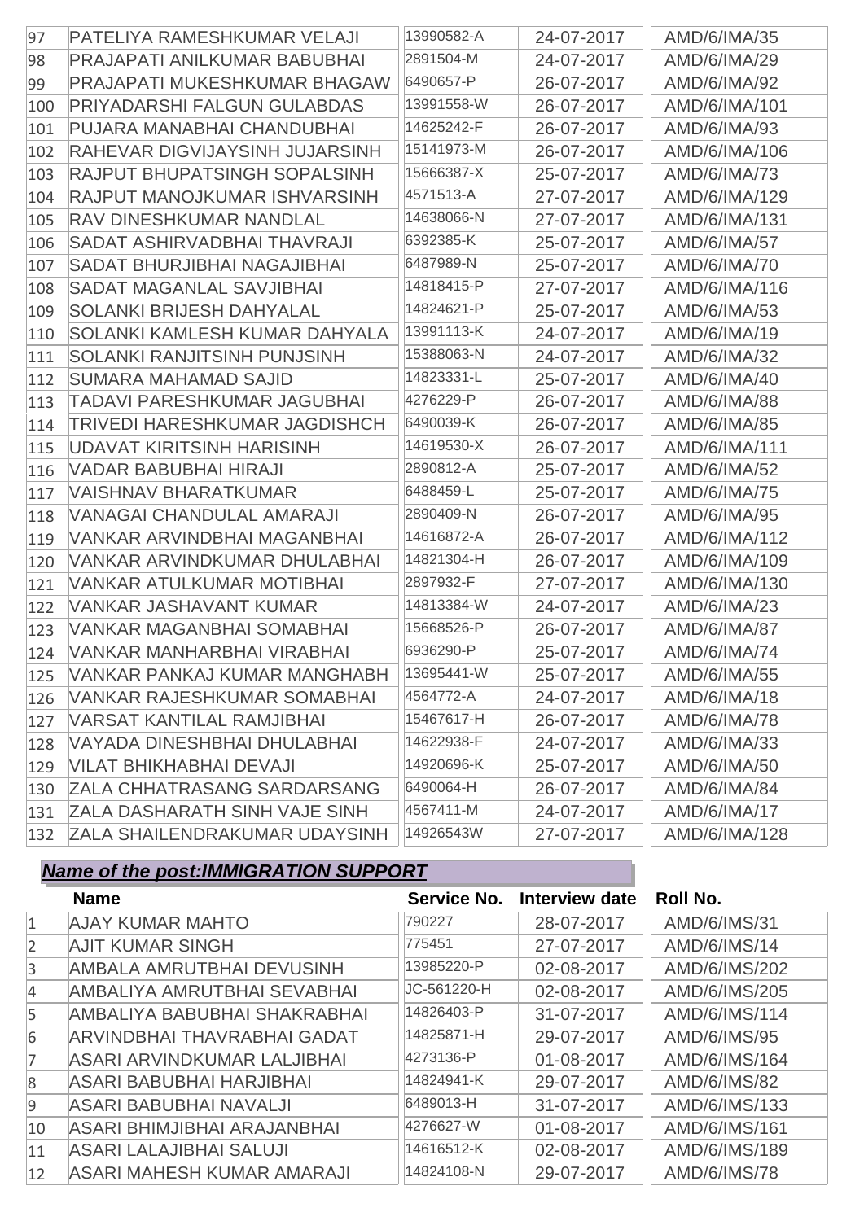| | | | | |
|---|---|---|---|---|
| 97 | PATELIYA RAMESHKUMAR VELAJI | 13990582-A | 24-07-2017 | AMD/6/IMA/35 |
| 98 | PRAJAPATI ANILKUMAR BABUBHAI | 2891504-M | 24-07-2017 | AMD/6/IMA/29 |
| 99 | PRAJAPATI MUKESHKUMAR BHAGAW | 6490657-P | 26-07-2017 | AMD/6/IMA/92 |
| 100 | PRIYADARSHI FALGUN GULABDAS | 13991558-W | 26-07-2017 | AMD/6/IMA/101 |
| 101 | PUJARA MANABHAI CHANDUBHAI | 14625242-F | 26-07-2017 | AMD/6/IMA/93 |
| 102 | RAHEVAR DIGVIJAYSINH JUJARSINH | 15141973-M | 26-07-2017 | AMD/6/IMA/106 |
| 103 | RAJPUT BHUPATSINGH SOPALSINH | 15666387-X | 25-07-2017 | AMD/6/IMA/73 |
| 104 | RAJPUT MANOJKUMAR ISHVARSINH | 4571513-A | 27-07-2017 | AMD/6/IMA/129 |
| 105 | RAV DINESHKUMAR NANDLAL | 14638066-N | 27-07-2017 | AMD/6/IMA/131 |
| 106 | SADAT ASHIRVADBHAI THAVRAJI | 6392385-K | 25-07-2017 | AMD/6/IMA/57 |
| 107 | SADAT BHURJIBHAI NAGAJIBHAI | 6487989-N | 25-07-2017 | AMD/6/IMA/70 |
| 108 | SADAT MAGANLAL SAVJIBHAI | 14818415-P | 27-07-2017 | AMD/6/IMA/116 |
| 109 | SOLANKI BRIJESH DAHYALAL | 14824621-P | 25-07-2017 | AMD/6/IMA/53 |
| 110 | SOLANKI KAMLESH KUMAR DAHYALA | 13991113-K | 24-07-2017 | AMD/6/IMA/19 |
| 111 | SOLANKI RANJITSINH PUNJSINH | 15388063-N | 24-07-2017 | AMD/6/IMA/32 |
| 112 | SUMARA MAHAMAD SAJID | 14823331-L | 25-07-2017 | AMD/6/IMA/40 |
| 113 | TADAVI PARESHKUMAR JAGUBHAI | 4276229-P | 26-07-2017 | AMD/6/IMA/88 |
| 114 | TRIVEDI HARESHKUMAR JAGDISHCH | 6490039-K | 26-07-2017 | AMD/6/IMA/85 |
| 115 | UDAVAT KIRITSINH HARISINH | 14619530-X | 26-07-2017 | AMD/6/IMA/111 |
| 116 | VADAR BABUBHAI HIRAJI | 2890812-A | 25-07-2017 | AMD/6/IMA/52 |
| 117 | VAISHNAV BHARATKUMAR | 6488459-L | 25-07-2017 | AMD/6/IMA/75 |
| 118 | VANAGAI CHANDULAL AMARAJI | 2890409-N | 26-07-2017 | AMD/6/IMA/95 |
| 119 | VANKAR ARVINDBHAI MAGANBHAI | 14616872-A | 26-07-2017 | AMD/6/IMA/112 |
| 120 | VANKAR ARVINDKUMAR DHULABHAI | 14821304-H | 26-07-2017 | AMD/6/IMA/109 |
| 121 | VANKAR ATULKUMAR MOTIBHAI | 2897932-F | 27-07-2017 | AMD/6/IMA/130 |
| 122 | VANKAR JASHAVANT KUMAR | 14813384-W | 24-07-2017 | AMD/6/IMA/23 |
| 123 | VANKAR MAGANBHAI SOMABHAI | 15668526-P | 26-07-2017 | AMD/6/IMA/87 |
| 124 | VANKAR MANHARBHAI VIRABHAI | 6936290-P | 25-07-2017 | AMD/6/IMA/74 |
| 125 | VANKAR PANKAJ KUMAR MANGHABH | 13695441-W | 25-07-2017 | AMD/6/IMA/55 |
| 126 | VANKAR RAJESHKUMAR SOMABHAI | 4564772-A | 24-07-2017 | AMD/6/IMA/18 |
| 127 | VARSAT KANTILAL RAMJIBHAI | 15467617-H | 26-07-2017 | AMD/6/IMA/78 |
| 128 | VAYADA DINESHBHAI DHULABHAI | 14622938-F | 24-07-2017 | AMD/6/IMA/33 |
| 129 | VILAT BHIKHABHAI DEVAJI | 14920696-K | 25-07-2017 | AMD/6/IMA/50 |
| 130 | ZALA CHHATRASANG SARDARSANG | 6490064-H | 26-07-2017 | AMD/6/IMA/84 |
| 131 | ZALA DASHARATH SINH VAJE SINH | 4567411-M | 24-07-2017 | AMD/6/IMA/17 |
| 132 | ZALA SHAILENDRAKUMAR UDAYSINH | 14926543W | 27-07-2017 | AMD/6/IMA/128 |

***Name of the post:IMMIGRATION SUPPORT***

| | Name | Service No. | Interview date | Roll No. |
|---|---|---|---|---|
| 1 | AJAY KUMAR MAHTO | 790227 | 28-07-2017 | AMD/6/IMS/31 |
| 2 | AJIT KUMAR SINGH | 775451 | 27-07-2017 | AMD/6/IMS/14 |
| 3 | AMBALA AMRUTBHAI DEVUSINH | 13985220-P | 02-08-2017 | AMD/6/IMS/202 |
| 4 | AMBALIYA AMRUTBHAI SEVABHAI | JC-561220-H | 02-08-2017 | AMD/6/IMS/205 |
| 5 | AMBALIYA BABUBHAI SHAKRABHAI | 14826403-P | 31-07-2017 | AMD/6/IMS/114 |
| 6 | ARVINDBHAI THAVRABHAI GADAT | 14825871-H | 29-07-2017 | AMD/6/IMS/95 |
| 7 | ASARI ARVINDKUMAR LALJIBHAI | 4273136-P | 01-08-2017 | AMD/6/IMS/164 |
| 8 | ASARI BABUBHAI HARJIBHAI | 14824941-K | 29-07-2017 | AMD/6/IMS/82 |
| 9 | ASARI BABUBHAI NAVALJI | 6489013-H | 31-07-2017 | AMD/6/IMS/133 |
| 10 | ASARI BHIMJIBHAI ARAJANBHAI | 4276627-W | 01-08-2017 | AMD/6/IMS/161 |
| 11 | ASARI LALAJIBHAI SALUJI | 14616512-K | 02-08-2017 | AMD/6/IMS/189 |
| 12 | ASARI MAHESH KUMAR AMARAJI | 14824108-N | 29-07-2017 | AMD/6/IMS/78 |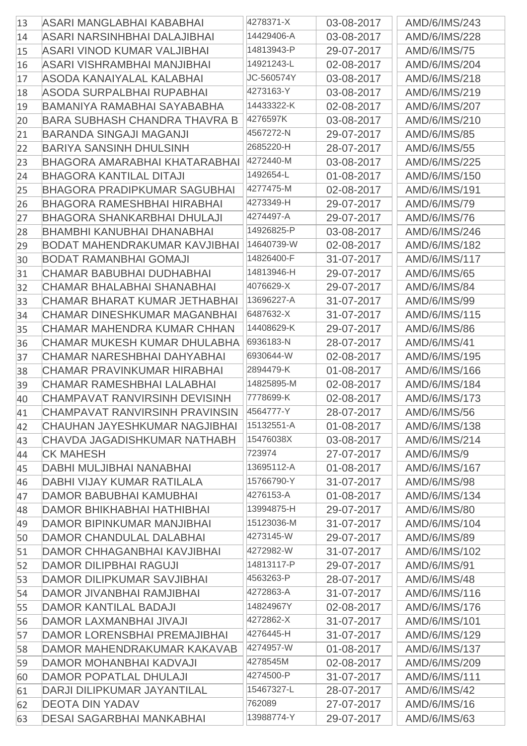| 13 | ASARI MANGLABHAI KABABHAI | 4278371-X | 03-08-2017 | AMD/6/IMS/243 |
|---|---|---|---|---|
| 14 | ASARI NARSINHBHAI DALAJIBHAI | 14429406-A | 03-08-2017 | AMD/6/IMS/228 |
| 15 | ASARI VINOD KUMAR VALJIBHAI | 14813943-P | 29-07-2017 | AMD/6/IMS/75 |
| 16 | ASARI VISHRAMBHAI MANJIBHAI | 14921243-L | 02-08-2017 | AMD/6/IMS/204 |
| 17 | ASODA KANAIYALAL KALABHAI | JC-560574Y | 03-08-2017 | AMD/6/IMS/218 |
| 18 | ASODA SURPALBHAI RUPABHAI | 4273163-Y | 03-08-2017 | AMD/6/IMS/219 |
| 19 | BAMANIYA RAMABHAI SAYABABHA | 14433322-K | 02-08-2017 | AMD/6/IMS/207 |
| 20 | BARA SUBHASH CHANDRA THAVRA B | 4276597K | 03-08-2017 | AMD/6/IMS/210 |
| 21 | BARANDA SINGAJI MAGANJI | 4567272-N | 29-07-2017 | AMD/6/IMS/85 |
| 22 | BARIYA SANSINH DHULSINH | 2685220-H | 28-07-2017 | AMD/6/IMS/55 |
| 23 | BHAGORA AMARABHAI KHATARABHAI | 4272440-M | 03-08-2017 | AMD/6/IMS/225 |
| 24 | BHAGORA KANTILAL DITAJI | 1492654-L | 01-08-2017 | AMD/6/IMS/150 |
| 25 | BHAGORA PRADIPKUMAR SAGUBHAI | 4277475-M | 02-08-2017 | AMD/6/IMS/191 |
| 26 | BHAGORA RAMESHBHAI HIRABHAI | 4273349-H | 29-07-2017 | AMD/6/IMS/79 |
| 27 | BHAGORA SHANKARBHAI DHULAJI | 4274497-A | 29-07-2017 | AMD/6/IMS/76 |
| 28 | BHAMBHI KANUBHAI DHANABHAI | 14926825-P | 03-08-2017 | AMD/6/IMS/246 |
| 29 | BODAT MAHENDRAKUMAR KAVJIBHAI | 14640739-W | 02-08-2017 | AMD/6/IMS/182 |
| 30 | BODAT RAMANBHAI GOMAJI | 14826400-F | 31-07-2017 | AMD/6/IMS/117 |
| 31 | CHAMAR BABUBHAI DUDHABHAI | 14813946-H | 29-07-2017 | AMD/6/IMS/65 |
| 32 | CHAMAR BHALABHAI SHANABHAI | 4076629-X | 29-07-2017 | AMD/6/IMS/84 |
| 33 | CHAMAR BHARAT KUMAR JETHABHAI | 13696227-A | 31-07-2017 | AMD/6/IMS/99 |
| 34 | CHAMAR DINESHKUMAR MAGANBHAI | 6487632-X | 31-07-2017 | AMD/6/IMS/115 |
| 35 | CHAMAR MAHENDRA KUMAR CHHAN | 14408629-K | 29-07-2017 | AMD/6/IMS/86 |
| 36 | CHAMAR MUKESH KUMAR DHULABHA | 6936183-N | 28-07-2017 | AMD/6/IMS/41 |
| 37 | CHAMAR NARESHBHAI DAHYABHAI | 6930644-W | 02-08-2017 | AMD/6/IMS/195 |
| 38 | CHAMAR PRAVINKUMAR HIRABHAI | 2894479-K | 01-08-2017 | AMD/6/IMS/166 |
| 39 | CHAMAR RAMESHBHAI LALABHAI | 14825895-M | 02-08-2017 | AMD/6/IMS/184 |
| 40 | CHAMPAVAT RANVIRSINH DEVISINH | 7778699-K | 02-08-2017 | AMD/6/IMS/173 |
| 41 | CHAMPAVAT RANVIRSINH PRAVINSIN | 4564777-Y | 28-07-2017 | AMD/6/IMS/56 |
| 42 | CHAUHAN JAYESHKUMAR NAGJIBHAI | 15132551-A | 01-08-2017 | AMD/6/IMS/138 |
| 43 | CHAVDA JAGADISHKUMAR NATHABH | 15476038X | 03-08-2017 | AMD/6/IMS/214 |
| 44 | CK MAHESH | 723974 | 27-07-2017 | AMD/6/IMS/9 |
| 45 | DABHI MULJIBHAI NANABHAI | 13695112-A | 01-08-2017 | AMD/6/IMS/167 |
| 46 | DABHI VIJAY KUMAR RATILALA | 15766790-Y | 31-07-2017 | AMD/6/IMS/98 |
| 47 | DAMOR BABUBHAI KAMUBHAI | 4276153-A | 01-08-2017 | AMD/6/IMS/134 |
| 48 | DAMOR BHIKHABHAI HATHIBHAI | 13994875-H | 29-07-2017 | AMD/6/IMS/80 |
| 49 | DAMOR BIPINKUMAR MANJIBHAI | 15123036-M | 31-07-2017 | AMD/6/IMS/104 |
| 50 | DAMOR CHANDULAL DALABHAI | 4273145-W | 29-07-2017 | AMD/6/IMS/89 |
| 51 | DAMOR CHHAGANBHAI KAVJIBHAI | 4272982-W | 31-07-2017 | AMD/6/IMS/102 |
| 52 | DAMOR DILIPBHAI RAGUJI | 14813117-P | 29-07-2017 | AMD/6/IMS/91 |
| 53 | DAMOR DILIPKUMAR SAVJIBHAI | 4563263-P | 28-07-2017 | AMD/6/IMS/48 |
| 54 | DAMOR JIVANBHAI RAMJIBHAI | 4272863-A | 31-07-2017 | AMD/6/IMS/116 |
| 55 | DAMOR KANTILAL BADAJI | 14824967Y | 02-08-2017 | AMD/6/IMS/176 |
| 56 | DAMOR LAXMANBHAI JIVAJI | 4272862-X | 31-07-2017 | AMD/6/IMS/101 |
| 57 | DAMOR LORENSBHAI PREMAJIBHAI | 4276445-H | 31-07-2017 | AMD/6/IMS/129 |
| 58 | DAMOR MAHENDRAKUMAR KAKAVAB | 4274957-W | 01-08-2017 | AMD/6/IMS/137 |
| 59 | DAMOR MOHANBHAI KADVAJI | 4278545M | 02-08-2017 | AMD/6/IMS/209 |
| 60 | DAMOR POPATLAL DHULAJI | 4274500-P | 31-07-2017 | AMD/6/IMS/111 |
| 61 | DARJI DILIPKUMAR JAYANTILAL | 15467327-L | 28-07-2017 | AMD/6/IMS/42 |
| 62 | DEOTA DIN YADAV | 762089 | 27-07-2017 | AMD/6/IMS/16 |
| 63 | DESAI SAGARBHAI MANKABHAI | 13988774-Y | 29-07-2017 | AMD/6/IMS/63 |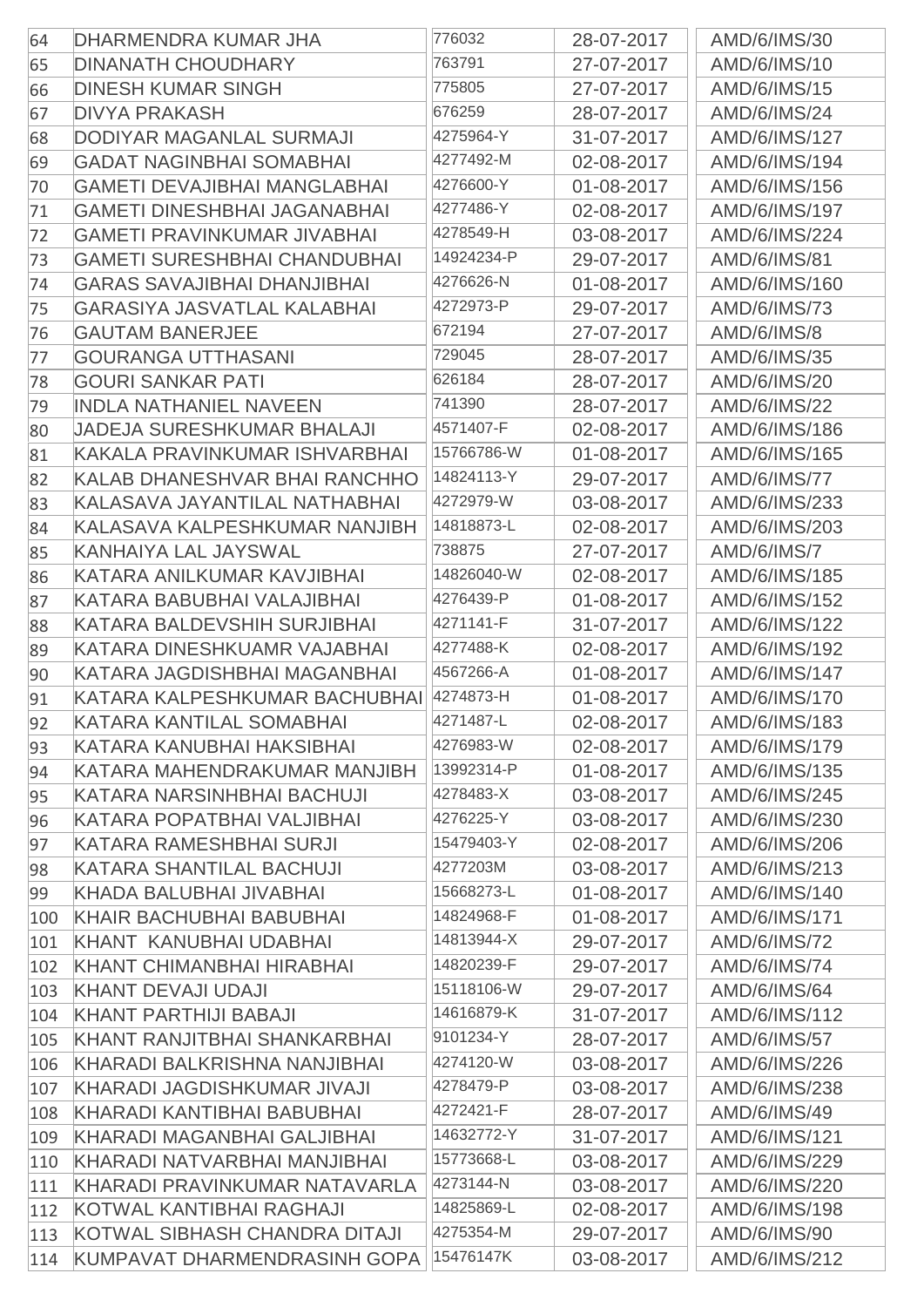| 64 | DHARMENDRA KUMAR JHA | 776032 | 28-07-2017 | AMD/6/IMS/30 |
|---|---|---|---|---|
| 65 | DINANATH CHOUDHARY | 763791 | 27-07-2017 | AMD/6/IMS/10 |
| 66 | DINESH KUMAR SINGH | 775805 | 27-07-2017 | AMD/6/IMS/15 |
| 67 | DIVYA PRAKASH | 676259 | 28-07-2017 | AMD/6/IMS/24 |
| 68 | DODIYAR MAGANLAL SURMAJI | 4275964-Y | 31-07-2017 | AMD/6/IMS/127 |
| 69 | GADAT NAGINBHAI SOMABHAI | 4277492-M | 02-08-2017 | AMD/6/IMS/194 |
| 70 | GAMETI DEVAJIBHAI MANGLABHAI | 4276600-Y | 01-08-2017 | AMD/6/IMS/156 |
| 71 | GAMETI DINESHBHAI JAGANABHAI | 4277486-Y | 02-08-2017 | AMD/6/IMS/197 |
| 72 | GAMETI PRAVINKUMAR JIVABHAI | 4278549-H | 03-08-2017 | AMD/6/IMS/224 |
| 73 | GAMETI SURESHBHAI CHANDUBHAI | 14924234-P | 29-07-2017 | AMD/6/IMS/81 |
| 74 | GARAS SAVAJIBHAI DHANJIBHAI | 4276626-N | 01-08-2017 | AMD/6/IMS/160 |
| 75 | GARASIYA JASVATLAL KALABHAI | 4272973-P | 29-07-2017 | AMD/6/IMS/73 |
| 76 | GAUTAM BANERJEE | 672194 | 27-07-2017 | AMD/6/IMS/8 |
| 77 | GOURANGA UTTHASANI | 729045 | 28-07-2017 | AMD/6/IMS/35 |
| 78 | GOURI SANKAR PATI | 626184 | 28-07-2017 | AMD/6/IMS/20 |
| 79 | INDLA NATHANIEL NAVEEN | 741390 | 28-07-2017 | AMD/6/IMS/22 |
| 80 | JADEJA SURESHKUMAR BHALAJI | 4571407-F | 02-08-2017 | AMD/6/IMS/186 |
| 81 | KAKALA PRAVINKUMAR ISHVARBHAI | 15766786-W | 01-08-2017 | AMD/6/IMS/165 |
| 82 | KALAB DHANESHVAR BHAI RANCHHO | 14824113-Y | 29-07-2017 | AMD/6/IMS/77 |
| 83 | KALASAVA JAYANTILAL NATHABHAI | 4272979-W | 03-08-2017 | AMD/6/IMS/233 |
| 84 | KALASAVA KALPESHKUMAR NANJIBH | 14818873-L | 02-08-2017 | AMD/6/IMS/203 |
| 85 | KANHAIYA LAL JAYSWAL | 738875 | 27-07-2017 | AMD/6/IMS/7 |
| 86 | KATARA ANILKUMAR KAVJIBHAI | 14826040-W | 02-08-2017 | AMD/6/IMS/185 |
| 87 | KATARA BABUBHAI VALAJIBHAI | 4276439-P | 01-08-2017 | AMD/6/IMS/152 |
| 88 | KATARA BALDEVSHIH SURJIBHAI | 4271141-F | 31-07-2017 | AMD/6/IMS/122 |
| 89 | KATARA DINESHKUAMR VAJABHAI | 4277488-K | 02-08-2017 | AMD/6/IMS/192 |
| 90 | KATARA JAGDISHBHAI MAGANBHAI | 4567266-A | 01-08-2017 | AMD/6/IMS/147 |
| 91 | KATARA KALPESHKUMAR BACHUBHAI | 4274873-H | 01-08-2017 | AMD/6/IMS/170 |
| 92 | KATARA KANTILAL SOMABHAI | 4271487-L | 02-08-2017 | AMD/6/IMS/183 |
| 93 | KATARA KANUBHAI HAKSIBHAI | 4276983-W | 02-08-2017 | AMD/6/IMS/179 |
| 94 | KATARA MAHENDRAKUMAR MANJIBH | 13992314-P | 01-08-2017 | AMD/6/IMS/135 |
| 95 | KATARA NARSINHBHAI BACHUJI | 4278483-X | 03-08-2017 | AMD/6/IMS/245 |
| 96 | KATARA POPATBHAI VALJIBHAI | 4276225-Y | 03-08-2017 | AMD/6/IMS/230 |
| 97 | KATARA RAMESHBHAI SURJI | 15479403-Y | 02-08-2017 | AMD/6/IMS/206 |
| 98 | KATARA SHANTILAL BACHUJI | 4277203M | 03-08-2017 | AMD/6/IMS/213 |
| 99 | KHADA BALUBHAI JIVABHAI | 15668273-L | 01-08-2017 | AMD/6/IMS/140 |
| 100 | KHAIR BACHUBHAI BABUBHAI | 14824968-F | 01-08-2017 | AMD/6/IMS/171 |
| 101 | KHANT KANUBHAI UDABHAI | 14813944-X | 29-07-2017 | AMD/6/IMS/72 |
| 102 | KHANT CHIMANBHAI HIRABHAI | 14820239-F | 29-07-2017 | AMD/6/IMS/74 |
| 103 | KHANT DEVAJI UDAJI | 15118106-W | 29-07-2017 | AMD/6/IMS/64 |
| 104 | KHANT PARTHIJI BABAJI | 14616879-K | 31-07-2017 | AMD/6/IMS/112 |
| 105 | KHANT RANJITBHAI SHANKARBHAI | 9101234-Y | 28-07-2017 | AMD/6/IMS/57 |
| 106 | KHARADI BALKRISHNA NANJIBHAI | 4274120-W | 03-08-2017 | AMD/6/IMS/226 |
| 107 | KHARADI JAGDISHKUMAR JIVAJI | 4278479-P | 03-08-2017 | AMD/6/IMS/238 |
| 108 | KHARADI KANTIBHAI BABUBHAI | 4272421-F | 28-07-2017 | AMD/6/IMS/49 |
| 109 | KHARADI MAGANBHAI GALJIBHAI | 14632772-Y | 31-07-2017 | AMD/6/IMS/121 |
| 110 | KHARADI NATVARBHAI MANJIBHAI | 15773668-L | 03-08-2017 | AMD/6/IMS/229 |
| 111 | KHARADI PRAVINKUMAR NATAVARLA | 4273144-N | 03-08-2017 | AMD/6/IMS/220 |
| 112 | KOTWAL KANTIBHAI RAGHAJI | 14825869-L | 02-08-2017 | AMD/6/IMS/198 |
| 113 | KOTWAL SIBHASH CHANDRA DITAJI | 4275354-M | 29-07-2017 | AMD/6/IMS/90 |
| 114 | KUMPAVAT DHARMENDRASINH GOPA | 15476147K | 03-08-2017 | AMD/6/IMS/212 |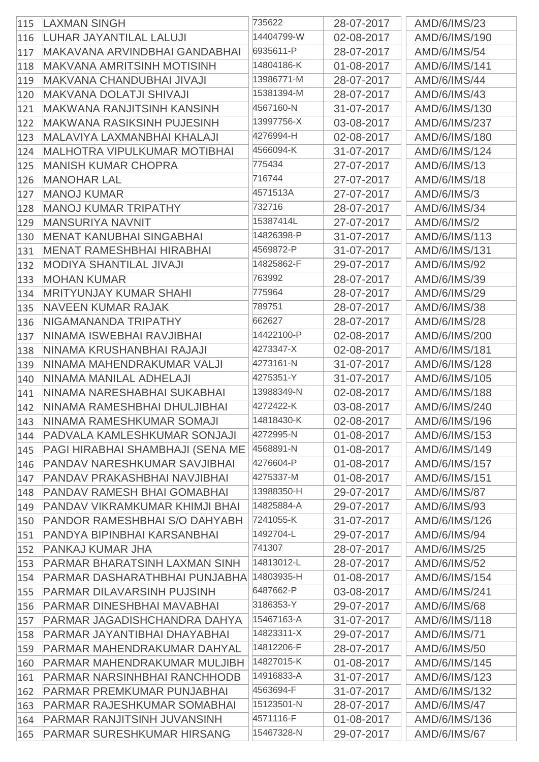| 115 | LAXMAN SINGH | 735622 | 28-07-2017 | AMD/6/IMS/23 |
|---|---|---|---|---|
| 116 | LUHAR JAYANTILAL LALUJI | 14404799-W | 02-08-2017 | AMD/6/IMS/190 |
| 117 | MAKAVANA ARVINDBHAI GANDABHAI | 6935611-P | 28-07-2017 | AMD/6/IMS/54 |
| 118 | MAKVANA AMRITSINH MOTISINH | 14804186-K | 01-08-2017 | AMD/6/IMS/141 |
| 119 | MAKVANA CHANDUBHAI JIVAJI | 13986771-M | 28-07-2017 | AMD/6/IMS/44 |
| 120 | MAKVANA DOLATJI SHIVAJI | 15381394-M | 28-07-2017 | AMD/6/IMS/43 |
| 121 | MAKWANA RANJITSINH KANSINH | 4567160-N | 31-07-2017 | AMD/6/IMS/130 |
| 122 | MAKWANA RASIKSINH PUJESINH | 13997756-X | 03-08-2017 | AMD/6/IMS/237 |
| 123 | MALAVIYA LAXMANBHAI KHALAJI | 4276994-H | 02-08-2017 | AMD/6/IMS/180 |
| 124 | MALHOTRA VIPULKUMAR MOTIBHAI | 4566094-K | 31-07-2017 | AMD/6/IMS/124 |
| 125 | MANISH KUMAR CHOPRA | 775434 | 27-07-2017 | AMD/6/IMS/13 |
| 126 | MANOHAR LAL | 716744 | 27-07-2017 | AMD/6/IMS/18 |
| 127 | MANOJ KUMAR | 4571513A | 27-07-2017 | AMD/6/IMS/3 |
| 128 | MANOJ KUMAR TRIPATHY | 732716 | 28-07-2017 | AMD/6/IMS/34 |
| 129 | MANSURIYA NAVNIT | 15387414L | 27-07-2017 | AMD/6/IMS/2 |
| 130 | MENAT KANUBHAI SINGABHAI | 14826398-P | 31-07-2017 | AMD/6/IMS/113 |
| 131 | MENAT RAMESHBHAI HIRABHAI | 4569872-P | 31-07-2017 | AMD/6/IMS/131 |
| 132 | MODIYA SHANTILAL JIVAJI | 14825862-F | 29-07-2017 | AMD/6/IMS/92 |
| 133 | MOHAN KUMAR | 763992 | 28-07-2017 | AMD/6/IMS/39 |
| 134 | MRITYUNJAY KUMAR SHAHI | 775964 | 28-07-2017 | AMD/6/IMS/29 |
| 135 | NAVEEN KUMAR RAJAK | 789751 | 28-07-2017 | AMD/6/IMS/38 |
| 136 | NIGAMANANDA TRIPATHY | 662627 | 28-07-2017 | AMD/6/IMS/28 |
| 137 | NINAMA ISWEBHAI RAVJIBHAI | 14422100-P | 02-08-2017 | AMD/6/IMS/200 |
| 138 | NINAMA KRUSHANBHAI RAJAJI | 4273347-X | 02-08-2017 | AMD/6/IMS/181 |
| 139 | NINAMA MAHENDRAKUMAR VALJI | 4273161-N | 31-07-2017 | AMD/6/IMS/128 |
| 140 | NINAMA MANILAL ADHELAJI | 4275351-Y | 31-07-2017 | AMD/6/IMS/105 |
| 141 | NINAMA NARESHABHAI SUKABHAI | 13988349-N | 02-08-2017 | AMD/6/IMS/188 |
| 142 | NINAMA RAMESHBHAI DHULJIBHAI | 4272422-K | 03-08-2017 | AMD/6/IMS/240 |
| 143 | NINAMA RAMESHKUMAR SOMAJI | 14818430-K | 02-08-2017 | AMD/6/IMS/196 |
| 144 | PADVALA KAMLESHKUMAR SONJAJI | 4272995-N | 01-08-2017 | AMD/6/IMS/153 |
| 145 | PAGI HIRABHAI SHAMBHAJI (SENA ME | 4568891-N | 01-08-2017 | AMD/6/IMS/149 |
| 146 | PANDAV NARESHKUMAR SAVJIBHAI | 4276604-P | 01-08-2017 | AMD/6/IMS/157 |
| 147 | PANDAV PRAKASHBHAI NAVJIBHAI | 4275337-M | 01-08-2017 | AMD/6/IMS/151 |
| 148 | PANDAV RAMESH BHAI GOMABHAI | 13988350-H | 29-07-2017 | AMD/6/IMS/87 |
| 149 | PANDAV VIKRAMKUMAR KHIMJI BHAI | 14825884-A | 29-07-2017 | AMD/6/IMS/93 |
| 150 | PANDOR RAMESHBHAI S/O DAHYABH | 7241055-K | 31-07-2017 | AMD/6/IMS/126 |
| 151 | PANDYA BIPINBHAI KARSANBHAI | 1492704-L | 29-07-2017 | AMD/6/IMS/94 |
| 152 | PANKAJ KUMAR JHA | 741307 | 28-07-2017 | AMD/6/IMS/25 |
| 153 | PARMAR BHARATSINH LAXMAN SINH | 14813012-L | 28-07-2017 | AMD/6/IMS/52 |
| 154 | PARMAR DASHARATHBHAI PUNJABHA | 14803935-H | 01-08-2017 | AMD/6/IMS/154 |
| 155 | PARMAR DILAVARSINH PUJSINH | 6487662-P | 03-08-2017 | AMD/6/IMS/241 |
| 156 | PARMAR DINESHBHAI MAVABHAI | 3186353-Y | 29-07-2017 | AMD/6/IMS/68 |
| 157 | PARMAR JAGADISHCHANDRA DAHYA | 15467163-A | 31-07-2017 | AMD/6/IMS/118 |
| 158 | PARMAR JAYANTIBHAI DHAYABHAI | 14823311-X | 29-07-2017 | AMD/6/IMS/71 |
| 159 | PARMAR MAHENDRAKUMAR DAHYAL | 14812206-F | 28-07-2017 | AMD/6/IMS/50 |
| 160 | PARMAR MAHENDRAKUMAR MULJIBH | 14827015-K | 01-08-2017 | AMD/6/IMS/145 |
| 161 | PARMAR NARSINHBHAI RANCHHODB | 14916833-A | 31-07-2017 | AMD/6/IMS/123 |
| 162 | PARMAR PREMKUMAR PUNJABHAI | 4563694-F | 31-07-2017 | AMD/6/IMS/132 |
| 163 | PARMAR RAJESHKUMAR SOMABHAI | 15123501-N | 28-07-2017 | AMD/6/IMS/47 |
| 164 | PARMAR RANJITSINH JUVANSINH | 4571116-F | 01-08-2017 | AMD/6/IMS/136 |
| 165 | PARMAR SURESHKUMAR HIRSANG | 15467328-N | 29-07-2017 | AMD/6/IMS/67 |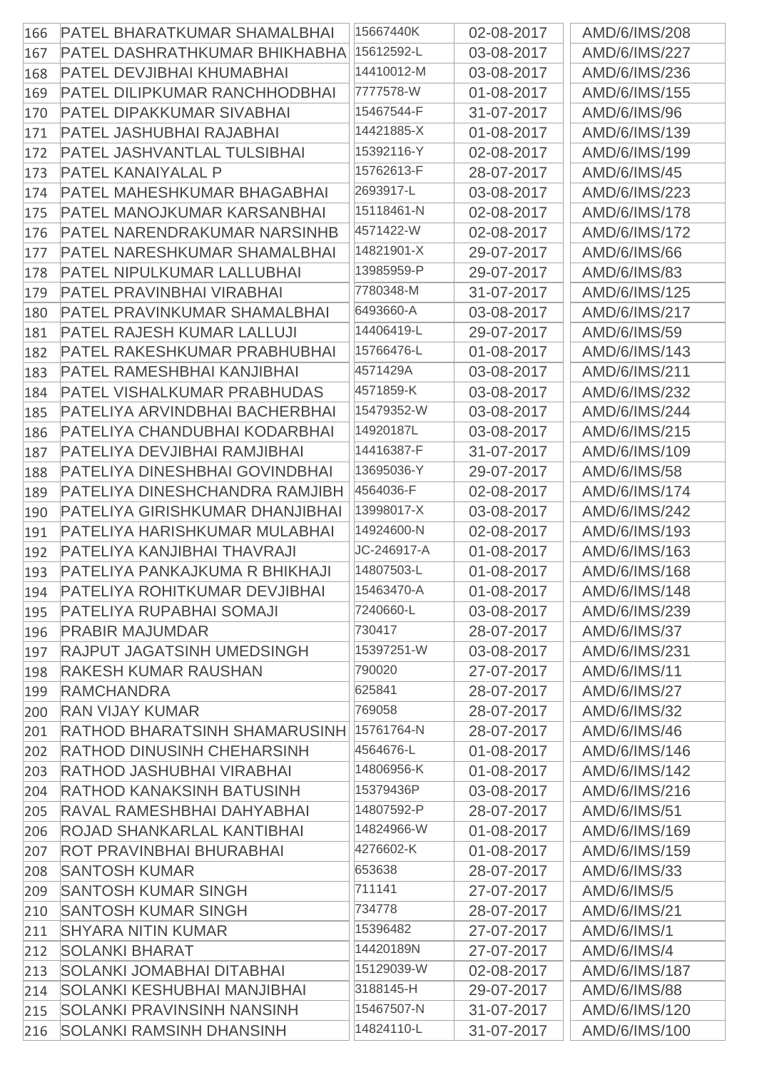| | | | | |
|---|---|---|---|---|
| 166 | PATEL BHARATKUMAR SHAMALBHAI | 15667440K | 02-08-2017 | AMD/6/IMS/208 |
| 167 | PATEL DASHRATHKUMAR BHIKHABHA | 15612592-L | 03-08-2017 | AMD/6/IMS/227 |
| 168 | PATEL DEVJIBHAI KHUMABHAI | 14410012-M | 03-08-2017 | AMD/6/IMS/236 |
| 169 | PATEL DILIPKUMAR RANCHHODBHAI | 7777578-W | 01-08-2017 | AMD/6/IMS/155 |
| 170 | PATEL DIPAKKUMAR SIVABHAI | 15467544-F | 31-07-2017 | AMD/6/IMS/96 |
| 171 | PATEL JASHUBHAI RAJABHAI | 14421885-X | 01-08-2017 | AMD/6/IMS/139 |
| 172 | PATEL JASHVANTLAL TULSIBHAI | 15392116-Y | 02-08-2017 | AMD/6/IMS/199 |
| 173 | PATEL KANAIYALAL P | 15762613-F | 28-07-2017 | AMD/6/IMS/45 |
| 174 | PATEL MAHESHKUMAR BHAGABHAI | 2693917-L | 03-08-2017 | AMD/6/IMS/223 |
| 175 | PATEL MANOJKUMAR KARSANBHAI | 15118461-N | 02-08-2017 | AMD/6/IMS/178 |
| 176 | PATEL NARENDRAKUMAR NARSINHB | 4571422-W | 02-08-2017 | AMD/6/IMS/172 |
| 177 | PATEL NARESHKUMAR SHAMALBHAI | 14821901-X | 29-07-2017 | AMD/6/IMS/66 |
| 178 | PATEL NIPULKUMAR LALLUBHAI | 13985959-P | 29-07-2017 | AMD/6/IMS/83 |
| 179 | PATEL PRAVINBHAI VIRABHAI | 7780348-M | 31-07-2017 | AMD/6/IMS/125 |
| 180 | PATEL PRAVINKUMAR SHAMALBHAI | 6493660-A | 03-08-2017 | AMD/6/IMS/217 |
| 181 | PATEL RAJESH KUMAR LALLUJI | 14406419-L | 29-07-2017 | AMD/6/IMS/59 |
| 182 | PATEL RAKESHKUMAR PRABHUBHAI | 15766476-L | 01-08-2017 | AMD/6/IMS/143 |
| 183 | PATEL RAMESHBHAI KANJIBHAI | 4571429A | 03-08-2017 | AMD/6/IMS/211 |
| 184 | PATEL VISHALKUMAR PRABHUDAS | 4571859-K | 03-08-2017 | AMD/6/IMS/232 |
| 185 | PATELIYA ARVINDBHAI BACHERBHAI | 15479352-W | 03-08-2017 | AMD/6/IMS/244 |
| 186 | PATELIYA CHANDUBHAI KODARBHAI | 14920187L | 03-08-2017 | AMD/6/IMS/215 |
| 187 | PATELIYA DEVJIBHAI RAMJIBHAI | 14416387-F | 31-07-2017 | AMD/6/IMS/109 |
| 188 | PATELIYA DINESHBHAI GOVINDBHAI | 13695036-Y | 29-07-2017 | AMD/6/IMS/58 |
| 189 | PATELIYA DINESHCHANDRA RAMJIBH | 4564036-F | 02-08-2017 | AMD/6/IMS/174 |
| 190 | PATELIYA GIRISHKUMAR DHANJIBHAI | 13998017-X | 03-08-2017 | AMD/6/IMS/242 |
| 191 | PATELIYA HARISHKUMAR MULABHAI | 14924600-N | 02-08-2017 | AMD/6/IMS/193 |
| 192 | PATELIYA KANJIBHAI THAVRAJI | JC-246917-A | 01-08-2017 | AMD/6/IMS/163 |
| 193 | PATELIYA PANKAJKUMA R BHIKHAJI | 14807503-L | 01-08-2017 | AMD/6/IMS/168 |
| 194 | PATELIYA ROHITKUMAR DEVJIBHAI | 15463470-A | 01-08-2017 | AMD/6/IMS/148 |
| 195 | PATELIYA RUPABHAI SOMAJI | 7240660-L | 03-08-2017 | AMD/6/IMS/239 |
| 196 | PRABIR MAJUMDAR | 730417 | 28-07-2017 | AMD/6/IMS/37 |
| 197 | RAJPUT JAGATSINH UMEDSINGH | 15397251-W | 03-08-2017 | AMD/6/IMS/231 |
| 198 | RAKESH KUMAR RAUSHAN | 790020 | 27-07-2017 | AMD/6/IMS/11 |
| 199 | RAMCHANDRA | 625841 | 28-07-2017 | AMD/6/IMS/27 |
| 200 | RAN VIJAY KUMAR | 769058 | 28-07-2017 | AMD/6/IMS/32 |
| 201 | RATHOD BHARATSINH SHAMARUSINH | 15761764-N | 28-07-2017 | AMD/6/IMS/46 |
| 202 | RATHOD DINUSINH CHEHARSINH | 4564676-L | 01-08-2017 | AMD/6/IMS/146 |
| 203 | RATHOD JASHUBHAI VIRABHAI | 14806956-K | 01-08-2017 | AMD/6/IMS/142 |
| 204 | RATHOD KANAKSINH BATUSINH | 15379436P | 03-08-2017 | AMD/6/IMS/216 |
| 205 | RAVAL RAMESHBHAI DAHYABHAI | 14807592-P | 28-07-2017 | AMD/6/IMS/51 |
| 206 | ROJAD SHANKARLAL KANTIBHAI | 14824966-W | 01-08-2017 | AMD/6/IMS/169 |
| 207 | ROT PRAVINBHAI BHURABHAI | 4276602-K | 01-08-2017 | AMD/6/IMS/159 |
| 208 | SANTOSH KUMAR | 653638 | 28-07-2017 | AMD/6/IMS/33 |
| 209 | SANTOSH KUMAR SINGH | 711141 | 27-07-2017 | AMD/6/IMS/5 |
| 210 | SANTOSH KUMAR SINGH | 734778 | 28-07-2017 | AMD/6/IMS/21 |
| 211 | SHYARA NITIN KUMAR | 15396482 | 27-07-2017 | AMD/6/IMS/1 |
| 212 | SOLANKI BHARAT | 14420189N | 27-07-2017 | AMD/6/IMS/4 |
| 213 | SOLANKI JOMABHAI DITABHAI | 15129039-W | 02-08-2017 | AMD/6/IMS/187 |
| 214 | SOLANKI KESHUBHAI MANJIBHAI | 3188145-H | 29-07-2017 | AMD/6/IMS/88 |
| 215 | SOLANKI PRAVINSINH NANSINH | 15467507-N | 31-07-2017 | AMD/6/IMS/120 |
| 216 | SOLANKI RAMSINH DHANSINH | 14824110-L | 31-07-2017 | AMD/6/IMS/100 |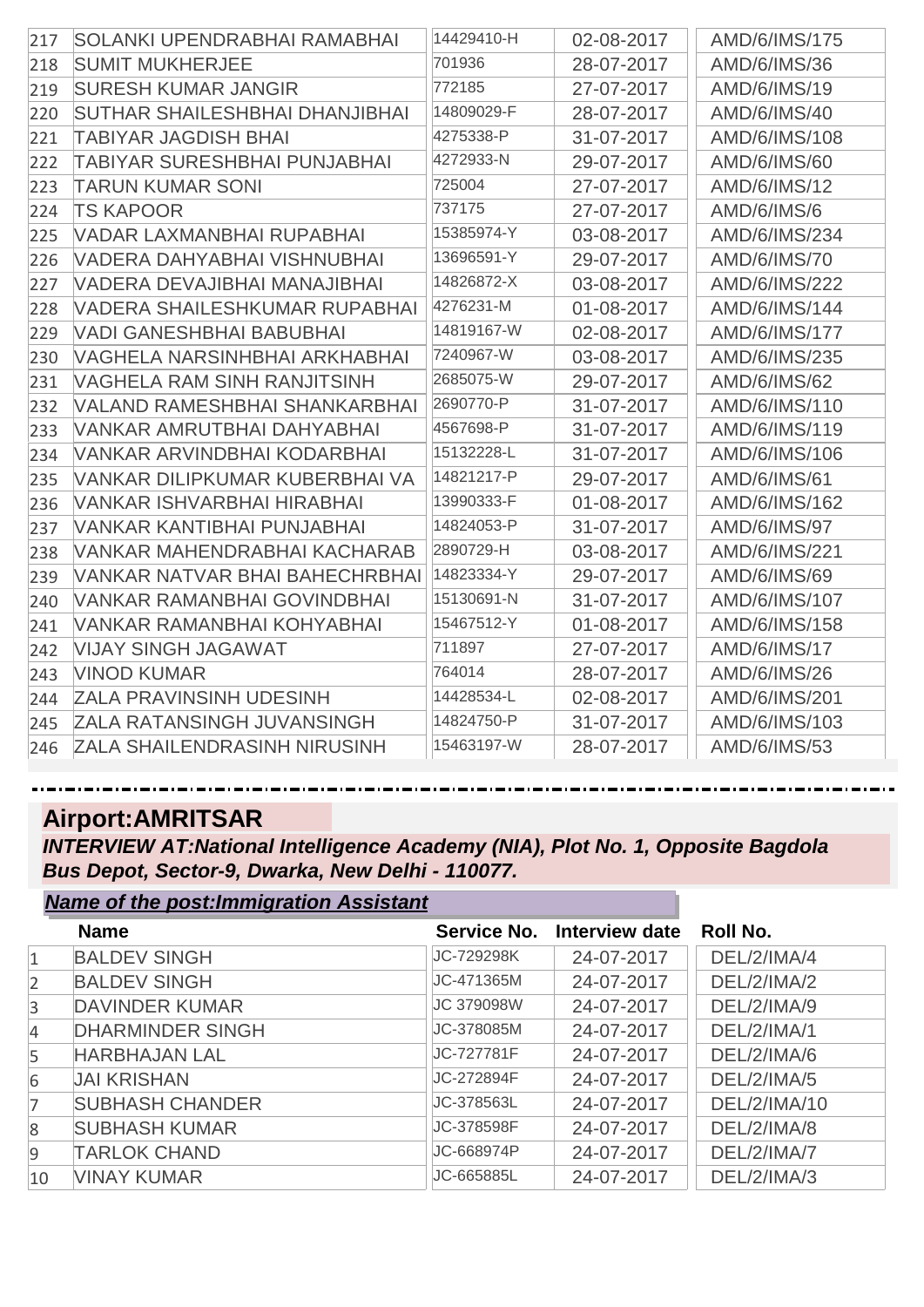| | | | | |
|---|---|---|---|---|
| 217 | SOLANKI UPENDRABHAI RAMABHAI | 14429410-H | 02-08-2017 | AMD/6/IMS/175 |
| 218 | SUMIT MUKHERJEE | 701936 | 28-07-2017 | AMD/6/IMS/36 |
| 219 | SURESH KUMAR JANGIR | 772185 | 27-07-2017 | AMD/6/IMS/19 |
| 220 | SUTHAR SHAILESHBHAI DHANJIBHAI | 14809029-F | 28-07-2017 | AMD/6/IMS/40 |
| 221 | TABIYAR JAGDISH BHAI | 4275338-P | 31-07-2017 | AMD/6/IMS/108 |
| 222 | TABIYAR SURESHBHAI PUNJABHAI | 4272933-N | 29-07-2017 | AMD/6/IMS/60 |
| 223 | TARUN KUMAR SONI | 725004 | 27-07-2017 | AMD/6/IMS/12 |
| 224 | TS KAPOOR | 737175 | 27-07-2017 | AMD/6/IMS/6 |
| 225 | VADAR LAXMANBHAI RUPABHAI | 15385974-Y | 03-08-2017 | AMD/6/IMS/234 |
| 226 | VADERA DAHYABHAI VISHNUBHAI | 13696591-Y | 29-07-2017 | AMD/6/IMS/70 |
| 227 | VADERA DEVAJIBHAI MANAJIBHAI | 14826872-X | 03-08-2017 | AMD/6/IMS/222 |
| 228 | VADERA SHAILESHKUMAR RUPABHAI | 4276231-M | 01-08-2017 | AMD/6/IMS/144 |
| 229 | VADI GANESHBHAI BABUBHAI | 14819167-W | 02-08-2017 | AMD/6/IMS/177 |
| 230 | VAGHELA NARSINHBHAI ARKHABHAI | 7240967-W | 03-08-2017 | AMD/6/IMS/235 |
| 231 | VAGHELA RAM SINH RANJITSINH | 2685075-W | 29-07-2017 | AMD/6/IMS/62 |
| 232 | VALAND RAMESHBHAI SHANKARBHAI | 2690770-P | 31-07-2017 | AMD/6/IMS/110 |
| 233 | VANKAR AMRUTBHAI DAHYABHAI | 4567698-P | 31-07-2017 | AMD/6/IMS/119 |
| 234 | VANKAR ARVINDBHAI KODARBHAI | 15132228-L | 31-07-2017 | AMD/6/IMS/106 |
| 235 | VANKAR DILIPKUMAR KUBERBHAI VA | 14821217-P | 29-07-2017 | AMD/6/IMS/61 |
| 236 | VANKAR ISHVARBHAI HIRABHAI | 13990333-F | 01-08-2017 | AMD/6/IMS/162 |
| 237 | VANKAR KANTIBHAI PUNJABHAI | 14824053-P | 31-07-2017 | AMD/6/IMS/97 |
| 238 | VANKAR MAHENDRABHAI KACHARAB | 2890729-H | 03-08-2017 | AMD/6/IMS/221 |
| 239 | VANKAR NATVAR BHAI BAHECHRBHAI | 14823334-Y | 29-07-2017 | AMD/6/IMS/69 |
| 240 | VANKAR RAMANBHAI GOVINDBHAI | 15130691-N | 31-07-2017 | AMD/6/IMS/107 |
| 241 | VANKAR RAMANBHAI KOHYABHAI | 15467512-Y | 01-08-2017 | AMD/6/IMS/158 |
| 242 | VIJAY SINGH JAGAWAT | 711897 | 27-07-2017 | AMD/6/IMS/17 |
| 243 | VINOD KUMAR | 764014 | 28-07-2017 | AMD/6/IMS/26 |
| 244 | ZALA PRAVINSINH UDESINH | 14428534-L | 02-08-2017 | AMD/6/IMS/201 |
| 245 | ZALA RATANSINGH JUVANSINGH | 14824750-P | 31-07-2017 | AMD/6/IMS/103 |
| 246 | ZALA SHAILENDRASINH NIRUSINH | 15463197-W | 28-07-2017 | AMD/6/IMS/53 |

## Airport:AMRITSAR

***INTERVIEW AT:National Intelligence Academy (NIA), Plot No. 1, Opposite Bagdola Bus Depot, Sector-9, Dwarka, New Delhi - 110077.***

***Name of the post:Immigration Assistant***

| | Name | Service No. | Interview date | Roll No. |
|---|---|---|---|---|
| 1 | BALDEV SINGH | JC-729298K | 24-07-2017 | DEL/2/IMA/4 |
| 2 | BALDEV SINGH | JC-471365M | 24-07-2017 | DEL/2/IMA/2 |
| 3 | DAVINDER KUMAR | JC 379098W | 24-07-2017 | DEL/2/IMA/9 |
| 4 | DHARMINDER SINGH | JC-378085M | 24-07-2017 | DEL/2/IMA/1 |
| 5 | HARBHAJAN LAL | JC-727781F | 24-07-2017 | DEL/2/IMA/6 |
| 6 | JAI KRISHAN | JC-272894F | 24-07-2017 | DEL/2/IMA/5 |
| 7 | SUBHASH CHANDER | JC-378563L | 24-07-2017 | DEL/2/IMA/10 |
| 8 | SUBHASH KUMAR | JC-378598F | 24-07-2017 | DEL/2/IMA/8 |
| 9 | TARLOK CHAND | JC-668974P | 24-07-2017 | DEL/2/IMA/7 |
| 10 | VINAY KUMAR | JC-665885L | 24-07-2017 | DEL/2/IMA/3 |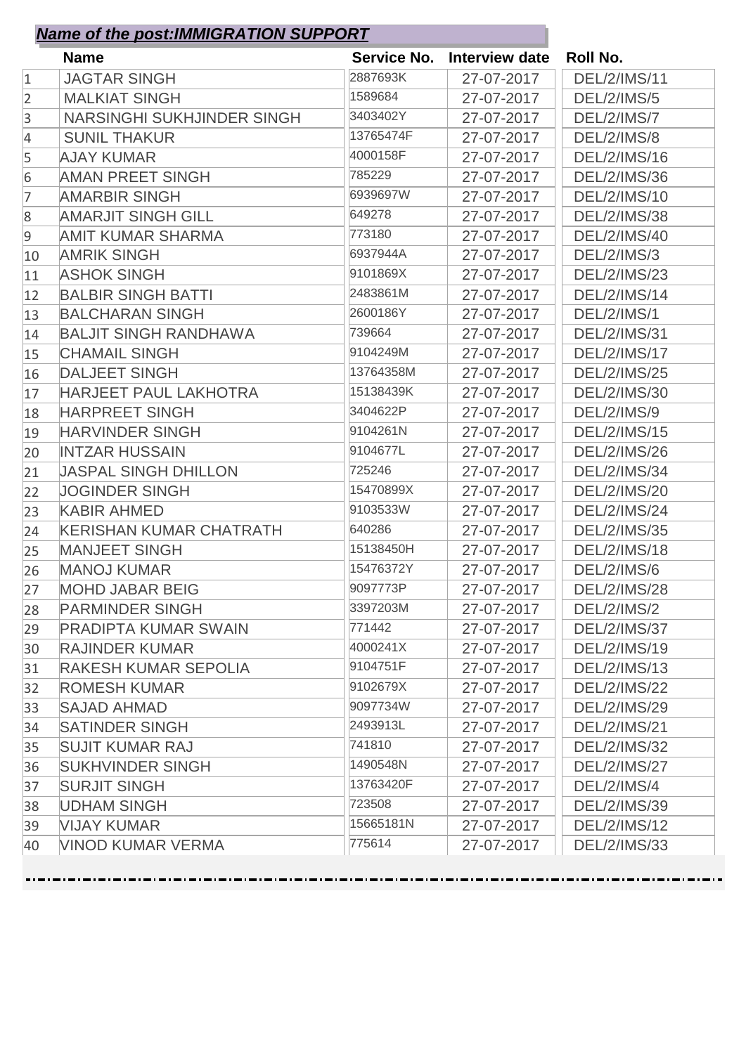***Name of the post:IMMIGRATION SUPPORT***

| | Name | Service No. | Interview date | Roll No. |
|---|---|---|---|---|
| 1 | JAGTAR SINGH | 2887693K | 27-07-2017 | DEL/2/IMS/11 |
| 2 | MALKIAT SINGH | 1589684 | 27-07-2017 | DEL/2/IMS/5 |
| 3 | NARSINGHI SUKHJINDER SINGH | 3403402Y | 27-07-2017 | DEL/2/IMS/7 |
| 4 | SUNIL THAKUR | 13765474F | 27-07-2017 | DEL/2/IMS/8 |
| 5 | AJAY KUMAR | 4000158F | 27-07-2017 | DEL/2/IMS/16 |
| 6 | AMAN PREET SINGH | 785229 | 27-07-2017 | DEL/2/IMS/36 |
| 7 | AMARBIR SINGH | 6939697W | 27-07-2017 | DEL/2/IMS/10 |
| 8 | AMARJIT SINGH GILL | 649278 | 27-07-2017 | DEL/2/IMS/38 |
| 9 | AMIT KUMAR SHARMA | 773180 | 27-07-2017 | DEL/2/IMS/40 |
| 10 | AMRIK SINGH | 6937944A | 27-07-2017 | DEL/2/IMS/3 |
| 11 | ASHOK SINGH | 9101869X | 27-07-2017 | DEL/2/IMS/23 |
| 12 | BALBIR SINGH BATTI | 2483861M | 27-07-2017 | DEL/2/IMS/14 |
| 13 | BALCHARAN SINGH | 2600186Y | 27-07-2017 | DEL/2/IMS/1 |
| 14 | BALJIT SINGH RANDHAWA | 739664 | 27-07-2017 | DEL/2/IMS/31 |
| 15 | CHAMAIL SINGH | 9104249M | 27-07-2017 | DEL/2/IMS/17 |
| 16 | DALJEET SINGH | 13764358M | 27-07-2017 | DEL/2/IMS/25 |
| 17 | HARJEET PAUL LAKHOTRA | 15138439K | 27-07-2017 | DEL/2/IMS/30 |
| 18 | HARPREET SINGH | 3404622P | 27-07-2017 | DEL/2/IMS/9 |
| 19 | HARVINDER SINGH | 9104261N | 27-07-2017 | DEL/2/IMS/15 |
| 20 | INTZAR HUSSAIN | 9104677L | 27-07-2017 | DEL/2/IMS/26 |
| 21 | JASPAL SINGH DHILLON | 725246 | 27-07-2017 | DEL/2/IMS/34 |
| 22 | JOGINDER SINGH | 15470899X | 27-07-2017 | DEL/2/IMS/20 |
| 23 | KABIR AHMED | 9103533W | 27-07-2017 | DEL/2/IMS/24 |
| 24 | KERISHAN KUMAR CHATRATH | 640286 | 27-07-2017 | DEL/2/IMS/35 |
| 25 | MANJEET SINGH | 15138450H | 27-07-2017 | DEL/2/IMS/18 |
| 26 | MANOJ KUMAR | 15476372Y | 27-07-2017 | DEL/2/IMS/6 |
| 27 | MOHD JABAR BEIG | 9097773P | 27-07-2017 | DEL/2/IMS/28 |
| 28 | PARMINDER SINGH | 3397203M | 27-07-2017 | DEL/2/IMS/2 |
| 29 | PRADIPTA KUMAR SWAIN | 771442 | 27-07-2017 | DEL/2/IMS/37 |
| 30 | RAJINDER KUMAR | 4000241X | 27-07-2017 | DEL/2/IMS/19 |
| 31 | RAKESH KUMAR SEPOLIA | 9104751F | 27-07-2017 | DEL/2/IMS/13 |
| 32 | ROMESH KUMAR | 9102679X | 27-07-2017 | DEL/2/IMS/22 |
| 33 | SAJAD AHMAD | 9097734W | 27-07-2017 | DEL/2/IMS/29 |
| 34 | SATINDER SINGH | 2493913L | 27-07-2017 | DEL/2/IMS/21 |
| 35 | SUJIT KUMAR RAJ | 741810 | 27-07-2017 | DEL/2/IMS/32 |
| 36 | SUKHVINDER SINGH | 1490548N | 27-07-2017 | DEL/2/IMS/27 |
| 37 | SURJIT SINGH | 13763420F | 27-07-2017 | DEL/2/IMS/4 |
| 38 | UDHAM SINGH | 723508 | 27-07-2017 | DEL/2/IMS/39 |
| 39 | VIJAY KUMAR | 15665181N | 27-07-2017 | DEL/2/IMS/12 |
| 40 | VINOD KUMAR VERMA | 775614 | 27-07-2017 | DEL/2/IMS/33 |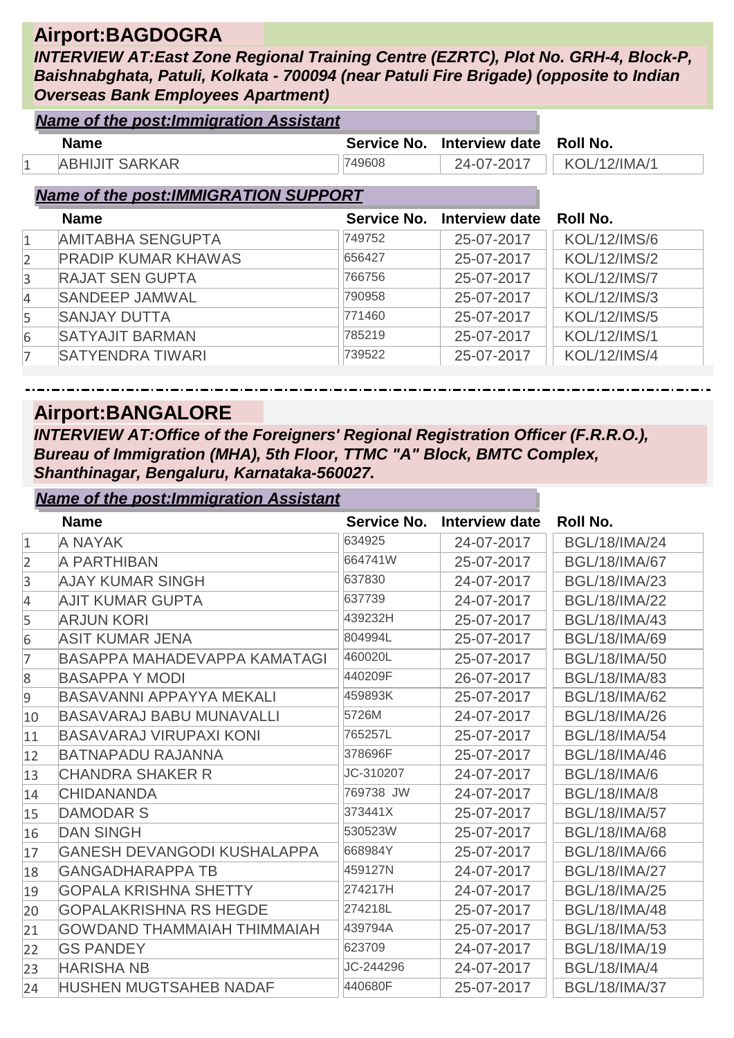## Airport:BAGDOGRA

***INTERVIEW AT:East Zone Regional Training Centre (EZRTC), Plot No. GRH-4, Block-P, Baishnabghata, Patuli, Kolkata - 700094 (near Patuli Fire Brigade) (opposite to Indian Overseas Bank Employees Apartment)***

***Name of the post:Immigration Assistant***

| | Name | Service No. | Interview date | Roll No. |
|---|---|---|---|---|
| 1 | ABHIJIT SARKAR | 749608 | 24-07-2017 | KOL/12/IMA/1 |

***Name of the post:IMMIGRATION SUPPORT***

| | Name | Service No. | Interview date | Roll No. |
|---|---|---|---|---|
| 1 | AMITABHA SENGUPTA | 749752 | 25-07-2017 | KOL/12/IMS/6 |
| 2 | PRADIP KUMAR KHAWAS | 656427 | 25-07-2017 | KOL/12/IMS/2 |
| 3 | RAJAT SEN GUPTA | 766756 | 25-07-2017 | KOL/12/IMS/7 |
| 4 | SANDEEP JAMWAL | 790958 | 25-07-2017 | KOL/12/IMS/3 |
| 5 | SANJAY DUTTA | 771460 | 25-07-2017 | KOL/12/IMS/5 |
| 6 | SATYAJIT BARMAN | 785219 | 25-07-2017 | KOL/12/IMS/1 |
| 7 | SATYENDRA TIWARI | 739522 | 25-07-2017 | KOL/12/IMS/4 |

## Airport:BANGALORE

***INTERVIEW AT:Office of the Foreigners' Regional Registration Officer (F.R.R.O.), Bureau of Immigration (MHA), 5th Floor, TTMC "A" Block, BMTC Complex, Shanthinagar, Bengaluru, Karnataka-560027.***

***Name of the post:Immigration Assistant***

| | Name | Service No. | Interview date | Roll No. |
|---|---|---|---|---|
| 1 | A NAYAK | 634925 | 24-07-2017 | BGL/18/IMA/24 |
| 2 | A PARTHIBAN | 664741W | 25-07-2017 | BGL/18/IMA/67 |
| 3 | AJAY KUMAR SINGH | 637830 | 24-07-2017 | BGL/18/IMA/23 |
| 4 | AJIT KUMAR GUPTA | 637739 | 24-07-2017 | BGL/18/IMA/22 |
| 5 | ARJUN KORI | 439232H | 25-07-2017 | BGL/18/IMA/43 |
| 6 | ASIT KUMAR JENA | 804994L | 25-07-2017 | BGL/18/IMA/69 |
| 7 | BASAPPA MAHADEVAPPA KAMATAGI | 460020L | 25-07-2017 | BGL/18/IMA/50 |
| 8 | BASAPPA Y MODI | 440209F | 26-07-2017 | BGL/18/IMA/83 |
| 9 | BASAVANNI APPAYYA MEKALI | 459893K | 25-07-2017 | BGL/18/IMA/62 |
| 10 | BASAVARAJ BABU MUNAVALLI | 5726M | 24-07-2017 | BGL/18/IMA/26 |
| 11 | BASAVARAJ VIRUPAXI KONI | 765257L | 25-07-2017 | BGL/18/IMA/54 |
| 12 | BATNAPADU RAJANNA | 378696F | 25-07-2017 | BGL/18/IMA/46 |
| 13 | CHANDRA SHAKER R | JC-310207 | 24-07-2017 | BGL/18/IMA/6 |
| 14 | CHIDANANDA | 769738 JW | 24-07-2017 | BGL/18/IMA/8 |
| 15 | DAMODAR S | 373441X | 25-07-2017 | BGL/18/IMA/57 |
| 16 | DAN SINGH | 530523W | 25-07-2017 | BGL/18/IMA/68 |
| 17 | GANESH DEVANGODI KUSHALAPPA | 668984Y | 25-07-2017 | BGL/18/IMA/66 |
| 18 | GANGADHARAPPA TB | 459127N | 24-07-2017 | BGL/18/IMA/27 |
| 19 | GOPALA KRISHNA SHETTY | 274217H | 24-07-2017 | BGL/18/IMA/25 |
| 20 | GOPALAKRISHNA RS HEGDE | 274218L | 25-07-2017 | BGL/18/IMA/48 |
| 21 | GOWDAND THAMMAIAH THIMMAIAH | 439794A | 25-07-2017 | BGL/18/IMA/53 |
| 22 | GS PANDEY | 623709 | 24-07-2017 | BGL/18/IMA/19 |
| 23 | HARISHA NB | JC-244296 | 24-07-2017 | BGL/18/IMA/4 |
| 24 | HUSHEN MUGTSAHEB NADAF | 440680F | 25-07-2017 | BGL/18/IMA/37 |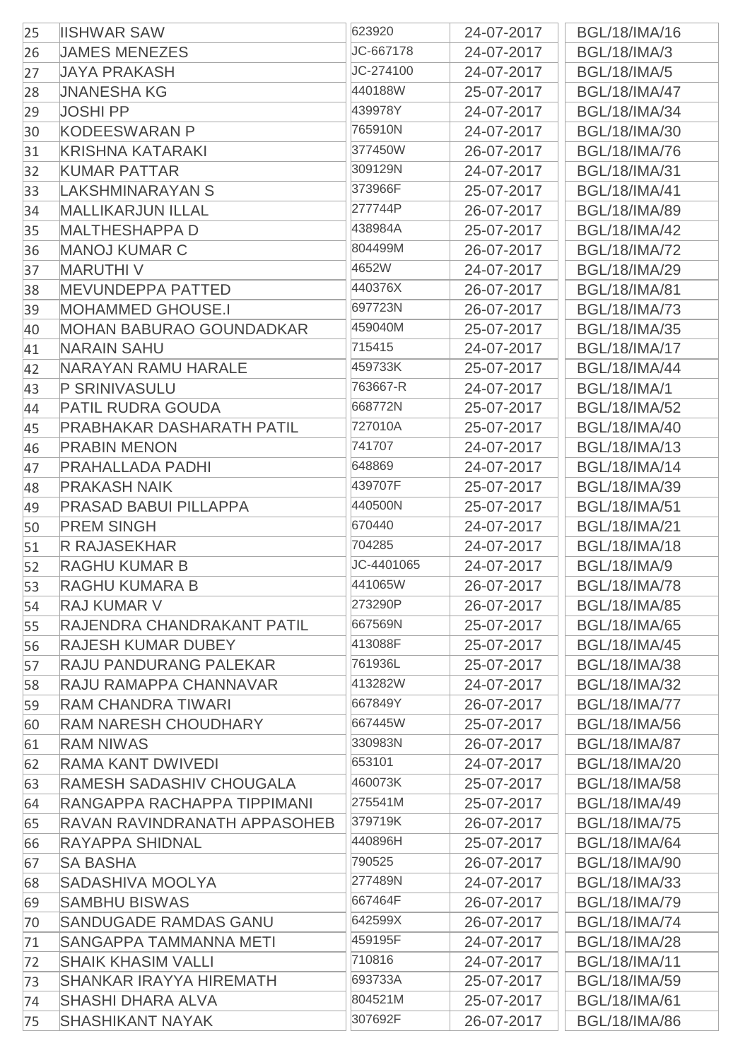| | | | | |
|---|---|---|---|---|
| 25 | IISHWAR SAW | 623920 | 24-07-2017 | BGL/18/IMA/16 |
| 26 | JAMES MENEZES | JC-667178 | 24-07-2017 | BGL/18/IMA/3 |
| 27 | JAYA PRAKASH | JC-274100 | 24-07-2017 | BGL/18/IMA/5 |
| 28 | JNANESHA KG | 440188W | 25-07-2017 | BGL/18/IMA/47 |
| 29 | JOSHI PP | 439978Y | 24-07-2017 | BGL/18/IMA/34 |
| 30 | KODEESWARAN P | 765910N | 24-07-2017 | BGL/18/IMA/30 |
| 31 | KRISHNA KATARAKI | 377450W | 26-07-2017 | BGL/18/IMA/76 |
| 32 | KUMAR PATTAR | 309129N | 24-07-2017 | BGL/18/IMA/31 |
| 33 | LAKSHMINARAYAN S | 373966F | 25-07-2017 | BGL/18/IMA/41 |
| 34 | MALLIKARJUN ILLAL | 277744P | 26-07-2017 | BGL/18/IMA/89 |
| 35 | MALTHESHAPPA D | 438984A | 25-07-2017 | BGL/18/IMA/42 |
| 36 | MANOJ KUMAR C | 804499M | 26-07-2017 | BGL/18/IMA/72 |
| 37 | MARUTHI V | 4652W | 24-07-2017 | BGL/18/IMA/29 |
| 38 | MEVUNDEPPA PATTED | 440376X | 26-07-2017 | BGL/18/IMA/81 |
| 39 | MOHAMMED GHOUSE.I | 697723N | 26-07-2017 | BGL/18/IMA/73 |
| 40 | MOHAN BABURAO GOUNDADKAR | 459040M | 25-07-2017 | BGL/18/IMA/35 |
| 41 | NARAIN SAHU | 715415 | 24-07-2017 | BGL/18/IMA/17 |
| 42 | NARAYAN RAMU HARALE | 459733K | 25-07-2017 | BGL/18/IMA/44 |
| 43 | P SRINIVASULU | 763667-R | 24-07-2017 | BGL/18/IMA/1 |
| 44 | PATIL RUDRA GOUDA | 668772N | 25-07-2017 | BGL/18/IMA/52 |
| 45 | PRABHAKAR DASHARATH PATIL | 727010A | 25-07-2017 | BGL/18/IMA/40 |
| 46 | PRABIN MENON | 741707 | 24-07-2017 | BGL/18/IMA/13 |
| 47 | PRAHALLADA PADHI | 648869 | 24-07-2017 | BGL/18/IMA/14 |
| 48 | PRAKASH NAIK | 439707F | 25-07-2017 | BGL/18/IMA/39 |
| 49 | PRASAD BABUI PILLAPPA | 440500N | 25-07-2017 | BGL/18/IMA/51 |
| 50 | PREM SINGH | 670440 | 24-07-2017 | BGL/18/IMA/21 |
| 51 | R RAJASEKHAR | 704285 | 24-07-2017 | BGL/18/IMA/18 |
| 52 | RAGHU KUMAR B | JC-4401065 | 24-07-2017 | BGL/18/IMA/9 |
| 53 | RAGHU KUMARA B | 441065W | 26-07-2017 | BGL/18/IMA/78 |
| 54 | RAJ KUMAR V | 273290P | 26-07-2017 | BGL/18/IMA/85 |
| 55 | RAJENDRA CHANDRAKANT PATIL | 667569N | 25-07-2017 | BGL/18/IMA/65 |
| 56 | RAJESH KUMAR DUBEY | 413088F | 25-07-2017 | BGL/18/IMA/45 |
| 57 | RAJU PANDURANG PALEKAR | 761936L | 25-07-2017 | BGL/18/IMA/38 |
| 58 | RAJU RAMAPPA CHANNAVAR | 413282W | 24-07-2017 | BGL/18/IMA/32 |
| 59 | RAM CHANDRA TIWARI | 667849Y | 26-07-2017 | BGL/18/IMA/77 |
| 60 | RAM NARESH CHOUDHARY | 667445W | 25-07-2017 | BGL/18/IMA/56 |
| 61 | RAM NIWAS | 330983N | 26-07-2017 | BGL/18/IMA/87 |
| 62 | RAMA KANT DWIVEDI | 653101 | 24-07-2017 | BGL/18/IMA/20 |
| 63 | RAMESH SADASHIV CHOUGALA | 460073K | 25-07-2017 | BGL/18/IMA/58 |
| 64 | RANGAPPA RACHAPPA TIPPIMANI | 275541M | 25-07-2017 | BGL/18/IMA/49 |
| 65 | RAVAN RAVINDRANATH APPASOHEB | 379719K | 26-07-2017 | BGL/18/IMA/75 |
| 66 | RAYAPPA SHIDNAL | 440896H | 25-07-2017 | BGL/18/IMA/64 |
| 67 | SA BASHA | 790525 | 26-07-2017 | BGL/18/IMA/90 |
| 68 | SADASHIVA MOOLYA | 277489N | 24-07-2017 | BGL/18/IMA/33 |
| 69 | SAMBHU BISWAS | 667464F | 26-07-2017 | BGL/18/IMA/79 |
| 70 | SANDUGADE RAMDAS GANU | 642599X | 26-07-2017 | BGL/18/IMA/74 |
| 71 | SANGAPPA TAMMANNA METI | 459195F | 24-07-2017 | BGL/18/IMA/28 |
| 72 | SHAIK KHASIM VALLI | 710816 | 24-07-2017 | BGL/18/IMA/11 |
| 73 | SHANKAR IRAYYA HIREMATH | 693733A | 25-07-2017 | BGL/18/IMA/59 |
| 74 | SHASHI DHARA ALVA | 804521M | 25-07-2017 | BGL/18/IMA/61 |
| 75 | SHASHIKANT NAYAK | 307692F | 26-07-2017 | BGL/18/IMA/86 |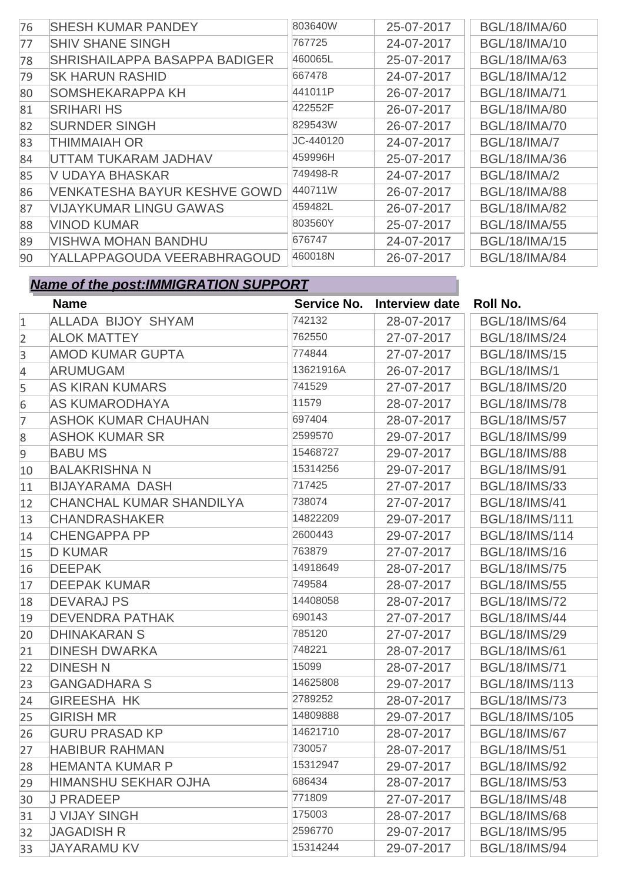| | | | | |
|---|---|---|---|---|
| 76 | SHESH KUMAR PANDEY | 803640W | 25-07-2017 | BGL/18/IMA/60 |
| 77 | SHIV SHANE SINGH | 767725 | 24-07-2017 | BGL/18/IMA/10 |
| 78 | SHRISHAILAPPA BASAPPA BADIGER | 460065L | 25-07-2017 | BGL/18/IMA/63 |
| 79 | SK HARUN RASHID | 667478 | 24-07-2017 | BGL/18/IMA/12 |
| 80 | SOMSHEKARAPPA KH | 441011P | 26-07-2017 | BGL/18/IMA/71 |
| 81 | SRIHARI HS | 422552F | 26-07-2017 | BGL/18/IMA/80 |
| 82 | SURNDER SINGH | 829543W | 26-07-2017 | BGL/18/IMA/70 |
| 83 | THIMMAIAH OR | JC-440120 | 24-07-2017 | BGL/18/IMA/7 |
| 84 | UTTAM TUKARAM JADHAV | 459996H | 25-07-2017 | BGL/18/IMA/36 |
| 85 | V UDAYA BHASKAR | 749498-R | 24-07-2017 | BGL/18/IMA/2 |
| 86 | VENKATESHA BAYUR KESHVE GOWD | 440711W | 26-07-2017 | BGL/18/IMA/88 |
| 87 | VIJAYKUMAR LINGU GAWAS | 459482L | 26-07-2017 | BGL/18/IMA/82 |
| 88 | VINOD KUMAR | 803560Y | 25-07-2017 | BGL/18/IMA/55 |
| 89 | VISHWA MOHAN BANDHU | 676747 | 24-07-2017 | BGL/18/IMA/15 |
| 90 | YALLAPPAGOUDA VEERABHRAGOUD | 460018N | 26-07-2017 | BGL/18/IMA/84 |

***Name of the post:IMMIGRATION SUPPORT***

| | Name | Service No. | Interview date | Roll No. |
|---|---|---|---|---|
| 1 | ALLADA BIJOY SHYAM | 742132 | 28-07-2017 | BGL/18/IMS/64 |
| 2 | ALOK MATTEY | 762550 | 27-07-2017 | BGL/18/IMS/24 |
| 3 | AMOD KUMAR GUPTA | 774844 | 27-07-2017 | BGL/18/IMS/15 |
| 4 | ARUMUGAM | 13621916A | 26-07-2017 | BGL/18/IMS/1 |
| 5 | AS KIRAN KUMARS | 741529 | 27-07-2017 | BGL/18/IMS/20 |
| 6 | AS KUMARODHAYA | 11579 | 28-07-2017 | BGL/18/IMS/78 |
| 7 | ASHOK KUMAR CHAUHAN | 697404 | 28-07-2017 | BGL/18/IMS/57 |
| 8 | ASHOK KUMAR SR | 2599570 | 29-07-2017 | BGL/18/IMS/99 |
| 9 | BABU MS | 15468727 | 29-07-2017 | BGL/18/IMS/88 |
| 10 | BALAKRISHNA N | 15314256 | 29-07-2017 | BGL/18/IMS/91 |
| 11 | BIJAYARAMA DASH | 717425 | 27-07-2017 | BGL/18/IMS/33 |
| 12 | CHANCHAL KUMAR SHANDILYA | 738074 | 27-07-2017 | BGL/18/IMS/41 |
| 13 | CHANDRASHAKER | 14822209 | 29-07-2017 | BGL/18/IMS/111 |
| 14 | CHENGAPPA PP | 2600443 | 29-07-2017 | BGL/18/IMS/114 |
| 15 | D KUMAR | 763879 | 27-07-2017 | BGL/18/IMS/16 |
| 16 | DEEPAK | 14918649 | 28-07-2017 | BGL/18/IMS/75 |
| 17 | DEEPAK KUMAR | 749584 | 28-07-2017 | BGL/18/IMS/55 |
| 18 | DEVARAJ PS | 14408058 | 28-07-2017 | BGL/18/IMS/72 |
| 19 | DEVENDRA PATHAK | 690143 | 27-07-2017 | BGL/18/IMS/44 |
| 20 | DHINAKARAN S | 785120 | 27-07-2017 | BGL/18/IMS/29 |
| 21 | DINESH DWARKA | 748221 | 28-07-2017 | BGL/18/IMS/61 |
| 22 | DINESH N | 15099 | 28-07-2017 | BGL/18/IMS/71 |
| 23 | GANGADHARA S | 14625808 | 29-07-2017 | BGL/18/IMS/113 |
| 24 | GIREESHA HK | 2789252 | 28-07-2017 | BGL/18/IMS/73 |
| 25 | GIRISH MR | 14809888 | 29-07-2017 | BGL/18/IMS/105 |
| 26 | GURU PRASAD KP | 14621710 | 28-07-2017 | BGL/18/IMS/67 |
| 27 | HABIBUR RAHMAN | 730057 | 28-07-2017 | BGL/18/IMS/51 |
| 28 | HEMANTA KUMAR P | 15312947 | 29-07-2017 | BGL/18/IMS/92 |
| 29 | HIMANSHU SEKHAR OJHA | 686434 | 28-07-2017 | BGL/18/IMS/53 |
| 30 | J PRADEEP | 771809 | 27-07-2017 | BGL/18/IMS/48 |
| 31 | J VIJAY SINGH | 175003 | 28-07-2017 | BGL/18/IMS/68 |
| 32 | JAGADISH R | 2596770 | 29-07-2017 | BGL/18/IMS/95 |
| 33 | JAYARAMU KV | 15314244 | 29-07-2017 | BGL/18/IMS/94 |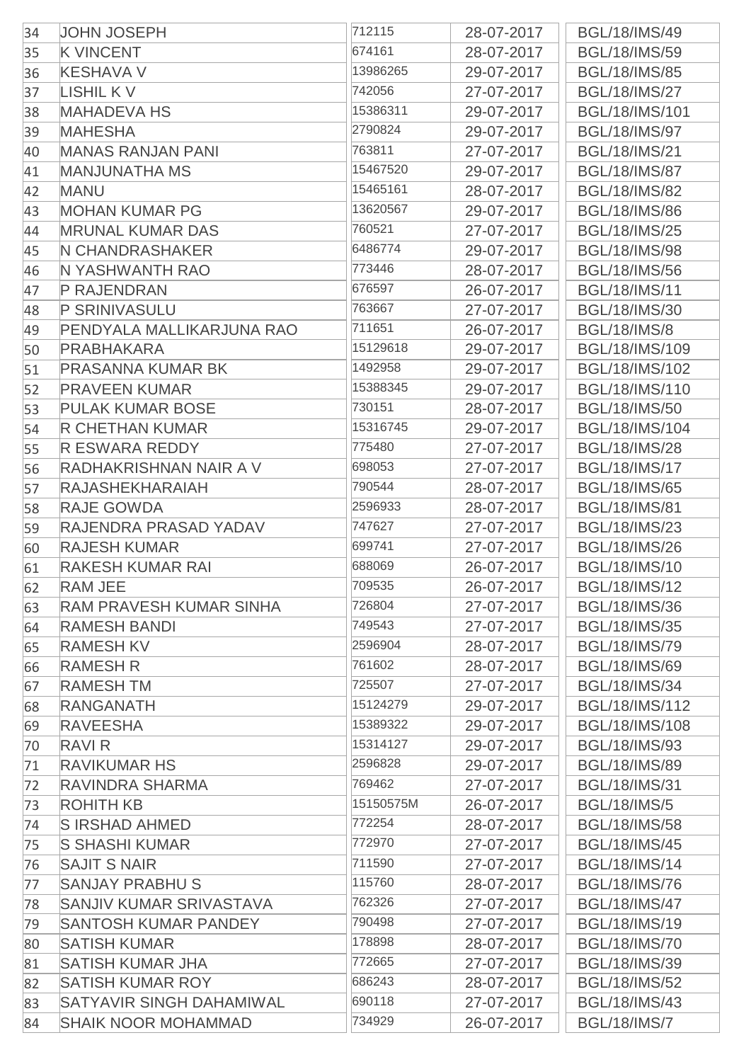| | | | | |
|---|---|---|---|---|
| 34 | JOHN JOSEPH | 712115 | 28-07-2017 | BGL/18/IMS/49 |
| 35 | K VINCENT | 674161 | 28-07-2017 | BGL/18/IMS/59 |
| 36 | KESHAVA V | 13986265 | 29-07-2017 | BGL/18/IMS/85 |
| 37 | LISHIL K V | 742056 | 27-07-2017 | BGL/18/IMS/27 |
| 38 | MAHADEVA HS | 15386311 | 29-07-2017 | BGL/18/IMS/101 |
| 39 | MAHESHA | 2790824 | 29-07-2017 | BGL/18/IMS/97 |
| 40 | MANAS RANJAN PANI | 763811 | 27-07-2017 | BGL/18/IMS/21 |
| 41 | MANJUNATHA MS | 15467520 | 29-07-2017 | BGL/18/IMS/87 |
| 42 | MANU | 15465161 | 28-07-2017 | BGL/18/IMS/82 |
| 43 | MOHAN KUMAR PG | 13620567 | 29-07-2017 | BGL/18/IMS/86 |
| 44 | MRUNAL KUMAR DAS | 760521 | 27-07-2017 | BGL/18/IMS/25 |
| 45 | N CHANDRASHAKER | 6486774 | 29-07-2017 | BGL/18/IMS/98 |
| 46 | N YASHWANTH RAO | 773446 | 28-07-2017 | BGL/18/IMS/56 |
| 47 | P RAJENDRAN | 676597 | 26-07-2017 | BGL/18/IMS/11 |
| 48 | P SRINIVASULU | 763667 | 27-07-2017 | BGL/18/IMS/30 |
| 49 | PENDYALA MALLIKARJUNA RAO | 711651 | 26-07-2017 | BGL/18/IMS/8 |
| 50 | PRABHAKARA | 15129618 | 29-07-2017 | BGL/18/IMS/109 |
| 51 | PRASANNA KUMAR BK | 1492958 | 29-07-2017 | BGL/18/IMS/102 |
| 52 | PRAVEEN KUMAR | 15388345 | 29-07-2017 | BGL/18/IMS/110 |
| 53 | PULAK KUMAR BOSE | 730151 | 28-07-2017 | BGL/18/IMS/50 |
| 54 | R CHETHAN KUMAR | 15316745 | 29-07-2017 | BGL/18/IMS/104 |
| 55 | R ESWARA REDDY | 775480 | 27-07-2017 | BGL/18/IMS/28 |
| 56 | RADHAKRISHNAN NAIR A V | 698053 | 27-07-2017 | BGL/18/IMS/17 |
| 57 | RAJASHEKHARAIAH | 790544 | 28-07-2017 | BGL/18/IMS/65 |
| 58 | RAJE GOWDA | 2596933 | 28-07-2017 | BGL/18/IMS/81 |
| 59 | RAJENDRA PRASAD YADAV | 747627 | 27-07-2017 | BGL/18/IMS/23 |
| 60 | RAJESH KUMAR | 699741 | 27-07-2017 | BGL/18/IMS/26 |
| 61 | RAKESH KUMAR RAI | 688069 | 26-07-2017 | BGL/18/IMS/10 |
| 62 | RAM JEE | 709535 | 26-07-2017 | BGL/18/IMS/12 |
| 63 | RAM PRAVESH KUMAR SINHA | 726804 | 27-07-2017 | BGL/18/IMS/36 |
| 64 | RAMESH BANDI | 749543 | 27-07-2017 | BGL/18/IMS/35 |
| 65 | RAMESH KV | 2596904 | 28-07-2017 | BGL/18/IMS/79 |
| 66 | RAMESH R | 761602 | 28-07-2017 | BGL/18/IMS/69 |
| 67 | RAMESH TM | 725507 | 27-07-2017 | BGL/18/IMS/34 |
| 68 | RANGANATH | 15124279 | 29-07-2017 | BGL/18/IMS/112 |
| 69 | RAVEESHA | 15389322 | 29-07-2017 | BGL/18/IMS/108 |
| 70 | RAVI R | 15314127 | 29-07-2017 | BGL/18/IMS/93 |
| 71 | RAVIKUMAR HS | 2596828 | 29-07-2017 | BGL/18/IMS/89 |
| 72 | RAVINDRA SHARMA | 769462 | 27-07-2017 | BGL/18/IMS/31 |
| 73 | ROHITH KB | 15150575M | 26-07-2017 | BGL/18/IMS/5 |
| 74 | S IRSHAD AHMED | 772254 | 28-07-2017 | BGL/18/IMS/58 |
| 75 | S SHASHI KUMAR | 772970 | 27-07-2017 | BGL/18/IMS/45 |
| 76 | SAJIT S NAIR | 711590 | 27-07-2017 | BGL/18/IMS/14 |
| 77 | SANJAY PRABHU S | 115760 | 28-07-2017 | BGL/18/IMS/76 |
| 78 | SANJIV KUMAR SRIVASTAVA | 762326 | 27-07-2017 | BGL/18/IMS/47 |
| 79 | SANTOSH KUMAR PANDEY | 790498 | 27-07-2017 | BGL/18/IMS/19 |
| 80 | SATISH KUMAR | 178898 | 28-07-2017 | BGL/18/IMS/70 |
| 81 | SATISH KUMAR JHA | 772665 | 27-07-2017 | BGL/18/IMS/39 |
| 82 | SATISH KUMAR ROY | 686243 | 28-07-2017 | BGL/18/IMS/52 |
| 83 | SATYAVIR SINGH DAHAMIWAL | 690118 | 27-07-2017 | BGL/18/IMS/43 |
| 84 | SHAIK NOOR MOHAMMAD | 734929 | 26-07-2017 | BGL/18/IMS/7 |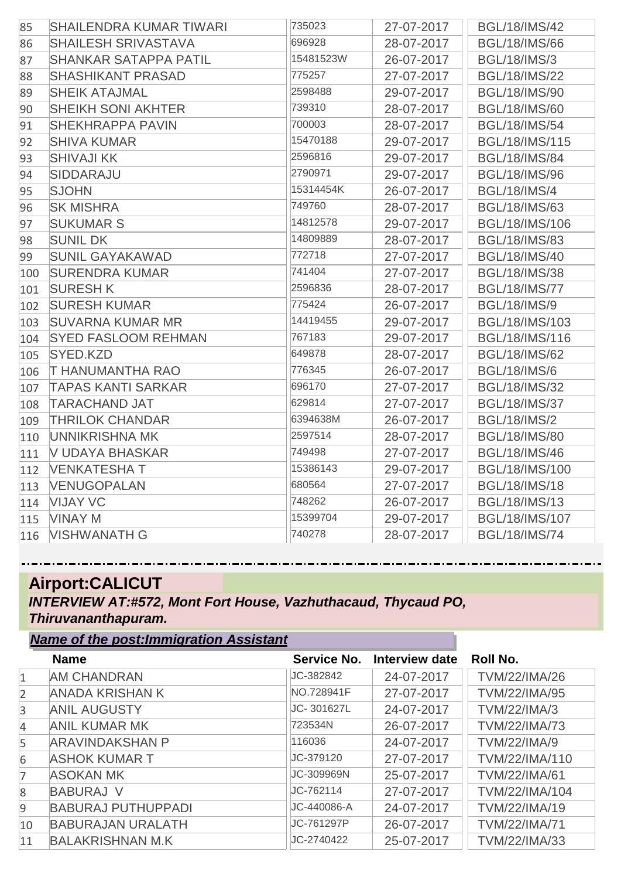| | | | | |
|---|---|---|---|---|
| 85 | SHAILENDRA KUMAR TIWARI | 735023 | 27-07-2017 | BGL/18/IMS/42 |
| 86 | SHAILESH SRIVASTAVA | 696928 | 28-07-2017 | BGL/18/IMS/66 |
| 87 | SHANKAR SATAPPA PATIL | 15481523W | 26-07-2017 | BGL/18/IMS/3 |
| 88 | SHASHIKANT PRASAD | 775257 | 27-07-2017 | BGL/18/IMS/22 |
| 89 | SHEIK ATAJMAL | 2598488 | 29-07-2017 | BGL/18/IMS/90 |
| 90 | SHEIKH SONI AKHTER | 739310 | 28-07-2017 | BGL/18/IMS/60 |
| 91 | SHEKHRAPPA PAVIN | 700003 | 28-07-2017 | BGL/18/IMS/54 |
| 92 | SHIVA KUMAR | 15470188 | 29-07-2017 | BGL/18/IMS/115 |
| 93 | SHIVAJI KK | 2596816 | 29-07-2017 | BGL/18/IMS/84 |
| 94 | SIDDARAJU | 2790971 | 29-07-2017 | BGL/18/IMS/96 |
| 95 | SJOHN | 15314454K | 26-07-2017 | BGL/18/IMS/4 |
| 96 | SK MISHRA | 749760 | 28-07-2017 | BGL/18/IMS/63 |
| 97 | SUKUMAR S | 14812578 | 29-07-2017 | BGL/18/IMS/106 |
| 98 | SUNIL DK | 14809889 | 28-07-2017 | BGL/18/IMS/83 |
| 99 | SUNIL GAYAKAWAD | 772718 | 27-07-2017 | BGL/18/IMS/40 |
| 100 | SURENDRA KUMAR | 741404 | 27-07-2017 | BGL/18/IMS/38 |
| 101 | SURESH K | 2596836 | 28-07-2017 | BGL/18/IMS/77 |
| 102 | SURESH KUMAR | 775424 | 26-07-2017 | BGL/18/IMS/9 |
| 103 | SUVARNA KUMAR MR | 14419455 | 29-07-2017 | BGL/18/IMS/103 |
| 104 | SYED FASLOOM REHMAN | 767183 | 29-07-2017 | BGL/18/IMS/116 |
| 105 | SYED.KZD | 649878 | 28-07-2017 | BGL/18/IMS/62 |
| 106 | T HANUMANTHA RAO | 776345 | 26-07-2017 | BGL/18/IMS/6 |
| 107 | TAPAS KANTI SARKAR | 696170 | 27-07-2017 | BGL/18/IMS/32 |
| 108 | TARACHAND JAT | 629814 | 27-07-2017 | BGL/18/IMS/37 |
| 109 | THRILOK CHANDAR | 6394638M | 26-07-2017 | BGL/18/IMS/2 |
| 110 | UNNIKRISHNA MK | 2597514 | 28-07-2017 | BGL/18/IMS/80 |
| 111 | V UDAYA BHASKAR | 749498 | 27-07-2017 | BGL/18/IMS/46 |
| 112 | VENKATESHA T | 15386143 | 29-07-2017 | BGL/18/IMS/100 |
| 113 | VENUGOPALAN | 680564 | 27-07-2017 | BGL/18/IMS/18 |
| 114 | VIJAY VC | 748262 | 26-07-2017 | BGL/18/IMS/13 |
| 115 | VINAY M | 15399704 | 29-07-2017 | BGL/18/IMS/107 |
| 116 | VISHWANATH G | 740278 | 28-07-2017 | BGL/18/IMS/74 |

## Airport:CALICUT

***INTERVIEW AT:#572, Mont Fort House, Vazhuthacaud, Thycaud PO, Thiruvananthapuram.***

***Name of the post:Immigration Assistant***

| | Name | Service No. | Interview date | Roll No. |
|---|---|---|---|---|
| 1 | AM CHANDRAN | JC-382842 | 24-07-2017 | TVM/22/IMA/26 |
| 2 | ANADA KRISHAN K | NO.728941F | 27-07-2017 | TVM/22/IMA/95 |
| 3 | ANIL AUGUSTY | JC- 301627L | 24-07-2017 | TVM/22/IMA/3 |
| 4 | ANIL KUMAR MK | 723534N | 26-07-2017 | TVM/22/IMA/73 |
| 5 | ARAVINDAKSHAN P | 116036 | 24-07-2017 | TVM/22/IMA/9 |
| 6 | ASHOK KUMAR T | JC-379120 | 27-07-2017 | TVM/22/IMA/110 |
| 7 | ASOKAN MK | JC-309969N | 25-07-2017 | TVM/22/IMA/61 |
| 8 | BABURAJ V | JC-762114 | 27-07-2017 | TVM/22/IMA/104 |
| 9 | BABURAJ PUTHUPPADI | JC-440086-A | 24-07-2017 | TVM/22/IMA/19 |
| 10 | BABURAJAN URALATH | JC-761297P | 26-07-2017 | TVM/22/IMA/71 |
| 11 | BALAKRISHNAN M.K | JC-2740422 | 25-07-2017 | TVM/22/IMA/33 |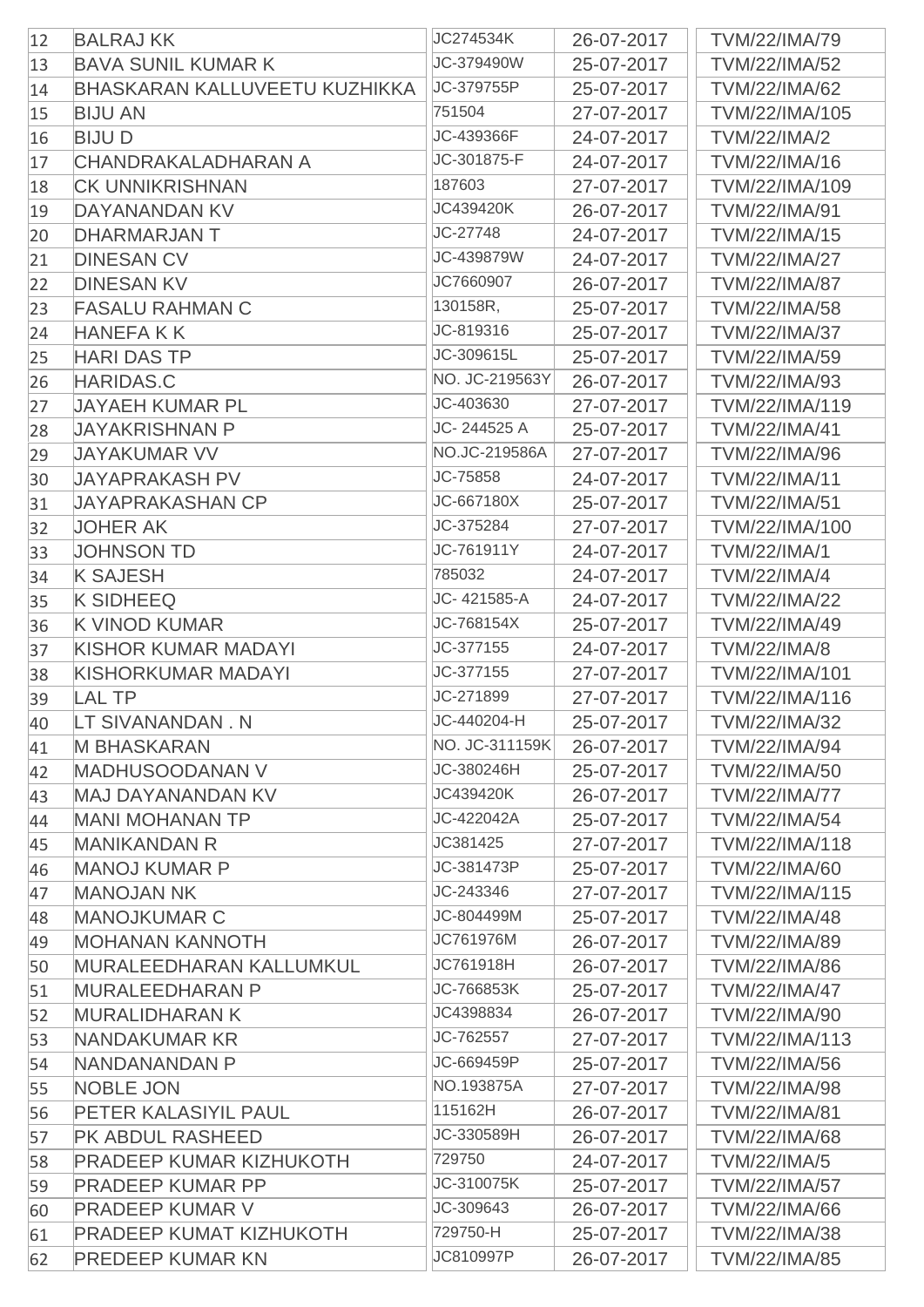| | | | | |
|---|---|---|---|---|
| 12 | BALRAJ KK | JC274534K | 26-07-2017 | TVM/22/IMA/79 |
| 13 | BAVA SUNIL KUMAR K | JC-379490W | 25-07-2017 | TVM/22/IMA/52 |
| 14 | BHASKARAN KALLUVEETU KUZHIKKA | JC-379755P | 25-07-2017 | TVM/22/IMA/62 |
| 15 | BIJU AN | 751504 | 27-07-2017 | TVM/22/IMA/105 |
| 16 | BIJU D | JC-439366F | 24-07-2017 | TVM/22/IMA/2 |
| 17 | CHANDRAKALADHARAN A | JC-301875-F | 24-07-2017 | TVM/22/IMA/16 |
| 18 | CK UNNIKRISHNAN | 187603 | 27-07-2017 | TVM/22/IMA/109 |
| 19 | DAYANANDAN KV | JC439420K | 26-07-2017 | TVM/22/IMA/91 |
| 20 | DHARMARJAN T | JC-27748 | 24-07-2017 | TVM/22/IMA/15 |
| 21 | DINESAN CV | JC-439879W | 24-07-2017 | TVM/22/IMA/27 |
| 22 | DINESAN KV | JC7660907 | 26-07-2017 | TVM/22/IMA/87 |
| 23 | FASALU RAHMAN C | 130158R, | 25-07-2017 | TVM/22/IMA/58 |
| 24 | HANEFA K K | JC-819316 | 25-07-2017 | TVM/22/IMA/37 |
| 25 | HARI DAS TP | JC-309615L | 25-07-2017 | TVM/22/IMA/59 |
| 26 | HARIDAS.C | NO. JC-219563Y | 26-07-2017 | TVM/22/IMA/93 |
| 27 | JAYAEH KUMAR PL | JC-403630 | 27-07-2017 | TVM/22/IMA/119 |
| 28 | JAYAKRISHNAN P | JC- 244525 A | 25-07-2017 | TVM/22/IMA/41 |
| 29 | JAYAKUMAR VV | NO.JC-219586A | 27-07-2017 | TVM/22/IMA/96 |
| 30 | JAYAPRAKASH PV | JC-75858 | 24-07-2017 | TVM/22/IMA/11 |
| 31 | JAYAPRAKASHAN CP | JC-667180X | 25-07-2017 | TVM/22/IMA/51 |
| 32 | JOHER AK | JC-375284 | 27-07-2017 | TVM/22/IMA/100 |
| 33 | JOHNSON TD | JC-761911Y | 24-07-2017 | TVM/22/IMA/1 |
| 34 | K SAJESH | 785032 | 24-07-2017 | TVM/22/IMA/4 |
| 35 | K SIDHEEQ | JC- 421585-A | 24-07-2017 | TVM/22/IMA/22 |
| 36 | K VINOD KUMAR | JC-768154X | 25-07-2017 | TVM/22/IMA/49 |
| 37 | KISHOR KUMAR MADAYI | JC-377155 | 24-07-2017 | TVM/22/IMA/8 |
| 38 | KISHORKUMAR MADAYI | JC-377155 | 27-07-2017 | TVM/22/IMA/101 |
| 39 | LAL TP | JC-271899 | 27-07-2017 | TVM/22/IMA/116 |
| 40 | LT SIVANANDAN . N | JC-440204-H | 25-07-2017 | TVM/22/IMA/32 |
| 41 | M BHASKARAN | NO. JC-311159K | 26-07-2017 | TVM/22/IMA/94 |
| 42 | MADHUSOODANAN V | JC-380246H | 25-07-2017 | TVM/22/IMA/50 |
| 43 | MAJ DAYANANDAN KV | JC439420K | 26-07-2017 | TVM/22/IMA/77 |
| 44 | MANI MOHANAN TP | JC-422042A | 25-07-2017 | TVM/22/IMA/54 |
| 45 | MANIKANDAN R | JC381425 | 27-07-2017 | TVM/22/IMA/118 |
| 46 | MANOJ KUMAR P | JC-381473P | 25-07-2017 | TVM/22/IMA/60 |
| 47 | MANOJAN NK | JC-243346 | 27-07-2017 | TVM/22/IMA/115 |
| 48 | MANOJKUMAR C | JC-804499M | 25-07-2017 | TVM/22/IMA/48 |
| 49 | MOHANAN KANNOTH | JC761976M | 26-07-2017 | TVM/22/IMA/89 |
| 50 | MURALEEDHARAN KALLUMKUL | JC761918H | 26-07-2017 | TVM/22/IMA/86 |
| 51 | MURALEEDHARAN P | JC-766853K | 25-07-2017 | TVM/22/IMA/47 |
| 52 | MURALIDHARAN K | JC4398834 | 26-07-2017 | TVM/22/IMA/90 |
| 53 | NANDAKUMAR KR | JC-762557 | 27-07-2017 | TVM/22/IMA/113 |
| 54 | NANDANANDAN P | JC-669459P | 25-07-2017 | TVM/22/IMA/56 |
| 55 | NOBLE JON | NO.193875A | 27-07-2017 | TVM/22/IMA/98 |
| 56 | PETER KALASIYIL PAUL | 115162H | 26-07-2017 | TVM/22/IMA/81 |
| 57 | PK ABDUL RASHEED | JC-330589H | 26-07-2017 | TVM/22/IMA/68 |
| 58 | PRADEEP KUMAR KIZHUKOTH | 729750 | 24-07-2017 | TVM/22/IMA/5 |
| 59 | PRADEEP KUMAR PP | JC-310075K | 25-07-2017 | TVM/22/IMA/57 |
| 60 | PRADEEP KUMAR V | JC-309643 | 26-07-2017 | TVM/22/IMA/66 |
| 61 | PRADEEP KUMAT KIZHUKOTH | 729750-H | 25-07-2017 | TVM/22/IMA/38 |
| 62 | PREDEEP KUMAR KN | JC810997P | 26-07-2017 | TVM/22/IMA/85 |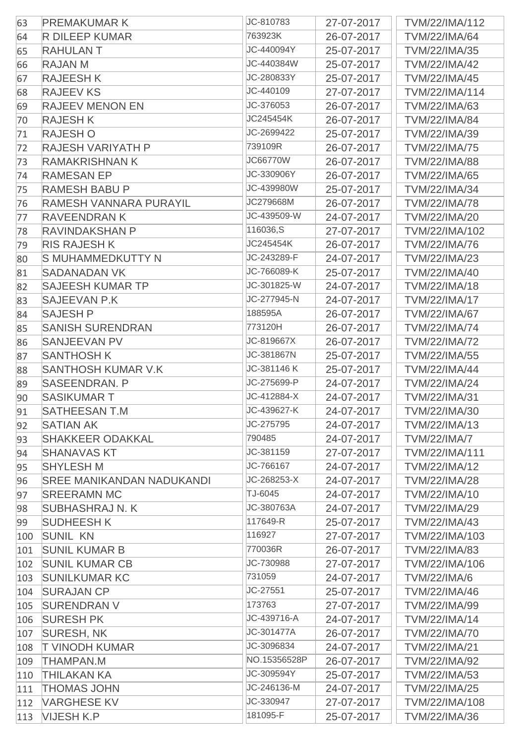| | | | | |
|---|---|---|---|---|
| 63 | PREMAKUMAR K | JC-810783 | 27-07-2017 | TVM/22/IMA/112 |
| 64 | R DILEEP KUMAR | 763923K | 26-07-2017 | TVM/22/IMA/64 |
| 65 | RAHULAN T | JC-440094Y | 25-07-2017 | TVM/22/IMA/35 |
| 66 | RAJAN M | JC-440384W | 25-07-2017 | TVM/22/IMA/42 |
| 67 | RAJEESH K | JC-280833Y | 25-07-2017 | TVM/22/IMA/45 |
| 68 | RAJEEV KS | JC-440109 | 27-07-2017 | TVM/22/IMA/114 |
| 69 | RAJEEV MENON EN | JC-376053 | 26-07-2017 | TVM/22/IMA/63 |
| 70 | RAJESH K | JC245454K | 26-07-2017 | TVM/22/IMA/84 |
| 71 | RAJESH O | JC-2699422 | 25-07-2017 | TVM/22/IMA/39 |
| 72 | RAJESH VARIYATH P | 739109R | 26-07-2017 | TVM/22/IMA/75 |
| 73 | RAMAKRISHNAN K | JC66770W | 26-07-2017 | TVM/22/IMA/88 |
| 74 | RAMESAN EP | JC-330906Y | 26-07-2017 | TVM/22/IMA/65 |
| 75 | RAMESH BABU P | JC-439980W | 25-07-2017 | TVM/22/IMA/34 |
| 76 | RAMESH VANNARA PURAYIL | JC279668M | 26-07-2017 | TVM/22/IMA/78 |
| 77 | RAVEENDRAN K | JC-439509-W | 24-07-2017 | TVM/22/IMA/20 |
| 78 | RAVINDAKSHAN P | 116036,S | 27-07-2017 | TVM/22/IMA/102 |
| 79 | RIS RAJESH K | JC245454K | 26-07-2017 | TVM/22/IMA/76 |
| 80 | S MUHAMMEDKUTTY N | JC-243289-F | 24-07-2017 | TVM/22/IMA/23 |
| 81 | SADANADAN VK | JC-766089-K | 25-07-2017 | TVM/22/IMA/40 |
| 82 | SAJEESH KUMAR TP | JC-301825-W | 24-07-2017 | TVM/22/IMA/18 |
| 83 | SAJEEVAN P.K | JC-277945-N | 24-07-2017 | TVM/22/IMA/17 |
| 84 | SAJESH P | 188595A | 26-07-2017 | TVM/22/IMA/67 |
| 85 | SANISH SURENDRAN | 773120H | 26-07-2017 | TVM/22/IMA/74 |
| 86 | SANJEEVAN PV | JC-819667X | 26-07-2017 | TVM/22/IMA/72 |
| 87 | SANTHOSH K | JC-381867N | 25-07-2017 | TVM/22/IMA/55 |
| 88 | SANTHOSH KUMAR V.K | JC-381146 K | 25-07-2017 | TVM/22/IMA/44 |
| 89 | SASEENDRAN. P | JC-275699-P | 24-07-2017 | TVM/22/IMA/24 |
| 90 | SASIKUMAR T | JC-412884-X | 24-07-2017 | TVM/22/IMA/31 |
| 91 | SATHEESAN T.M | JC-439627-K | 24-07-2017 | TVM/22/IMA/30 |
| 92 | SATIAN AK | JC-275795 | 24-07-2017 | TVM/22/IMA/13 |
| 93 | SHAKKEER ODAKKAL | 790485 | 24-07-2017 | TVM/22/IMA/7 |
| 94 | SHANAVAS KT | JC-381159 | 27-07-2017 | TVM/22/IMA/111 |
| 95 | SHYLESH M | JC-766167 | 24-07-2017 | TVM/22/IMA/12 |
| 96 | SREE MANIKANDAN NADUKANDI | JC-268253-X | 24-07-2017 | TVM/22/IMA/28 |
| 97 | SREERAMN MC | TJ-6045 | 24-07-2017 | TVM/22/IMA/10 |
| 98 | SUBHASHRAJ N. K | JC-380763A | 24-07-2017 | TVM/22/IMA/29 |
| 99 | SUDHEESH K | 117649-R | 25-07-2017 | TVM/22/IMA/43 |
| 100 | SUNIL KN | 116927 | 27-07-2017 | TVM/22/IMA/103 |
| 101 | SUNIL KUMAR B | 770036R | 26-07-2017 | TVM/22/IMA/83 |
| 102 | SUNIL KUMAR CB | JC-730988 | 27-07-2017 | TVM/22/IMA/106 |
| 103 | SUNILKUMAR KC | 731059 | 24-07-2017 | TVM/22/IMA/6 |
| 104 | SURAJAN CP | JC-27551 | 25-07-2017 | TVM/22/IMA/46 |
| 105 | SURENDRAN V | 173763 | 27-07-2017 | TVM/22/IMA/99 |
| 106 | SURESH PK | JC-439716-A | 24-07-2017 | TVM/22/IMA/14 |
| 107 | SURESH, NK | JC-301477A | 26-07-2017 | TVM/22/IMA/70 |
| 108 | T VINODH KUMAR | JC-3096834 | 24-07-2017 | TVM/22/IMA/21 |
| 109 | THAMPAN.M | NO.15356528P | 26-07-2017 | TVM/22/IMA/92 |
| 110 | THILAKAN KA | JC-309594Y | 25-07-2017 | TVM/22/IMA/53 |
| 111 | THOMAS JOHN | JC-246136-M | 24-07-2017 | TVM/22/IMA/25 |
| 112 | VARGHESE KV | JC-330947 | 27-07-2017 | TVM/22/IMA/108 |
| 113 | VIJESH K.P | 181095-F | 25-07-2017 | TVM/22/IMA/36 |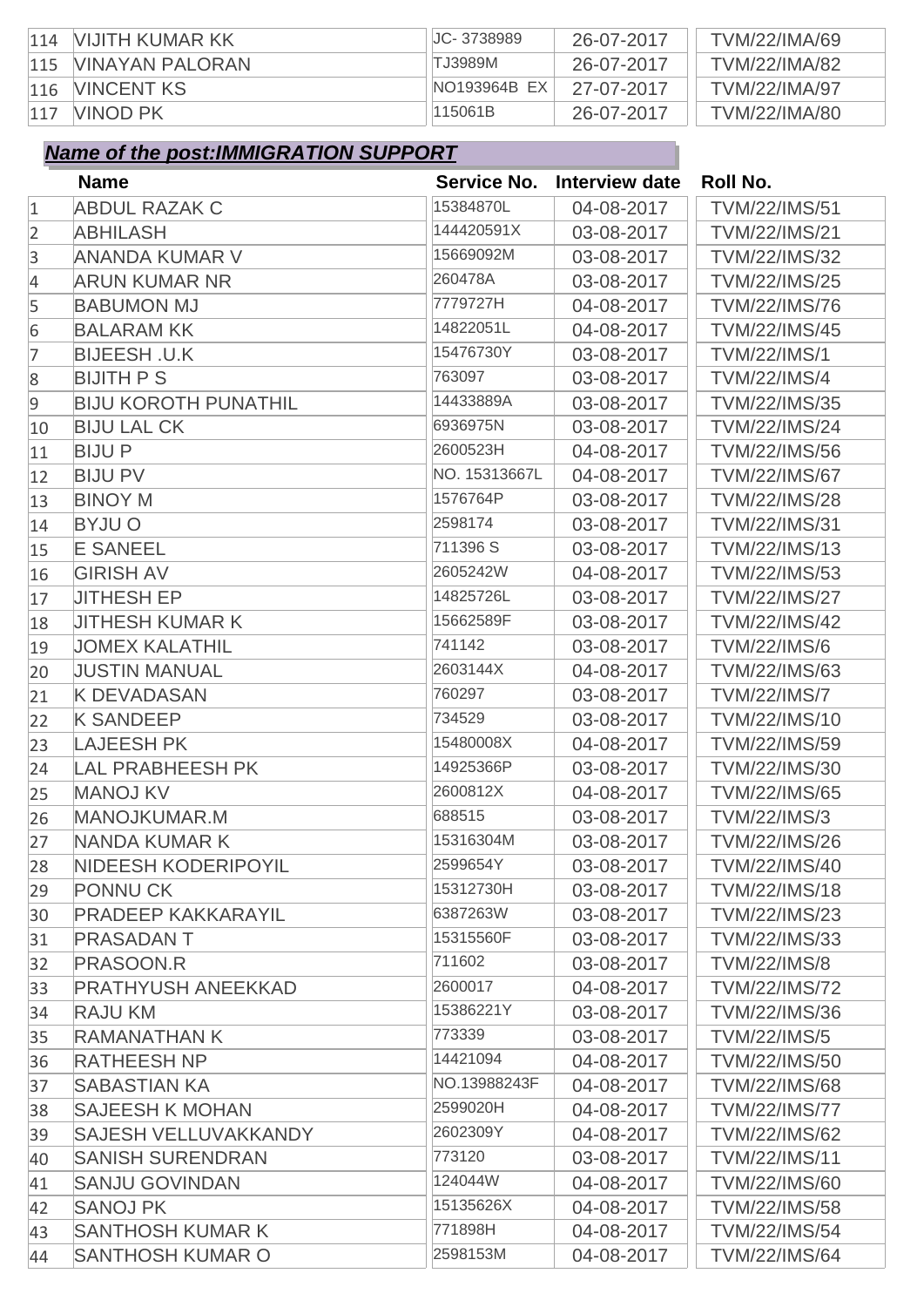| | | | | |
|---|---|---|---|---|
| 114 | VIJITH KUMAR KK | JC- 3738989 | 26-07-2017 | TVM/22/IMA/69 |
| 115 | VINAYAN PALORAN | TJ3989M | 26-07-2017 | TVM/22/IMA/82 |
| 116 | VINCENT KS | NO193964B EX | 27-07-2017 | TVM/22/IMA/97 |
| 117 | VINOD PK | 115061B | 26-07-2017 | TVM/22/IMA/80 |

***Name of the post:IMMIGRATION SUPPORT***

| | Name | Service No. | Interview date | Roll No. |
|---|---|---|---|---|
| 1 | ABDUL RAZAK C | 15384870L | 04-08-2017 | TVM/22/IMS/51 |
| 2 | ABHILASH | 144420591X | 03-08-2017 | TVM/22/IMS/21 |
| 3 | ANANDA KUMAR V | 15669092M | 03-08-2017 | TVM/22/IMS/32 |
| 4 | ARUN KUMAR NR | 260478A | 03-08-2017 | TVM/22/IMS/25 |
| 5 | BABUMON MJ | 7779727H | 04-08-2017 | TVM/22/IMS/76 |
| 6 | BALARAM KK | 14822051L | 04-08-2017 | TVM/22/IMS/45 |
| 7 | BIJEESH .U.K | 15476730Y | 03-08-2017 | TVM/22/IMS/1 |
| 8 | BIJITH P S | 763097 | 03-08-2017 | TVM/22/IMS/4 |
| 9 | BIJU KOROTH PUNATHIL | 14433889A | 03-08-2017 | TVM/22/IMS/35 |
| 10 | BIJU LAL CK | 6936975N | 03-08-2017 | TVM/22/IMS/24 |
| 11 | BIJU P | 2600523H | 04-08-2017 | TVM/22/IMS/56 |
| 12 | BIJU PV | NO. 15313667L | 04-08-2017 | TVM/22/IMS/67 |
| 13 | BINOY M | 1576764P | 03-08-2017 | TVM/22/IMS/28 |
| 14 | BYJU O | 2598174 | 03-08-2017 | TVM/22/IMS/31 |
| 15 | E SANEEL | 711396 S | 03-08-2017 | TVM/22/IMS/13 |
| 16 | GIRISH AV | 2605242W | 04-08-2017 | TVM/22/IMS/53 |
| 17 | JITHESH EP | 14825726L | 03-08-2017 | TVM/22/IMS/27 |
| 18 | JITHESH KUMAR K | 15662589F | 03-08-2017 | TVM/22/IMS/42 |
| 19 | JOMEX KALATHIL | 741142 | 03-08-2017 | TVM/22/IMS/6 |
| 20 | JUSTIN MANUAL | 2603144X | 04-08-2017 | TVM/22/IMS/63 |
| 21 | K DEVADASAN | 760297 | 03-08-2017 | TVM/22/IMS/7 |
| 22 | K SANDEEP | 734529 | 03-08-2017 | TVM/22/IMS/10 |
| 23 | LAJEESH PK | 15480008X | 04-08-2017 | TVM/22/IMS/59 |
| 24 | LAL PRABHEESH PK | 14925366P | 03-08-2017 | TVM/22/IMS/30 |
| 25 | MANOJ KV | 2600812X | 04-08-2017 | TVM/22/IMS/65 |
| 26 | MANOJKUMAR.M | 688515 | 03-08-2017 | TVM/22/IMS/3 |
| 27 | NANDA KUMAR K | 15316304M | 03-08-2017 | TVM/22/IMS/26 |
| 28 | NIDEESH KODERIPOYIL | 2599654Y | 03-08-2017 | TVM/22/IMS/40 |
| 29 | PONNU CK | 15312730H | 03-08-2017 | TVM/22/IMS/18 |
| 30 | PRADEEP KAKKARAYIL | 6387263W | 03-08-2017 | TVM/22/IMS/23 |
| 31 | PRASADAN T | 15315560F | 03-08-2017 | TVM/22/IMS/33 |
| 32 | PRASOON.R | 711602 | 03-08-2017 | TVM/22/IMS/8 |
| 33 | PRATHYUSH ANEEKKAD | 2600017 | 04-08-2017 | TVM/22/IMS/72 |
| 34 | RAJU KM | 15386221Y | 03-08-2017 | TVM/22/IMS/36 |
| 35 | RAMANATHAN K | 773339 | 03-08-2017 | TVM/22/IMS/5 |
| 36 | RATHEESH NP | 14421094 | 04-08-2017 | TVM/22/IMS/50 |
| 37 | SABASTIAN KA | NO.13988243F | 04-08-2017 | TVM/22/IMS/68 |
| 38 | SAJEESH K MOHAN | 2599020H | 04-08-2017 | TVM/22/IMS/77 |
| 39 | SAJESH VELLUVAKKANDY | 2602309Y | 04-08-2017 | TVM/22/IMS/62 |
| 40 | SANISH SURENDRAN | 773120 | 03-08-2017 | TVM/22/IMS/11 |
| 41 | SANJU GOVINDAN | 124044W | 04-08-2017 | TVM/22/IMS/60 |
| 42 | SANOJ PK | 15135626X | 04-08-2017 | TVM/22/IMS/58 |
| 43 | SANTHOSH KUMAR K | 771898H | 04-08-2017 | TVM/22/IMS/54 |
| 44 | SANTHOSH KUMAR O | 2598153M | 04-08-2017 | TVM/22/IMS/64 |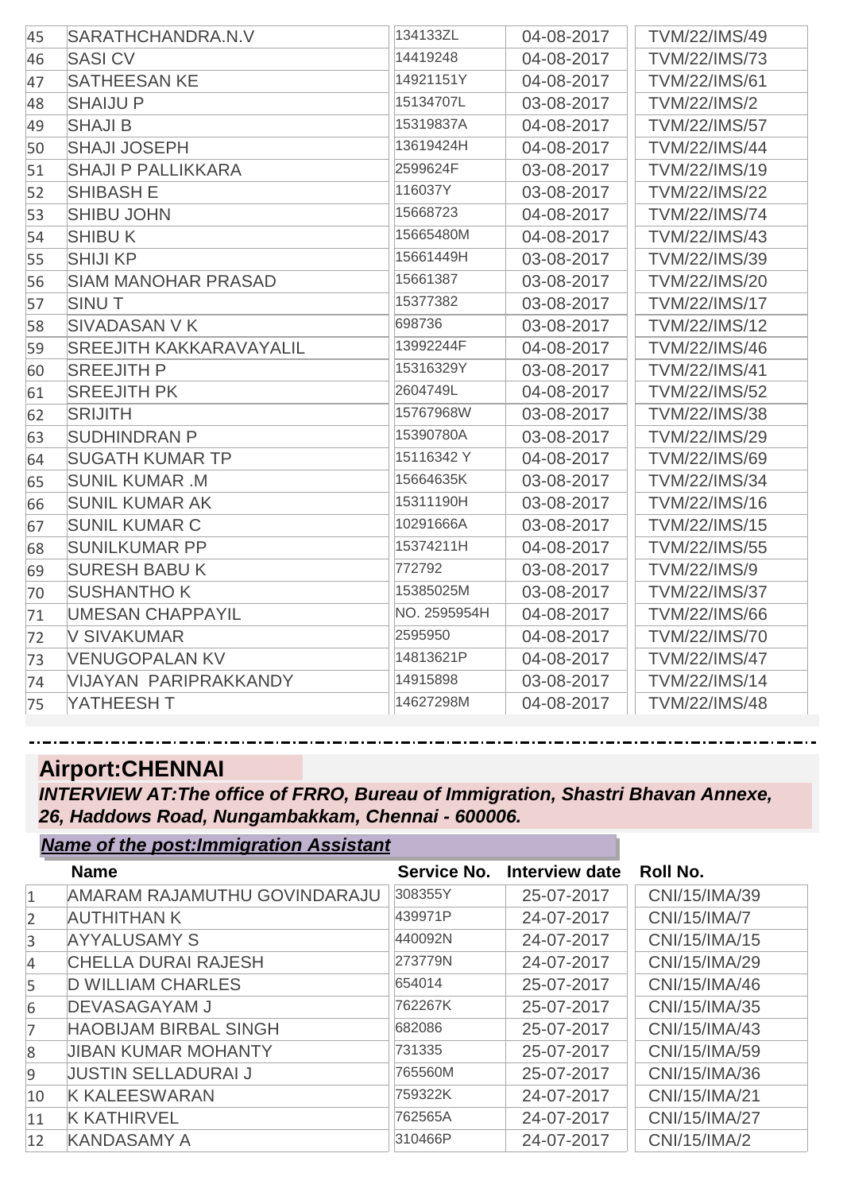| | | | | |
|---|---|---|---|---|
| 45 | SARATHCHANDRA.N.V | 134133ZL | 04-08-2017 | TVM/22/IMS/49 |
| 46 | SASI CV | 14419248 | 04-08-2017 | TVM/22/IMS/73 |
| 47 | SATHEESAN KE | 14921151Y | 04-08-2017 | TVM/22/IMS/61 |
| 48 | SHAIJU P | 15134707L | 03-08-2017 | TVM/22/IMS/2 |
| 49 | SHAJI B | 15319837A | 04-08-2017 | TVM/22/IMS/57 |
| 50 | SHAJI JOSEPH | 13619424H | 04-08-2017 | TVM/22/IMS/44 |
| 51 | SHAJI P PALLIKKARA | 2599624F | 03-08-2017 | TVM/22/IMS/19 |
| 52 | SHIBASH E | 116037Y | 03-08-2017 | TVM/22/IMS/22 |
| 53 | SHIBU JOHN | 15668723 | 04-08-2017 | TVM/22/IMS/74 |
| 54 | SHIBU K | 15665480M | 04-08-2017 | TVM/22/IMS/43 |
| 55 | SHIJI KP | 15661449H | 03-08-2017 | TVM/22/IMS/39 |
| 56 | SIAM MANOHAR PRASAD | 15661387 | 03-08-2017 | TVM/22/IMS/20 |
| 57 | SINU T | 15377382 | 03-08-2017 | TVM/22/IMS/17 |
| 58 | SIVADASAN V K | 698736 | 03-08-2017 | TVM/22/IMS/12 |
| 59 | SREEJITH KAKKARAVAYALIL | 13992244F | 04-08-2017 | TVM/22/IMS/46 |
| 60 | SREEJITH P | 15316329Y | 03-08-2017 | TVM/22/IMS/41 |
| 61 | SREEJITH PK | 2604749L | 04-08-2017 | TVM/22/IMS/52 |
| 62 | SRIJITH | 15767968W | 03-08-2017 | TVM/22/IMS/38 |
| 63 | SUDHINDRAN P | 15390780A | 03-08-2017 | TVM/22/IMS/29 |
| 64 | SUGATH KUMAR TP | 15116342 Y | 04-08-2017 | TVM/22/IMS/69 |
| 65 | SUNIL KUMAR .M | 15664635K | 03-08-2017 | TVM/22/IMS/34 |
| 66 | SUNIL KUMAR AK | 15311190H | 03-08-2017 | TVM/22/IMS/16 |
| 67 | SUNIL KUMAR C | 10291666A | 03-08-2017 | TVM/22/IMS/15 |
| 68 | SUNILKUMAR PP | 15374211H | 04-08-2017 | TVM/22/IMS/55 |
| 69 | SURESH BABU K | 772792 | 03-08-2017 | TVM/22/IMS/9 |
| 70 | SUSHANTHO K | 15385025M | 03-08-2017 | TVM/22/IMS/37 |
| 71 | UMESAN CHAPPAYIL | NO. 2595954H | 04-08-2017 | TVM/22/IMS/66 |
| 72 | V SIVAKUMAR | 2595950 | 04-08-2017 | TVM/22/IMS/70 |
| 73 | VENUGOPALAN KV | 14813621P | 04-08-2017 | TVM/22/IMS/47 |
| 74 | VIJAYAN PARIPRAKKANDY | 14915898 | 03-08-2017 | TVM/22/IMS/14 |
| 75 | YATHEESH T | 14627298M | 04-08-2017 | TVM/22/IMS/48 |

## Airport:CHENNAI

***INTERVIEW AT:The office of FRRO, Bureau of Immigration, Shastri Bhavan Annexe, 26, Haddows Road, Nungambakkam, Chennai - 600006.***

***Name of the post:Immigration Assistant***

| | Name | Service No. | Interview date | Roll No. |
|---|---|---|---|---|
| 1 | AMARAM RAJAMUTHU GOVINDARAJU | 308355Y | 25-07-2017 | CNI/15/IMA/39 |
| 2 | AUTHITHAN K | 439971P | 24-07-2017 | CNI/15/IMA/7 |
| 3 | AYYALUSAMY S | 440092N | 24-07-2017 | CNI/15/IMA/15 |
| 4 | CHELLA DURAI RAJESH | 273779N | 24-07-2017 | CNI/15/IMA/29 |
| 5 | D WILLIAM CHARLES | 654014 | 25-07-2017 | CNI/15/IMA/46 |
| 6 | DEVASAGAYAM J | 762267K | 25-07-2017 | CNI/15/IMA/35 |
| 7 | HAOBIJAM BIRBAL SINGH | 682086 | 25-07-2017 | CNI/15/IMA/43 |
| 8 | JIBAN KUMAR MOHANTY | 731335 | 25-07-2017 | CNI/15/IMA/59 |
| 9 | JUSTIN SELLADURAI J | 765560M | 25-07-2017 | CNI/15/IMA/36 |
| 10 | K KALEESWARAN | 759322K | 24-07-2017 | CNI/15/IMA/21 |
| 11 | K KATHIRVEL | 762565A | 24-07-2017 | CNI/15/IMA/27 |
| 12 | KANDASAMY A | 310466P | 24-07-2017 | CNI/15/IMA/2 |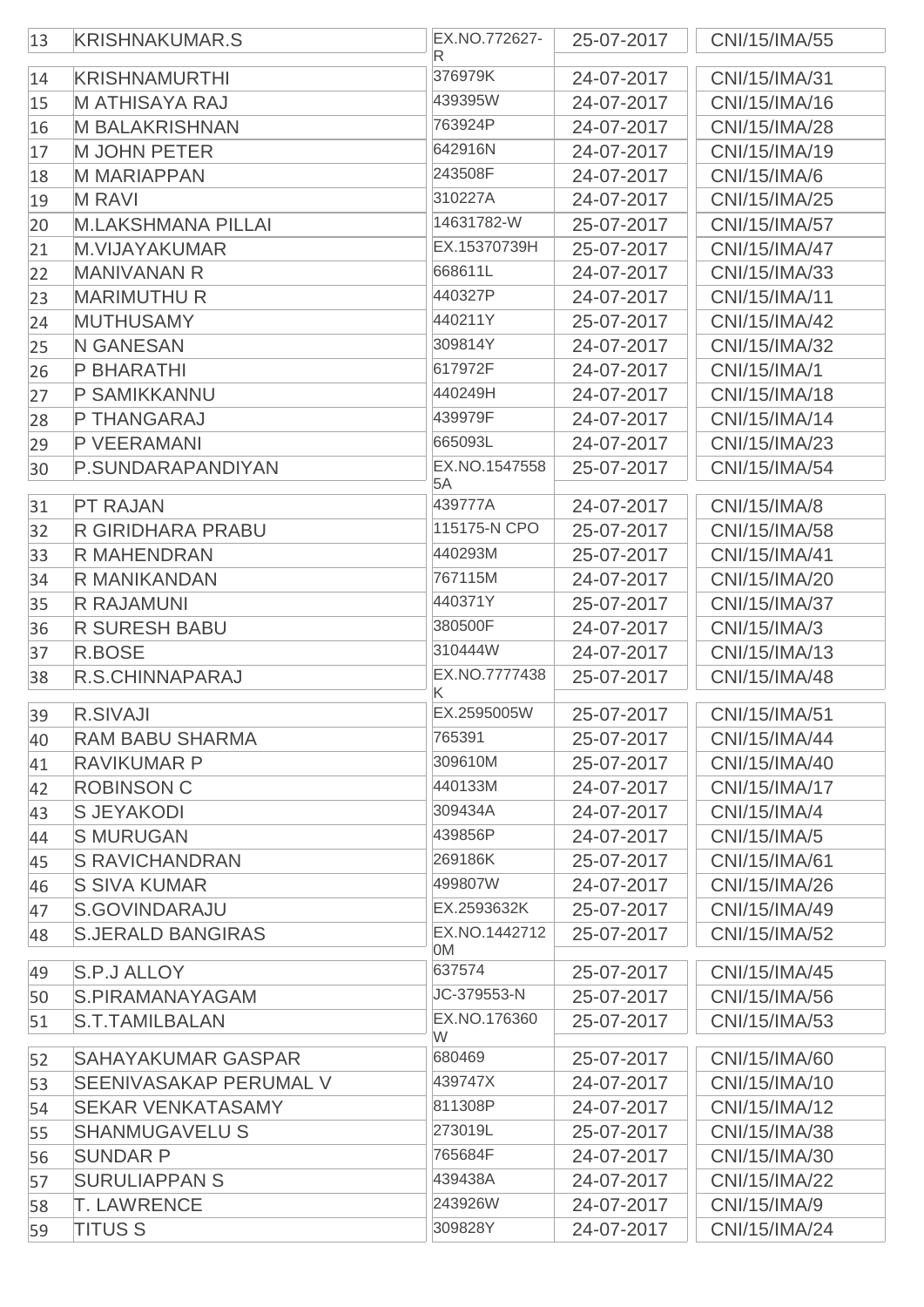| 13 | KRISHNAKUMAR.S | EX.NO.772627-R | 25-07-2017 | CNI/15/IMA/55 |
|---|---|---|---|---|
| 14 | KRISHNAMURTHI | 376979K | 24-07-2017 | CNI/15/IMA/31 |
| 15 | M ATHISAYA RAJ | 439395W | 24-07-2017 | CNI/15/IMA/16 |
| 16 | M BALAKRISHNAN | 763924P | 24-07-2017 | CNI/15/IMA/28 |
| 17 | M JOHN PETER | 642916N | 24-07-2017 | CNI/15/IMA/19 |
| 18 | M MARIAPPAN | 243508F | 24-07-2017 | CNI/15/IMA/6 |
| 19 | M RAVI | 310227A | 24-07-2017 | CNI/15/IMA/25 |
| 20 | M.LAKSHMANA PILLAI | 14631782-W | 25-07-2017 | CNI/15/IMA/57 |
| 21 | M.VIJAYAKUMAR | EX.15370739H | 25-07-2017 | CNI/15/IMA/47 |
| 22 | MANIVANAN R | 668611L | 24-07-2017 | CNI/15/IMA/33 |
| 23 | MARIMUTHU R | 440327P | 24-07-2017 | CNI/15/IMA/11 |
| 24 | MUTHUSAMY | 440211Y | 25-07-2017 | CNI/15/IMA/42 |
| 25 | N GANESAN | 309814Y | 24-07-2017 | CNI/15/IMA/32 |
| 26 | P BHARATHI | 617972F | 24-07-2017 | CNI/15/IMA/1 |
| 27 | P SAMIKKANNU | 440249H | 24-07-2017 | CNI/15/IMA/18 |
| 28 | P THANGARAJ | 439979F | 24-07-2017 | CNI/15/IMA/14 |
| 29 | P VEERAMANI | 665093L | 24-07-2017 | CNI/15/IMA/23 |
| 30 | P.SUNDARAPANDIYAN | EX.NO.15475585A | 25-07-2017 | CNI/15/IMA/54 |
| 31 | PT RAJAN | 439777A | 24-07-2017 | CNI/15/IMA/8 |
| 32 | R GIRIDHARA PRABU | 115175-N CPO | 25-07-2017 | CNI/15/IMA/58 |
| 33 | R MAHENDRAN | 440293M | 25-07-2017 | CNI/15/IMA/41 |
| 34 | R MANIKANDAN | 767115M | 24-07-2017 | CNI/15/IMA/20 |
| 35 | R RAJAMUNI | 440371Y | 25-07-2017 | CNI/15/IMA/37 |
| 36 | R SURESH BABU | 380500F | 24-07-2017 | CNI/15/IMA/3 |
| 37 | R.BOSE | 310444W | 24-07-2017 | CNI/15/IMA/13 |
| 38 | R.S.CHINNAPARAJ | EX.NO.7777438K | 25-07-2017 | CNI/15/IMA/48 |
| 39 | R.SIVAJI | EX.2595005W | 25-07-2017 | CNI/15/IMA/51 |
| 40 | RAM BABU SHARMA | 765391 | 25-07-2017 | CNI/15/IMA/44 |
| 41 | RAVIKUMAR P | 309610M | 25-07-2017 | CNI/15/IMA/40 |
| 42 | ROBINSON C | 440133M | 24-07-2017 | CNI/15/IMA/17 |
| 43 | S JEYAKODI | 309434A | 24-07-2017 | CNI/15/IMA/4 |
| 44 | S MURUGAN | 439856P | 24-07-2017 | CNI/15/IMA/5 |
| 45 | S RAVICHANDRAN | 269186K | 25-07-2017 | CNI/15/IMA/61 |
| 46 | S SIVA KUMAR | 499807W | 24-07-2017 | CNI/15/IMA/26 |
| 47 | S.GOVINDARAJU | EX.2593632K | 25-07-2017 | CNI/15/IMA/49 |
| 48 | S.JERALD BANGIRAS | EX.NO.14427120M | 25-07-2017 | CNI/15/IMA/52 |
| 49 | S.P.J ALLOY | 637574 | 25-07-2017 | CNI/15/IMA/45 |
| 50 | S.PIRAMANAYAGAM | JC-379553-N | 25-07-2017 | CNI/15/IMA/56 |
| 51 | S.T.TAMILBALAN | EX.NO.176360W | 25-07-2017 | CNI/15/IMA/53 |
| 52 | SAHAYAKUMAR GASPAR | 680469 | 25-07-2017 | CNI/15/IMA/60 |
| 53 | SEENIVASAKAP PERUMAL V | 439747X | 24-07-2017 | CNI/15/IMA/10 |
| 54 | SEKAR VENKATASAMY | 811308P | 24-07-2017 | CNI/15/IMA/12 |
| 55 | SHANMUGAVELU S | 273019L | 25-07-2017 | CNI/15/IMA/38 |
| 56 | SUNDAR P | 765684F | 24-07-2017 | CNI/15/IMA/30 |
| 57 | SURULIAPPAN S | 439438A | 24-07-2017 | CNI/15/IMA/22 |
| 58 | T. LAWRENCE | 243926W | 24-07-2017 | CNI/15/IMA/9 |
| 59 | TITUS S | 309828Y | 24-07-2017 | CNI/15/IMA/24 |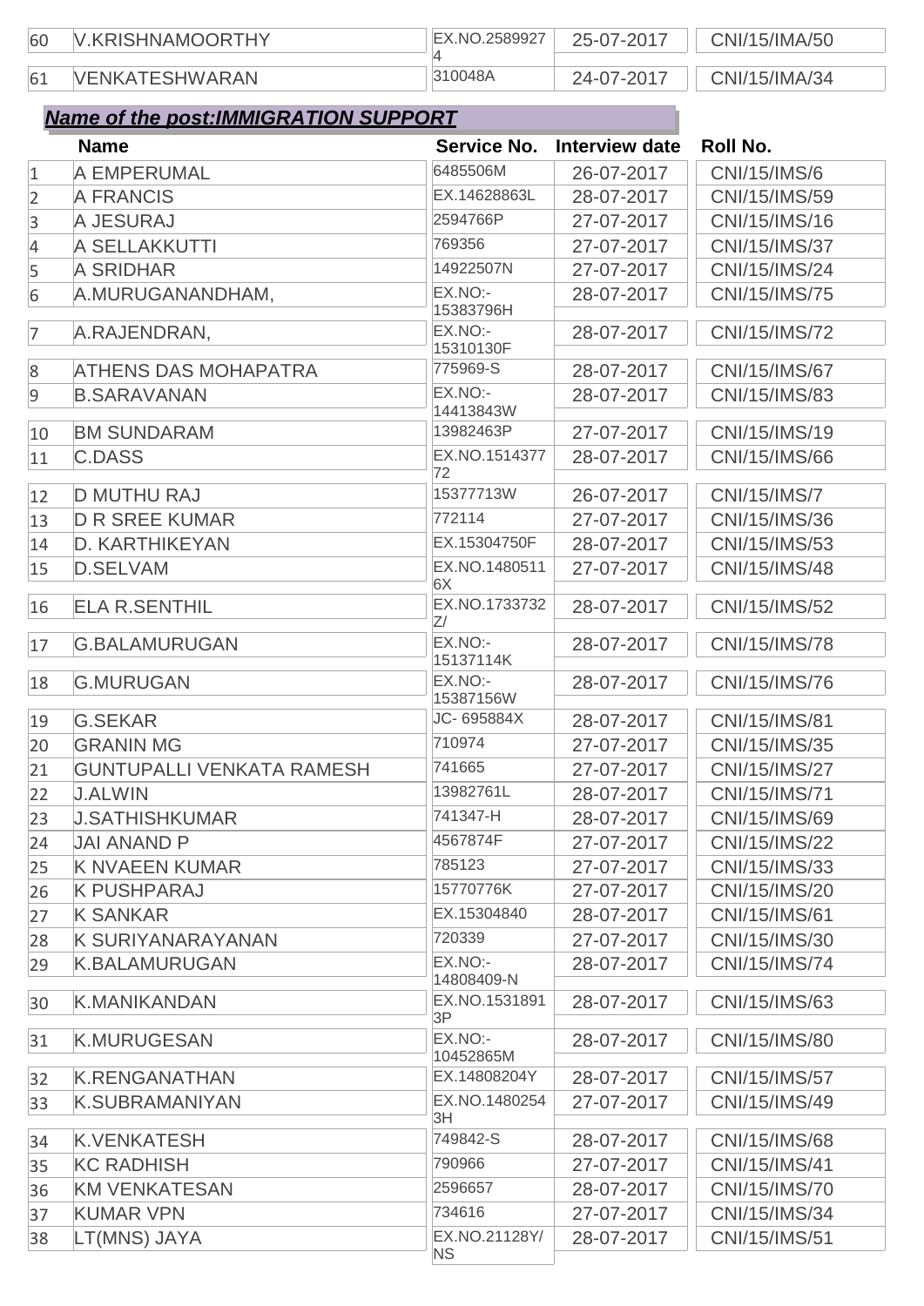| | | | | |
|---|---|---|---|---|
| 60 | V.KRISHNAMOORTHY | EX.NO.25899274 | 25-07-2017 | CNI/15/IMA/50 |
| 61 | VENKATESHWARAN | 310048A | 24-07-2017 | CNI/15/IMA/34 |

***Name of the post:IMMIGRATION SUPPORT***

| | Name | Service No. | Interview date | Roll No. |
|---|---|---|---|---|
| 1 | A EMPERUMAL | 6485506M | 26-07-2017 | CNI/15/IMS/6 |
| 2 | A FRANCIS | EX.14628863L | 28-07-2017 | CNI/15/IMS/59 |
| 3 | A JESURAJ | 2594766P | 27-07-2017 | CNI/15/IMS/16 |
| 4 | A SELLAKKUTTI | 769356 | 27-07-2017 | CNI/15/IMS/37 |
| 5 | A SRIDHAR | 14922507N | 27-07-2017 | CNI/15/IMS/24 |
| 6 | A.MURUGANANDHAM, | EX.NO:-15383796H | 28-07-2017 | CNI/15/IMS/75 |
| 7 | A.RAJENDRAN, | EX.NO:-15310130F | 28-07-2017 | CNI/15/IMS/72 |
| 8 | ATHENS DAS MOHAPATRA | 775969-S | 28-07-2017 | CNI/15/IMS/67 |
| 9 | B.SARAVANAN | EX.NO:-14413843W | 28-07-2017 | CNI/15/IMS/83 |
| 10 | BM SUNDARAM | 13982463P | 27-07-2017 | CNI/15/IMS/19 |
| 11 | C.DASS | EX.NO.151437772 | 28-07-2017 | CNI/15/IMS/66 |
| 12 | D MUTHU RAJ | 15377713W | 26-07-2017 | CNI/15/IMS/7 |
| 13 | D R SREE KUMAR | 772114 | 27-07-2017 | CNI/15/IMS/36 |
| 14 | D. KARTHIKEYAN | EX.15304750F | 28-07-2017 | CNI/15/IMS/53 |
| 15 | D.SELVAM | EX.NO.14805116X | 27-07-2017 | CNI/15/IMS/48 |
| 16 | ELA R.SENTHIL | EX.NO.1733732Z/ | 28-07-2017 | CNI/15/IMS/52 |
| 17 | G.BALAMURUGAN | EX.NO:-15137114K | 28-07-2017 | CNI/15/IMS/78 |
| 18 | G.MURUGAN | EX.NO:-15387156W | 28-07-2017 | CNI/15/IMS/76 |
| 19 | G.SEKAR | JC- 695884X | 28-07-2017 | CNI/15/IMS/81 |
| 20 | GRANIN MG | 710974 | 27-07-2017 | CNI/15/IMS/35 |
| 21 | GUNTUPALLI VENKATA RAMESH | 741665 | 27-07-2017 | CNI/15/IMS/27 |
| 22 | J.ALWIN | 13982761L | 28-07-2017 | CNI/15/IMS/71 |
| 23 | J.SATHISHKUMAR | 741347-H | 28-07-2017 | CNI/15/IMS/69 |
| 24 | JAI ANAND P | 4567874F | 27-07-2017 | CNI/15/IMS/22 |
| 25 | K NVAEEN KUMAR | 785123 | 27-07-2017 | CNI/15/IMS/33 |
| 26 | K PUSHPARAJ | 15770776K | 27-07-2017 | CNI/15/IMS/20 |
| 27 | K SANKAR | EX.15304840 | 28-07-2017 | CNI/15/IMS/61 |
| 28 | K SURIYANARAYANAN | 720339 | 27-07-2017 | CNI/15/IMS/30 |
| 29 | K.BALAMURUGAN | EX.NO:-14808409-N | 28-07-2017 | CNI/15/IMS/74 |
| 30 | K.MANIKANDAN | EX.NO.15318913P | 28-07-2017 | CNI/15/IMS/63 |
| 31 | K.MURUGESAN | EX.NO:-10452865M | 28-07-2017 | CNI/15/IMS/80 |
| 32 | K.RENGANATHAN | EX.14808204Y | 28-07-2017 | CNI/15/IMS/57 |
| 33 | K.SUBRAMANIYAN | EX.NO.14802543H | 27-07-2017 | CNI/15/IMS/49 |
| 34 | K.VENKATESH | 749842-S | 28-07-2017 | CNI/15/IMS/68 |
| 35 | KC RADHISH | 790966 | 27-07-2017 | CNI/15/IMS/41 |
| 36 | KM VENKATESAN | 2596657 | 28-07-2017 | CNI/15/IMS/70 |
| 37 | KUMAR VPN | 734616 | 27-07-2017 | CNI/15/IMS/34 |
| 38 | LT(MNS) JAYA | EX.NO.21128Y/NS | 28-07-2017 | CNI/15/IMS/51 |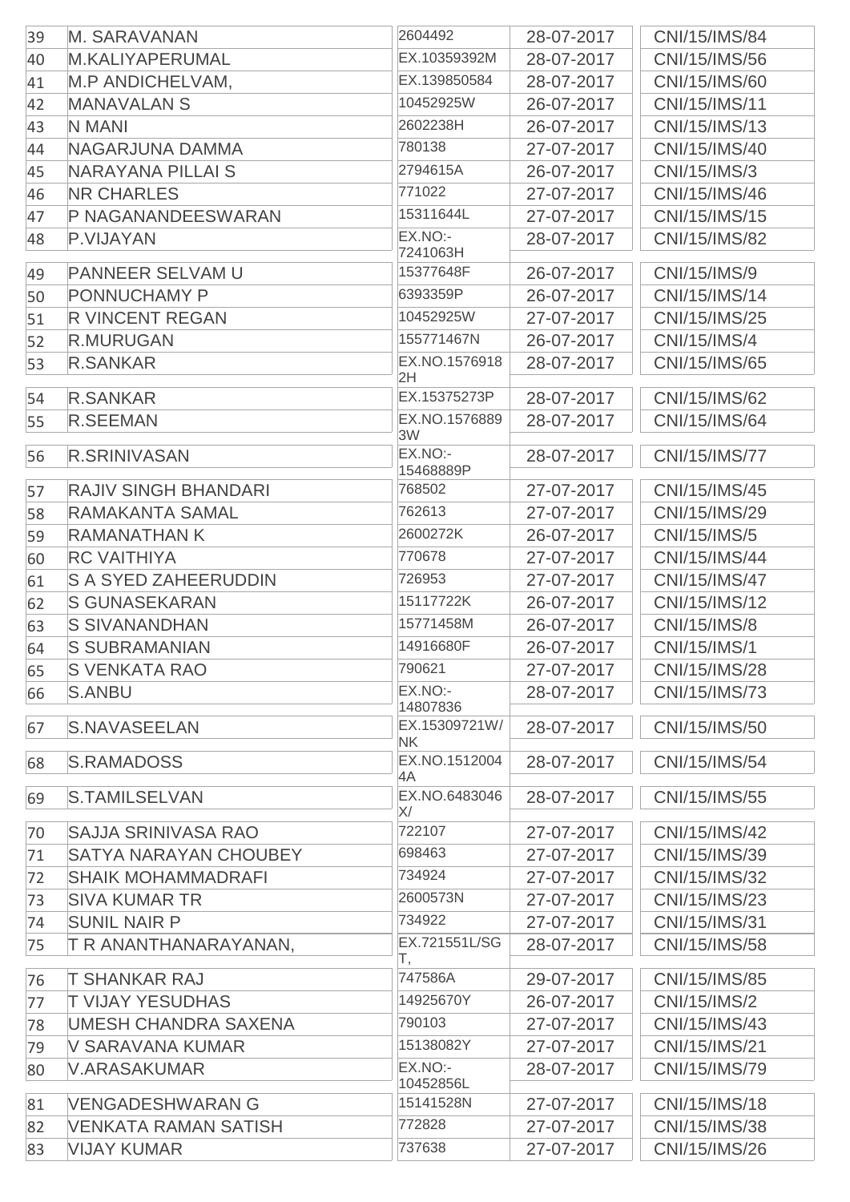| | | | | |
|---|---|---|---|---|
| 39 | M. SARAVANAN | 2604492 | 28-07-2017 | CNI/15/IMS/84 |
| 40 | M.KALIYAPERUMAL | EX.10359392M | 28-07-2017 | CNI/15/IMS/56 |
| 41 | M.P ANDICHELVAM, | EX.139850584 | 28-07-2017 | CNI/15/IMS/60 |
| 42 | MANAVALAN S | 10452925W | 26-07-2017 | CNI/15/IMS/11 |
| 43 | N MANI | 2602238H | 26-07-2017 | CNI/15/IMS/13 |
| 44 | NAGARJUNA DAMMA | 780138 | 27-07-2017 | CNI/15/IMS/40 |
| 45 | NARAYANA PILLAI S | 2794615A | 26-07-2017 | CNI/15/IMS/3 |
| 46 | NR CHARLES | 771022 | 27-07-2017 | CNI/15/IMS/46 |
| 47 | P NAGANANDEESWARAN | 15311644L | 27-07-2017 | CNI/15/IMS/15 |
| 48 | P.VIJAYAN | EX.NO:-7241063H | 28-07-2017 | CNI/15/IMS/82 |
| 49 | PANNEER SELVAM U | 15377648F | 26-07-2017 | CNI/15/IMS/9 |
| 50 | PONNUCHAMY P | 6393359P | 26-07-2017 | CNI/15/IMS/14 |
| 51 | R VINCENT REGAN | 10452925W | 27-07-2017 | CNI/15/IMS/25 |
| 52 | R.MURUGAN | 155771467N | 26-07-2017 | CNI/15/IMS/4 |
| 53 | R.SANKAR | EX.NO.15769182H | 28-07-2017 | CNI/15/IMS/65 |
| 54 | R.SANKAR | EX.15375273P | 28-07-2017 | CNI/15/IMS/62 |
| 55 | R.SEEMAN | EX.NO.15768893W | 28-07-2017 | CNI/15/IMS/64 |
| 56 | R.SRINIVASAN | EX.NO:-15468889P | 28-07-2017 | CNI/15/IMS/77 |
| 57 | RAJIV SINGH BHANDARI | 768502 | 27-07-2017 | CNI/15/IMS/45 |
| 58 | RAMAKANTA SAMAL | 762613 | 27-07-2017 | CNI/15/IMS/29 |
| 59 | RAMANATHAN K | 2600272K | 26-07-2017 | CNI/15/IMS/5 |
| 60 | RC VAITHIYA | 770678 | 27-07-2017 | CNI/15/IMS/44 |
| 61 | S A SYED ZAHEERUDDIN | 726953 | 27-07-2017 | CNI/15/IMS/47 |
| 62 | S GUNASEKARAN | 15117722K | 26-07-2017 | CNI/15/IMS/12 |
| 63 | S SIVANANDHAN | 15771458M | 26-07-2017 | CNI/15/IMS/8 |
| 64 | S SUBRAMANIAN | 14916680F | 26-07-2017 | CNI/15/IMS/1 |
| 65 | S VENKATA RAO | 790621 | 27-07-2017 | CNI/15/IMS/28 |
| 66 | S.ANBU | EX.NO:-14807836 | 28-07-2017 | CNI/15/IMS/73 |
| 67 | S.NAVASEELAN | EX.15309721W/NK | 28-07-2017 | CNI/15/IMS/50 |
| 68 | S.RAMADOSS | EX.NO.15120044A | 28-07-2017 | CNI/15/IMS/54 |
| 69 | S.TAMILSELVAN | EX.NO.6483046X/ | 28-07-2017 | CNI/15/IMS/55 |
| 70 | SAJJA SRINIVASA RAO | 722107 | 27-07-2017 | CNI/15/IMS/42 |
| 71 | SATYA NARAYAN CHOUBEY | 698463 | 27-07-2017 | CNI/15/IMS/39 |
| 72 | SHAIK MOHAMMADRAFI | 734924 | 27-07-2017 | CNI/15/IMS/32 |
| 73 | SIVA KUMAR TR | 2600573N | 27-07-2017 | CNI/15/IMS/23 |
| 74 | SUNIL NAIR P | 734922 | 27-07-2017 | CNI/15/IMS/31 |
| 75 | T R ANANTHANARAYANAN, | EX.721551L/SGT, | 28-07-2017 | CNI/15/IMS/58 |
| 76 | T SHANKAR RAJ | 747586A | 29-07-2017 | CNI/15/IMS/85 |
| 77 | T VIJAY YESUDHAS | 14925670Y | 26-07-2017 | CNI/15/IMS/2 |
| 78 | UMESH CHANDRA SAXENA | 790103 | 27-07-2017 | CNI/15/IMS/43 |
| 79 | V SARAVANA KUMAR | 15138082Y | 27-07-2017 | CNI/15/IMS/21 |
| 80 | V.ARASAKUMAR | EX.NO:-10452856L | 28-07-2017 | CNI/15/IMS/79 |
| 81 | VENGADESHWARAN G | 15141528N | 27-07-2017 | CNI/15/IMS/18 |
| 82 | VENKATA RAMAN SATISH | 772828 | 27-07-2017 | CNI/15/IMS/38 |
| 83 | VIJAY KUMAR | 737638 | 27-07-2017 | CNI/15/IMS/26 |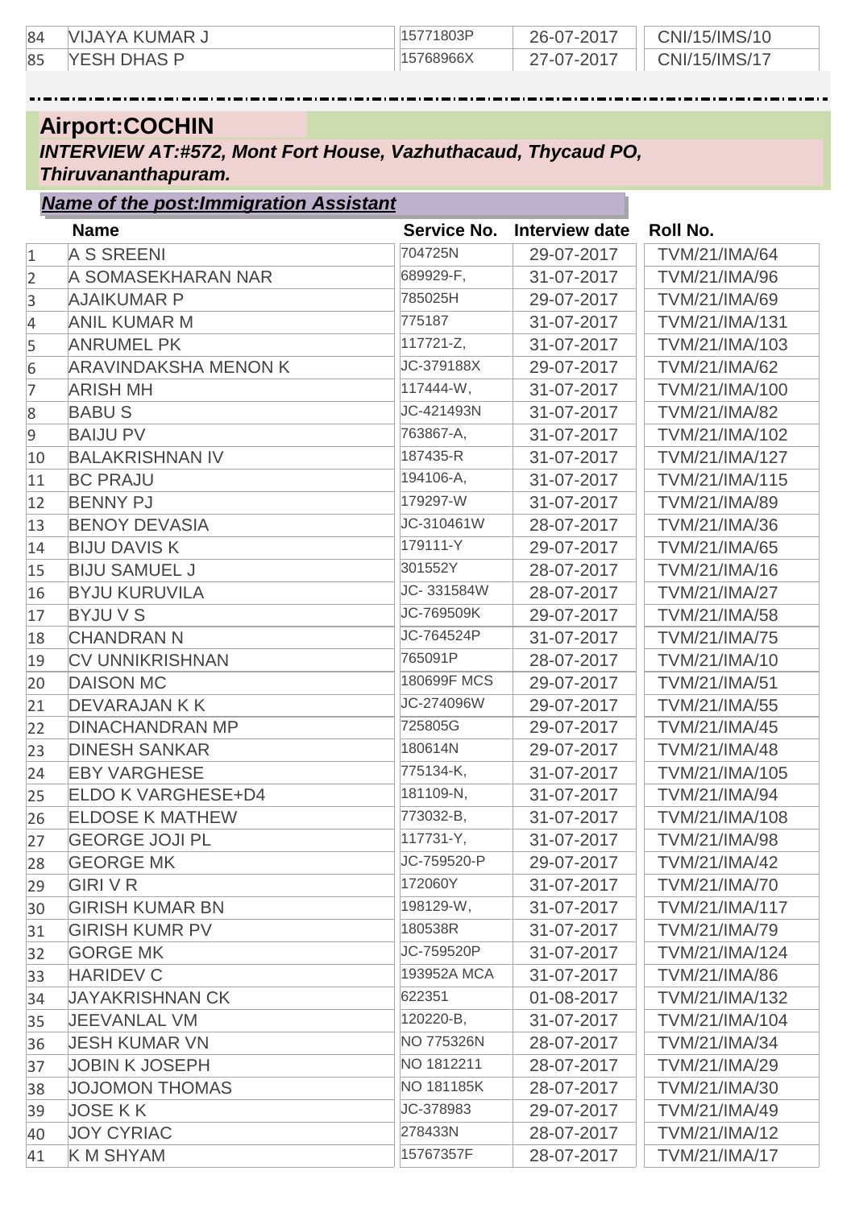| | | | | |
|---|---|---|---|---|
| 84 | VIJAYA KUMAR J | 15771803P | 26-07-2017 | CNI/15/IMS/10 |
| 85 | YESH DHAS P | 15768966X | 27-07-2017 | CNI/15/IMS/17 |

## Airport:COCHIN

***INTERVIEW AT:#572, Mont Fort House, Vazhuthacaud, Thycaud PO, Thiruvananthapuram.***

***Name of the post:Immigration Assistant***

| | Name | Service No. | Interview date | Roll No. |
|---|---|---|---|---|
| 1 | A S SREENI | 704725N | 29-07-2017 | TVM/21/IMA/64 |
| 2 | A SOMASEKHARAN NAR | 689929-F, | 31-07-2017 | TVM/21/IMA/96 |
| 3 | AJAIKUMAR P | 785025H | 29-07-2017 | TVM/21/IMA/69 |
| 4 | ANIL KUMAR M | 775187 | 31-07-2017 | TVM/21/IMA/131 |
| 5 | ANRUMEL PK | 117721-Z, | 31-07-2017 | TVM/21/IMA/103 |
| 6 | ARAVINDAKSHA MENON K | JC-379188X | 29-07-2017 | TVM/21/IMA/62 |
| 7 | ARISH MH | 117444-W, | 31-07-2017 | TVM/21/IMA/100 |
| 8 | BABU S | JC-421493N | 31-07-2017 | TVM/21/IMA/82 |
| 9 | BAIJU PV | 763867-A, | 31-07-2017 | TVM/21/IMA/102 |
| 10 | BALAKRISHNAN IV | 187435-R | 31-07-2017 | TVM/21/IMA/127 |
| 11 | BC PRAJU | 194106-A, | 31-07-2017 | TVM/21/IMA/115 |
| 12 | BENNY PJ | 179297-W | 31-07-2017 | TVM/21/IMA/89 |
| 13 | BENOY DEVASIA | JC-310461W | 28-07-2017 | TVM/21/IMA/36 |
| 14 | BIJU DAVIS K | 179111-Y | 29-07-2017 | TVM/21/IMA/65 |
| 15 | BIJU SAMUEL J | 301552Y | 28-07-2017 | TVM/21/IMA/16 |
| 16 | BYJU KURUVILA | JC- 331584W | 28-07-2017 | TVM/21/IMA/27 |
| 17 | BYJU V S | JC-769509K | 29-07-2017 | TVM/21/IMA/58 |
| 18 | CHANDRAN N | JC-764524P | 31-07-2017 | TVM/21/IMA/75 |
| 19 | CV UNNIKRISHNAN | 765091P | 28-07-2017 | TVM/21/IMA/10 |
| 20 | DAISON MC | 180699F MCS | 29-07-2017 | TVM/21/IMA/51 |
| 21 | DEVARAJAN K K | JC-274096W | 29-07-2017 | TVM/21/IMA/55 |
| 22 | DINACHANDRAN MP | 725805G | 29-07-2017 | TVM/21/IMA/45 |
| 23 | DINESH SANKAR | 180614N | 29-07-2017 | TVM/21/IMA/48 |
| 24 | EBY VARGHESE | 775134-K, | 31-07-2017 | TVM/21/IMA/105 |
| 25 | ELDO K VARGHESE+D4 | 181109-N, | 31-07-2017 | TVM/21/IMA/94 |
| 26 | ELDOSE K MATHEW | 773032-B, | 31-07-2017 | TVM/21/IMA/108 |
| 27 | GEORGE JOJI PL | 117731-Y, | 31-07-2017 | TVM/21/IMA/98 |
| 28 | GEORGE MK | JC-759520-P | 29-07-2017 | TVM/21/IMA/42 |
| 29 | GIRI V R | 172060Y | 31-07-2017 | TVM/21/IMA/70 |
| 30 | GIRISH KUMAR BN | 198129-W, | 31-07-2017 | TVM/21/IMA/117 |
| 31 | GIRISH KUMR PV | 180538R | 31-07-2017 | TVM/21/IMA/79 |
| 32 | GORGE MK | JC-759520P | 31-07-2017 | TVM/21/IMA/124 |
| 33 | HARIDEV C | 193952A MCA | 31-07-2017 | TVM/21/IMA/86 |
| 34 | JAYAKRISHNAN CK | 622351 | 01-08-2017 | TVM/21/IMA/132 |
| 35 | JEEVANLAL VM | 120220-B, | 31-07-2017 | TVM/21/IMA/104 |
| 36 | JESH KUMAR VN | NO 775326N | 28-07-2017 | TVM/21/IMA/34 |
| 37 | JOBIN K JOSEPH | NO 1812211 | 28-07-2017 | TVM/21/IMA/29 |
| 38 | JOJOMON THOMAS | NO 181185K | 28-07-2017 | TVM/21/IMA/30 |
| 39 | JOSE K K | JC-378983 | 29-07-2017 | TVM/21/IMA/49 |
| 40 | JOY CYRIAC | 278433N | 28-07-2017 | TVM/21/IMA/12 |
| 41 | K M SHYAM | 15767357F | 28-07-2017 | TVM/21/IMA/17 |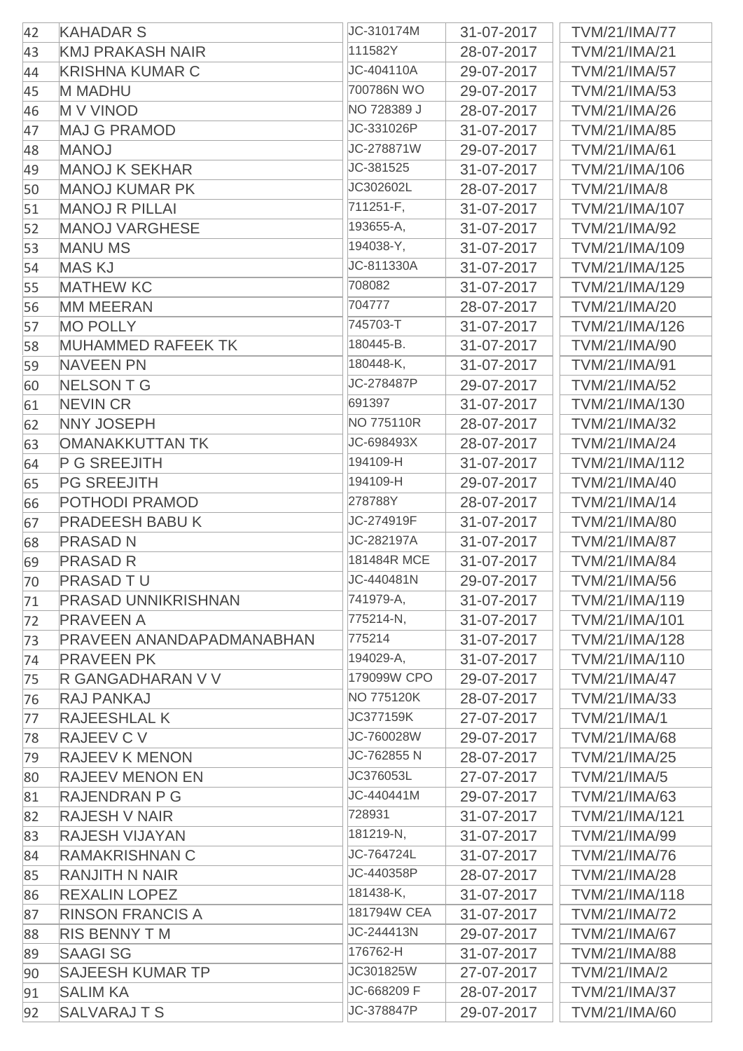| | | | | |
|---|---|---|---|---|
| 42 | KAHADAR S | JC-310174M | 31-07-2017 | TVM/21/IMA/77 |
| 43 | KMJ PRAKASH NAIR | 111582Y | 28-07-2017 | TVM/21/IMA/21 |
| 44 | KRISHNA KUMAR C | JC-404110A | 29-07-2017 | TVM/21/IMA/57 |
| 45 | M MADHU | 700786N WO | 29-07-2017 | TVM/21/IMA/53 |
| 46 | M V VINOD | NO 728389 J | 28-07-2017 | TVM/21/IMA/26 |
| 47 | MAJ G PRAMOD | JC-331026P | 31-07-2017 | TVM/21/IMA/85 |
| 48 | MANOJ | JC-278871W | 29-07-2017 | TVM/21/IMA/61 |
| 49 | MANOJ K SEKHAR | JC-381525 | 31-07-2017 | TVM/21/IMA/106 |
| 50 | MANOJ KUMAR PK | JC302602L | 28-07-2017 | TVM/21/IMA/8 |
| 51 | MANOJ R PILLAI | 711251-F, | 31-07-2017 | TVM/21/IMA/107 |
| 52 | MANOJ VARGHESE | 193655-A, | 31-07-2017 | TVM/21/IMA/92 |
| 53 | MANU MS | 194038-Y, | 31-07-2017 | TVM/21/IMA/109 |
| 54 | MAS KJ | JC-811330A | 31-07-2017 | TVM/21/IMA/125 |
| 55 | MATHEW KC | 708082 | 31-07-2017 | TVM/21/IMA/129 |
| 56 | MM MEERAN | 704777 | 28-07-2017 | TVM/21/IMA/20 |
| 57 | MO POLLY | 745703-T | 31-07-2017 | TVM/21/IMA/126 |
| 58 | MUHAMMED RAFEEK TK | 180445-B. | 31-07-2017 | TVM/21/IMA/90 |
| 59 | NAVEEN PN | 180448-K, | 31-07-2017 | TVM/21/IMA/91 |
| 60 | NELSON T G | JC-278487P | 29-07-2017 | TVM/21/IMA/52 |
| 61 | NEVIN CR | 691397 | 31-07-2017 | TVM/21/IMA/130 |
| 62 | NNY JOSEPH | NO 775110R | 28-07-2017 | TVM/21/IMA/32 |
| 63 | OMANAKKUTTAN TK | JC-698493X | 28-07-2017 | TVM/21/IMA/24 |
| 64 | P G SREEJITH | 194109-H | 31-07-2017 | TVM/21/IMA/112 |
| 65 | PG SREEJITH | 194109-H | 29-07-2017 | TVM/21/IMA/40 |
| 66 | POTHODI PRAMOD | 278788Y | 28-07-2017 | TVM/21/IMA/14 |
| 67 | PRADEESH BABU K | JC-274919F | 31-07-2017 | TVM/21/IMA/80 |
| 68 | PRASAD N | JC-282197A | 31-07-2017 | TVM/21/IMA/87 |
| 69 | PRASAD R | 181484R MCE | 31-07-2017 | TVM/21/IMA/84 |
| 70 | PRASAD T U | JC-440481N | 29-07-2017 | TVM/21/IMA/56 |
| 71 | PRASAD UNNIKRISHNAN | 741979-A, | 31-07-2017 | TVM/21/IMA/119 |
| 72 | PRAVEEN A | 775214-N, | 31-07-2017 | TVM/21/IMA/101 |
| 73 | PRAVEEN ANANDAPADMANABHAN | 775214 | 31-07-2017 | TVM/21/IMA/128 |
| 74 | PRAVEEN PK | 194029-A, | 31-07-2017 | TVM/21/IMA/110 |
| 75 | R GANGADHARAN V V | 179099W CPO | 29-07-2017 | TVM/21/IMA/47 |
| 76 | RAJ PANKAJ | NO 775120K | 28-07-2017 | TVM/21/IMA/33 |
| 77 | RAJEESHLAL K | JC377159K | 27-07-2017 | TVM/21/IMA/1 |
| 78 | RAJEEV C V | JC-760028W | 29-07-2017 | TVM/21/IMA/68 |
| 79 | RAJEEV K MENON | JC-762855 N | 28-07-2017 | TVM/21/IMA/25 |
| 80 | RAJEEV MENON EN | JC376053L | 27-07-2017 | TVM/21/IMA/5 |
| 81 | RAJENDRAN P G | JC-440441M | 29-07-2017 | TVM/21/IMA/63 |
| 82 | RAJESH V NAIR | 728931 | 31-07-2017 | TVM/21/IMA/121 |
| 83 | RAJESH VIJAYAN | 181219-N, | 31-07-2017 | TVM/21/IMA/99 |
| 84 | RAMAKRISHNAN C | JC-764724L | 31-07-2017 | TVM/21/IMA/76 |
| 85 | RANJITH N NAIR | JC-440358P | 28-07-2017 | TVM/21/IMA/28 |
| 86 | REXALIN LOPEZ | 181438-K, | 31-07-2017 | TVM/21/IMA/118 |
| 87 | RINSON FRANCIS A | 181794W CEA | 31-07-2017 | TVM/21/IMA/72 |
| 88 | RIS BENNY T M | JC-244413N | 29-07-2017 | TVM/21/IMA/67 |
| 89 | SAAGI SG | 176762-H | 31-07-2017 | TVM/21/IMA/88 |
| 90 | SAJEESH KUMAR TP | JC301825W | 27-07-2017 | TVM/21/IMA/2 |
| 91 | SALIM KA | JC-668209 F | 28-07-2017 | TVM/21/IMA/37 |
| 92 | SALVARAJ T S | JC-378847P | 29-07-2017 | TVM/21/IMA/60 |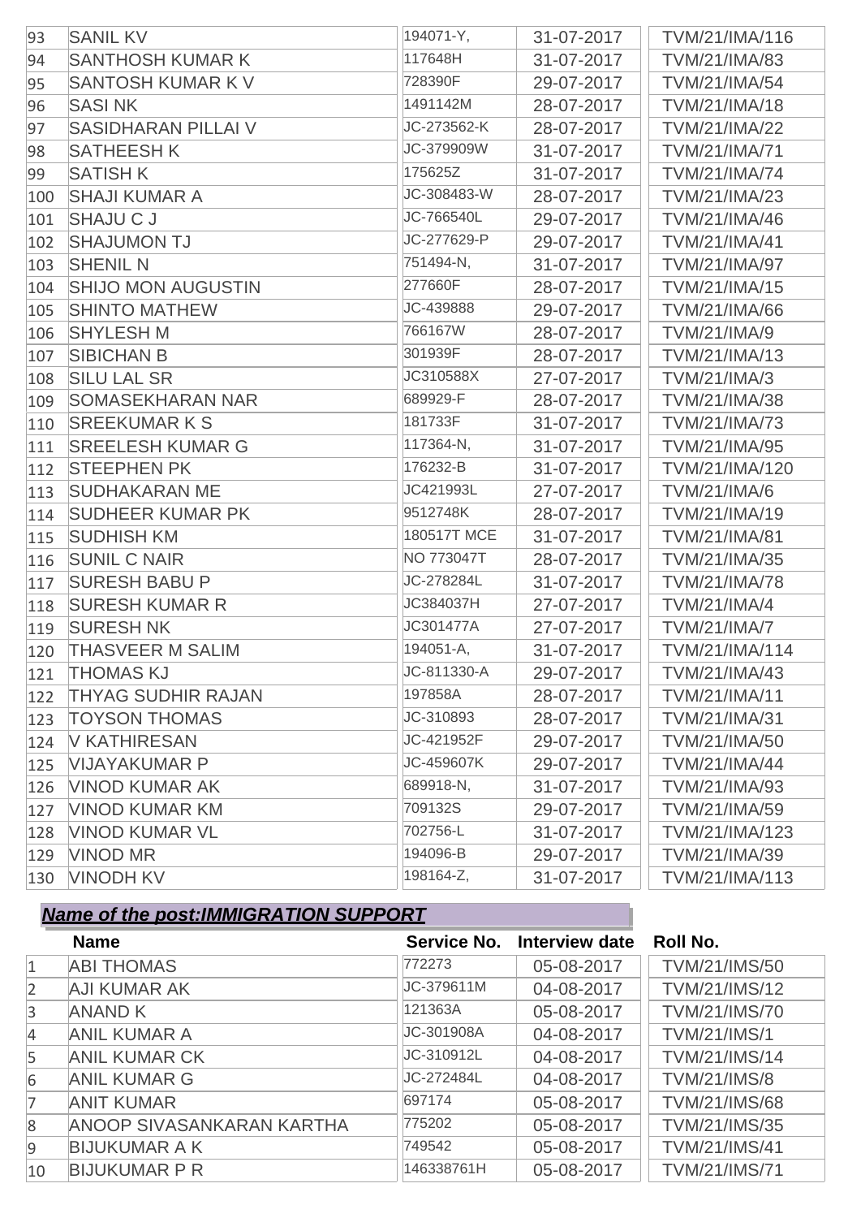| | | | | |
|---|---|---|---|---|
| 93 | SANIL KV | 194071-Y, | 31-07-2017 | TVM/21/IMA/116 |
| 94 | SANTHOSH KUMAR K | 117648H | 31-07-2017 | TVM/21/IMA/83 |
| 95 | SANTOSH KUMAR K V | 728390F | 29-07-2017 | TVM/21/IMA/54 |
| 96 | SASI NK | 1491142M | 28-07-2017 | TVM/21/IMA/18 |
| 97 | SASIDHARAN PILLAI V | JC-273562-K | 28-07-2017 | TVM/21/IMA/22 |
| 98 | SATHEESH K | JC-379909W | 31-07-2017 | TVM/21/IMA/71 |
| 99 | SATISH K | 175625Z | 31-07-2017 | TVM/21/IMA/74 |
| 100 | SHAJI KUMAR A | JC-308483-W | 28-07-2017 | TVM/21/IMA/23 |
| 101 | SHAJU C J | JC-766540L | 29-07-2017 | TVM/21/IMA/46 |
| 102 | SHAJUMON TJ | JC-277629-P | 29-07-2017 | TVM/21/IMA/41 |
| 103 | SHENIL N | 751494-N, | 31-07-2017 | TVM/21/IMA/97 |
| 104 | SHIJO MON AUGUSTIN | 277660F | 28-07-2017 | TVM/21/IMA/15 |
| 105 | SHINTO MATHEW | JC-439888 | 29-07-2017 | TVM/21/IMA/66 |
| 106 | SHYLESH M | 766167W | 28-07-2017 | TVM/21/IMA/9 |
| 107 | SIBICHAN B | 301939F | 28-07-2017 | TVM/21/IMA/13 |
| 108 | SILU LAL SR | JC310588X | 27-07-2017 | TVM/21/IMA/3 |
| 109 | SOMASEKHARAN NAR | 689929-F | 28-07-2017 | TVM/21/IMA/38 |
| 110 | SREEKUMAR K S | 181733F | 31-07-2017 | TVM/21/IMA/73 |
| 111 | SREELESH KUMAR G | 117364-N, | 31-07-2017 | TVM/21/IMA/95 |
| 112 | STEEPHEN PK | 176232-B | 31-07-2017 | TVM/21/IMA/120 |
| 113 | SUDHAKARAN ME | JC421993L | 27-07-2017 | TVM/21/IMA/6 |
| 114 | SUDHEER KUMAR PK | 9512748K | 28-07-2017 | TVM/21/IMA/19 |
| 115 | SUDHISH KM | 180517T MCE | 31-07-2017 | TVM/21/IMA/81 |
| 116 | SUNIL C NAIR | NO 773047T | 28-07-2017 | TVM/21/IMA/35 |
| 117 | SURESH BABU P | JC-278284L | 31-07-2017 | TVM/21/IMA/78 |
| 118 | SURESH KUMAR R | JC384037H | 27-07-2017 | TVM/21/IMA/4 |
| 119 | SURESH NK | JC301477A | 27-07-2017 | TVM/21/IMA/7 |
| 120 | THASVEER M SALIM | 194051-A, | 31-07-2017 | TVM/21/IMA/114 |
| 121 | THOMAS KJ | JC-811330-A | 29-07-2017 | TVM/21/IMA/43 |
| 122 | THYAG SUDHIR RAJAN | 197858A | 28-07-2017 | TVM/21/IMA/11 |
| 123 | TOYSON THOMAS | JC-310893 | 28-07-2017 | TVM/21/IMA/31 |
| 124 | V KATHIRESAN | JC-421952F | 29-07-2017 | TVM/21/IMA/50 |
| 125 | VIJAYAKUMAR P | JC-459607K | 29-07-2017 | TVM/21/IMA/44 |
| 126 | VINOD KUMAR AK | 689918-N, | 31-07-2017 | TVM/21/IMA/93 |
| 127 | VINOD KUMAR KM | 709132S | 29-07-2017 | TVM/21/IMA/59 |
| 128 | VINOD KUMAR VL | 702756-L | 31-07-2017 | TVM/21/IMA/123 |
| 129 | VINOD MR | 194096-B | 29-07-2017 | TVM/21/IMA/39 |
| 130 | VINODH KV | 198164-Z, | 31-07-2017 | TVM/21/IMA/113 |

***Name of the post:IMMIGRATION SUPPORT***

| | Name | Service No. | Interview date | Roll No. |
|---|---|---|---|---|
| 1 | ABI THOMAS | 772273 | 05-08-2017 | TVM/21/IMS/50 |
| 2 | AJI KUMAR AK | JC-379611M | 04-08-2017 | TVM/21/IMS/12 |
| 3 | ANAND K | 121363A | 05-08-2017 | TVM/21/IMS/70 |
| 4 | ANIL KUMAR A | JC-301908A | 04-08-2017 | TVM/21/IMS/1 |
| 5 | ANIL KUMAR CK | JC-310912L | 04-08-2017 | TVM/21/IMS/14 |
| 6 | ANIL KUMAR G | JC-272484L | 04-08-2017 | TVM/21/IMS/8 |
| 7 | ANIT KUMAR | 697174 | 05-08-2017 | TVM/21/IMS/68 |
| 8 | ANOOP SIVASANKARAN KARTHA | 775202 | 05-08-2017 | TVM/21/IMS/35 |
| 9 | BIJUKUMAR A K | 749542 | 05-08-2017 | TVM/21/IMS/41 |
| 10 | BIJUKUMAR P R | 146338761H | 05-08-2017 | TVM/21/IMS/71 |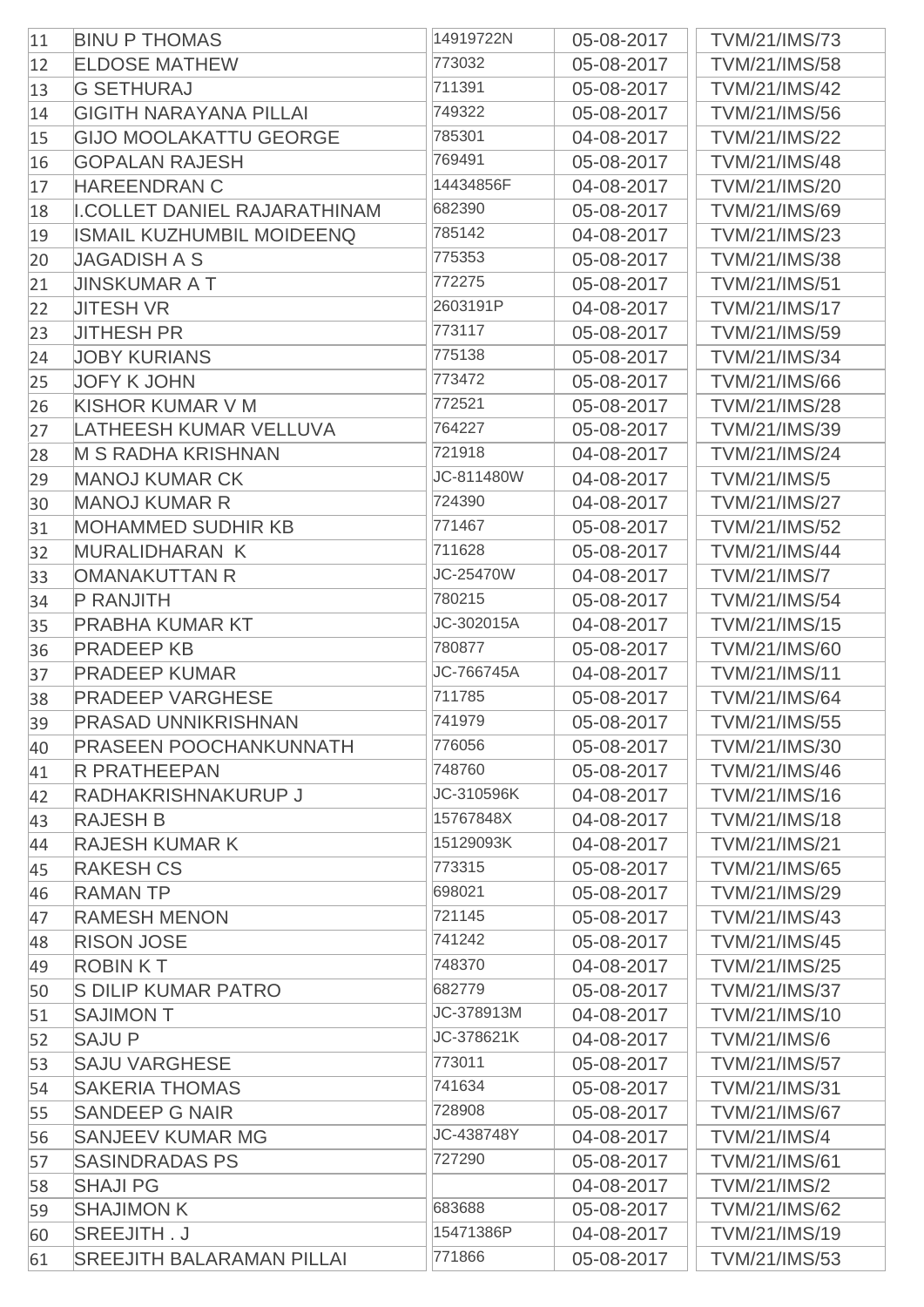| | | | | |
|---|---|---|---|---|
| 11 | BINU P THOMAS | 14919722N | 05-08-2017 | TVM/21/IMS/73 |
| 12 | ELDOSE MATHEW | 773032 | 05-08-2017 | TVM/21/IMS/58 |
| 13 | G SETHURAJ | 711391 | 05-08-2017 | TVM/21/IMS/42 |
| 14 | GIGITH NARAYANA PILLAI | 749322 | 05-08-2017 | TVM/21/IMS/56 |
| 15 | GIJO MOOLAKATTU GEORGE | 785301 | 04-08-2017 | TVM/21/IMS/22 |
| 16 | GOPALAN RAJESH | 769491 | 05-08-2017 | TVM/21/IMS/48 |
| 17 | HAREENDRAN C | 14434856F | 04-08-2017 | TVM/21/IMS/20 |
| 18 | I.COLLET DANIEL RAJARATHINAM | 682390 | 05-08-2017 | TVM/21/IMS/69 |
| 19 | ISMAIL KUZHUMBIL MOIDEENQ | 785142 | 04-08-2017 | TVM/21/IMS/23 |
| 20 | JAGADISH A S | 775353 | 05-08-2017 | TVM/21/IMS/38 |
| 21 | JINSKUMAR A T | 772275 | 05-08-2017 | TVM/21/IMS/51 |
| 22 | JITESH VR | 2603191P | 04-08-2017 | TVM/21/IMS/17 |
| 23 | JITHESH PR | 773117 | 05-08-2017 | TVM/21/IMS/59 |
| 24 | JOBY KURIANS | 775138 | 05-08-2017 | TVM/21/IMS/34 |
| 25 | JOFY K JOHN | 773472 | 05-08-2017 | TVM/21/IMS/66 |
| 26 | KISHOR KUMAR V M | 772521 | 05-08-2017 | TVM/21/IMS/28 |
| 27 | LATHEESH KUMAR VELLUVA | 764227 | 05-08-2017 | TVM/21/IMS/39 |
| 28 | M S RADHA KRISHNAN | 721918 | 04-08-2017 | TVM/21/IMS/24 |
| 29 | MANOJ KUMAR CK | JC-811480W | 04-08-2017 | TVM/21/IMS/5 |
| 30 | MANOJ KUMAR R | 724390 | 04-08-2017 | TVM/21/IMS/27 |
| 31 | MOHAMMED SUDHIR KB | 771467 | 05-08-2017 | TVM/21/IMS/52 |
| 32 | MURALIDHARAN K | 711628 | 05-08-2017 | TVM/21/IMS/44 |
| 33 | OMANAKUTTAN R | JC-25470W | 04-08-2017 | TVM/21/IMS/7 |
| 34 | P RANJITH | 780215 | 05-08-2017 | TVM/21/IMS/54 |
| 35 | PRABHA KUMAR KT | JC-302015A | 04-08-2017 | TVM/21/IMS/15 |
| 36 | PRADEEP KB | 780877 | 05-08-2017 | TVM/21/IMS/60 |
| 37 | PRADEEP KUMAR | JC-766745A | 04-08-2017 | TVM/21/IMS/11 |
| 38 | PRADEEP VARGHESE | 711785 | 05-08-2017 | TVM/21/IMS/64 |
| 39 | PRASAD UNNIKRISHNAN | 741979 | 05-08-2017 | TVM/21/IMS/55 |
| 40 | PRASEEN POOCHANKUNNATH | 776056 | 05-08-2017 | TVM/21/IMS/30 |
| 41 | R PRATHEEPAN | 748760 | 05-08-2017 | TVM/21/IMS/46 |
| 42 | RADHAKRISHNAKURUP J | JC-310596K | 04-08-2017 | TVM/21/IMS/16 |
| 43 | RAJESH B | 15767848X | 04-08-2017 | TVM/21/IMS/18 |
| 44 | RAJESH KUMAR K | 15129093K | 04-08-2017 | TVM/21/IMS/21 |
| 45 | RAKESH CS | 773315 | 05-08-2017 | TVM/21/IMS/65 |
| 46 | RAMAN TP | 698021 | 05-08-2017 | TVM/21/IMS/29 |
| 47 | RAMESH MENON | 721145 | 05-08-2017 | TVM/21/IMS/43 |
| 48 | RISON JOSE | 741242 | 05-08-2017 | TVM/21/IMS/45 |
| 49 | ROBIN K T | 748370 | 04-08-2017 | TVM/21/IMS/25 |
| 50 | S DILIP KUMAR PATRO | 682779 | 05-08-2017 | TVM/21/IMS/37 |
| 51 | SAJIMON T | JC-378913M | 04-08-2017 | TVM/21/IMS/10 |
| 52 | SAJU P | JC-378621K | 04-08-2017 | TVM/21/IMS/6 |
| 53 | SAJU VARGHESE | 773011 | 05-08-2017 | TVM/21/IMS/57 |
| 54 | SAKERIA THOMAS | 741634 | 05-08-2017 | TVM/21/IMS/31 |
| 55 | SANDEEP G NAIR | 728908 | 05-08-2017 | TVM/21/IMS/67 |
| 56 | SANJEEV KUMAR MG | JC-438748Y | 04-08-2017 | TVM/21/IMS/4 |
| 57 | SASINDRADAS PS | 727290 | 05-08-2017 | TVM/21/IMS/61 |
| 58 | SHAJI PG | | 04-08-2017 | TVM/21/IMS/2 |
| 59 | SHAJIMON K | 683688 | 05-08-2017 | TVM/21/IMS/62 |
| 60 | SREEJITH . J | 15471386P | 04-08-2017 | TVM/21/IMS/19 |
| 61 | SREEJITH BALARAMAN PILLAI | 771866 | 05-08-2017 | TVM/21/IMS/53 |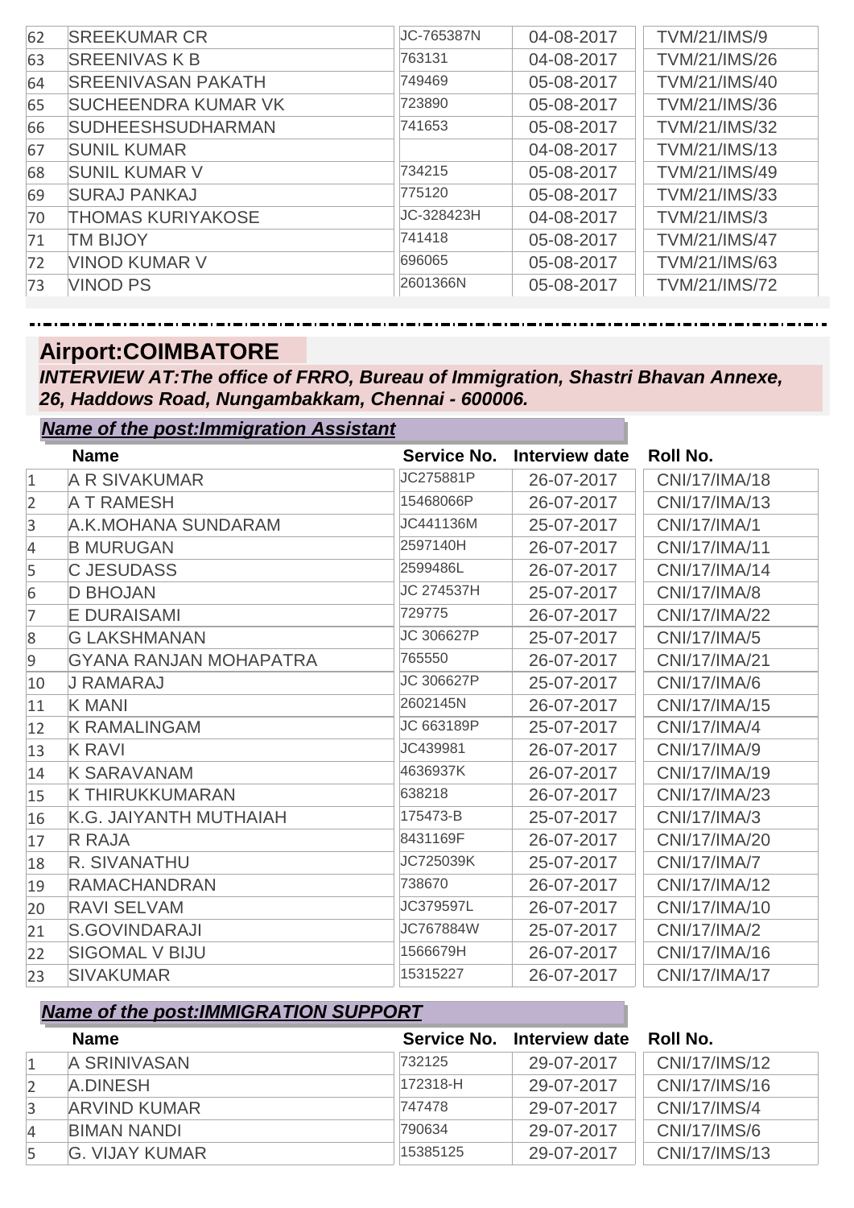| | | | | |
|---|---|---|---|---|
| 62 | SREEKUMAR CR | JC-765387N | 04-08-2017 | TVM/21/IMS/9 |
| 63 | SREENIVAS K B | 763131 | 04-08-2017 | TVM/21/IMS/26 |
| 64 | SREENIVASAN PAKATH | 749469 | 05-08-2017 | TVM/21/IMS/40 |
| 65 | SUCHEENDRA KUMAR VK | 723890 | 05-08-2017 | TVM/21/IMS/36 |
| 66 | SUDHEESHSUDHARMAN | 741653 | 05-08-2017 | TVM/21/IMS/32 |
| 67 | SUNIL KUMAR | | 04-08-2017 | TVM/21/IMS/13 |
| 68 | SUNIL KUMAR V | 734215 | 05-08-2017 | TVM/21/IMS/49 |
| 69 | SURAJ PANKAJ | 775120 | 05-08-2017 | TVM/21/IMS/33 |
| 70 | THOMAS KURIYAKOSE | JC-328423H | 04-08-2017 | TVM/21/IMS/3 |
| 71 | TM BIJOY | 741418 | 05-08-2017 | TVM/21/IMS/47 |
| 72 | VINOD KUMAR V | 696065 | 05-08-2017 | TVM/21/IMS/63 |
| 73 | VINOD PS | 2601366N | 05-08-2017 | TVM/21/IMS/72 |

## Airport:COIMBATORE

***INTERVIEW AT:The office of FRRO, Bureau of Immigration, Shastri Bhavan Annexe, 26, Haddows Road, Nungambakkam, Chennai - 600006.***

***Name of the post:Immigration Assistant***

| | Name | Service No. | Interview date | Roll No. |
|---|---|---|---|---|
| 1 | A R SIVAKUMAR | JC275881P | 26-07-2017 | CNI/17/IMA/18 |
| 2 | A T RAMESH | 15468066P | 26-07-2017 | CNI/17/IMA/13 |
| 3 | A.K.MOHANA SUNDARAM | JC441136M | 25-07-2017 | CNI/17/IMA/1 |
| 4 | B MURUGAN | 2597140H | 26-07-2017 | CNI/17/IMA/11 |
| 5 | C JESUDASS | 2599486L | 26-07-2017 | CNI/17/IMA/14 |
| 6 | D BHOJAN | JC 274537H | 25-07-2017 | CNI/17/IMA/8 |
| 7 | E DURAISAMI | 729775 | 26-07-2017 | CNI/17/IMA/22 |
| 8 | G LAKSHMANAN | JC 306627P | 25-07-2017 | CNI/17/IMA/5 |
| 9 | GYANA RANJAN MOHAPATRA | 765550 | 26-07-2017 | CNI/17/IMA/21 |
| 10 | J RAMARAJ | JC 306627P | 25-07-2017 | CNI/17/IMA/6 |
| 11 | K MANI | 2602145N | 26-07-2017 | CNI/17/IMA/15 |
| 12 | K RAMALINGAM | JC 663189P | 25-07-2017 | CNI/17/IMA/4 |
| 13 | K RAVI | JC439981 | 26-07-2017 | CNI/17/IMA/9 |
| 14 | K SARAVANAM | 4636937K | 26-07-2017 | CNI/17/IMA/19 |
| 15 | K THIRUKKUMARAN | 638218 | 26-07-2017 | CNI/17/IMA/23 |
| 16 | K.G. JAIYANTH MUTHAIAH | 175473-B | 25-07-2017 | CNI/17/IMA/3 |
| 17 | R RAJA | 8431169F | 26-07-2017 | CNI/17/IMA/20 |
| 18 | R. SIVANATHU | JC725039K | 25-07-2017 | CNI/17/IMA/7 |
| 19 | RAMACHANDRAN | 738670 | 26-07-2017 | CNI/17/IMA/12 |
| 20 | RAVI SELVAM | JC379597L | 26-07-2017 | CNI/17/IMA/10 |
| 21 | S.GOVINDARAJI | JC767884W | 25-07-2017 | CNI/17/IMA/2 |
| 22 | SIGOMAL V BIJU | 1566679H | 26-07-2017 | CNI/17/IMA/16 |
| 23 | SIVAKUMAR | 15315227 | 26-07-2017 | CNI/17/IMA/17 |

***Name of the post:IMMIGRATION SUPPORT***

| | Name | Service No. | Interview date | Roll No. |
|---|---|---|---|---|
| 1 | A SRINIVASAN | 732125 | 29-07-2017 | CNI/17/IMS/12 |
| 2 | A.DINESH | 172318-H | 29-07-2017 | CNI/17/IMS/16 |
| 3 | ARVIND KUMAR | 747478 | 29-07-2017 | CNI/17/IMS/4 |
| 4 | BIMAN NANDI | 790634 | 29-07-2017 | CNI/17/IMS/6 |
| 5 | G. VIJAY KUMAR | 15385125 | 29-07-2017 | CNI/17/IMS/13 |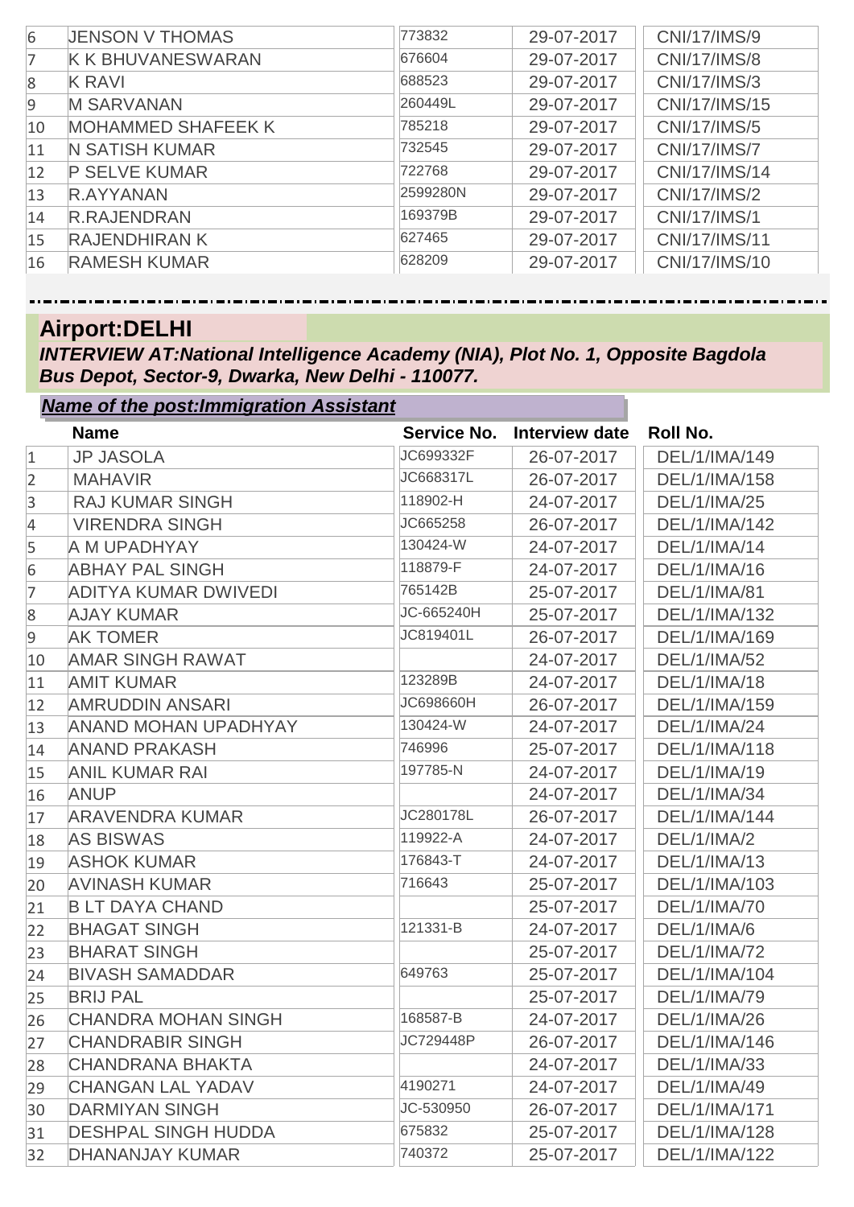| | | | | |
|---|---|---|---|---|
| 6 | JENSON V THOMAS | 773832 | 29-07-2017 | CNI/17/IMS/9 |
| 7 | K K BHUVANESWARAN | 676604 | 29-07-2017 | CNI/17/IMS/8 |
| 8 | K RAVI | 688523 | 29-07-2017 | CNI/17/IMS/3 |
| 9 | M SARVANAN | 260449L | 29-07-2017 | CNI/17/IMS/15 |
| 10 | MOHAMMED SHAFEEK K | 785218 | 29-07-2017 | CNI/17/IMS/5 |
| 11 | N SATISH KUMAR | 732545 | 29-07-2017 | CNI/17/IMS/7 |
| 12 | P SELVE KUMAR | 722768 | 29-07-2017 | CNI/17/IMS/14 |
| 13 | R.AYYANAN | 2599280N | 29-07-2017 | CNI/17/IMS/2 |
| 14 | R.RAJENDRAN | 169379B | 29-07-2017 | CNI/17/IMS/1 |
| 15 | RAJENDHIRAN K | 627465 | 29-07-2017 | CNI/17/IMS/11 |
| 16 | RAMESH KUMAR | 628209 | 29-07-2017 | CNI/17/IMS/10 |

## Airport:DELHI

***INTERVIEW AT:National Intelligence Academy (NIA), Plot No. 1, Opposite Bagdola Bus Depot, Sector-9, Dwarka, New Delhi - 110077.***

***Name of the post:Immigration Assistant***

| | Name | Service No. | Interview date | Roll No. |
|---|---|---|---|---|
| 1 | JP JASOLA | JC699332F | 26-07-2017 | DEL/1/IMA/149 |
| 2 | MAHAVIR | JC668317L | 26-07-2017 | DEL/1/IMA/158 |
| 3 | RAJ KUMAR SINGH | 118902-H | 24-07-2017 | DEL/1/IMA/25 |
| 4 | VIRENDRA SINGH | JC665258 | 26-07-2017 | DEL/1/IMA/142 |
| 5 | A M UPADHYAY | 130424-W | 24-07-2017 | DEL/1/IMA/14 |
| 6 | ABHAY PAL SINGH | 118879-F | 24-07-2017 | DEL/1/IMA/16 |
| 7 | ADITYA KUMAR DWIVEDI | 765142B | 25-07-2017 | DEL/1/IMA/81 |
| 8 | AJAY KUMAR | JC-665240H | 25-07-2017 | DEL/1/IMA/132 |
| 9 | AK TOMER | JC819401L | 26-07-2017 | DEL/1/IMA/169 |
| 10 | AMAR SINGH RAWAT | | 24-07-2017 | DEL/1/IMA/52 |
| 11 | AMIT KUMAR | 123289B | 24-07-2017 | DEL/1/IMA/18 |
| 12 | AMRUDDIN ANSARI | JC698660H | 26-07-2017 | DEL/1/IMA/159 |
| 13 | ANAND MOHAN UPADHYAY | 130424-W | 24-07-2017 | DEL/1/IMA/24 |
| 14 | ANAND PRAKASH | 746996 | 25-07-2017 | DEL/1/IMA/118 |
| 15 | ANIL KUMAR RAI | 197785-N | 24-07-2017 | DEL/1/IMA/19 |
| 16 | ANUP | | 24-07-2017 | DEL/1/IMA/34 |
| 17 | ARAVENDRA KUMAR | JC280178L | 26-07-2017 | DEL/1/IMA/144 |
| 18 | AS BISWAS | 119922-A | 24-07-2017 | DEL/1/IMA/2 |
| 19 | ASHOK KUMAR | 176843-T | 24-07-2017 | DEL/1/IMA/13 |
| 20 | AVINASH KUMAR | 716643 | 25-07-2017 | DEL/1/IMA/103 |
| 21 | B LT DAYA CHAND | | 25-07-2017 | DEL/1/IMA/70 |
| 22 | BHAGAT SINGH | 121331-B | 24-07-2017 | DEL/1/IMA/6 |
| 23 | BHARAT SINGH | | 25-07-2017 | DEL/1/IMA/72 |
| 24 | BIVASH SAMADDAR | 649763 | 25-07-2017 | DEL/1/IMA/104 |
| 25 | BRIJ PAL | | 25-07-2017 | DEL/1/IMA/79 |
| 26 | CHANDRA MOHAN SINGH | 168587-B | 24-07-2017 | DEL/1/IMA/26 |
| 27 | CHANDRABIR SINGH | JC729448P | 26-07-2017 | DEL/1/IMA/146 |
| 28 | CHANDRANA BHAKTA | | 24-07-2017 | DEL/1/IMA/33 |
| 29 | CHANGAN LAL YADAV | 4190271 | 24-07-2017 | DEL/1/IMA/49 |
| 30 | DARMIYAN SINGH | JC-530950 | 26-07-2017 | DEL/1/IMA/171 |
| 31 | DESHPAL SINGH HUDDA | 675832 | 25-07-2017 | DEL/1/IMA/128 |
| 32 | DHANANJAY KUMAR | 740372 | 25-07-2017 | DEL/1/IMA/122 |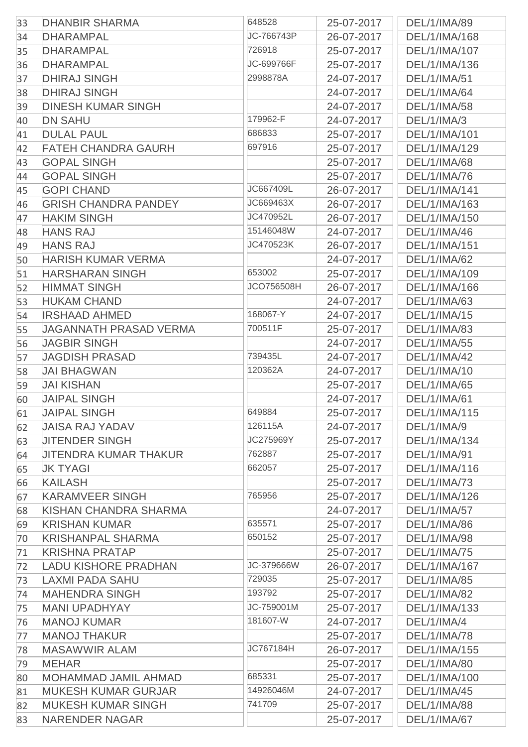| 33 | DHANBIR SHARMA | 648528 | 25-07-2017 | DEL/1/IMA/89 |
|---|---|---|---|---|
| 34 | DHARAMPAL | JC-766743P | 26-07-2017 | DEL/1/IMA/168 |
| 35 | DHARAMPAL | 726918 | 25-07-2017 | DEL/1/IMA/107 |
| 36 | DHARAMPAL | JC-699766F | 25-07-2017 | DEL/1/IMA/136 |
| 37 | DHIRAJ SINGH | 2998878A | 24-07-2017 | DEL/1/IMA/51 |
| 38 | DHIRAJ SINGH | | 24-07-2017 | DEL/1/IMA/64 |
| 39 | DINESH KUMAR SINGH | | 24-07-2017 | DEL/1/IMA/58 |
| 40 | DN SAHU | 179962-F | 24-07-2017 | DEL/1/IMA/3 |
| 41 | DULAL PAUL | 686833 | 25-07-2017 | DEL/1/IMA/101 |
| 42 | FATEH CHANDRA GAURH | 697916 | 25-07-2017 | DEL/1/IMA/129 |
| 43 | GOPAL SINGH | | 25-07-2017 | DEL/1/IMA/68 |
| 44 | GOPAL SINGH | | 25-07-2017 | DEL/1/IMA/76 |
| 45 | GOPI CHAND | JC667409L | 26-07-2017 | DEL/1/IMA/141 |
| 46 | GRISH CHANDRA PANDEY | JC669463X | 26-07-2017 | DEL/1/IMA/163 |
| 47 | HAKIM SINGH | JC470952L | 26-07-2017 | DEL/1/IMA/150 |
| 48 | HANS RAJ | 15146048W | 24-07-2017 | DEL/1/IMA/46 |
| 49 | HANS RAJ | JC470523K | 26-07-2017 | DEL/1/IMA/151 |
| 50 | HARISH KUMAR VERMA | | 24-07-2017 | DEL/1/IMA/62 |
| 51 | HARSHARAN SINGH | 653002 | 25-07-2017 | DEL/1/IMA/109 |
| 52 | HIMMAT SINGH | JCO756508H | 26-07-2017 | DEL/1/IMA/166 |
| 53 | HUKAM CHAND | | 24-07-2017 | DEL/1/IMA/63 |
| 54 | IRSHAAD AHMED | 168067-Y | 24-07-2017 | DEL/1/IMA/15 |
| 55 | JAGANNATH PRASAD VERMA | 700511F | 25-07-2017 | DEL/1/IMA/83 |
| 56 | JAGBIR SINGH | | 24-07-2017 | DEL/1/IMA/55 |
| 57 | JAGDISH PRASAD | 739435L | 24-07-2017 | DEL/1/IMA/42 |
| 58 | JAI BHAGWAN | 120362A | 24-07-2017 | DEL/1/IMA/10 |
| 59 | JAI KISHAN | | 25-07-2017 | DEL/1/IMA/65 |
| 60 | JAIPAL SINGH | | 24-07-2017 | DEL/1/IMA/61 |
| 61 | JAIPAL SINGH | 649884 | 25-07-2017 | DEL/1/IMA/115 |
| 62 | JAISA RAJ YADAV | 126115A | 24-07-2017 | DEL/1/IMA/9 |
| 63 | JITENDER SINGH | JC275969Y | 25-07-2017 | DEL/1/IMA/134 |
| 64 | JITENDRA KUMAR THAKUR | 762887 | 25-07-2017 | DEL/1/IMA/91 |
| 65 | JK TYAGI | 662057 | 25-07-2017 | DEL/1/IMA/116 |
| 66 | KAILASH | | 25-07-2017 | DEL/1/IMA/73 |
| 67 | KARAMVEER SINGH | 765956 | 25-07-2017 | DEL/1/IMA/126 |
| 68 | KISHAN CHANDRA SHARMA | | 24-07-2017 | DEL/1/IMA/57 |
| 69 | KRISHAN KUMAR | 635571 | 25-07-2017 | DEL/1/IMA/86 |
| 70 | KRISHANPAL SHARMA | 650152 | 25-07-2017 | DEL/1/IMA/98 |
| 71 | KRISHNA PRATAP | | 25-07-2017 | DEL/1/IMA/75 |
| 72 | LADU KISHORE PRADHAN | JC-379666W | 26-07-2017 | DEL/1/IMA/167 |
| 73 | LAXMI PADA SAHU | 729035 | 25-07-2017 | DEL/1/IMA/85 |
| 74 | MAHENDRA SINGH | 193792 | 25-07-2017 | DEL/1/IMA/82 |
| 75 | MANI UPADHYAY | JC-759001M | 25-07-2017 | DEL/1/IMA/133 |
| 76 | MANOJ KUMAR | 181607-W | 24-07-2017 | DEL/1/IMA/4 |
| 77 | MANOJ THAKUR | | 25-07-2017 | DEL/1/IMA/78 |
| 78 | MASAWWIR ALAM | JC767184H | 26-07-2017 | DEL/1/IMA/155 |
| 79 | MEHAR | | 25-07-2017 | DEL/1/IMA/80 |
| 80 | MOHAMMAD JAMIL AHMAD | 685331 | 25-07-2017 | DEL/1/IMA/100 |
| 81 | MUKESH KUMAR GURJAR | 14926046M | 24-07-2017 | DEL/1/IMA/45 |
| 82 | MUKESH KUMAR SINGH | 741709 | 25-07-2017 | DEL/1/IMA/88 |
| 83 | NARENDER NAGAR | | 25-07-2017 | DEL/1/IMA/67 |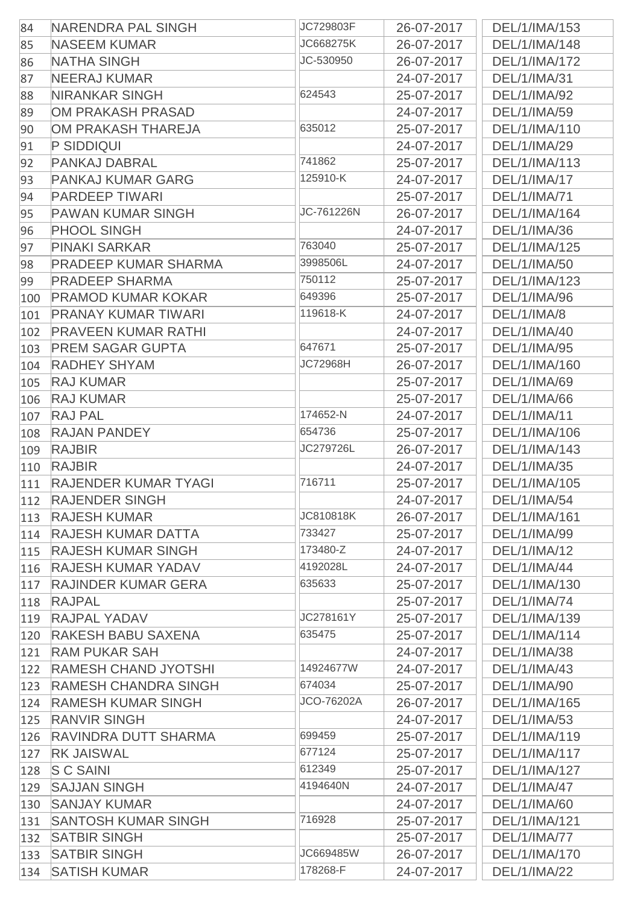| | | | | |
|---|---|---|---|---|
| 84 | NARENDRA PAL SINGH | JC729803F | 26-07-2017 | DEL/1/IMA/153 |
| 85 | NASEEM KUMAR | JC668275K | 26-07-2017 | DEL/1/IMA/148 |
| 86 | NATHA SINGH | JC-530950 | 26-07-2017 | DEL/1/IMA/172 |
| 87 | NEERAJ KUMAR | | 24-07-2017 | DEL/1/IMA/31 |
| 88 | NIRANKAR SINGH | 624543 | 25-07-2017 | DEL/1/IMA/92 |
| 89 | OM PRAKASH PRASAD | | 24-07-2017 | DEL/1/IMA/59 |
| 90 | OM PRAKASH THAREJA | 635012 | 25-07-2017 | DEL/1/IMA/110 |
| 91 | P SIDDIQUI | | 24-07-2017 | DEL/1/IMA/29 |
| 92 | PANKAJ DABRAL | 741862 | 25-07-2017 | DEL/1/IMA/113 |
| 93 | PANKAJ KUMAR GARG | 125910-K | 24-07-2017 | DEL/1/IMA/17 |
| 94 | PARDEEP TIWARI | | 25-07-2017 | DEL/1/IMA/71 |
| 95 | PAWAN KUMAR SINGH | JC-761226N | 26-07-2017 | DEL/1/IMA/164 |
| 96 | PHOOL SINGH | | 24-07-2017 | DEL/1/IMA/36 |
| 97 | PINAKI SARKAR | 763040 | 25-07-2017 | DEL/1/IMA/125 |
| 98 | PRADEEP KUMAR SHARMA | 3998506L | 24-07-2017 | DEL/1/IMA/50 |
| 99 | PRADEEP SHARMA | 750112 | 25-07-2017 | DEL/1/IMA/123 |
| 100 | PRAMOD KUMAR KOKAR | 649396 | 25-07-2017 | DEL/1/IMA/96 |
| 101 | PRANAY KUMAR TIWARI | 119618-K | 24-07-2017 | DEL/1/IMA/8 |
| 102 | PRAVEEN KUMAR RATHI | | 24-07-2017 | DEL/1/IMA/40 |
| 103 | PREM SAGAR GUPTA | 647671 | 25-07-2017 | DEL/1/IMA/95 |
| 104 | RADHEY SHYAM | JC72968H | 26-07-2017 | DEL/1/IMA/160 |
| 105 | RAJ KUMAR | | 25-07-2017 | DEL/1/IMA/69 |
| 106 | RAJ KUMAR | | 25-07-2017 | DEL/1/IMA/66 |
| 107 | RAJ PAL | 174652-N | 24-07-2017 | DEL/1/IMA/11 |
| 108 | RAJAN PANDEY | 654736 | 25-07-2017 | DEL/1/IMA/106 |
| 109 | RAJBIR | JC279726L | 26-07-2017 | DEL/1/IMA/143 |
| 110 | RAJBIR | | 24-07-2017 | DEL/1/IMA/35 |
| 111 | RAJENDER KUMAR TYAGI | 716711 | 25-07-2017 | DEL/1/IMA/105 |
| 112 | RAJENDER SINGH | | 24-07-2017 | DEL/1/IMA/54 |
| 113 | RAJESH KUMAR | JC810818K | 26-07-2017 | DEL/1/IMA/161 |
| 114 | RAJESH KUMAR DATTA | 733427 | 25-07-2017 | DEL/1/IMA/99 |
| 115 | RAJESH KUMAR SINGH | 173480-Z | 24-07-2017 | DEL/1/IMA/12 |
| 116 | RAJESH KUMAR YADAV | 4192028L | 24-07-2017 | DEL/1/IMA/44 |
| 117 | RAJINDER KUMAR GERA | 635633 | 25-07-2017 | DEL/1/IMA/130 |
| 118 | RAJPAL | | 25-07-2017 | DEL/1/IMA/74 |
| 119 | RAJPAL YADAV | JC278161Y | 25-07-2017 | DEL/1/IMA/139 |
| 120 | RAKESH BABU SAXENA | 635475 | 25-07-2017 | DEL/1/IMA/114 |
| 121 | RAM PUKAR SAH | | 24-07-2017 | DEL/1/IMA/38 |
| 122 | RAMESH CHAND JYOTSHI | 14924677W | 24-07-2017 | DEL/1/IMA/43 |
| 123 | RAMESH CHANDRA SINGH | 674034 | 25-07-2017 | DEL/1/IMA/90 |
| 124 | RAMESH KUMAR SINGH | JCO-76202A | 26-07-2017 | DEL/1/IMA/165 |
| 125 | RANVIR SINGH | | 24-07-2017 | DEL/1/IMA/53 |
| 126 | RAVINDRA DUTT SHARMA | 699459 | 25-07-2017 | DEL/1/IMA/119 |
| 127 | RK JAISWAL | 677124 | 25-07-2017 | DEL/1/IMA/117 |
| 128 | S C SAINI | 612349 | 25-07-2017 | DEL/1/IMA/127 |
| 129 | SAJJAN SINGH | 4194640N | 24-07-2017 | DEL/1/IMA/47 |
| 130 | SANJAY KUMAR | | 24-07-2017 | DEL/1/IMA/60 |
| 131 | SANTOSH KUMAR SINGH | 716928 | 25-07-2017 | DEL/1/IMA/121 |
| 132 | SATBIR SINGH | | 25-07-2017 | DEL/1/IMA/77 |
| 133 | SATBIR SINGH | JC669485W | 26-07-2017 | DEL/1/IMA/170 |
| 134 | SATISH KUMAR | 178268-F | 24-07-2017 | DEL/1/IMA/22 |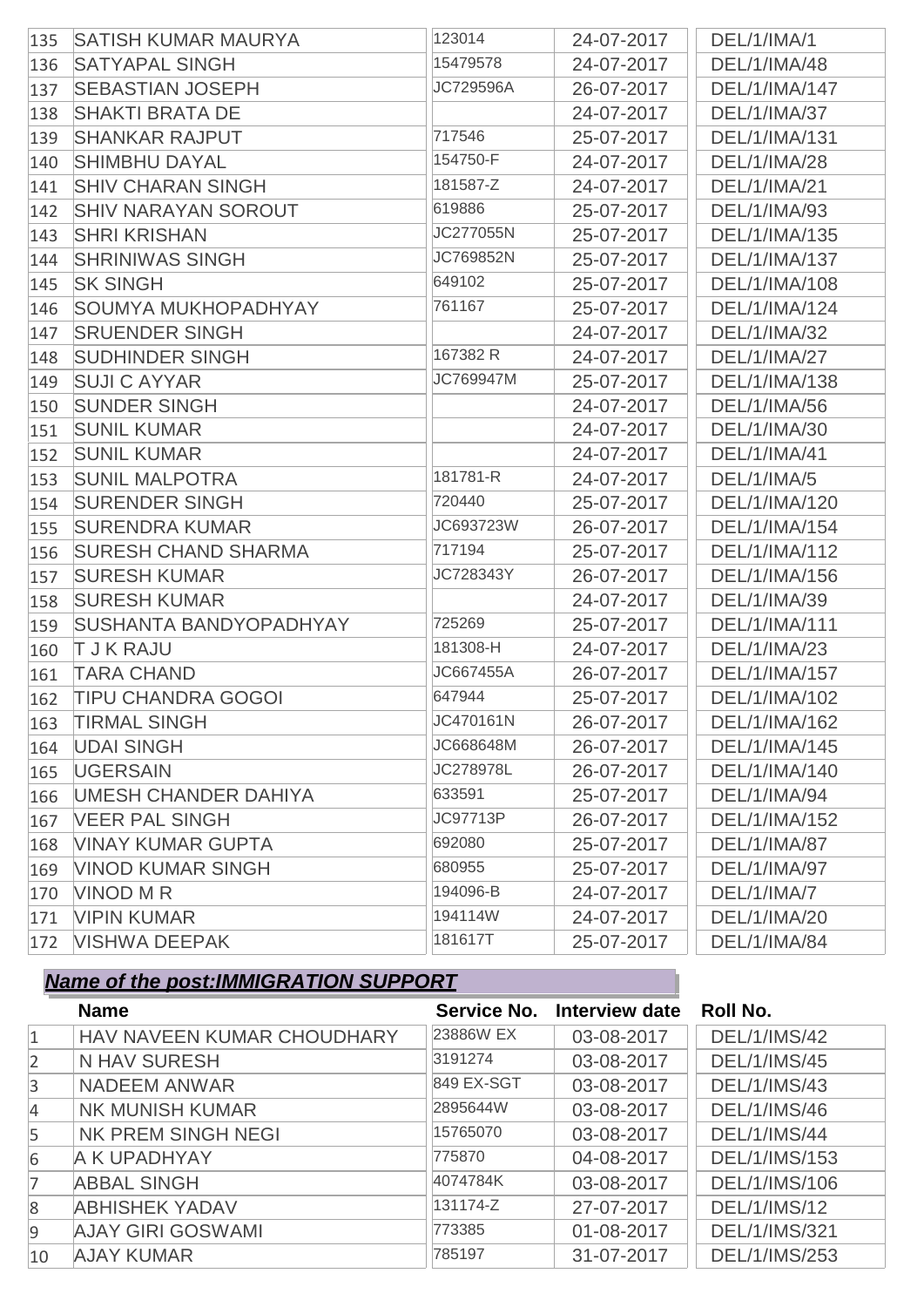| | | | | |
|---|---|---|---|---|
| 135 | SATISH KUMAR MAURYA | 123014 | 24-07-2017 | DEL/1/IMA/1 |
| 136 | SATYAPAL SINGH | 15479578 | 24-07-2017 | DEL/1/IMA/48 |
| 137 | SEBASTIAN JOSEPH | JC729596A | 26-07-2017 | DEL/1/IMA/147 |
| 138 | SHAKTI BRATA DE | | 24-07-2017 | DEL/1/IMA/37 |
| 139 | SHANKAR RAJPUT | 717546 | 25-07-2017 | DEL/1/IMA/131 |
| 140 | SHIMBHU DAYAL | 154750-F | 24-07-2017 | DEL/1/IMA/28 |
| 141 | SHIV CHARAN SINGH | 181587-Z | 24-07-2017 | DEL/1/IMA/21 |
| 142 | SHIV NARAYAN SOROUT | 619886 | 25-07-2017 | DEL/1/IMA/93 |
| 143 | SHRI KRISHAN | JC277055N | 25-07-2017 | DEL/1/IMA/135 |
| 144 | SHRINIWAS SINGH | JC769852N | 25-07-2017 | DEL/1/IMA/137 |
| 145 | SK SINGH | 649102 | 25-07-2017 | DEL/1/IMA/108 |
| 146 | SOUMYA MUKHOPADHYAY | 761167 | 25-07-2017 | DEL/1/IMA/124 |
| 147 | SRUENDER SINGH | | 24-07-2017 | DEL/1/IMA/32 |
| 148 | SUDHINDER SINGH | 167382 R | 24-07-2017 | DEL/1/IMA/27 |
| 149 | SUJI C AYYAR | JC769947M | 25-07-2017 | DEL/1/IMA/138 |
| 150 | SUNDER SINGH | | 24-07-2017 | DEL/1/IMA/56 |
| 151 | SUNIL KUMAR | | 24-07-2017 | DEL/1/IMA/30 |
| 152 | SUNIL KUMAR | | 24-07-2017 | DEL/1/IMA/41 |
| 153 | SUNIL MALPOTRA | 181781-R | 24-07-2017 | DEL/1/IMA/5 |
| 154 | SURENDER SINGH | 720440 | 25-07-2017 | DEL/1/IMA/120 |
| 155 | SURENDRA KUMAR | JC693723W | 26-07-2017 | DEL/1/IMA/154 |
| 156 | SURESH CHAND SHARMA | 717194 | 25-07-2017 | DEL/1/IMA/112 |
| 157 | SURESH KUMAR | JC728343Y | 26-07-2017 | DEL/1/IMA/156 |
| 158 | SURESH KUMAR | | 24-07-2017 | DEL/1/IMA/39 |
| 159 | SUSHANTA BANDYOPADHYAY | 725269 | 25-07-2017 | DEL/1/IMA/111 |
| 160 | T J K RAJU | 181308-H | 24-07-2017 | DEL/1/IMA/23 |
| 161 | TARA CHAND | JC667455A | 26-07-2017 | DEL/1/IMA/157 |
| 162 | TIPU CHANDRA GOGOI | 647944 | 25-07-2017 | DEL/1/IMA/102 |
| 163 | TIRMAL SINGH | JC470161N | 26-07-2017 | DEL/1/IMA/162 |
| 164 | UDAI SINGH | JC668648M | 26-07-2017 | DEL/1/IMA/145 |
| 165 | UGERSAIN | JC278978L | 26-07-2017 | DEL/1/IMA/140 |
| 166 | UMESH CHANDER DAHIYA | 633591 | 25-07-2017 | DEL/1/IMA/94 |
| 167 | VEER PAL SINGH | JC97713P | 26-07-2017 | DEL/1/IMA/152 |
| 168 | VINAY KUMAR GUPTA | 692080 | 25-07-2017 | DEL/1/IMA/87 |
| 169 | VINOD KUMAR SINGH | 680955 | 25-07-2017 | DEL/1/IMA/97 |
| 170 | VINOD M R | 194096-B | 24-07-2017 | DEL/1/IMA/7 |
| 171 | VIPIN KUMAR | 194114W | 24-07-2017 | DEL/1/IMA/20 |
| 172 | VISHWA DEEPAK | 181617T | 25-07-2017 | DEL/1/IMA/84 |

***Name of the post:IMMIGRATION SUPPORT***

| | Name | Service No. | Interview date | Roll No. |
|---|---|---|---|---|
| 1 | HAV NAVEEN KUMAR CHOUDHARY | 23886W EX | 03-08-2017 | DEL/1/IMS/42 |
| 2 | N HAV SURESH | 3191274 | 03-08-2017 | DEL/1/IMS/45 |
| 3 | NADEEM ANWAR | 849 EX-SGT | 03-08-2017 | DEL/1/IMS/43 |
| 4 | NK MUNISH KUMAR | 2895644W | 03-08-2017 | DEL/1/IMS/46 |
| 5 | NK PREM SINGH NEGI | 15765070 | 03-08-2017 | DEL/1/IMS/44 |
| 6 | A K UPADHYAY | 775870 | 04-08-2017 | DEL/1/IMS/153 |
| 7 | ABBAL SINGH | 4074784K | 03-08-2017 | DEL/1/IMS/106 |
| 8 | ABHISHEK YADAV | 131174-Z | 27-07-2017 | DEL/1/IMS/12 |
| 9 | AJAY GIRI GOSWAMI | 773385 | 01-08-2017 | DEL/1/IMS/321 |
| 10 | AJAY KUMAR | 785197 | 31-07-2017 | DEL/1/IMS/253 |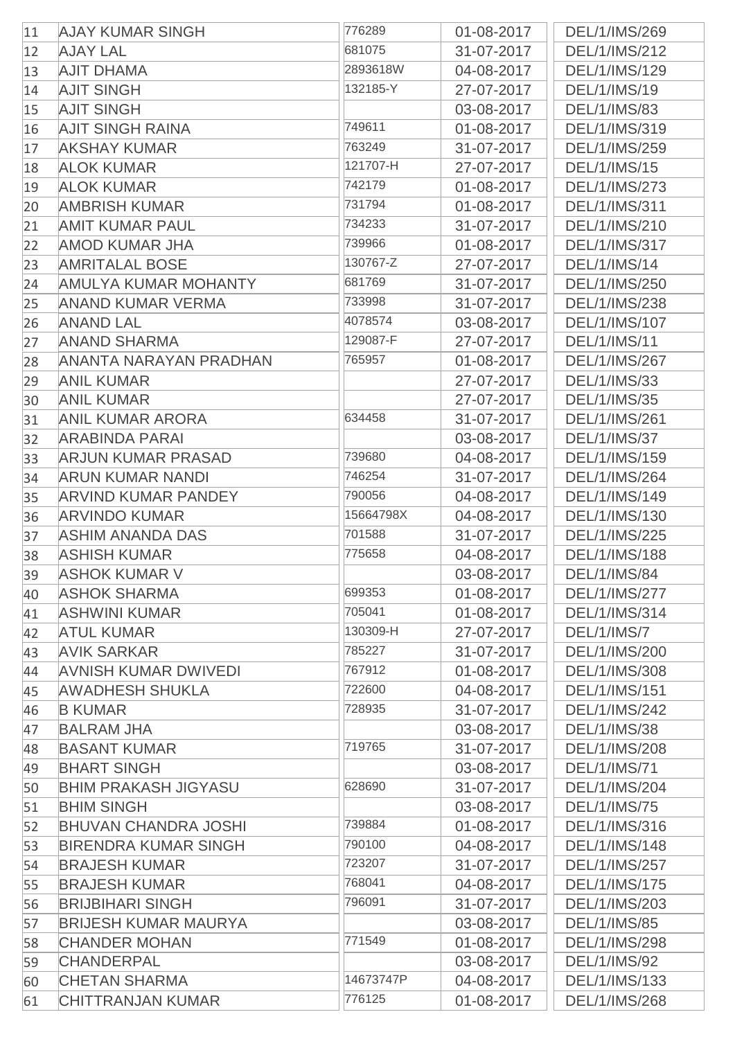| | | | | |
|---|---|---|---|---|
| 11 | AJAY KUMAR SINGH | 776289 | 01-08-2017 | DEL/1/IMS/269 |
| 12 | AJAY LAL | 681075 | 31-07-2017 | DEL/1/IMS/212 |
| 13 | AJIT DHAMA | 2893618W | 04-08-2017 | DEL/1/IMS/129 |
| 14 | AJIT SINGH | 132185-Y | 27-07-2017 | DEL/1/IMS/19 |
| 15 | AJIT SINGH | | 03-08-2017 | DEL/1/IMS/83 |
| 16 | AJIT SINGH RAINA | 749611 | 01-08-2017 | DEL/1/IMS/319 |
| 17 | AKSHAY KUMAR | 763249 | 31-07-2017 | DEL/1/IMS/259 |
| 18 | ALOK KUMAR | 121707-H | 27-07-2017 | DEL/1/IMS/15 |
| 19 | ALOK KUMAR | 742179 | 01-08-2017 | DEL/1/IMS/273 |
| 20 | AMBRISH KUMAR | 731794 | 01-08-2017 | DEL/1/IMS/311 |
| 21 | AMIT KUMAR PAUL | 734233 | 31-07-2017 | DEL/1/IMS/210 |
| 22 | AMOD KUMAR JHA | 739966 | 01-08-2017 | DEL/1/IMS/317 |
| 23 | AMRITALAL BOSE | 130767-Z | 27-07-2017 | DEL/1/IMS/14 |
| 24 | AMULYA KUMAR MOHANTY | 681769 | 31-07-2017 | DEL/1/IMS/250 |
| 25 | ANAND KUMAR VERMA | 733998 | 31-07-2017 | DEL/1/IMS/238 |
| 26 | ANAND LAL | 4078574 | 03-08-2017 | DEL/1/IMS/107 |
| 27 | ANAND SHARMA | 129087-F | 27-07-2017 | DEL/1/IMS/11 |
| 28 | ANANTA NARAYAN PRADHAN | 765957 | 01-08-2017 | DEL/1/IMS/267 |
| 29 | ANIL KUMAR | | 27-07-2017 | DEL/1/IMS/33 |
| 30 | ANIL KUMAR | | 27-07-2017 | DEL/1/IMS/35 |
| 31 | ANIL KUMAR ARORA | 634458 | 31-07-2017 | DEL/1/IMS/261 |
| 32 | ARABINDA PARAI | | 03-08-2017 | DEL/1/IMS/37 |
| 33 | ARJUN KUMAR PRASAD | 739680 | 04-08-2017 | DEL/1/IMS/159 |
| 34 | ARUN KUMAR NANDI | 746254 | 31-07-2017 | DEL/1/IMS/264 |
| 35 | ARVIND KUMAR PANDEY | 790056 | 04-08-2017 | DEL/1/IMS/149 |
| 36 | ARVINDO KUMAR | 15664798X | 04-08-2017 | DEL/1/IMS/130 |
| 37 | ASHIM ANANDA DAS | 701588 | 31-07-2017 | DEL/1/IMS/225 |
| 38 | ASHISH KUMAR | 775658 | 04-08-2017 | DEL/1/IMS/188 |
| 39 | ASHOK KUMAR V | | 03-08-2017 | DEL/1/IMS/84 |
| 40 | ASHOK SHARMA | 699353 | 01-08-2017 | DEL/1/IMS/277 |
| 41 | ASHWINI KUMAR | 705041 | 01-08-2017 | DEL/1/IMS/314 |
| 42 | ATUL KUMAR | 130309-H | 27-07-2017 | DEL/1/IMS/7 |
| 43 | AVIK SARKAR | 785227 | 31-07-2017 | DEL/1/IMS/200 |
| 44 | AVNISH KUMAR DWIVEDI | 767912 | 01-08-2017 | DEL/1/IMS/308 |
| 45 | AWADHESH SHUKLA | 722600 | 04-08-2017 | DEL/1/IMS/151 |
| 46 | B KUMAR | 728935 | 31-07-2017 | DEL/1/IMS/242 |
| 47 | BALRAM JHA | | 03-08-2017 | DEL/1/IMS/38 |
| 48 | BASANT KUMAR | 719765 | 31-07-2017 | DEL/1/IMS/208 |
| 49 | BHART SINGH | | 03-08-2017 | DEL/1/IMS/71 |
| 50 | BHIM PRAKASH JIGYASU | 628690 | 31-07-2017 | DEL/1/IMS/204 |
| 51 | BHIM SINGH | | 03-08-2017 | DEL/1/IMS/75 |
| 52 | BHUVAN CHANDRA JOSHI | 739884 | 01-08-2017 | DEL/1/IMS/316 |
| 53 | BIRENDRA KUMAR SINGH | 790100 | 04-08-2017 | DEL/1/IMS/148 |
| 54 | BRAJESH KUMAR | 723207 | 31-07-2017 | DEL/1/IMS/257 |
| 55 | BRAJESH KUMAR | 768041 | 04-08-2017 | DEL/1/IMS/175 |
| 56 | BRIJBIHARI SINGH | 796091 | 31-07-2017 | DEL/1/IMS/203 |
| 57 | BRIJESH KUMAR MAURYA | | 03-08-2017 | DEL/1/IMS/85 |
| 58 | CHANDER MOHAN | 771549 | 01-08-2017 | DEL/1/IMS/298 |
| 59 | CHANDERPAL | | 03-08-2017 | DEL/1/IMS/92 |
| 60 | CHETAN SHARMA | 14673747P | 04-08-2017 | DEL/1/IMS/133 |
| 61 | CHITTRANJAN KUMAR | 776125 | 01-08-2017 | DEL/1/IMS/268 |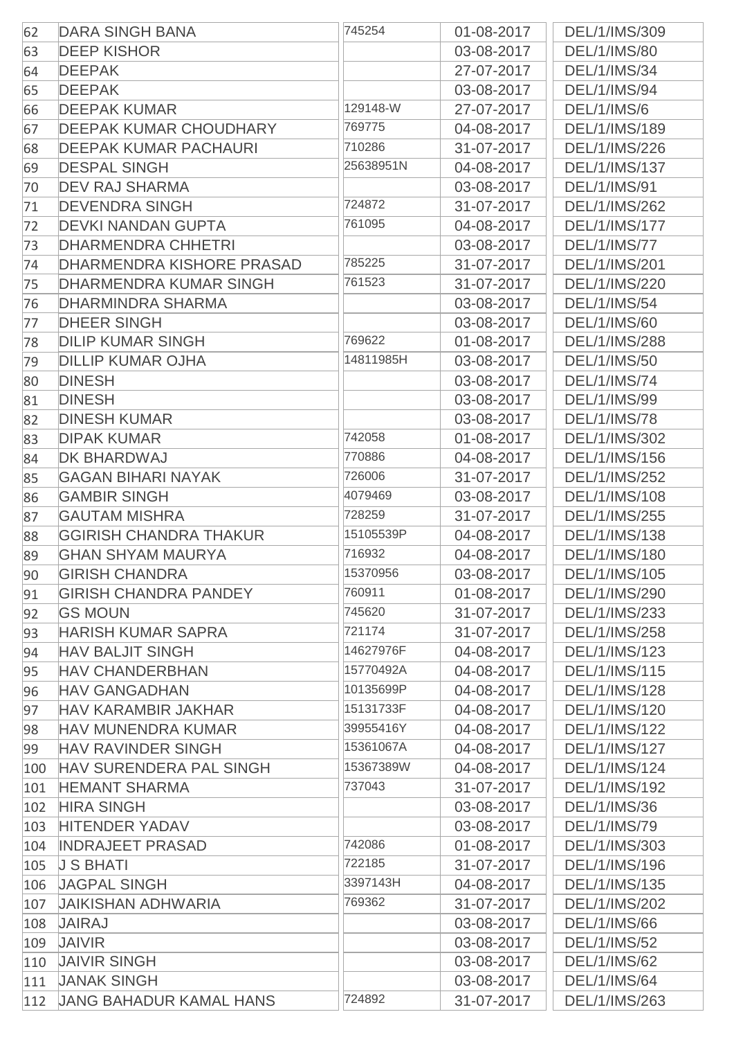| | | | | |
|---|---|---|---|---|
| 62 | DARA SINGH BANA | 745254 | 01-08-2017 | DEL/1/IMS/309 |
| 63 | DEEP KISHOR | | 03-08-2017 | DEL/1/IMS/80 |
| 64 | DEEPAK | | 27-07-2017 | DEL/1/IMS/34 |
| 65 | DEEPAK | | 03-08-2017 | DEL/1/IMS/94 |
| 66 | DEEPAK KUMAR | 129148-W | 27-07-2017 | DEL/1/IMS/6 |
| 67 | DEEPAK KUMAR CHOUDHARY | 769775 | 04-08-2017 | DEL/1/IMS/189 |
| 68 | DEEPAK KUMAR PACHAURI | 710286 | 31-07-2017 | DEL/1/IMS/226 |
| 69 | DESPAL SINGH | 25638951N | 04-08-2017 | DEL/1/IMS/137 |
| 70 | DEV RAJ SHARMA | | 03-08-2017 | DEL/1/IMS/91 |
| 71 | DEVENDRA SINGH | 724872 | 31-07-2017 | DEL/1/IMS/262 |
| 72 | DEVKI NANDAN GUPTA | 761095 | 04-08-2017 | DEL/1/IMS/177 |
| 73 | DHARMENDRA CHHETRI | | 03-08-2017 | DEL/1/IMS/77 |
| 74 | DHARMENDRA KISHORE PRASAD | 785225 | 31-07-2017 | DEL/1/IMS/201 |
| 75 | DHARMENDRA KUMAR SINGH | 761523 | 31-07-2017 | DEL/1/IMS/220 |
| 76 | DHARMINDRA SHARMA | | 03-08-2017 | DEL/1/IMS/54 |
| 77 | DHEER SINGH | | 03-08-2017 | DEL/1/IMS/60 |
| 78 | DILIP KUMAR SINGH | 769622 | 01-08-2017 | DEL/1/IMS/288 |
| 79 | DILLIP KUMAR OJHA | 14811985H | 03-08-2017 | DEL/1/IMS/50 |
| 80 | DINESH | | 03-08-2017 | DEL/1/IMS/74 |
| 81 | DINESH | | 03-08-2017 | DEL/1/IMS/99 |
| 82 | DINESH KUMAR | | 03-08-2017 | DEL/1/IMS/78 |
| 83 | DIPAK KUMAR | 742058 | 01-08-2017 | DEL/1/IMS/302 |
| 84 | DK BHARDWAJ | 770886 | 04-08-2017 | DEL/1/IMS/156 |
| 85 | GAGAN BIHARI NAYAK | 726006 | 31-07-2017 | DEL/1/IMS/252 |
| 86 | GAMBIR SINGH | 4079469 | 03-08-2017 | DEL/1/IMS/108 |
| 87 | GAUTAM MISHRA | 728259 | 31-07-2017 | DEL/1/IMS/255 |
| 88 | GGIRISH CHANDRA THAKUR | 15105539P | 04-08-2017 | DEL/1/IMS/138 |
| 89 | GHAN SHYAM MAURYA | 716932 | 04-08-2017 | DEL/1/IMS/180 |
| 90 | GIRISH CHANDRA | 15370956 | 03-08-2017 | DEL/1/IMS/105 |
| 91 | GIRISH CHANDRA PANDEY | 760911 | 01-08-2017 | DEL/1/IMS/290 |
| 92 | GS MOUN | 745620 | 31-07-2017 | DEL/1/IMS/233 |
| 93 | HARISH KUMAR SAPRA | 721174 | 31-07-2017 | DEL/1/IMS/258 |
| 94 | HAV BALJIT SINGH | 14627976F | 04-08-2017 | DEL/1/IMS/123 |
| 95 | HAV CHANDERBHAN | 15770492A | 04-08-2017 | DEL/1/IMS/115 |
| 96 | HAV GANGADHAN | 10135699P | 04-08-2017 | DEL/1/IMS/128 |
| 97 | HAV KARAMBIR JAKHAR | 15131733F | 04-08-2017 | DEL/1/IMS/120 |
| 98 | HAV MUNENDRA KUMAR | 39955416Y | 04-08-2017 | DEL/1/IMS/122 |
| 99 | HAV RAVINDER SINGH | 15361067A | 04-08-2017 | DEL/1/IMS/127 |
| 100 | HAV SURENDERA PAL SINGH | 15367389W | 04-08-2017 | DEL/1/IMS/124 |
| 101 | HEMANT SHARMA | 737043 | 31-07-2017 | DEL/1/IMS/192 |
| 102 | HIRA SINGH | | 03-08-2017 | DEL/1/IMS/36 |
| 103 | HITENDER YADAV | | 03-08-2017 | DEL/1/IMS/79 |
| 104 | INDRAJEET PRASAD | 742086 | 01-08-2017 | DEL/1/IMS/303 |
| 105 | J S BHATI | 722185 | 31-07-2017 | DEL/1/IMS/196 |
| 106 | JAGPAL SINGH | 3397143H | 04-08-2017 | DEL/1/IMS/135 |
| 107 | JAIKISHAN ADHWARIA | 769362 | 31-07-2017 | DEL/1/IMS/202 |
| 108 | JAIRAJ | | 03-08-2017 | DEL/1/IMS/66 |
| 109 | JAIVIR | | 03-08-2017 | DEL/1/IMS/52 |
| 110 | JAIVIR SINGH | | 03-08-2017 | DEL/1/IMS/62 |
| 111 | JANAK SINGH | | 03-08-2017 | DEL/1/IMS/64 |
| 112 | JANG BAHADUR KAMAL HANS | 724892 | 31-07-2017 | DEL/1/IMS/263 |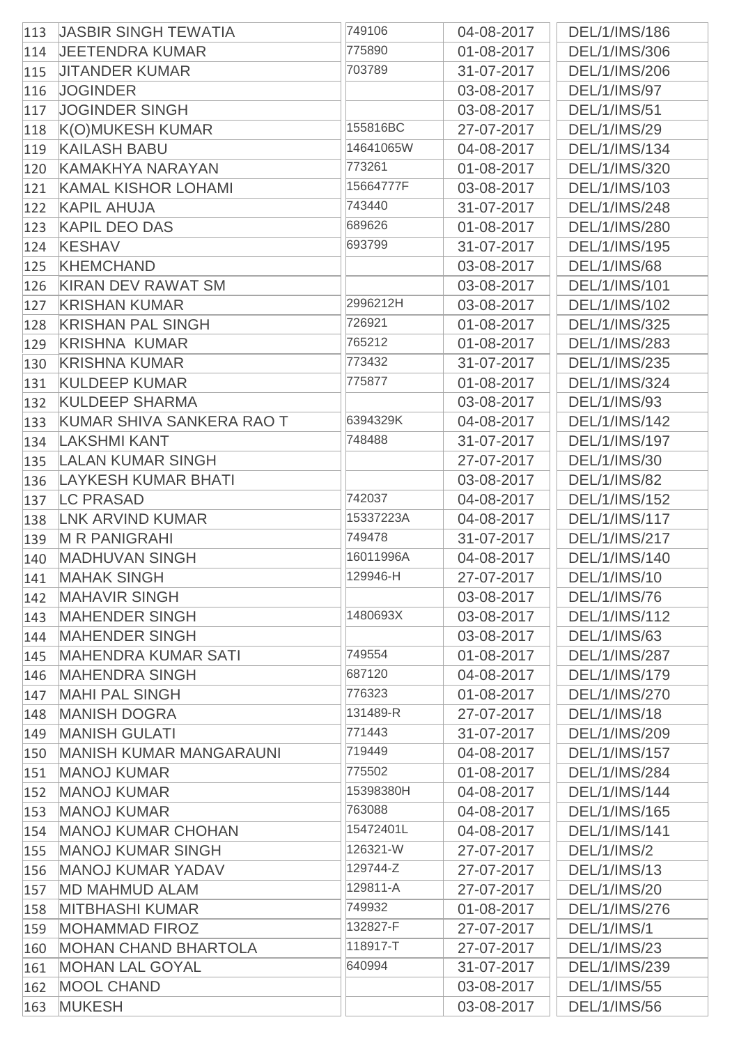| | | | | |
|---|---|---|---|---|
| 113 | JASBIR SINGH TEWATIA | 749106 | 04-08-2017 | DEL/1/IMS/186 |
| 114 | JEETENDRA KUMAR | 775890 | 01-08-2017 | DEL/1/IMS/306 |
| 115 | JITANDER KUMAR | 703789 | 31-07-2017 | DEL/1/IMS/206 |
| 116 | JOGINDER | | 03-08-2017 | DEL/1/IMS/97 |
| 117 | JOGINDER SINGH | | 03-08-2017 | DEL/1/IMS/51 |
| 118 | K(O)MUKESH KUMAR | 155816BC | 27-07-2017 | DEL/1/IMS/29 |
| 119 | KAILASH BABU | 14641065W | 04-08-2017 | DEL/1/IMS/134 |
| 120 | KAMAKHYA NARAYAN | 773261 | 01-08-2017 | DEL/1/IMS/320 |
| 121 | KAMAL KISHOR LOHAMI | 15664777F | 03-08-2017 | DEL/1/IMS/103 |
| 122 | KAPIL AHUJA | 743440 | 31-07-2017 | DEL/1/IMS/248 |
| 123 | KAPIL DEO DAS | 689626 | 01-08-2017 | DEL/1/IMS/280 |
| 124 | KESHAV | 693799 | 31-07-2017 | DEL/1/IMS/195 |
| 125 | KHEMCHAND | | 03-08-2017 | DEL/1/IMS/68 |
| 126 | KIRAN DEV RAWAT SM | | 03-08-2017 | DEL/1/IMS/101 |
| 127 | KRISHAN KUMAR | 2996212H | 03-08-2017 | DEL/1/IMS/102 |
| 128 | KRISHAN PAL SINGH | 726921 | 01-08-2017 | DEL/1/IMS/325 |
| 129 | KRISHNA  KUMAR | 765212 | 01-08-2017 | DEL/1/IMS/283 |
| 130 | KRISHNA KUMAR | 773432 | 31-07-2017 | DEL/1/IMS/235 |
| 131 | KULDEEP KUMAR | 775877 | 01-08-2017 | DEL/1/IMS/324 |
| 132 | KULDEEP SHARMA | | 03-08-2017 | DEL/1/IMS/93 |
| 133 | KUMAR SHIVA SANKERA RAO T | 6394329K | 04-08-2017 | DEL/1/IMS/142 |
| 134 | LAKSHMI KANT | 748488 | 31-07-2017 | DEL/1/IMS/197 |
| 135 | LALAN KUMAR SINGH | | 27-07-2017 | DEL/1/IMS/30 |
| 136 | LAYKESH KUMAR BHATI | | 03-08-2017 | DEL/1/IMS/82 |
| 137 | LC PRASAD | 742037 | 04-08-2017 | DEL/1/IMS/152 |
| 138 | LNK ARVIND KUMAR | 15337223A | 04-08-2017 | DEL/1/IMS/117 |
| 139 | M R PANIGRAHI | 749478 | 31-07-2017 | DEL/1/IMS/217 |
| 140 | MADHUVAN SINGH | 16011996A | 04-08-2017 | DEL/1/IMS/140 |
| 141 | MAHAK SINGH | 129946-H | 27-07-2017 | DEL/1/IMS/10 |
| 142 | MAHAVIR SINGH | | 03-08-2017 | DEL/1/IMS/76 |
| 143 | MAHENDER SINGH | 1480693X | 03-08-2017 | DEL/1/IMS/112 |
| 144 | MAHENDER SINGH | | 03-08-2017 | DEL/1/IMS/63 |
| 145 | MAHENDRA KUMAR SATI | 749554 | 01-08-2017 | DEL/1/IMS/287 |
| 146 | MAHENDRA SINGH | 687120 | 04-08-2017 | DEL/1/IMS/179 |
| 147 | MAHI PAL SINGH | 776323 | 01-08-2017 | DEL/1/IMS/270 |
| 148 | MANISH DOGRA | 131489-R | 27-07-2017 | DEL/1/IMS/18 |
| 149 | MANISH GULATI | 771443 | 31-07-2017 | DEL/1/IMS/209 |
| 150 | MANISH KUMAR MANGARAUNI | 719449 | 04-08-2017 | DEL/1/IMS/157 |
| 151 | MANOJ KUMAR | 775502 | 01-08-2017 | DEL/1/IMS/284 |
| 152 | MANOJ KUMAR | 15398380H | 04-08-2017 | DEL/1/IMS/144 |
| 153 | MANOJ KUMAR | 763088 | 04-08-2017 | DEL/1/IMS/165 |
| 154 | MANOJ KUMAR CHOHAN | 15472401L | 04-08-2017 | DEL/1/IMS/141 |
| 155 | MANOJ KUMAR SINGH | 126321-W | 27-07-2017 | DEL/1/IMS/2 |
| 156 | MANOJ KUMAR YADAV | 129744-Z | 27-07-2017 | DEL/1/IMS/13 |
| 157 | MD MAHMUD ALAM | 129811-A | 27-07-2017 | DEL/1/IMS/20 |
| 158 | MITBHASHI KUMAR | 749932 | 01-08-2017 | DEL/1/IMS/276 |
| 159 | MOHAMMAD FIROZ | 132827-F | 27-07-2017 | DEL/1/IMS/1 |
| 160 | MOHAN CHAND BHARTOLA | 118917-T | 27-07-2017 | DEL/1/IMS/23 |
| 161 | MOHAN LAL GOYAL | 640994 | 31-07-2017 | DEL/1/IMS/239 |
| 162 | MOOL CHAND | | 03-08-2017 | DEL/1/IMS/55 |
| 163 | MUKESH | | 03-08-2017 | DEL/1/IMS/56 |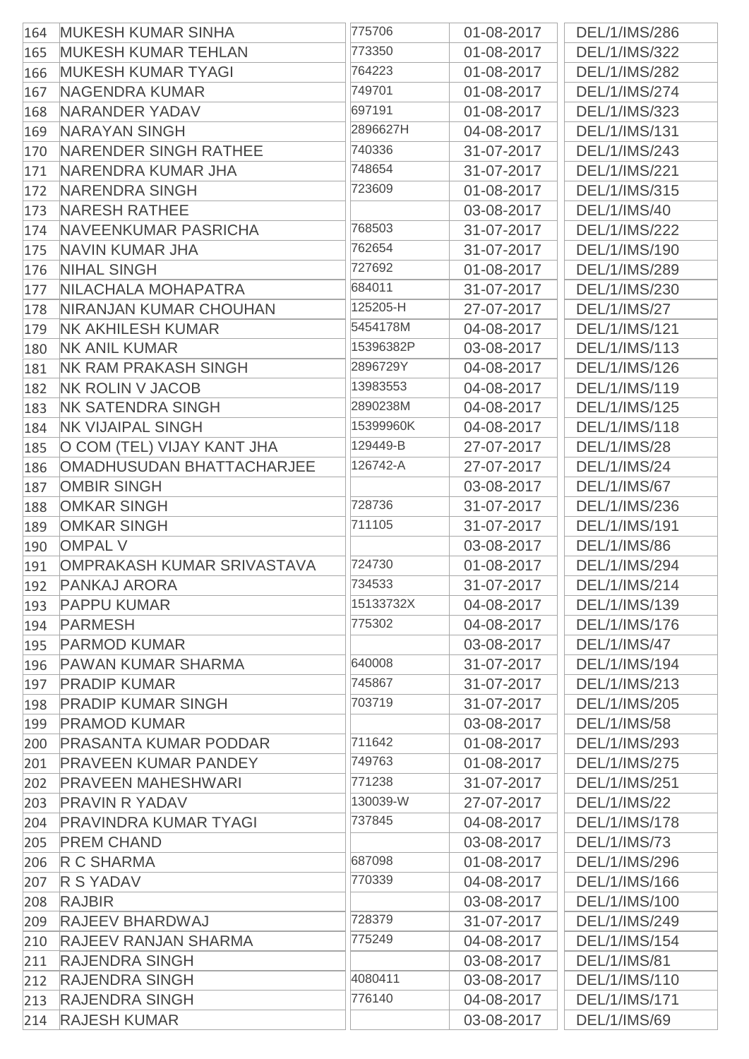| | | | | |
|---|---|---|---|---|
| 164 | MUKESH KUMAR SINHA | 775706 | 01-08-2017 | DEL/1/IMS/286 |
| 165 | MUKESH KUMAR TEHLAN | 773350 | 01-08-2017 | DEL/1/IMS/322 |
| 166 | MUKESH KUMAR TYAGI | 764223 | 01-08-2017 | DEL/1/IMS/282 |
| 167 | NAGENDRA KUMAR | 749701 | 01-08-2017 | DEL/1/IMS/274 |
| 168 | NARANDER YADAV | 697191 | 01-08-2017 | DEL/1/IMS/323 |
| 169 | NARAYAN SINGH | 2896627H | 04-08-2017 | DEL/1/IMS/131 |
| 170 | NARENDER SINGH RATHEE | 740336 | 31-07-2017 | DEL/1/IMS/243 |
| 171 | NARENDRA KUMAR JHA | 748654 | 31-07-2017 | DEL/1/IMS/221 |
| 172 | NARENDRA SINGH | 723609 | 01-08-2017 | DEL/1/IMS/315 |
| 173 | NARESH RATHEE | | 03-08-2017 | DEL/1/IMS/40 |
| 174 | NAVEENKUMAR PASRICHA | 768503 | 31-07-2017 | DEL/1/IMS/222 |
| 175 | NAVIN KUMAR JHA | 762654 | 31-07-2017 | DEL/1/IMS/190 |
| 176 | NIHAL SINGH | 727692 | 01-08-2017 | DEL/1/IMS/289 |
| 177 | NILACHALA MOHAPATRA | 684011 | 31-07-2017 | DEL/1/IMS/230 |
| 178 | NIRANJAN KUMAR CHOUHAN | 125205-H | 27-07-2017 | DEL/1/IMS/27 |
| 179 | NK AKHILESH KUMAR | 5454178M | 04-08-2017 | DEL/1/IMS/121 |
| 180 | NK ANIL KUMAR | 15396382P | 03-08-2017 | DEL/1/IMS/113 |
| 181 | NK RAM PRAKASH SINGH | 2896729Y | 04-08-2017 | DEL/1/IMS/126 |
| 182 | NK ROLIN V JACOB | 13983553 | 04-08-2017 | DEL/1/IMS/119 |
| 183 | NK SATENDRA SINGH | 2890238M | 04-08-2017 | DEL/1/IMS/125 |
| 184 | NK VIJAIPAL SINGH | 15399960K | 04-08-2017 | DEL/1/IMS/118 |
| 185 | O COM (TEL) VIJAY KANT JHA | 129449-B | 27-07-2017 | DEL/1/IMS/28 |
| 186 | OMADHUSUDAN BHATTACHARJEE | 126742-A | 27-07-2017 | DEL/1/IMS/24 |
| 187 | OMBIR SINGH | | 03-08-2017 | DEL/1/IMS/67 |
| 188 | OMKAR SINGH | 728736 | 31-07-2017 | DEL/1/IMS/236 |
| 189 | OMKAR SINGH | 711105 | 31-07-2017 | DEL/1/IMS/191 |
| 190 | OMPAL V | | 03-08-2017 | DEL/1/IMS/86 |
| 191 | OMPRAKASH KUMAR SRIVASTAVA | 724730 | 01-08-2017 | DEL/1/IMS/294 |
| 192 | PANKAJ ARORA | 734533 | 31-07-2017 | DEL/1/IMS/214 |
| 193 | PAPPU KUMAR | 15133732X | 04-08-2017 | DEL/1/IMS/139 |
| 194 | PARMESH | 775302 | 04-08-2017 | DEL/1/IMS/176 |
| 195 | PARMOD KUMAR | | 03-08-2017 | DEL/1/IMS/47 |
| 196 | PAWAN KUMAR SHARMA | 640008 | 31-07-2017 | DEL/1/IMS/194 |
| 197 | PRADIP KUMAR | 745867 | 31-07-2017 | DEL/1/IMS/213 |
| 198 | PRADIP KUMAR SINGH | 703719 | 31-07-2017 | DEL/1/IMS/205 |
| 199 | PRAMOD KUMAR | | 03-08-2017 | DEL/1/IMS/58 |
| 200 | PRASANTA KUMAR PODDAR | 711642 | 01-08-2017 | DEL/1/IMS/293 |
| 201 | PRAVEEN KUMAR PANDEY | 749763 | 01-08-2017 | DEL/1/IMS/275 |
| 202 | PRAVEEN MAHESHWARI | 771238 | 31-07-2017 | DEL/1/IMS/251 |
| 203 | PRAVIN R YADAV | 130039-W | 27-07-2017 | DEL/1/IMS/22 |
| 204 | PRAVINDRA KUMAR TYAGI | 737845 | 04-08-2017 | DEL/1/IMS/178 |
| 205 | PREM CHAND | | 03-08-2017 | DEL/1/IMS/73 |
| 206 | R C SHARMA | 687098 | 01-08-2017 | DEL/1/IMS/296 |
| 207 | R S YADAV | 770339 | 04-08-2017 | DEL/1/IMS/166 |
| 208 | RAJBIR | | 03-08-2017 | DEL/1/IMS/100 |
| 209 | RAJEEV BHARDWAJ | 728379 | 31-07-2017 | DEL/1/IMS/249 |
| 210 | RAJEEV RANJAN SHARMA | 775249 | 04-08-2017 | DEL/1/IMS/154 |
| 211 | RAJENDRA SINGH | | 03-08-2017 | DEL/1/IMS/81 |
| 212 | RAJENDRA SINGH | 4080411 | 03-08-2017 | DEL/1/IMS/110 |
| 213 | RAJENDRA SINGH | 776140 | 04-08-2017 | DEL/1/IMS/171 |
| 214 | RAJESH KUMAR | | 03-08-2017 | DEL/1/IMS/69 |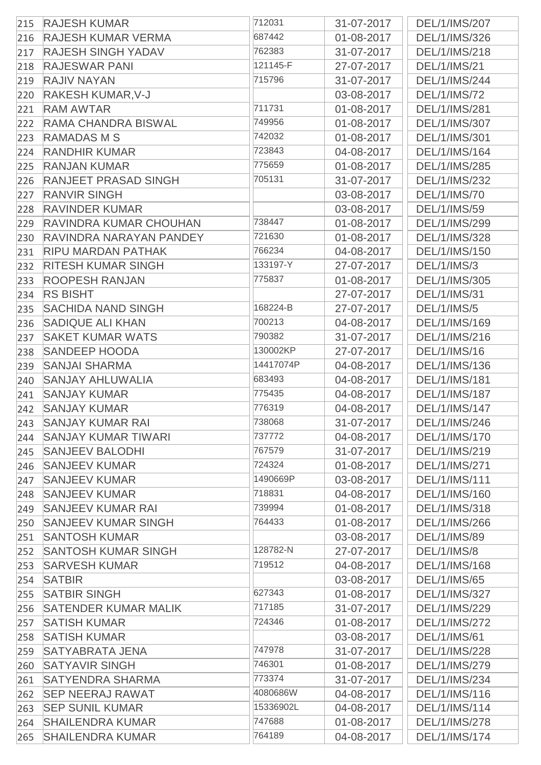| | | | | |
|---|---|---|---|---|
| 215 | RAJESH KUMAR | 712031 | 31-07-2017 | DEL/1/IMS/207 |
| 216 | RAJESH KUMAR VERMA | 687442 | 01-08-2017 | DEL/1/IMS/326 |
| 217 | RAJESH SINGH YADAV | 762383 | 31-07-2017 | DEL/1/IMS/218 |
| 218 | RAJESWAR PANI | 121145-F | 27-07-2017 | DEL/1/IMS/21 |
| 219 | RAJIV NAYAN | 715796 | 31-07-2017 | DEL/1/IMS/244 |
| 220 | RAKESH KUMAR,V-J | | 03-08-2017 | DEL/1/IMS/72 |
| 221 | RAM AWTAR | 711731 | 01-08-2017 | DEL/1/IMS/281 |
| 222 | RAMA CHANDRA BISWAL | 749956 | 01-08-2017 | DEL/1/IMS/307 |
| 223 | RAMADAS M S | 742032 | 01-08-2017 | DEL/1/IMS/301 |
| 224 | RANDHIR KUMAR | 723843 | 04-08-2017 | DEL/1/IMS/164 |
| 225 | RANJAN KUMAR | 775659 | 01-08-2017 | DEL/1/IMS/285 |
| 226 | RANJEET PRASAD SINGH | 705131 | 31-07-2017 | DEL/1/IMS/232 |
| 227 | RANVIR SINGH | | 03-08-2017 | DEL/1/IMS/70 |
| 228 | RAVINDER KUMAR | | 03-08-2017 | DEL/1/IMS/59 |
| 229 | RAVINDRA KUMAR CHOUHAN | 738447 | 01-08-2017 | DEL/1/IMS/299 |
| 230 | RAVINDRA NARAYAN PANDEY | 721630 | 01-08-2017 | DEL/1/IMS/328 |
| 231 | RIPU MARDAN PATHAK | 766234 | 04-08-2017 | DEL/1/IMS/150 |
| 232 | RITESH KUMAR SINGH | 133197-Y | 27-07-2017 | DEL/1/IMS/3 |
| 233 | ROOPESH RANJAN | 775837 | 01-08-2017 | DEL/1/IMS/305 |
| 234 | RS BISHT | | 27-07-2017 | DEL/1/IMS/31 |
| 235 | SACHIDA NAND SINGH | 168224-B | 27-07-2017 | DEL/1/IMS/5 |
| 236 | SADIQUE ALI KHAN | 700213 | 04-08-2017 | DEL/1/IMS/169 |
| 237 | SAKET KUMAR WATS | 790382 | 31-07-2017 | DEL/1/IMS/216 |
| 238 | SANDEEP HOODA | 130002KP | 27-07-2017 | DEL/1/IMS/16 |
| 239 | SANJAI SHARMA | 14417074P | 04-08-2017 | DEL/1/IMS/136 |
| 240 | SANJAY AHLUWALIA | 683493 | 04-08-2017 | DEL/1/IMS/181 |
| 241 | SANJAY KUMAR | 775435 | 04-08-2017 | DEL/1/IMS/187 |
| 242 | SANJAY KUMAR | 776319 | 04-08-2017 | DEL/1/IMS/147 |
| 243 | SANJAY KUMAR RAI | 738068 | 31-07-2017 | DEL/1/IMS/246 |
| 244 | SANJAY KUMAR TIWARI | 737772 | 04-08-2017 | DEL/1/IMS/170 |
| 245 | SANJEEV BALODHI | 767579 | 31-07-2017 | DEL/1/IMS/219 |
| 246 | SANJEEV KUMAR | 724324 | 01-08-2017 | DEL/1/IMS/271 |
| 247 | SANJEEV KUMAR | 1490669P | 03-08-2017 | DEL/1/IMS/111 |
| 248 | SANJEEV KUMAR | 718831 | 04-08-2017 | DEL/1/IMS/160 |
| 249 | SANJEEV KUMAR RAI | 739994 | 01-08-2017 | DEL/1/IMS/318 |
| 250 | SANJEEV KUMAR SINGH | 764433 | 01-08-2017 | DEL/1/IMS/266 |
| 251 | SANTOSH KUMAR | | 03-08-2017 | DEL/1/IMS/89 |
| 252 | SANTOSH KUMAR SINGH | 128782-N | 27-07-2017 | DEL/1/IMS/8 |
| 253 | SARVESH KUMAR | 719512 | 04-08-2017 | DEL/1/IMS/168 |
| 254 | SATBIR | | 03-08-2017 | DEL/1/IMS/65 |
| 255 | SATBIR SINGH | 627343 | 01-08-2017 | DEL/1/IMS/327 |
| 256 | SATENDER KUMAR MALIK | 717185 | 31-07-2017 | DEL/1/IMS/229 |
| 257 | SATISH KUMAR | 724346 | 01-08-2017 | DEL/1/IMS/272 |
| 258 | SATISH KUMAR | | 03-08-2017 | DEL/1/IMS/61 |
| 259 | SATYABRATA JENA | 747978 | 31-07-2017 | DEL/1/IMS/228 |
| 260 | SATYAVIR SINGH | 746301 | 01-08-2017 | DEL/1/IMS/279 |
| 261 | SATYENDRA SHARMA | 773374 | 31-07-2017 | DEL/1/IMS/234 |
| 262 | SEP NEERAJ RAWAT | 4080686W | 04-08-2017 | DEL/1/IMS/116 |
| 263 | SEP SUNIL KUMAR | 15336902L | 04-08-2017 | DEL/1/IMS/114 |
| 264 | SHAILENDRA KUMAR | 747688 | 01-08-2017 | DEL/1/IMS/278 |
| 265 | SHAILENDRA KUMAR | 764189 | 04-08-2017 | DEL/1/IMS/174 |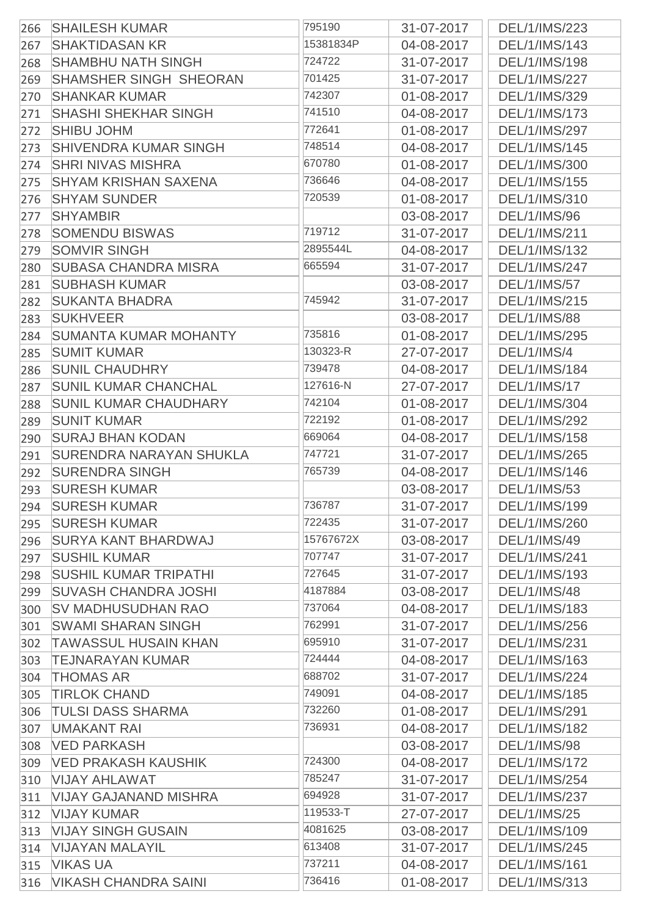| | | | | |
|---|---|---|---|---|
| 266 | SHAILESH KUMAR | 795190 | 31-07-2017 | DEL/1/IMS/223 |
| 267 | SHAKTIDASAN KR | 15381834P | 04-08-2017 | DEL/1/IMS/143 |
| 268 | SHAMBHU NATH SINGH | 724722 | 31-07-2017 | DEL/1/IMS/198 |
| 269 | SHAMSHER SINGH SHEORAN | 701425 | 31-07-2017 | DEL/1/IMS/227 |
| 270 | SHANKAR KUMAR | 742307 | 01-08-2017 | DEL/1/IMS/329 |
| 271 | SHASHI SHEKHAR SINGH | 741510 | 04-08-2017 | DEL/1/IMS/173 |
| 272 | SHIBU JOHM | 772641 | 01-08-2017 | DEL/1/IMS/297 |
| 273 | SHIVENDRA KUMAR SINGH | 748514 | 04-08-2017 | DEL/1/IMS/145 |
| 274 | SHRI NIVAS MISHRA | 670780 | 01-08-2017 | DEL/1/IMS/300 |
| 275 | SHYAM KRISHAN SAXENA | 736646 | 04-08-2017 | DEL/1/IMS/155 |
| 276 | SHYAM SUNDER | 720539 | 01-08-2017 | DEL/1/IMS/310 |
| 277 | SHYAMBIR | | 03-08-2017 | DEL/1/IMS/96 |
| 278 | SOMENDU BISWAS | 719712 | 31-07-2017 | DEL/1/IMS/211 |
| 279 | SOMVIR SINGH | 2895544L | 04-08-2017 | DEL/1/IMS/132 |
| 280 | SUBASA CHANDRA MISRA | 665594 | 31-07-2017 | DEL/1/IMS/247 |
| 281 | SUBHASH KUMAR | | 03-08-2017 | DEL/1/IMS/57 |
| 282 | SUKANTA BHADRA | 745942 | 31-07-2017 | DEL/1/IMS/215 |
| 283 | SUKHVEER | | 03-08-2017 | DEL/1/IMS/88 |
| 284 | SUMANTA KUMAR MOHANTY | 735816 | 01-08-2017 | DEL/1/IMS/295 |
| 285 | SUMIT KUMAR | 130323-R | 27-07-2017 | DEL/1/IMS/4 |
| 286 | SUNIL CHAUDHRY | 739478 | 04-08-2017 | DEL/1/IMS/184 |
| 287 | SUNIL KUMAR CHANCHAL | 127616-N | 27-07-2017 | DEL/1/IMS/17 |
| 288 | SUNIL KUMAR CHAUDHARY | 742104 | 01-08-2017 | DEL/1/IMS/304 |
| 289 | SUNIT KUMAR | 722192 | 01-08-2017 | DEL/1/IMS/292 |
| 290 | SURAJ BHAN KODAN | 669064 | 04-08-2017 | DEL/1/IMS/158 |
| 291 | SURENDRA NARAYAN SHUKLA | 747721 | 31-07-2017 | DEL/1/IMS/265 |
| 292 | SURENDRA SINGH | 765739 | 04-08-2017 | DEL/1/IMS/146 |
| 293 | SURESH KUMAR | | 03-08-2017 | DEL/1/IMS/53 |
| 294 | SURESH KUMAR | 736787 | 31-07-2017 | DEL/1/IMS/199 |
| 295 | SURESH KUMAR | 722435 | 31-07-2017 | DEL/1/IMS/260 |
| 296 | SURYA KANT BHARDWAJ | 15767672X | 03-08-2017 | DEL/1/IMS/49 |
| 297 | SUSHIL KUMAR | 707747 | 31-07-2017 | DEL/1/IMS/241 |
| 298 | SUSHIL KUMAR TRIPATHI | 727645 | 31-07-2017 | DEL/1/IMS/193 |
| 299 | SUVASH CHANDRA JOSHI | 4187884 | 03-08-2017 | DEL/1/IMS/48 |
| 300 | SV MADHUSUDHAN RAO | 737064 | 04-08-2017 | DEL/1/IMS/183 |
| 301 | SWAMI SHARAN SINGH | 762991 | 31-07-2017 | DEL/1/IMS/256 |
| 302 | TAWASSUL HUSAIN KHAN | 695910 | 31-07-2017 | DEL/1/IMS/231 |
| 303 | TEJNARAYAN KUMAR | 724444 | 04-08-2017 | DEL/1/IMS/163 |
| 304 | THOMAS AR | 688702 | 31-07-2017 | DEL/1/IMS/224 |
| 305 | TIRLOK CHAND | 749091 | 04-08-2017 | DEL/1/IMS/185 |
| 306 | TULSI DASS SHARMA | 732260 | 01-08-2017 | DEL/1/IMS/291 |
| 307 | UMAKANT RAI | 736931 | 04-08-2017 | DEL/1/IMS/182 |
| 308 | VED PARKASH | | 03-08-2017 | DEL/1/IMS/98 |
| 309 | VED PRAKASH KAUSHIK | 724300 | 04-08-2017 | DEL/1/IMS/172 |
| 310 | VIJAY AHLAWAT | 785247 | 31-07-2017 | DEL/1/IMS/254 |
| 311 | VIJAY GAJANAND MISHRA | 694928 | 31-07-2017 | DEL/1/IMS/237 |
| 312 | VIJAY KUMAR | 119533-T | 27-07-2017 | DEL/1/IMS/25 |
| 313 | VIJAY SINGH GUSAIN | 4081625 | 03-08-2017 | DEL/1/IMS/109 |
| 314 | VIJAYAN MALAYIL | 613408 | 31-07-2017 | DEL/1/IMS/245 |
| 315 | VIKAS UA | 737211 | 04-08-2017 | DEL/1/IMS/161 |
| 316 | VIKASH CHANDRA SAINI | 736416 | 01-08-2017 | DEL/1/IMS/313 |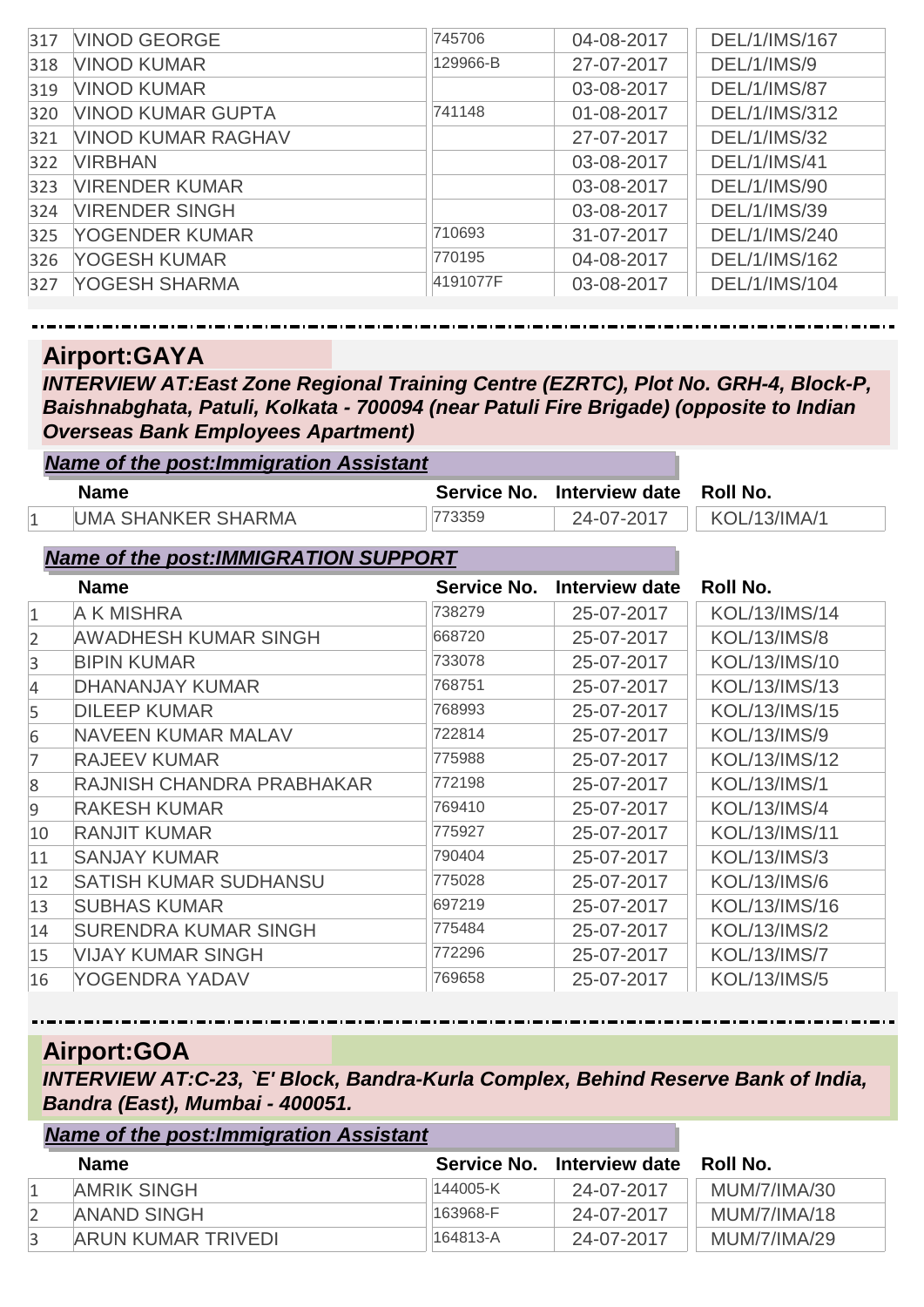| | | | | |
|---|---|---|---|---|
| 317 | VINOD GEORGE | 745706 | 04-08-2017 | DEL/1/IMS/167 |
| 318 | VINOD KUMAR | 129966-B | 27-07-2017 | DEL/1/IMS/9 |
| 319 | VINOD KUMAR | | 03-08-2017 | DEL/1/IMS/87 |
| 320 | VINOD KUMAR GUPTA | 741148 | 01-08-2017 | DEL/1/IMS/312 |
| 321 | VINOD KUMAR RAGHAV | | 27-07-2017 | DEL/1/IMS/32 |
| 322 | VIRBHAN | | 03-08-2017 | DEL/1/IMS/41 |
| 323 | VIRENDER KUMAR | | 03-08-2017 | DEL/1/IMS/90 |
| 324 | VIRENDER SINGH | | 03-08-2017 | DEL/1/IMS/39 |
| 325 | YOGENDER KUMAR | 710693 | 31-07-2017 | DEL/1/IMS/240 |
| 326 | YOGESH KUMAR | 770195 | 04-08-2017 | DEL/1/IMS/162 |
| 327 | YOGESH SHARMA | 4191077F | 03-08-2017 | DEL/1/IMS/104 |

## Airport:GAYA

***INTERVIEW AT:East Zone Regional Training Centre (EZRTC), Plot No. GRH-4, Block-P, Baishnabghata, Patuli, Kolkata - 700094 (near Patuli Fire Brigade) (opposite to Indian Overseas Bank Employees Apartment)***

### *Name of the post:Immigration Assistant*

| | Name | Service No. | Interview date | Roll No. |
|---|---|---|---|---|
| 1 | UMA SHANKER SHARMA | 773359 | 24-07-2017 | KOL/13/IMA/1 |

### *Name of the post:IMMIGRATION SUPPORT*

| | Name | Service No. | Interview date | Roll No. |
|---|---|---|---|---|
| 1 | A K MISHRA | 738279 | 25-07-2017 | KOL/13/IMS/14 |
| 2 | AWADHESH KUMAR SINGH | 668720 | 25-07-2017 | KOL/13/IMS/8 |
| 3 | BIPIN KUMAR | 733078 | 25-07-2017 | KOL/13/IMS/10 |
| 4 | DHANANJAY KUMAR | 768751 | 25-07-2017 | KOL/13/IMS/13 |
| 5 | DILEEP KUMAR | 768993 | 25-07-2017 | KOL/13/IMS/15 |
| 6 | NAVEEN KUMAR MALAV | 722814 | 25-07-2017 | KOL/13/IMS/9 |
| 7 | RAJEEV KUMAR | 775988 | 25-07-2017 | KOL/13/IMS/12 |
| 8 | RAJNISH CHANDRA PRABHAKAR | 772198 | 25-07-2017 | KOL/13/IMS/1 |
| 9 | RAKESH KUMAR | 769410 | 25-07-2017 | KOL/13/IMS/4 |
| 10 | RANJIT KUMAR | 775927 | 25-07-2017 | KOL/13/IMS/11 |
| 11 | SANJAY KUMAR | 790404 | 25-07-2017 | KOL/13/IMS/3 |
| 12 | SATISH KUMAR SUDHANSU | 775028 | 25-07-2017 | KOL/13/IMS/6 |
| 13 | SUBHAS KUMAR | 697219 | 25-07-2017 | KOL/13/IMS/16 |
| 14 | SURENDRA KUMAR SINGH | 775484 | 25-07-2017 | KOL/13/IMS/2 |
| 15 | VIJAY KUMAR SINGH | 772296 | 25-07-2017 | KOL/13/IMS/7 |
| 16 | YOGENDRA YADAV | 769658 | 25-07-2017 | KOL/13/IMS/5 |

## Airport:GOA

***INTERVIEW AT:C-23, `E' Block, Bandra-Kurla Complex, Behind Reserve Bank of India, Bandra (East), Mumbai - 400051.***

### *Name of the post:Immigration Assistant*

| | Name | Service No. | Interview date | Roll No. |
|---|---|---|---|---|
| 1 | AMRIK SINGH | 144005-K | 24-07-2017 | MUM/7/IMA/30 |
| 2 | ANAND SINGH | 163968-F | 24-07-2017 | MUM/7/IMA/18 |
| 3 | ARUN KUMAR TRIVEDI | 164813-A | 24-07-2017 | MUM/7/IMA/29 |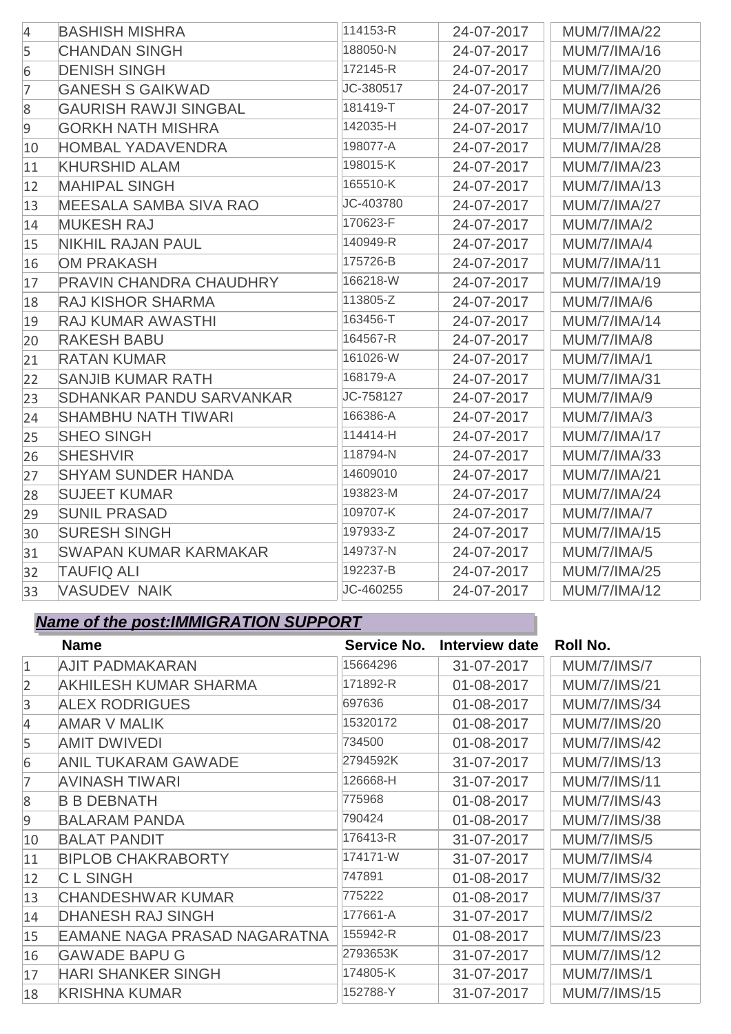| | | | | |
|---|---|---|---|---|
| 4 | BASHISH MISHRA | 114153-R | 24-07-2017 | MUM/7/IMA/22 |
| 5 | CHANDAN SINGH | 188050-N | 24-07-2017 | MUM/7/IMA/16 |
| 6 | DENISH SINGH | 172145-R | 24-07-2017 | MUM/7/IMA/20 |
| 7 | GANESH S GAIKWAD | JC-380517 | 24-07-2017 | MUM/7/IMA/26 |
| 8 | GAURISH RAWJI SINGBAL | 181419-T | 24-07-2017 | MUM/7/IMA/32 |
| 9 | GORKH NATH MISHRA | 142035-H | 24-07-2017 | MUM/7/IMA/10 |
| 10 | HOMBAL YADAVENDRA | 198077-A | 24-07-2017 | MUM/7/IMA/28 |
| 11 | KHURSHID ALAM | 198015-K | 24-07-2017 | MUM/7/IMA/23 |
| 12 | MAHIPAL SINGH | 165510-K | 24-07-2017 | MUM/7/IMA/13 |
| 13 | MEESALA SAMBA SIVA RAO | JC-403780 | 24-07-2017 | MUM/7/IMA/27 |
| 14 | MUKESH RAJ | 170623-F | 24-07-2017 | MUM/7/IMA/2 |
| 15 | NIKHIL RAJAN PAUL | 140949-R | 24-07-2017 | MUM/7/IMA/4 |
| 16 | OM PRAKASH | 175726-B | 24-07-2017 | MUM/7/IMA/11 |
| 17 | PRAVIN CHANDRA CHAUDHRY | 166218-W | 24-07-2017 | MUM/7/IMA/19 |
| 18 | RAJ KISHOR SHARMA | 113805-Z | 24-07-2017 | MUM/7/IMA/6 |
| 19 | RAJ KUMAR AWASTHI | 163456-T | 24-07-2017 | MUM/7/IMA/14 |
| 20 | RAKESH BABU | 164567-R | 24-07-2017 | MUM/7/IMA/8 |
| 21 | RATAN KUMAR | 161026-W | 24-07-2017 | MUM/7/IMA/1 |
| 22 | SANJIB KUMAR RATH | 168179-A | 24-07-2017 | MUM/7/IMA/31 |
| 23 | SDHANKAR PANDU SARVANKAR | JC-758127 | 24-07-2017 | MUM/7/IMA/9 |
| 24 | SHAMBHU NATH TIWARI | 166386-A | 24-07-2017 | MUM/7/IMA/3 |
| 25 | SHEO SINGH | 114414-H | 24-07-2017 | MUM/7/IMA/17 |
| 26 | SHESHVIR | 118794-N | 24-07-2017 | MUM/7/IMA/33 |
| 27 | SHYAM SUNDER HANDA | 14609010 | 24-07-2017 | MUM/7/IMA/21 |
| 28 | SUJEET KUMAR | 193823-M | 24-07-2017 | MUM/7/IMA/24 |
| 29 | SUNIL PRASAD | 109707-K | 24-07-2017 | MUM/7/IMA/7 |
| 30 | SURESH SINGH | 197933-Z | 24-07-2017 | MUM/7/IMA/15 |
| 31 | SWAPAN KUMAR KARMAKAR | 149737-N | 24-07-2017 | MUM/7/IMA/5 |
| 32 | TAUFIQ ALI | 192237-B | 24-07-2017 | MUM/7/IMA/25 |
| 33 | VASUDEV NAIK | JC-460255 | 24-07-2017 | MUM/7/IMA/12 |

***Name of the post:IMMIGRATION SUPPORT***

| | Name | Service No. | Interview date | Roll No. |
|---|---|---|---|---|
| 1 | AJIT PADMAKARAN | 15664296 | 31-07-2017 | MUM/7/IMS/7 |
| 2 | AKHILESH KUMAR SHARMA | 171892-R | 01-08-2017 | MUM/7/IMS/21 |
| 3 | ALEX RODRIGUES | 697636 | 01-08-2017 | MUM/7/IMS/34 |
| 4 | AMAR V MALIK | 15320172 | 01-08-2017 | MUM/7/IMS/20 |
| 5 | AMIT DWIVEDI | 734500 | 01-08-2017 | MUM/7/IMS/42 |
| 6 | ANIL TUKARAM GAWADE | 2794592K | 31-07-2017 | MUM/7/IMS/13 |
| 7 | AVINASH TIWARI | 126668-H | 31-07-2017 | MUM/7/IMS/11 |
| 8 | B B DEBNATH | 775968 | 01-08-2017 | MUM/7/IMS/43 |
| 9 | BALARAM PANDA | 790424 | 01-08-2017 | MUM/7/IMS/38 |
| 10 | BALAT PANDIT | 176413-R | 31-07-2017 | MUM/7/IMS/5 |
| 11 | BIPLOB CHAKRABORTY | 174171-W | 31-07-2017 | MUM/7/IMS/4 |
| 12 | C L SINGH | 747891 | 01-08-2017 | MUM/7/IMS/32 |
| 13 | CHANDESHWAR KUMAR | 775222 | 01-08-2017 | MUM/7/IMS/37 |
| 14 | DHANESH RAJ SINGH | 177661-A | 31-07-2017 | MUM/7/IMS/2 |
| 15 | EAMANE NAGA PRASAD NAGARATNA | 155942-R | 01-08-2017 | MUM/7/IMS/23 |
| 16 | GAWADE BAPU G | 2793653K | 31-07-2017 | MUM/7/IMS/12 |
| 17 | HARI SHANKER SINGH | 174805-K | 31-07-2017 | MUM/7/IMS/1 |
| 18 | KRISHNA KUMAR | 152788-Y | 31-07-2017 | MUM/7/IMS/15 |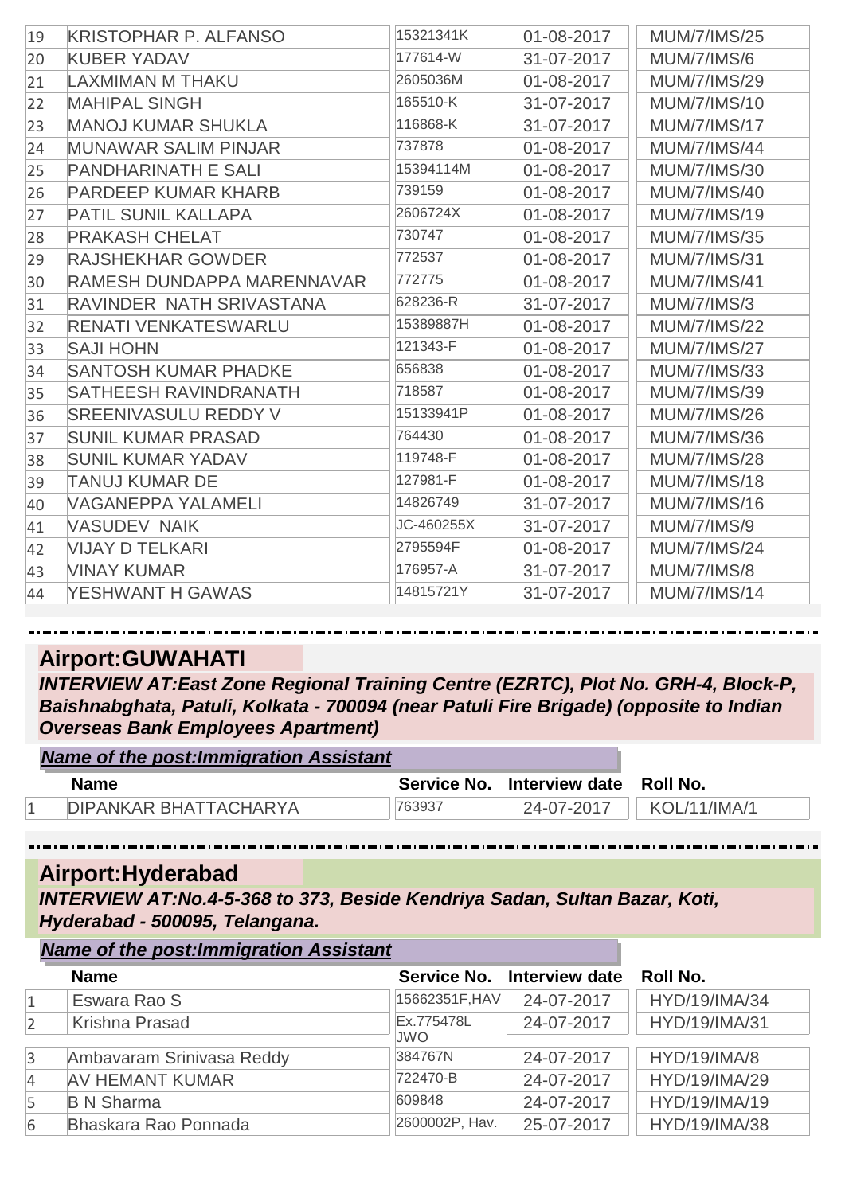| | Name | Service No. | Interview date | Roll No. |
|---|---|---|---|---|
| 19 | KRISTOPHAR P. ALFANSO | 15321341K | 01-08-2017 | MUM/7/IMS/25 |
| 20 | KUBER YADAV | 177614-W | 31-07-2017 | MUM/7/IMS/6 |
| 21 | LAXMIMAN M THAKU | 2605036M | 01-08-2017 | MUM/7/IMS/29 |
| 22 | MAHIPAL SINGH | 165510-K | 31-07-2017 | MUM/7/IMS/10 |
| 23 | MANOJ KUMAR SHUKLA | 116868-K | 31-07-2017 | MUM/7/IMS/17 |
| 24 | MUNAWAR SALIM PINJAR | 737878 | 01-08-2017 | MUM/7/IMS/44 |
| 25 | PANDHARINATH E SALI | 15394114M | 01-08-2017 | MUM/7/IMS/30 |
| 26 | PARDEEP KUMAR KHARB | 739159 | 01-08-2017 | MUM/7/IMS/40 |
| 27 | PATIL SUNIL KALLAPA | 2606724X | 01-08-2017 | MUM/7/IMS/19 |
| 28 | PRAKASH CHELAT | 730747 | 01-08-2017 | MUM/7/IMS/35 |
| 29 | RAJSHEKHAR GOWDER | 772537 | 01-08-2017 | MUM/7/IMS/31 |
| 30 | RAMESH DUNDAPPA MARENNAVAR | 772775 | 01-08-2017 | MUM/7/IMS/41 |
| 31 | RAVINDER NATH SRIVASTANA | 628236-R | 31-07-2017 | MUM/7/IMS/3 |
| 32 | RENATI VENKATESWARLU | 15389887H | 01-08-2017 | MUM/7/IMS/22 |
| 33 | SAJI HOHN | 121343-F | 01-08-2017 | MUM/7/IMS/27 |
| 34 | SANTOSH KUMAR PHADKE | 656838 | 01-08-2017 | MUM/7/IMS/33 |
| 35 | SATHEESH RAVINDRANATH | 718587 | 01-08-2017 | MUM/7/IMS/39 |
| 36 | SREENIVASULU REDDY V | 15133941P | 01-08-2017 | MUM/7/IMS/26 |
| 37 | SUNIL KUMAR PRASAD | 764430 | 01-08-2017 | MUM/7/IMS/36 |
| 38 | SUNIL KUMAR YADAV | 119748-F | 01-08-2017 | MUM/7/IMS/28 |
| 39 | TANUJ KUMAR DE | 127981-F | 01-08-2017 | MUM/7/IMS/18 |
| 40 | VAGANEPPA YALAMELI | 14826749 | 31-07-2017 | MUM/7/IMS/16 |
| 41 | VASUDEV NAIK | JC-460255X | 31-07-2017 | MUM/7/IMS/9 |
| 42 | VIJAY D TELKARI | 2795594F | 01-08-2017 | MUM/7/IMS/24 |
| 43 | VINAY KUMAR | 176957-A | 31-07-2017 | MUM/7/IMS/8 |
| 44 | YESHWANT H GAWAS | 14815721Y | 31-07-2017 | MUM/7/IMS/14 |

## Airport:GUWAHATI

***INTERVIEW AT:East Zone Regional Training Centre (EZRTC), Plot No. GRH-4, Block-P, Baishnabghata, Patuli, Kolkata - 700094 (near Patuli Fire Brigade) (opposite to Indian Overseas Bank Employees Apartment)***

***Name of the post:Immigration Assistant***

| | Name | Service No. | Interview date | Roll No. |
|---|---|---|---|---|
| 1 | DIPANKAR BHATTACHARYA | 763937 | 24-07-2017 | KOL/11/IMA/1 |

## Airport:Hyderabad

***INTERVIEW AT:No.4-5-368 to 373, Beside Kendriya Sadan, Sultan Bazar, Koti, Hyderabad - 500095, Telangana.***

***Name of the post:Immigration Assistant***

| | Name | Service No. | Interview date | Roll No. |
|---|---|---|---|---|
| 1 | Eswara Rao S | 15662351F,HAV | 24-07-2017 | HYD/19/IMA/34 |
| 2 | Krishna Prasad | Ex.775478L JWO | 24-07-2017 | HYD/19/IMA/31 |
| 3 | Ambavaram Srinivasa Reddy | 384767N | 24-07-2017 | HYD/19/IMA/8 |
| 4 | AV HEMANT KUMAR | 722470-B | 24-07-2017 | HYD/19/IMA/29 |
| 5 | B N Sharma | 609848 | 24-07-2017 | HYD/19/IMA/19 |
| 6 | Bhaskara Rao Ponnada | 2600002P, Hav. | 25-07-2017 | HYD/19/IMA/38 |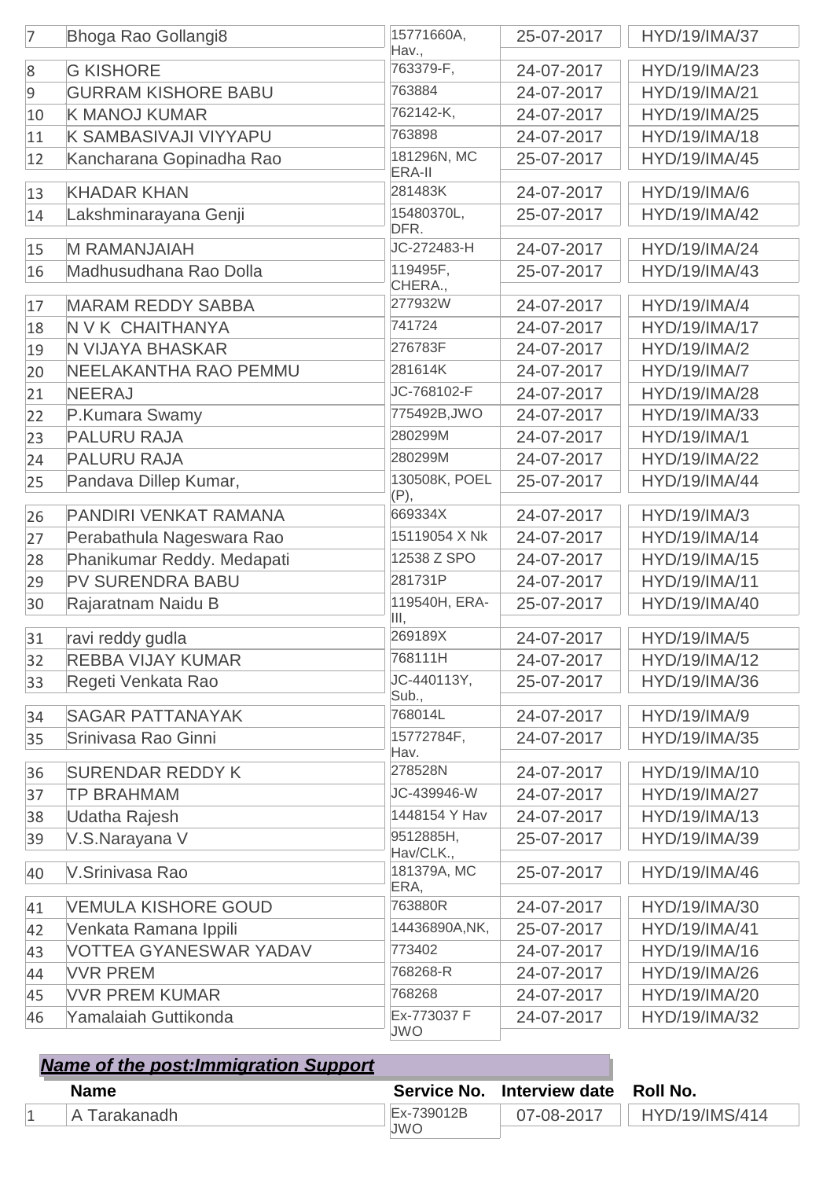| | | | | |
|---|---|---|---|---|
| 7 | Bhoga Rao Gollangi8 | 15771660A, Hav., | 25-07-2017 | HYD/19/IMA/37 |
| 8 | G KISHORE | 763379-F, | 24-07-2017 | HYD/19/IMA/23 |
| 9 | GURRAM KISHORE BABU | 763884 | 24-07-2017 | HYD/19/IMA/21 |
| 10 | K MANOJ KUMAR | 762142-K, | 24-07-2017 | HYD/19/IMA/25 |
| 11 | K SAMBASIVAJI VIYYAPU | 763898 | 24-07-2017 | HYD/19/IMA/18 |
| 12 | Kancharana Gopinadha Rao | 181296N, MC ERA-II | 25-07-2017 | HYD/19/IMA/45 |
| 13 | KHADAR KHAN | 281483K | 24-07-2017 | HYD/19/IMA/6 |
| 14 | Lakshminarayana Genji | 15480370L, DFR. | 25-07-2017 | HYD/19/IMA/42 |
| 15 | M RAMANJAIAH | JC-272483-H | 24-07-2017 | HYD/19/IMA/24 |
| 16 | Madhusudhana Rao Dolla | 119495F, CHERA., | 25-07-2017 | HYD/19/IMA/43 |
| 17 | MARAM REDDY SABBA | 277932W | 24-07-2017 | HYD/19/IMA/4 |
| 18 | N V K CHAITHANYA | 741724 | 24-07-2017 | HYD/19/IMA/17 |
| 19 | N VIJAYA BHASKAR | 276783F | 24-07-2017 | HYD/19/IMA/2 |
| 20 | NEELAKANTHA RAO PEMMU | 281614K | 24-07-2017 | HYD/19/IMA/7 |
| 21 | NEERAJ | JC-768102-F | 24-07-2017 | HYD/19/IMA/28 |
| 22 | P.Kumara Swamy | 775492B,JWO | 24-07-2017 | HYD/19/IMA/33 |
| 23 | PALURU RAJA | 280299M | 24-07-2017 | HYD/19/IMA/1 |
| 24 | PALURU RAJA | 280299M | 24-07-2017 | HYD/19/IMA/22 |
| 25 | Pandava Dillep Kumar, | 130508K, POEL (P), | 25-07-2017 | HYD/19/IMA/44 |
| 26 | PANDIRI VENKAT RAMANA | 669334X | 24-07-2017 | HYD/19/IMA/3 |
| 27 | Perabathula Nageswara Rao | 15119054 X Nk | 24-07-2017 | HYD/19/IMA/14 |
| 28 | Phanikumar Reddy. Medapati | 12538 Z SPO | 24-07-2017 | HYD/19/IMA/15 |
| 29 | PV SURENDRA BABU | 281731P | 24-07-2017 | HYD/19/IMA/11 |
| 30 | Rajaratnam Naidu B | 119540H, ERA-III, | 25-07-2017 | HYD/19/IMA/40 |
| 31 | ravi reddy gudla | 269189X | 24-07-2017 | HYD/19/IMA/5 |
| 32 | REBBA VIJAY KUMAR | 768111H | 24-07-2017 | HYD/19/IMA/12 |
| 33 | Regeti Venkata Rao | JC-440113Y, Sub., | 25-07-2017 | HYD/19/IMA/36 |
| 34 | SAGAR PATTANAYAK | 768014L | 24-07-2017 | HYD/19/IMA/9 |
| 35 | Srinivasa Rao Ginni | 15772784F, Hav. | 24-07-2017 | HYD/19/IMA/35 |
| 36 | SURENDAR REDDY K | 278528N | 24-07-2017 | HYD/19/IMA/10 |
| 37 | TP BRAHMAM | JC-439946-W | 24-07-2017 | HYD/19/IMA/27 |
| 38 | Udatha Rajesh | 1448154 Y Hav | 24-07-2017 | HYD/19/IMA/13 |
| 39 | V.S.Narayana V | 9512885H, Hav/CLK., | 25-07-2017 | HYD/19/IMA/39 |
| 40 | V.Srinivasa Rao | 181379A, MC ERA, | 25-07-2017 | HYD/19/IMA/46 |
| 41 | VEMULA KISHORE GOUD | 763880R | 24-07-2017 | HYD/19/IMA/30 |
| 42 | Venkata Ramana Ippili | 14436890A,NK, | 25-07-2017 | HYD/19/IMA/41 |
| 43 | VOTTEA GYANESWAR YADAV | 773402 | 24-07-2017 | HYD/19/IMA/16 |
| 44 | VVR PREM | 768268-R | 24-07-2017 | HYD/19/IMA/26 |
| 45 | VVR PREM KUMAR | 768268 | 24-07-2017 | HYD/19/IMA/20 |
| 46 | Yamalaiah Guttikonda | Ex-773037 F JWO | 24-07-2017 | HYD/19/IMA/32 |

***Name of the post:Immigration Support***

| | Name | Service No. | Interview date | Roll No. |
|---|---|---|---|---|
| 1 | A Tarakanadh | Ex-739012B JWO | 07-08-2017 | HYD/19/IMS/414 |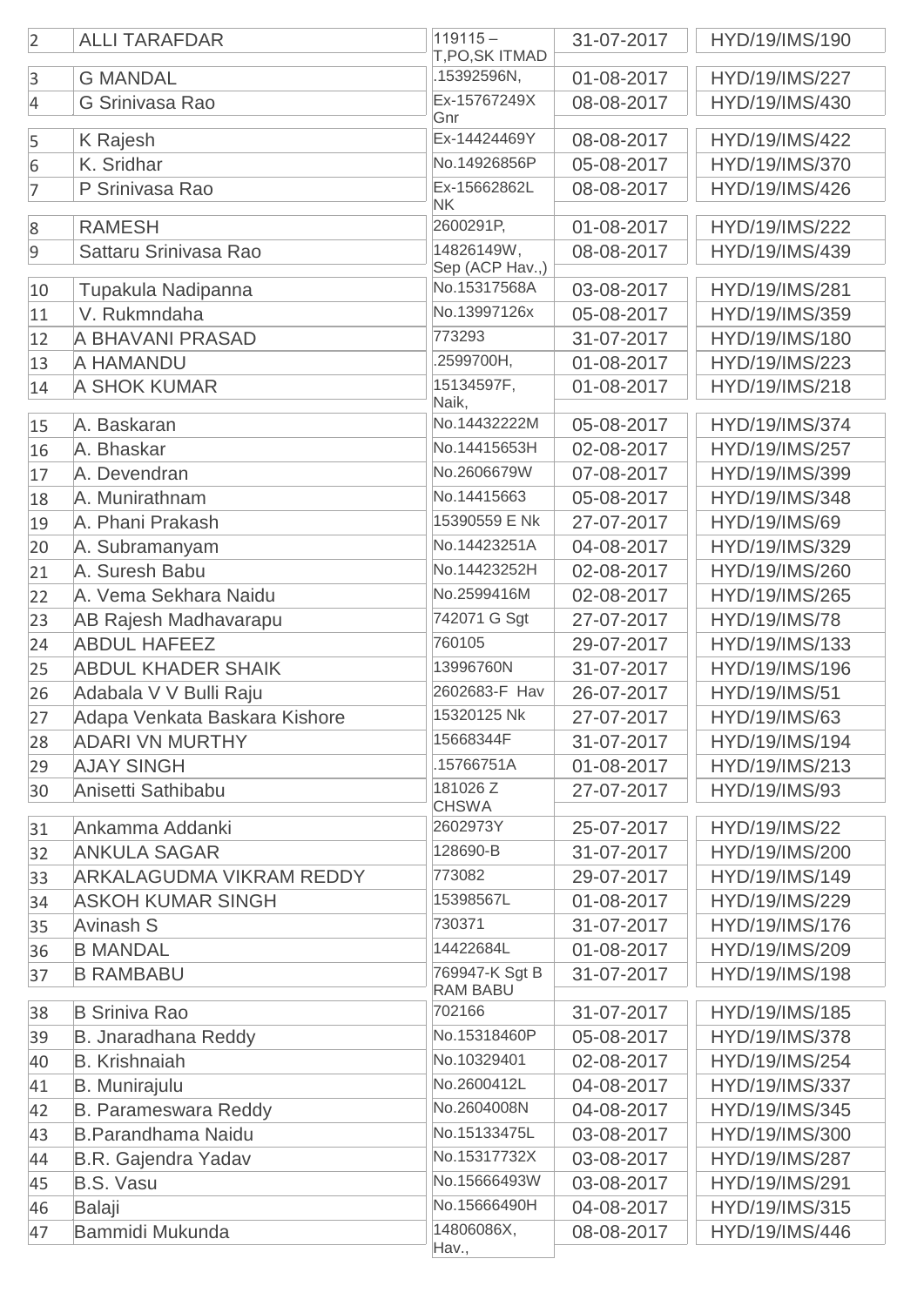| 2 | ALLI TARAFDAR | 119115 – T,PO,SK ITMAD | 31-07-2017 | HYD/19/IMS/190 |
|---|---|---|---|---|
| 3 | G MANDAL | .15392596N, | 01-08-2017 | HYD/19/IMS/227 |
| 4 | G Srinivasa Rao | Ex-15767249X Gnr | 08-08-2017 | HYD/19/IMS/430 |
| 5 | K Rajesh | Ex-14424469Y | 08-08-2017 | HYD/19/IMS/422 |
| 6 | K. Sridhar | No.14926856P | 05-08-2017 | HYD/19/IMS/370 |
| 7 | P Srinivasa Rao | Ex-15662862L NK | 08-08-2017 | HYD/19/IMS/426 |
| 8 | RAMESH | 2600291P, | 01-08-2017 | HYD/19/IMS/222 |
| 9 | Sattaru Srinivasa Rao | 14826149W, Sep (ACP Hav.,) | 08-08-2017 | HYD/19/IMS/439 |
| 10 | Tupakula Nadipanna | No.15317568A | 03-08-2017 | HYD/19/IMS/281 |
| 11 | V. Rukmndaha | No.13997126x | 05-08-2017 | HYD/19/IMS/359 |
| 12 | A BHAVANI PRASAD | 773293 | 31-07-2017 | HYD/19/IMS/180 |
| 13 | A HAMANDU | .2599700H, | 01-08-2017 | HYD/19/IMS/223 |
| 14 | A SHOK KUMAR | 15134597F, Naik, | 01-08-2017 | HYD/19/IMS/218 |
| 15 | A. Baskaran | No.14432222M | 05-08-2017 | HYD/19/IMS/374 |
| 16 | A. Bhaskar | No.14415653H | 02-08-2017 | HYD/19/IMS/257 |
| 17 | A. Devendran | No.2606679W | 07-08-2017 | HYD/19/IMS/399 |
| 18 | A. Munirathnam | No.14415663 | 05-08-2017 | HYD/19/IMS/348 |
| 19 | A. Phani Prakash | 15390559 E Nk | 27-07-2017 | HYD/19/IMS/69 |
| 20 | A. Subramanyam | No.14423251A | 04-08-2017 | HYD/19/IMS/329 |
| 21 | A. Suresh Babu | No.14423252H | 02-08-2017 | HYD/19/IMS/260 |
| 22 | A. Vema Sekhara Naidu | No.2599416M | 02-08-2017 | HYD/19/IMS/265 |
| 23 | AB Rajesh Madhavarapu | 742071 G Sgt | 27-07-2017 | HYD/19/IMS/78 |
| 24 | ABDUL HAFEEZ | 760105 | 29-07-2017 | HYD/19/IMS/133 |
| 25 | ABDUL KHADER SHAIK | 13996760N | 31-07-2017 | HYD/19/IMS/196 |
| 26 | Adabala V V Bulli Raju | 2602683-F Hav | 26-07-2017 | HYD/19/IMS/51 |
| 27 | Adapa Venkata Baskara Kishore | 15320125 Nk | 27-07-2017 | HYD/19/IMS/63 |
| 28 | ADARI VN MURTHY | 15668344F | 31-07-2017 | HYD/19/IMS/194 |
| 29 | AJAY SINGH | .15766751A | 01-08-2017 | HYD/19/IMS/213 |
| 30 | Anisetti Sathibabu | 181026 Z CHSWA | 27-07-2017 | HYD/19/IMS/93 |
| 31 | Ankamma Addanki | 2602973Y | 25-07-2017 | HYD/19/IMS/22 |
| 32 | ANKULA SAGAR | 128690-B | 31-07-2017 | HYD/19/IMS/200 |
| 33 | ARKALAGUDMA VIKRAM REDDY | 773082 | 29-07-2017 | HYD/19/IMS/149 |
| 34 | ASKOH KUMAR SINGH | 15398567L | 01-08-2017 | HYD/19/IMS/229 |
| 35 | Avinash S | 730371 | 31-07-2017 | HYD/19/IMS/176 |
| 36 | B MANDAL | 14422684L | 01-08-2017 | HYD/19/IMS/209 |
| 37 | B RAMBABU | 769947-K Sgt B RAM BABU | 31-07-2017 | HYD/19/IMS/198 |
| 38 | B Sriniva Rao | 702166 | 31-07-2017 | HYD/19/IMS/185 |
| 39 | B. Jnaradhana Reddy | No.15318460P | 05-08-2017 | HYD/19/IMS/378 |
| 40 | B. Krishnaiah | No.10329401 | 02-08-2017 | HYD/19/IMS/254 |
| 41 | B. Munirajulu | No.2600412L | 04-08-2017 | HYD/19/IMS/337 |
| 42 | B. Parameswara Reddy | No.2604008N | 04-08-2017 | HYD/19/IMS/345 |
| 43 | B.Parandhama Naidu | No.15133475L | 03-08-2017 | HYD/19/IMS/300 |
| 44 | B.R. Gajendra Yadav | No.15317732X | 03-08-2017 | HYD/19/IMS/287 |
| 45 | B.S. Vasu | No.15666493W | 03-08-2017 | HYD/19/IMS/291 |
| 46 | Balaji | No.15666490H | 04-08-2017 | HYD/19/IMS/315 |
| 47 | Bammidi Mukunda | 14806086X, Hav., | 08-08-2017 | HYD/19/IMS/446 |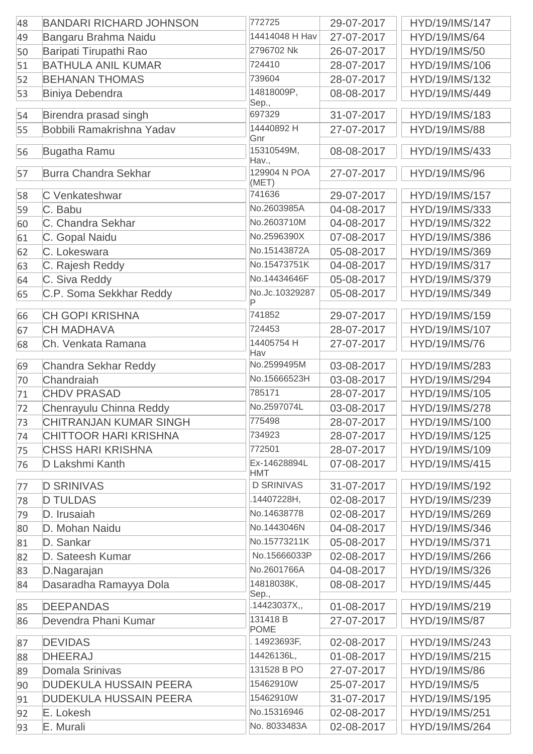| | | | | |
|---|---|---|---|---|
| 48 | BANDARI RICHARD JOHNSON | 772725 | 29-07-2017 | HYD/19/IMS/147 |
| 49 | Bangaru Brahma Naidu | 14414048 H Hav | 27-07-2017 | HYD/19/IMS/64 |
| 50 | Baripati Tirupathi Rao | 2796702 Nk | 26-07-2017 | HYD/19/IMS/50 |
| 51 | BATHULA ANIL KUMAR | 724410 | 28-07-2017 | HYD/19/IMS/106 |
| 52 | BEHANAN THOMAS | 739604 | 28-07-2017 | HYD/19/IMS/132 |
| 53 | Biniya Debendra | 14818009P, Sep., | 08-08-2017 | HYD/19/IMS/449 |
| 54 | Birendra prasad singh | 697329 | 31-07-2017 | HYD/19/IMS/183 |
| 55 | Bobbili Ramakrishna Yadav | 14440892 H Gnr | 27-07-2017 | HYD/19/IMS/88 |
| 56 | Bugatha Ramu | 15310549M, Hav., | 08-08-2017 | HYD/19/IMS/433 |
| 57 | Burra Chandra Sekhar | 129904 N POA (MET) | 27-07-2017 | HYD/19/IMS/96 |
| 58 | C Venkateshwar | 741636 | 29-07-2017 | HYD/19/IMS/157 |
| 59 | C. Babu | No.2603985A | 04-08-2017 | HYD/19/IMS/333 |
| 60 | C. Chandra Sekhar | No.2603710M | 04-08-2017 | HYD/19/IMS/322 |
| 61 | C. Gopal Naidu | No.2596390X | 07-08-2017 | HYD/19/IMS/386 |
| 62 | C. Lokeswara | No.15143872A | 05-08-2017 | HYD/19/IMS/369 |
| 63 | C. Rajesh Reddy | No.15473751K | 04-08-2017 | HYD/19/IMS/317 |
| 64 | C. Siva Reddy | No.14434646F | 05-08-2017 | HYD/19/IMS/379 |
| 65 | C.P. Soma Sekkhar Reddy | No.Jc.10329287 P | 05-08-2017 | HYD/19/IMS/349 |
| 66 | CH GOPI KRISHNA | 741852 | 29-07-2017 | HYD/19/IMS/159 |
| 67 | CH MADHAVA | 724453 | 28-07-2017 | HYD/19/IMS/107 |
| 68 | Ch. Venkata Ramana | 14405754 H Hav | 27-07-2017 | HYD/19/IMS/76 |
| 69 | Chandra Sekhar Reddy | No.2599495M | 03-08-2017 | HYD/19/IMS/283 |
| 70 | Chandraiah | No.15666523H | 03-08-2017 | HYD/19/IMS/294 |
| 71 | CHDV PRASAD | 785171 | 28-07-2017 | HYD/19/IMS/105 |
| 72 | Chenrayulu Chinna Reddy | No.2597074L | 03-08-2017 | HYD/19/IMS/278 |
| 73 | CHITRANJAN KUMAR SINGH | 775498 | 28-07-2017 | HYD/19/IMS/100 |
| 74 | CHITTOOR HARI KRISHNA | 734923 | 28-07-2017 | HYD/19/IMS/125 |
| 75 | CHSS HARI KRISHNA | 772501 | 28-07-2017 | HYD/19/IMS/109 |
| 76 | D Lakshmi Kanth | Ex-14628894L HMT | 07-08-2017 | HYD/19/IMS/415 |
| 77 | D SRINIVAS | D SRINIVAS | 31-07-2017 | HYD/19/IMS/192 |
| 78 | D TULDAS | .14407228H, | 02-08-2017 | HYD/19/IMS/239 |
| 79 | D. Irusaiah | No.14638778 | 02-08-2017 | HYD/19/IMS/269 |
| 80 | D. Mohan Naidu | No.1443046N | 04-08-2017 | HYD/19/IMS/346 |
| 81 | D. Sankar | No.15773211K | 05-08-2017 | HYD/19/IMS/371 |
| 82 | D. Sateesh Kumar | No.15666033P | 02-08-2017 | HYD/19/IMS/266 |
| 83 | D.Nagarajan | No.2601766A | 04-08-2017 | HYD/19/IMS/326 |
| 84 | Dasaradha Ramayya Dola | 14818038K, Sep., | 08-08-2017 | HYD/19/IMS/445 |
| 85 | DEEPANDAS | .14423037X,, | 01-08-2017 | HYD/19/IMS/219 |
| 86 | Devendra Phani Kumar | 131418 B POME | 27-07-2017 | HYD/19/IMS/87 |
| 87 | DEVIDAS | . 14923693F, | 02-08-2017 | HYD/19/IMS/243 |
| 88 | DHEERAJ | 14426136L, | 01-08-2017 | HYD/19/IMS/215 |
| 89 | Domala Srinivas | 131528 B PO | 27-07-2017 | HYD/19/IMS/86 |
| 90 | DUDEKULA HUSSAIN PEERA | 15462910W | 25-07-2017 | HYD/19/IMS/5 |
| 91 | DUDEKULA HUSSAIN PEERA | 15462910W | 31-07-2017 | HYD/19/IMS/195 |
| 92 | E. Lokesh | No.15316946 | 02-08-2017 | HYD/19/IMS/251 |
| 93 | E. Murali | No. 8033483A | 02-08-2017 | HYD/19/IMS/264 |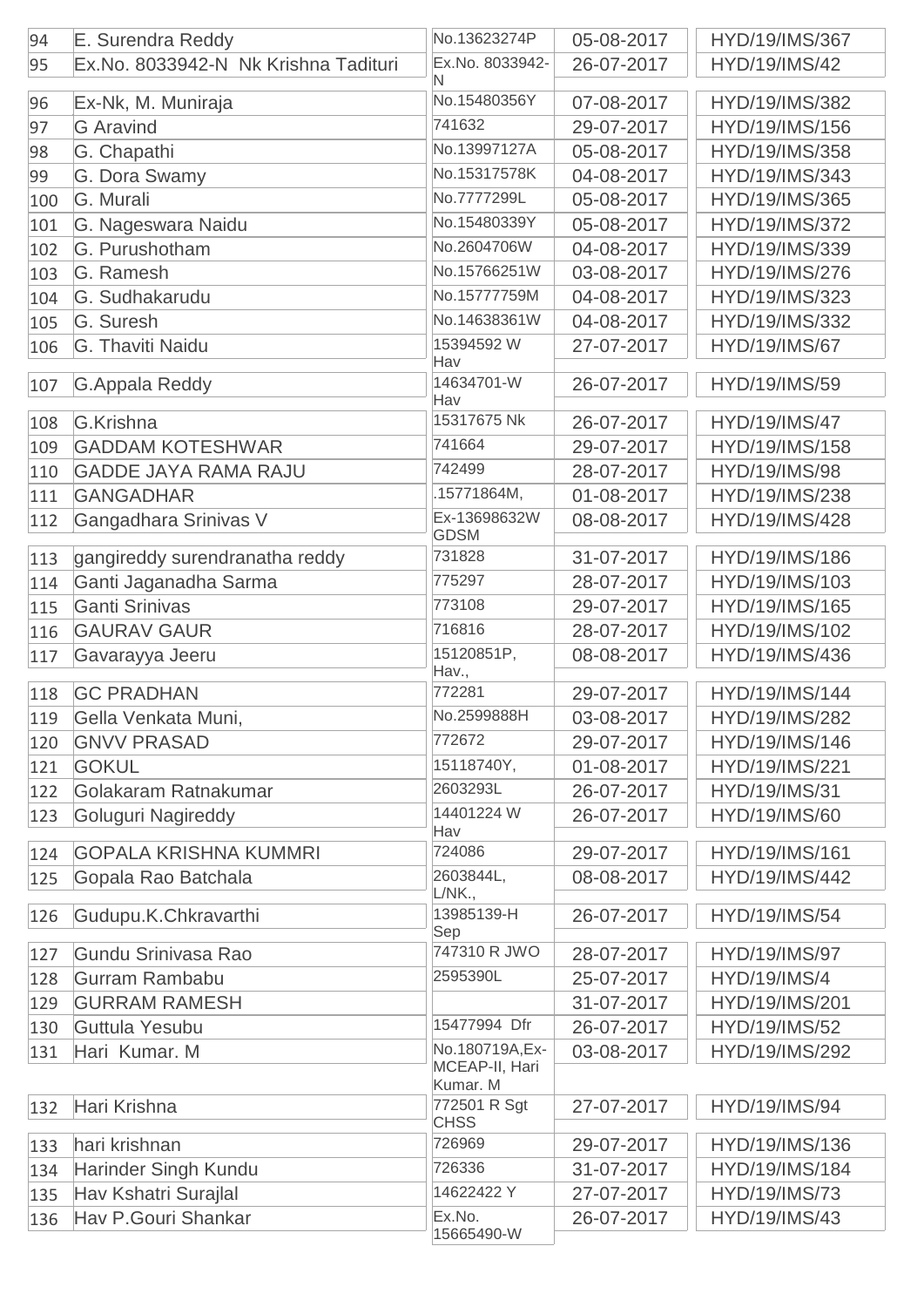| | | | | |
|---|---|---|---|---|
| 94 | E. Surendra Reddy | No.13623274P | 05-08-2017 | HYD/19/IMS/367 |
| 95 | Ex.No. 8033942-N Nk Krishna Tadituri | Ex.No. 8033942-N | 26-07-2017 | HYD/19/IMS/42 |
| 96 | Ex-Nk, M. Muniraja | No.15480356Y | 07-08-2017 | HYD/19/IMS/382 |
| 97 | G Aravind | 741632 | 29-07-2017 | HYD/19/IMS/156 |
| 98 | G. Chapathi | No.13997127A | 05-08-2017 | HYD/19/IMS/358 |
| 99 | G. Dora Swamy | No.15317578K | 04-08-2017 | HYD/19/IMS/343 |
| 100 | G. Murali | No.7777299L | 05-08-2017 | HYD/19/IMS/365 |
| 101 | G. Nageswara Naidu | No.15480339Y | 05-08-2017 | HYD/19/IMS/372 |
| 102 | G. Purushotham | No.2604706W | 04-08-2017 | HYD/19/IMS/339 |
| 103 | G. Ramesh | No.15766251W | 03-08-2017 | HYD/19/IMS/276 |
| 104 | G. Sudhakarudu | No.15777759M | 04-08-2017 | HYD/19/IMS/323 |
| 105 | G. Suresh | No.14638361W | 04-08-2017 | HYD/19/IMS/332 |
| 106 | G. Thaviti Naidu | 15394592 W Hav | 27-07-2017 | HYD/19/IMS/67 |
| 107 | G.Appala Reddy | 14634701-W Hav | 26-07-2017 | HYD/19/IMS/59 |
| 108 | G.Krishna | 15317675 Nk | 26-07-2017 | HYD/19/IMS/47 |
| 109 | GADDAM KOTESHWAR | 741664 | 29-07-2017 | HYD/19/IMS/158 |
| 110 | GADDE JAYA RAMA RAJU | 742499 | 28-07-2017 | HYD/19/IMS/98 |
| 111 | GANGADHAR | .15771864M, | 01-08-2017 | HYD/19/IMS/238 |
| 112 | Gangadhara Srinivas V | Ex-13698632W GDSM | 08-08-2017 | HYD/19/IMS/428 |
| 113 | gangireddy surendranatha reddy | 731828 | 31-07-2017 | HYD/19/IMS/186 |
| 114 | Ganti Jaganadha Sarma | 775297 | 28-07-2017 | HYD/19/IMS/103 |
| 115 | Ganti Srinivas | 773108 | 29-07-2017 | HYD/19/IMS/165 |
| 116 | GAURAV GAUR | 716816 | 28-07-2017 | HYD/19/IMS/102 |
| 117 | Gavarayya Jeeru | 15120851P, Hav., | 08-08-2017 | HYD/19/IMS/436 |
| 118 | GC PRADHAN | 772281 | 29-07-2017 | HYD/19/IMS/144 |
| 119 | Gella Venkata Muni, | No.2599888H | 03-08-2017 | HYD/19/IMS/282 |
| 120 | GNVV PRASAD | 772672 | 29-07-2017 | HYD/19/IMS/146 |
| 121 | GOKUL | 15118740Y, | 01-08-2017 | HYD/19/IMS/221 |
| 122 | Golakaram Ratnakumar | 2603293L | 26-07-2017 | HYD/19/IMS/31 |
| 123 | Goluguri Nagireddy | 14401224 W Hav | 26-07-2017 | HYD/19/IMS/60 |
| 124 | GOPALA KRISHNA KUMMRI | 724086 | 29-07-2017 | HYD/19/IMS/161 |
| 125 | Gopala Rao Batchala | 2603844L, L/NK., | 08-08-2017 | HYD/19/IMS/442 |
| 126 | Gudupu.K.Chkravarthi | 13985139-H Sep | 26-07-2017 | HYD/19/IMS/54 |
| 127 | Gundu Srinivasa Rao | 747310 R JWO | 28-07-2017 | HYD/19/IMS/97 |
| 128 | Gurram Rambabu | 2595390L | 25-07-2017 | HYD/19/IMS/4 |
| 129 | GURRAM RAMESH | | 31-07-2017 | HYD/19/IMS/201 |
| 130 | Guttula Yesubu | 15477994 Dfr | 26-07-2017 | HYD/19/IMS/52 |
| 131 | Hari Kumar. M | No.180719A,Ex-MCEAP-II, Hari Kumar. M | 03-08-2017 | HYD/19/IMS/292 |
| 132 | Hari Krishna | 772501 R Sgt CHSS | 27-07-2017 | HYD/19/IMS/94 |
| 133 | hari krishnan | 726969 | 29-07-2017 | HYD/19/IMS/136 |
| 134 | Harinder Singh Kundu | 726336 | 31-07-2017 | HYD/19/IMS/184 |
| 135 | Hav Kshatri Surajlal | 14622422 Y | 27-07-2017 | HYD/19/IMS/73 |
| 136 | Hav P.Gouri Shankar | Ex.No. 15665490-W | 26-07-2017 | HYD/19/IMS/43 |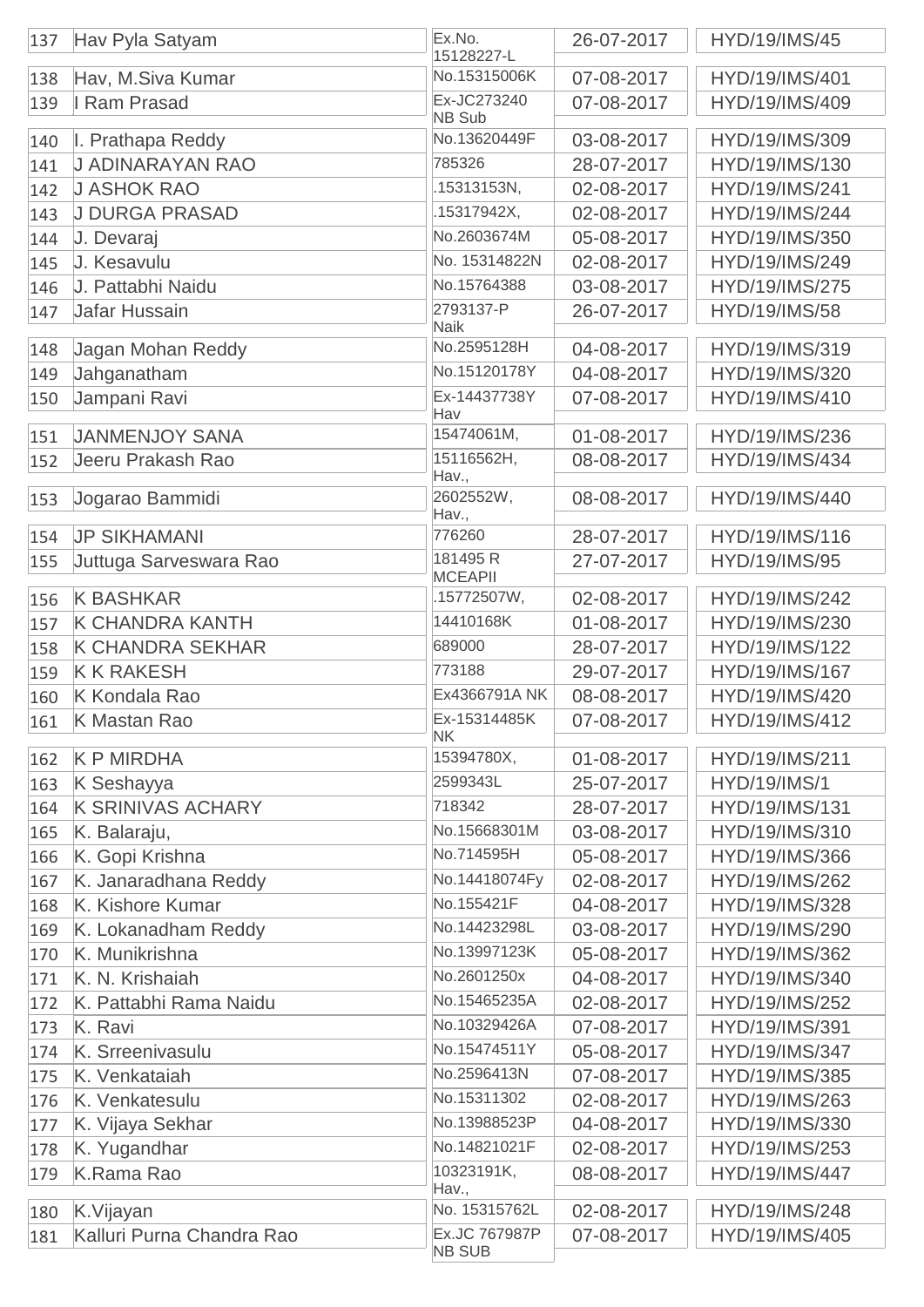| | | | | |
|---|---|---|---|---|
| 137 | Hav Pyla Satyam | Ex.No. 15128227-L | 26-07-2017 | HYD/19/IMS/45 |
| 138 | Hav, M.Siva Kumar | No.15315006K | 07-08-2017 | HYD/19/IMS/401 |
| 139 | I Ram Prasad | Ex-JC273240 NB Sub | 07-08-2017 | HYD/19/IMS/409 |
| 140 | I. Prathapa Reddy | No.13620449F | 03-08-2017 | HYD/19/IMS/309 |
| 141 | J ADINARAYAN RAO | 785326 | 28-07-2017 | HYD/19/IMS/130 |
| 142 | J ASHOK RAO | .15313153N, | 02-08-2017 | HYD/19/IMS/241 |
| 143 | J DURGA PRASAD | .15317942X, | 02-08-2017 | HYD/19/IMS/244 |
| 144 | J. Devaraj | No.2603674M | 05-08-2017 | HYD/19/IMS/350 |
| 145 | J. Kesavulu | No. 15314822N | 02-08-2017 | HYD/19/IMS/249 |
| 146 | J. Pattabhi Naidu | No.15764388 | 03-08-2017 | HYD/19/IMS/275 |
| 147 | Jafar Hussain | 2793137-P Naik | 26-07-2017 | HYD/19/IMS/58 |
| 148 | Jagan Mohan Reddy | No.2595128H | 04-08-2017 | HYD/19/IMS/319 |
| 149 | Jahganatham | No.15120178Y | 04-08-2017 | HYD/19/IMS/320 |
| 150 | Jampani Ravi | Ex-14437738Y Hav | 07-08-2017 | HYD/19/IMS/410 |
| 151 | JANMENJOY SANA | 15474061M, | 01-08-2017 | HYD/19/IMS/236 |
| 152 | Jeeru Prakash Rao | 15116562H, Hav., | 08-08-2017 | HYD/19/IMS/434 |
| 153 | Jogarao Bammidi | 2602552W, Hav., | 08-08-2017 | HYD/19/IMS/440 |
| 154 | JP SIKHAMANI | 776260 | 28-07-2017 | HYD/19/IMS/116 |
| 155 | Juttuga Sarveswara Rao | 181495 R MCEAPII | 27-07-2017 | HYD/19/IMS/95 |
| 156 | K BASHKAR | .15772507W, | 02-08-2017 | HYD/19/IMS/242 |
| 157 | K CHANDRA KANTH | 14410168K | 01-08-2017 | HYD/19/IMS/230 |
| 158 | K CHANDRA SEKHAR | 689000 | 28-07-2017 | HYD/19/IMS/122 |
| 159 | K K RAKESH | 773188 | 29-07-2017 | HYD/19/IMS/167 |
| 160 | K Kondala Rao | Ex4366791A NK | 08-08-2017 | HYD/19/IMS/420 |
| 161 | K Mastan Rao | Ex-15314485K NK | 07-08-2017 | HYD/19/IMS/412 |
| 162 | K P MIRDHA | 15394780X, | 01-08-2017 | HYD/19/IMS/211 |
| 163 | K Seshayya | 2599343L | 25-07-2017 | HYD/19/IMS/1 |
| 164 | K SRINIVAS ACHARY | 718342 | 28-07-2017 | HYD/19/IMS/131 |
| 165 | K. Balaraju, | No.15668301M | 03-08-2017 | HYD/19/IMS/310 |
| 166 | K. Gopi Krishna | No.714595H | 05-08-2017 | HYD/19/IMS/366 |
| 167 | K. Janaradhana Reddy | No.14418074Fy | 02-08-2017 | HYD/19/IMS/262 |
| 168 | K. Kishore Kumar | No.155421F | 04-08-2017 | HYD/19/IMS/328 |
| 169 | K. Lokanadham Reddy | No.14423298L | 03-08-2017 | HYD/19/IMS/290 |
| 170 | K. Munikrishna | No.13997123K | 05-08-2017 | HYD/19/IMS/362 |
| 171 | K. N. Krishaiah | No.2601250x | 04-08-2017 | HYD/19/IMS/340 |
| 172 | K. Pattabhi Rama Naidu | No.15465235A | 02-08-2017 | HYD/19/IMS/252 |
| 173 | K. Ravi | No.10329426A | 07-08-2017 | HYD/19/IMS/391 |
| 174 | K. Srreenivasulu | No.15474511Y | 05-08-2017 | HYD/19/IMS/347 |
| 175 | K. Venkataiah | No.2596413N | 07-08-2017 | HYD/19/IMS/385 |
| 176 | K. Venkatesulu | No.15311302 | 02-08-2017 | HYD/19/IMS/263 |
| 177 | K. Vijaya Sekhar | No.13988523P | 04-08-2017 | HYD/19/IMS/330 |
| 178 | K. Yugandhar | No.14821021F | 02-08-2017 | HYD/19/IMS/253 |
| 179 | K.Rama Rao | 10323191K, Hav., | 08-08-2017 | HYD/19/IMS/447 |
| 180 | K.Vijayan | No. 15315762L | 02-08-2017 | HYD/19/IMS/248 |
| 181 | Kalluri Purna Chandra Rao | Ex.JC 767987P NB SUB | 07-08-2017 | HYD/19/IMS/405 |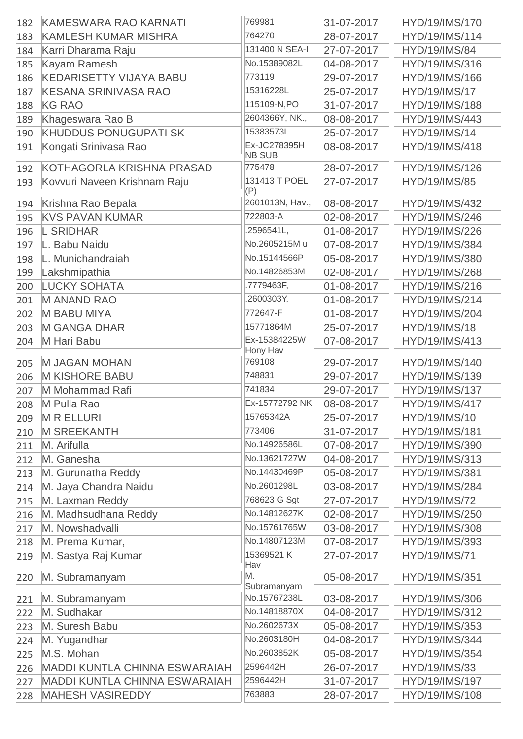| | | | | |
|---|---|---|---|---|
| 182 | KAMESWARA RAO KARNATI | 769981 | 31-07-2017 | HYD/19/IMS/170 |
| 183 | KAMLESH KUMAR MISHRA | 764270 | 28-07-2017 | HYD/19/IMS/114 |
| 184 | Karri Dharama Raju | 131400 N SEA-I | 27-07-2017 | HYD/19/IMS/84 |
| 185 | Kayam Ramesh | No.15389082L | 04-08-2017 | HYD/19/IMS/316 |
| 186 | KEDARISETTY VIJAYA BABU | 773119 | 29-07-2017 | HYD/19/IMS/166 |
| 187 | KESANA SRINIVASA RAO | 15316228L | 25-07-2017 | HYD/19/IMS/17 |
| 188 | KG RAO | 115109-N,PO | 31-07-2017 | HYD/19/IMS/188 |
| 189 | Khageswara Rao B | 2604366Y, NK., | 08-08-2017 | HYD/19/IMS/443 |
| 190 | KHUDDUS PONUGUPATI SK | 15383573L | 25-07-2017 | HYD/19/IMS/14 |
| 191 | Kongati Srinivasa Rao | Ex-JC278395H NB SUB | 08-08-2017 | HYD/19/IMS/418 |
| 192 | KOTHAGORLA KRISHNA PRASAD | 775478 | 28-07-2017 | HYD/19/IMS/126 |
| 193 | Kovvuri Naveen Krishnam Raju | 131413 T POEL (P) | 27-07-2017 | HYD/19/IMS/85 |
| 194 | Krishna Rao Bepala | 2601013N, Hav., | 08-08-2017 | HYD/19/IMS/432 |
| 195 | KVS PAVAN KUMAR | 722803-A | 02-08-2017 | HYD/19/IMS/246 |
| 196 | L SRIDHAR | .2596541L, | 01-08-2017 | HYD/19/IMS/226 |
| 197 | L. Babu Naidu | No.2605215M u | 07-08-2017 | HYD/19/IMS/384 |
| 198 | L. Munichandraiah | No.15144566P | 05-08-2017 | HYD/19/IMS/380 |
| 199 | Lakshmipathia | No.14826853M | 02-08-2017 | HYD/19/IMS/268 |
| 200 | LUCKY SOHATA | .7779463F, | 01-08-2017 | HYD/19/IMS/216 |
| 201 | M ANAND RAO | .2600303Y, | 01-08-2017 | HYD/19/IMS/214 |
| 202 | M BABU MIYA | 772647-F | 01-08-2017 | HYD/19/IMS/204 |
| 203 | M GANGA DHAR | 15771864M | 25-07-2017 | HYD/19/IMS/18 |
| 204 | M Hari Babu | Ex-15384225W Hony Hav | 07-08-2017 | HYD/19/IMS/413 |
| 205 | M JAGAN MOHAN | 769108 | 29-07-2017 | HYD/19/IMS/140 |
| 206 | M KISHORE BABU | 748831 | 29-07-2017 | HYD/19/IMS/139 |
| 207 | M Mohammad Rafi | 741834 | 29-07-2017 | HYD/19/IMS/137 |
| 208 | M Pulla Rao | Ex-15772792 NK | 08-08-2017 | HYD/19/IMS/417 |
| 209 | M R ELLURI | 15765342A | 25-07-2017 | HYD/19/IMS/10 |
| 210 | M SREEKANTH | 773406 | 31-07-2017 | HYD/19/IMS/181 |
| 211 | M. Arifulla | No.14926586L | 07-08-2017 | HYD/19/IMS/390 |
| 212 | M. Ganesha | No.13621727W | 04-08-2017 | HYD/19/IMS/313 |
| 213 | M. Gurunatha Reddy | No.14430469P | 05-08-2017 | HYD/19/IMS/381 |
| 214 | M. Jaya Chandra Naidu | No.2601298L | 03-08-2017 | HYD/19/IMS/284 |
| 215 | M. Laxman Reddy | 768623 G Sgt | 27-07-2017 | HYD/19/IMS/72 |
| 216 | M. Madhsudhana Reddy | No.14812627K | 02-08-2017 | HYD/19/IMS/250 |
| 217 | M. Nowshadvalli | No.15761765W | 03-08-2017 | HYD/19/IMS/308 |
| 218 | M. Prema Kumar, | No.14807123M | 07-08-2017 | HYD/19/IMS/393 |
| 219 | M. Sastya Raj Kumar | 15369521 K Hav | 27-07-2017 | HYD/19/IMS/71 |
| 220 | M. Subramanyam | M. Subramanyam | 05-08-2017 | HYD/19/IMS/351 |
| 221 | M. Subramanyam | No.15767238L | 03-08-2017 | HYD/19/IMS/306 |
| 222 | M. Sudhakar | No.14818870X | 04-08-2017 | HYD/19/IMS/312 |
| 223 | M. Suresh Babu | No.2602673X | 05-08-2017 | HYD/19/IMS/353 |
| 224 | M. Yugandhar | No.2603180H | 04-08-2017 | HYD/19/IMS/344 |
| 225 | M.S. Mohan | No.2603852K | 05-08-2017 | HYD/19/IMS/354 |
| 226 | MADDI KUNTLA CHINNA ESWARAIAH | 2596442H | 26-07-2017 | HYD/19/IMS/33 |
| 227 | MADDI KUNTLA CHINNA ESWARAIAH | 2596442H | 31-07-2017 | HYD/19/IMS/197 |
| 228 | MAHESH VASIREDDY | 763883 | 28-07-2017 | HYD/19/IMS/108 |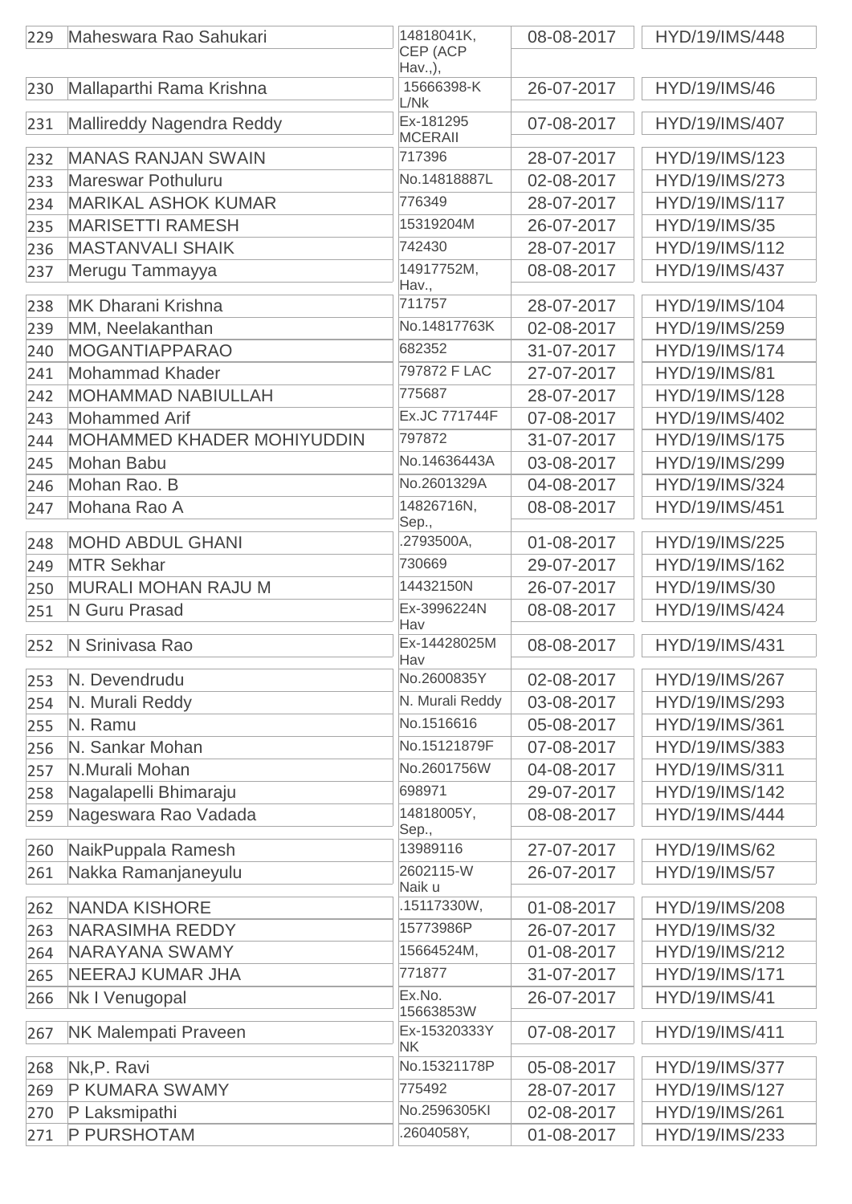| | | | | |
|---|---|---|---|---|
| 229 | Maheswara Rao Sahukari | 14818041K, CEP (ACP Hav.,), | 08-08-2017 | HYD/19/IMS/448 |
| 230 | Mallaparthi Rama Krishna | 15666398-K L/Nk | 26-07-2017 | HYD/19/IMS/46 |
| 231 | Mallireddy Nagendra Reddy | Ex-181295 MCERAII | 07-08-2017 | HYD/19/IMS/407 |
| 232 | MANAS RANJAN SWAIN | 717396 | 28-07-2017 | HYD/19/IMS/123 |
| 233 | Mareswar Pothuluru | No.14818887L | 02-08-2017 | HYD/19/IMS/273 |
| 234 | MARIKAL ASHOK KUMAR | 776349 | 28-07-2017 | HYD/19/IMS/117 |
| 235 | MARISETTI RAMESH | 15319204M | 26-07-2017 | HYD/19/IMS/35 |
| 236 | MASTANVALI SHAIK | 742430 | 28-07-2017 | HYD/19/IMS/112 |
| 237 | Merugu Tammayya | 14917752M, Hav., | 08-08-2017 | HYD/19/IMS/437 |
| 238 | MK Dharani Krishna | 711757 | 28-07-2017 | HYD/19/IMS/104 |
| 239 | MM, Neelakanthan | No.14817763K | 02-08-2017 | HYD/19/IMS/259 |
| 240 | MOGANTIAPPARAO | 682352 | 31-07-2017 | HYD/19/IMS/174 |
| 241 | Mohammad Khader | 797872 F LAC | 27-07-2017 | HYD/19/IMS/81 |
| 242 | MOHAMMAD NABIULLAH | 775687 | 28-07-2017 | HYD/19/IMS/128 |
| 243 | Mohammed Arif | Ex.JC 771744F | 07-08-2017 | HYD/19/IMS/402 |
| 244 | MOHAMMED KHADER MOHIYUDDIN | 797872 | 31-07-2017 | HYD/19/IMS/175 |
| 245 | Mohan Babu | No.14636443A | 03-08-2017 | HYD/19/IMS/299 |
| 246 | Mohan Rao. B | No.2601329A | 04-08-2017 | HYD/19/IMS/324 |
| 247 | Mohana Rao A | 14826716N, Sep., | 08-08-2017 | HYD/19/IMS/451 |
| 248 | MOHD ABDUL GHANI | .2793500A, | 01-08-2017 | HYD/19/IMS/225 |
| 249 | MTR Sekhar | 730669 | 29-07-2017 | HYD/19/IMS/162 |
| 250 | MURALI MOHAN RAJU M | 14432150N | 26-07-2017 | HYD/19/IMS/30 |
| 251 | N Guru Prasad | Ex-3996224N Hav | 08-08-2017 | HYD/19/IMS/424 |
| 252 | N Srinivasa Rao | Ex-14428025M Hav | 08-08-2017 | HYD/19/IMS/431 |
| 253 | N. Devendrudu | No.2600835Y | 02-08-2017 | HYD/19/IMS/267 |
| 254 | N. Murali Reddy | N. Murali Reddy | 03-08-2017 | HYD/19/IMS/293 |
| 255 | N. Ramu | No.1516616 | 05-08-2017 | HYD/19/IMS/361 |
| 256 | N. Sankar Mohan | No.15121879F | 07-08-2017 | HYD/19/IMS/383 |
| 257 | N.Murali Mohan | No.2601756W | 04-08-2017 | HYD/19/IMS/311 |
| 258 | Nagalapelli Bhimaraju | 698971 | 29-07-2017 | HYD/19/IMS/142 |
| 259 | Nageswara Rao Vadada | 14818005Y, Sep., | 08-08-2017 | HYD/19/IMS/444 |
| 260 | NaikPuppala Ramesh | 13989116 | 27-07-2017 | HYD/19/IMS/62 |
| 261 | Nakka Ramanjaneyulu | 2602115-W Naik u | 26-07-2017 | HYD/19/IMS/57 |
| 262 | NANDA KISHORE | .15117330W, | 01-08-2017 | HYD/19/IMS/208 |
| 263 | NARASIMHA REDDY | 15773986P | 26-07-2017 | HYD/19/IMS/32 |
| 264 | NARAYANA SWAMY | 15664524M, | 01-08-2017 | HYD/19/IMS/212 |
| 265 | NEERAJ KUMAR JHA | 771877 | 31-07-2017 | HYD/19/IMS/171 |
| 266 | Nk I Venugopal | Ex.No. 15663853W | 26-07-2017 | HYD/19/IMS/41 |
| 267 | NK Malempati Praveen | Ex-15320333Y NK | 07-08-2017 | HYD/19/IMS/411 |
| 268 | Nk,P. Ravi | No.15321178P | 05-08-2017 | HYD/19/IMS/377 |
| 269 | P KUMARA SWAMY | 775492 | 28-07-2017 | HYD/19/IMS/127 |
| 270 | P Laksmipathi | No.2596305KI | 02-08-2017 | HYD/19/IMS/261 |
| 271 | P PURSHOTAM | .2604058Y, | 01-08-2017 | HYD/19/IMS/233 |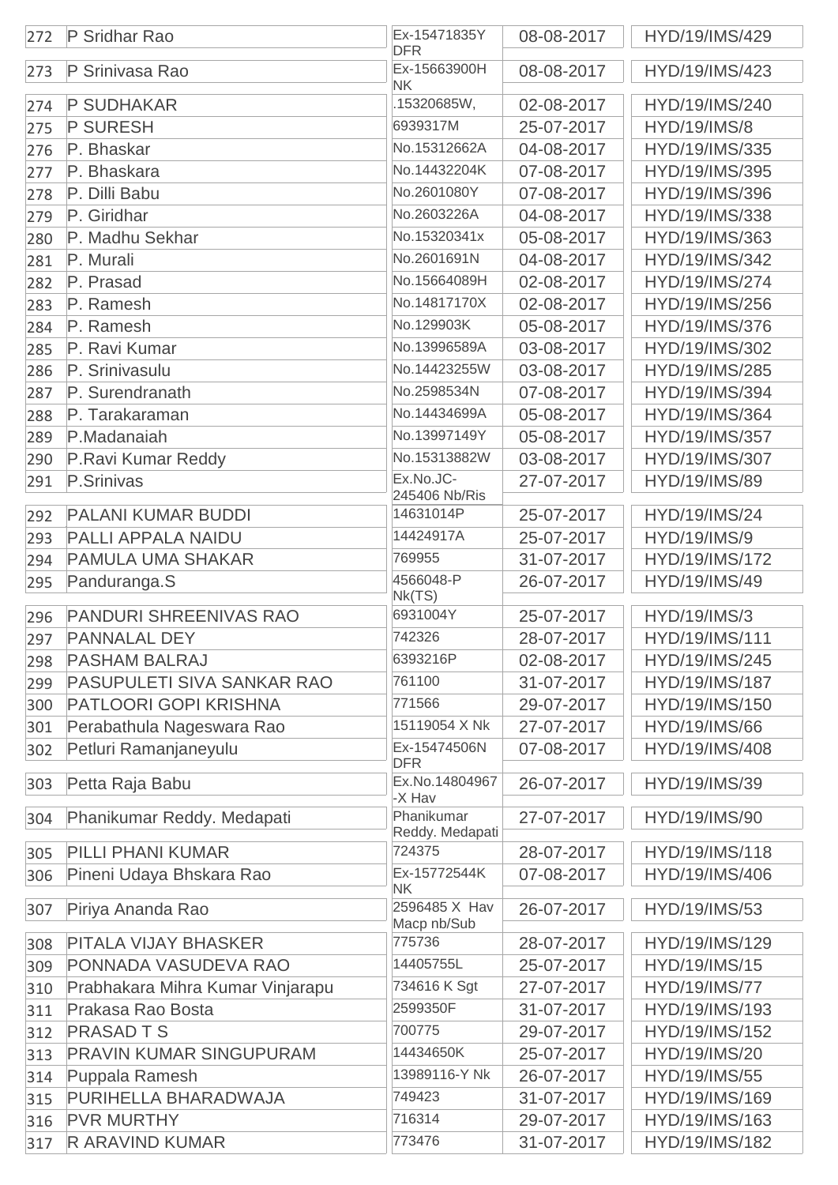| | | | | |
|---|---|---|---|---|
| 272 | P Sridhar Rao | Ex-15471835Y DFR | 08-08-2017 | HYD/19/IMS/429 |
| 273 | P Srinivasa Rao | Ex-15663900H NK | 08-08-2017 | HYD/19/IMS/423 |
| 274 | P SUDHAKAR | .15320685W, | 02-08-2017 | HYD/19/IMS/240 |
| 275 | P SURESH | 6939317M | 25-07-2017 | HYD/19/IMS/8 |
| 276 | P. Bhaskar | No.15312662A | 04-08-2017 | HYD/19/IMS/335 |
| 277 | P. Bhaskara | No.14432204K | 07-08-2017 | HYD/19/IMS/395 |
| 278 | P. Dilli Babu | No.2601080Y | 07-08-2017 | HYD/19/IMS/396 |
| 279 | P. Giridhar | No.2603226A | 04-08-2017 | HYD/19/IMS/338 |
| 280 | P. Madhu Sekhar | No.15320341x | 05-08-2017 | HYD/19/IMS/363 |
| 281 | P. Murali | No.2601691N | 04-08-2017 | HYD/19/IMS/342 |
| 282 | P. Prasad | No.15664089H | 02-08-2017 | HYD/19/IMS/274 |
| 283 | P. Ramesh | No.14817170X | 02-08-2017 | HYD/19/IMS/256 |
| 284 | P. Ramesh | No.129903K | 05-08-2017 | HYD/19/IMS/376 |
| 285 | P. Ravi Kumar | No.13996589A | 03-08-2017 | HYD/19/IMS/302 |
| 286 | P. Srinivasulu | No.14423255W | 03-08-2017 | HYD/19/IMS/285 |
| 287 | P. Surendranath | No.2598534N | 07-08-2017 | HYD/19/IMS/394 |
| 288 | P. Tarakaraman | No.14434699A | 05-08-2017 | HYD/19/IMS/364 |
| 289 | P.Madanaiah | No.13997149Y | 05-08-2017 | HYD/19/IMS/357 |
| 290 | P.Ravi Kumar Reddy | No.15313882W | 03-08-2017 | HYD/19/IMS/307 |
| 291 | P.Srinivas | Ex.No.JC-245406 Nb/Ris | 27-07-2017 | HYD/19/IMS/89 |
| 292 | PALANI KUMAR BUDDI | 14631014P | 25-07-2017 | HYD/19/IMS/24 |
| 293 | PALLI APPALA NAIDU | 14424917A | 25-07-2017 | HYD/19/IMS/9 |
| 294 | PAMULA UMA SHAKAR | 769955 | 31-07-2017 | HYD/19/IMS/172 |
| 295 | Panduranga.S | 4566048-P Nk(TS) | 26-07-2017 | HYD/19/IMS/49 |
| 296 | PANDURI SHREENIVAS RAO | 6931004Y | 25-07-2017 | HYD/19/IMS/3 |
| 297 | PANNALAL DEY | 742326 | 28-07-2017 | HYD/19/IMS/111 |
| 298 | PASHAM BALRAJ | 6393216P | 02-08-2017 | HYD/19/IMS/245 |
| 299 | PASUPULETI SIVA SANKAR RAO | 761100 | 31-07-2017 | HYD/19/IMS/187 |
| 300 | PATLOORI GOPI KRISHNA | 771566 | 29-07-2017 | HYD/19/IMS/150 |
| 301 | Perabathula Nageswara Rao | 15119054 X Nk | 27-07-2017 | HYD/19/IMS/66 |
| 302 | Petluri Ramanjaneyulu | Ex-15474506N DFR | 07-08-2017 | HYD/19/IMS/408 |
| 303 | Petta Raja Babu | Ex.No.14804967 -X Hav | 26-07-2017 | HYD/19/IMS/39 |
| 304 | Phanikumar Reddy. Medapati | Phanikumar Reddy. Medapati | 27-07-2017 | HYD/19/IMS/90 |
| 305 | PILLI PHANI KUMAR | 724375 | 28-07-2017 | HYD/19/IMS/118 |
| 306 | Pineni Udaya Bhskara Rao | Ex-15772544K NK | 07-08-2017 | HYD/19/IMS/406 |
| 307 | Piriya Ananda Rao | 2596485 X Hav Macp nb/Sub | 26-07-2017 | HYD/19/IMS/53 |
| 308 | PITALA VIJAY BHASKER | 775736 | 28-07-2017 | HYD/19/IMS/129 |
| 309 | PONNADA VASUDEVA RAO | 14405755L | 25-07-2017 | HYD/19/IMS/15 |
| 310 | Prabhakara Mihra Kumar Vinjarapu | 734616 K Sgt | 27-07-2017 | HYD/19/IMS/77 |
| 311 | Prakasa Rao Bosta | 2599350F | 31-07-2017 | HYD/19/IMS/193 |
| 312 | PRASAD T S | 700775 | 29-07-2017 | HYD/19/IMS/152 |
| 313 | PRAVIN KUMAR SINGUPURAM | 14434650K | 25-07-2017 | HYD/19/IMS/20 |
| 314 | Puppala Ramesh | 13989116-Y Nk | 26-07-2017 | HYD/19/IMS/55 |
| 315 | PURIHELLA BHARADWAJA | 749423 | 31-07-2017 | HYD/19/IMS/169 |
| 316 | PVR MURTHY | 716314 | 29-07-2017 | HYD/19/IMS/163 |
| 317 | R ARAVIND KUMAR | 773476 | 31-07-2017 | HYD/19/IMS/182 |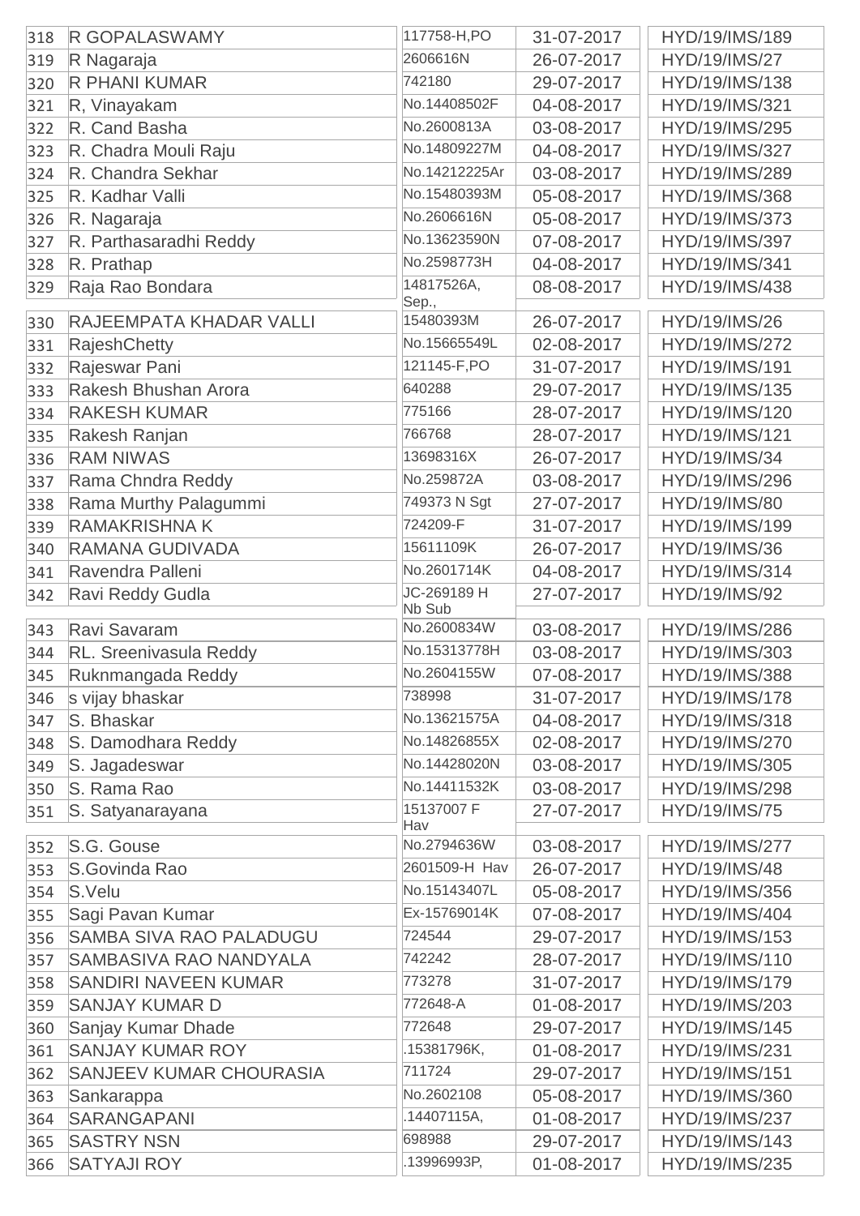| | | | | |
|---|---|---|---|---|
| 318 | R GOPALASWAMY | 117758-H,PO | 31-07-2017 | HYD/19/IMS/189 |
| 319 | R Nagaraja | 2606616N | 26-07-2017 | HYD/19/IMS/27 |
| 320 | R PHANI KUMAR | 742180 | 29-07-2017 | HYD/19/IMS/138 |
| 321 | R, Vinayakam | No.14408502F | 04-08-2017 | HYD/19/IMS/321 |
| 322 | R. Cand Basha | No.2600813A | 03-08-2017 | HYD/19/IMS/295 |
| 323 | R. Chadra Mouli Raju | No.14809227M | 04-08-2017 | HYD/19/IMS/327 |
| 324 | R. Chandra Sekhar | No.14212225Ar | 03-08-2017 | HYD/19/IMS/289 |
| 325 | R. Kadhar Valli | No.15480393M | 05-08-2017 | HYD/19/IMS/368 |
| 326 | R. Nagaraja | No.2606616N | 05-08-2017 | HYD/19/IMS/373 |
| 327 | R. Parthasaradhi Reddy | No.13623590N | 07-08-2017 | HYD/19/IMS/397 |
| 328 | R. Prathap | No.2598773H | 04-08-2017 | HYD/19/IMS/341 |
| 329 | Raja Rao Bondara | 14817526A, Sep., | 08-08-2017 | HYD/19/IMS/438 |
| 330 | RAJEEMPATA KHADAR VALLI | 15480393M | 26-07-2017 | HYD/19/IMS/26 |
| 331 | RajeshChetty | No.15665549L | 02-08-2017 | HYD/19/IMS/272 |
| 332 | Rajeswar Pani | 121145-F,PO | 31-07-2017 | HYD/19/IMS/191 |
| 333 | Rakesh Bhushan Arora | 640288 | 29-07-2017 | HYD/19/IMS/135 |
| 334 | RAKESH KUMAR | 775166 | 28-07-2017 | HYD/19/IMS/120 |
| 335 | Rakesh Ranjan | 766768 | 28-07-2017 | HYD/19/IMS/121 |
| 336 | RAM NIWAS | 13698316X | 26-07-2017 | HYD/19/IMS/34 |
| 337 | Rama Chndra Reddy | No.259872A | 03-08-2017 | HYD/19/IMS/296 |
| 338 | Rama Murthy Palagummi | 749373 N Sgt | 27-07-2017 | HYD/19/IMS/80 |
| 339 | RAMAKRISHNA K | 724209-F | 31-07-2017 | HYD/19/IMS/199 |
| 340 | RAMANA GUDIVADA | 15611109K | 26-07-2017 | HYD/19/IMS/36 |
| 341 | Ravendra Palleni | No.2601714K | 04-08-2017 | HYD/19/IMS/314 |
| 342 | Ravi Reddy Gudla | JC-269189 H Nb Sub | 27-07-2017 | HYD/19/IMS/92 |
| 343 | Ravi Savaram | No.2600834W | 03-08-2017 | HYD/19/IMS/286 |
| 344 | RL. Sreenivasula Reddy | No.15313778H | 03-08-2017 | HYD/19/IMS/303 |
| 345 | Ruknmangada Reddy | No.2604155W | 07-08-2017 | HYD/19/IMS/388 |
| 346 | s vijay bhaskar | 738998 | 31-07-2017 | HYD/19/IMS/178 |
| 347 | S. Bhaskar | No.13621575A | 04-08-2017 | HYD/19/IMS/318 |
| 348 | S. Damodhara Reddy | No.14826855X | 02-08-2017 | HYD/19/IMS/270 |
| 349 | S. Jagadeswar | No.14428020N | 03-08-2017 | HYD/19/IMS/305 |
| 350 | S. Rama Rao | No.14411532K | 03-08-2017 | HYD/19/IMS/298 |
| 351 | S. Satyanarayana | 15137007 F Hav | 27-07-2017 | HYD/19/IMS/75 |
| 352 | S.G. Gouse | No.2794636W | 03-08-2017 | HYD/19/IMS/277 |
| 353 | S.Govinda Rao | 2601509-H Hav | 26-07-2017 | HYD/19/IMS/48 |
| 354 | S.Velu | No.15143407L | 05-08-2017 | HYD/19/IMS/356 |
| 355 | Sagi Pavan Kumar | Ex-15769014K | 07-08-2017 | HYD/19/IMS/404 |
| 356 | SAMBA SIVA RAO PALADUGU | 724544 | 29-07-2017 | HYD/19/IMS/153 |
| 357 | SAMBASIVA RAO NANDYALA | 742242 | 28-07-2017 | HYD/19/IMS/110 |
| 358 | SANDIRI NAVEEN KUMAR | 773278 | 31-07-2017 | HYD/19/IMS/179 |
| 359 | SANJAY KUMAR D | 772648-A | 01-08-2017 | HYD/19/IMS/203 |
| 360 | Sanjay Kumar Dhade | 772648 | 29-07-2017 | HYD/19/IMS/145 |
| 361 | SANJAY KUMAR ROY | .15381796K, | 01-08-2017 | HYD/19/IMS/231 |
| 362 | SANJEEV KUMAR CHOURASIA | 711724 | 29-07-2017 | HYD/19/IMS/151 |
| 363 | Sankarappa | No.2602108 | 05-08-2017 | HYD/19/IMS/360 |
| 364 | SARANGAPANI | .14407115A, | 01-08-2017 | HYD/19/IMS/237 |
| 365 | SASTRY NSN | 698988 | 29-07-2017 | HYD/19/IMS/143 |
| 366 | SATYAJI ROY | .13996993P, | 01-08-2017 | HYD/19/IMS/235 |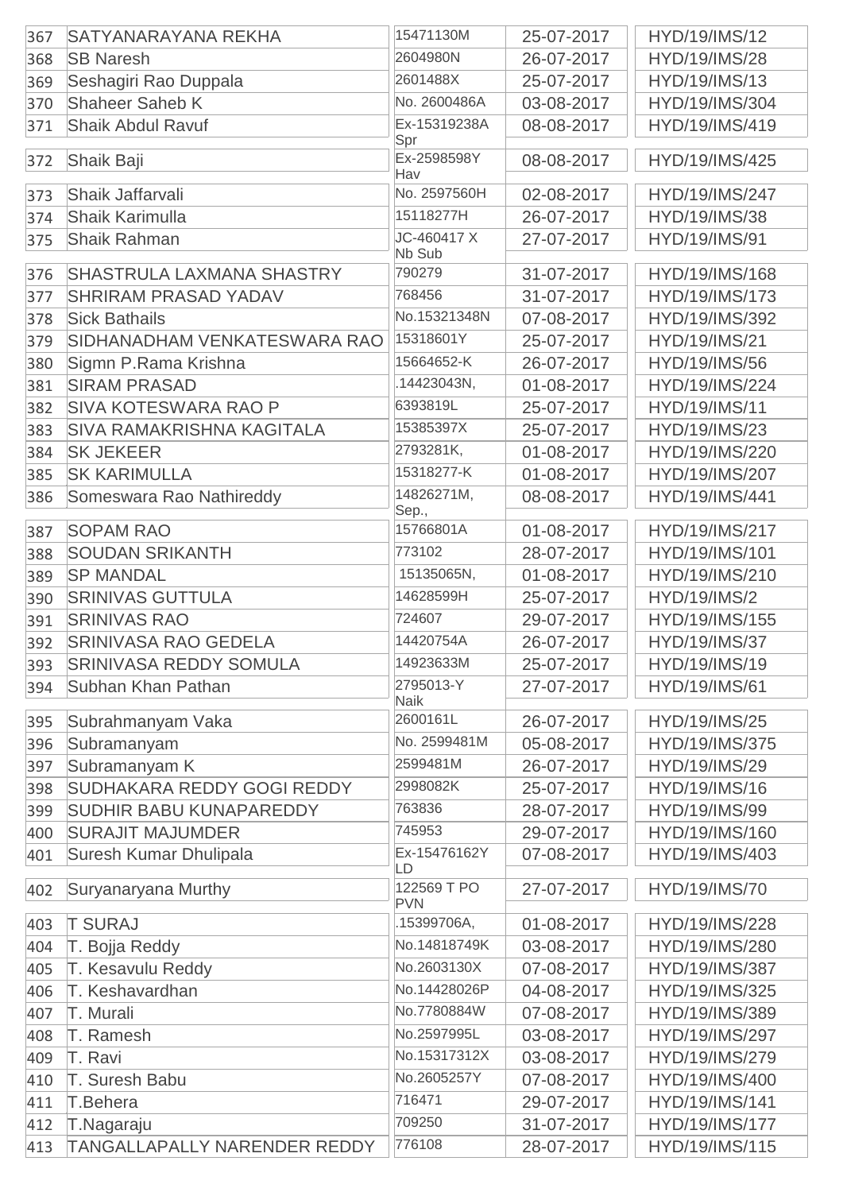| | | | | |
|---|---|---|---|---|
| 367 | SATYANARAYANA REKHA | 15471130M | 25-07-2017 | HYD/19/IMS/12 |
| 368 | SB Naresh | 2604980N | 26-07-2017 | HYD/19/IMS/28 |
| 369 | Seshagiri Rao Duppala | 2601488X | 25-07-2017 | HYD/19/IMS/13 |
| 370 | Shaheer Saheb K | No. 2600486A | 03-08-2017 | HYD/19/IMS/304 |
| 371 | Shaik Abdul Ravuf | Ex-15319238A Spr | 08-08-2017 | HYD/19/IMS/419 |
| 372 | Shaik Baji | Ex-2598598Y Hav | 08-08-2017 | HYD/19/IMS/425 |
| 373 | Shaik Jaffarvali | No. 2597560H | 02-08-2017 | HYD/19/IMS/247 |
| 374 | Shaik Karimulla | 15118277H | 26-07-2017 | HYD/19/IMS/38 |
| 375 | Shaik Rahman | JC-460417 X Nb Sub | 27-07-2017 | HYD/19/IMS/91 |
| 376 | SHASTRULA LAXMANA SHASTRY | 790279 | 31-07-2017 | HYD/19/IMS/168 |
| 377 | SHRIRAM PRASAD YADAV | 768456 | 31-07-2017 | HYD/19/IMS/173 |
| 378 | Sick Bathails | No.15321348N | 07-08-2017 | HYD/19/IMS/392 |
| 379 | SIDHANADHAM VENKATESWARA RAO | 15318601Y | 25-07-2017 | HYD/19/IMS/21 |
| 380 | Sigmn P.Rama Krishna | 15664652-K | 26-07-2017 | HYD/19/IMS/56 |
| 381 | SIRAM PRASAD | .14423043N, | 01-08-2017 | HYD/19/IMS/224 |
| 382 | SIVA KOTESWARA RAO P | 6393819L | 25-07-2017 | HYD/19/IMS/11 |
| 383 | SIVA RAMAKRISHNA KAGITALA | 15385397X | 25-07-2017 | HYD/19/IMS/23 |
| 384 | SK JEKEER | 2793281K, | 01-08-2017 | HYD/19/IMS/220 |
| 385 | SK KARIMULLA | 15318277-K | 01-08-2017 | HYD/19/IMS/207 |
| 386 | Someswara Rao Nathireddy | 14826271M, Sep., | 08-08-2017 | HYD/19/IMS/441 |
| 387 | SOPAM RAO | 15766801A | 01-08-2017 | HYD/19/IMS/217 |
| 388 | SOUDAN SRIKANTH | 773102 | 28-07-2017 | HYD/19/IMS/101 |
| 389 | SP MANDAL | 15135065N, | 01-08-2017 | HYD/19/IMS/210 |
| 390 | SRINIVAS GUTTULA | 14628599H | 25-07-2017 | HYD/19/IMS/2 |
| 391 | SRINIVAS RAO | 724607 | 29-07-2017 | HYD/19/IMS/155 |
| 392 | SRINIVASA RAO GEDELA | 14420754A | 26-07-2017 | HYD/19/IMS/37 |
| 393 | SRINIVASA REDDY SOMULA | 14923633M | 25-07-2017 | HYD/19/IMS/19 |
| 394 | Subhan Khan Pathan | 2795013-Y Naik | 27-07-2017 | HYD/19/IMS/61 |
| 395 | Subrahmanyam Vaka | 2600161L | 26-07-2017 | HYD/19/IMS/25 |
| 396 | Subramanyam | No. 2599481M | 05-08-2017 | HYD/19/IMS/375 |
| 397 | Subramanyam K | 2599481M | 26-07-2017 | HYD/19/IMS/29 |
| 398 | SUDHAKARA REDDY GOGI REDDY | 2998082K | 25-07-2017 | HYD/19/IMS/16 |
| 399 | SUDHIR BABU KUNAPAREDDY | 763836 | 28-07-2017 | HYD/19/IMS/99 |
| 400 | SURAJIT MAJUMDER | 745953 | 29-07-2017 | HYD/19/IMS/160 |
| 401 | Suresh Kumar Dhulipala | Ex-15476162Y LD | 07-08-2017 | HYD/19/IMS/403 |
| 402 | Suryanaryana Murthy | 122569 T PO PVN | 27-07-2017 | HYD/19/IMS/70 |
| 403 | T SURAJ | .15399706A, | 01-08-2017 | HYD/19/IMS/228 |
| 404 | T. Bojja Reddy | No.14818749K | 03-08-2017 | HYD/19/IMS/280 |
| 405 | T. Kesavulu Reddy | No.2603130X | 07-08-2017 | HYD/19/IMS/387 |
| 406 | T. Keshavardhan | No.14428026P | 04-08-2017 | HYD/19/IMS/325 |
| 407 | T. Murali | No.7780884W | 07-08-2017 | HYD/19/IMS/389 |
| 408 | T. Ramesh | No.2597995L | 03-08-2017 | HYD/19/IMS/297 |
| 409 | T. Ravi | No.15317312X | 03-08-2017 | HYD/19/IMS/279 |
| 410 | T. Suresh Babu | No.2605257Y | 07-08-2017 | HYD/19/IMS/400 |
| 411 | T.Behera | 716471 | 29-07-2017 | HYD/19/IMS/141 |
| 412 | T.Nagaraju | 709250 | 31-07-2017 | HYD/19/IMS/177 |
| 413 | TANGALLAPALLY NARENDER REDDY | 776108 | 28-07-2017 | HYD/19/IMS/115 |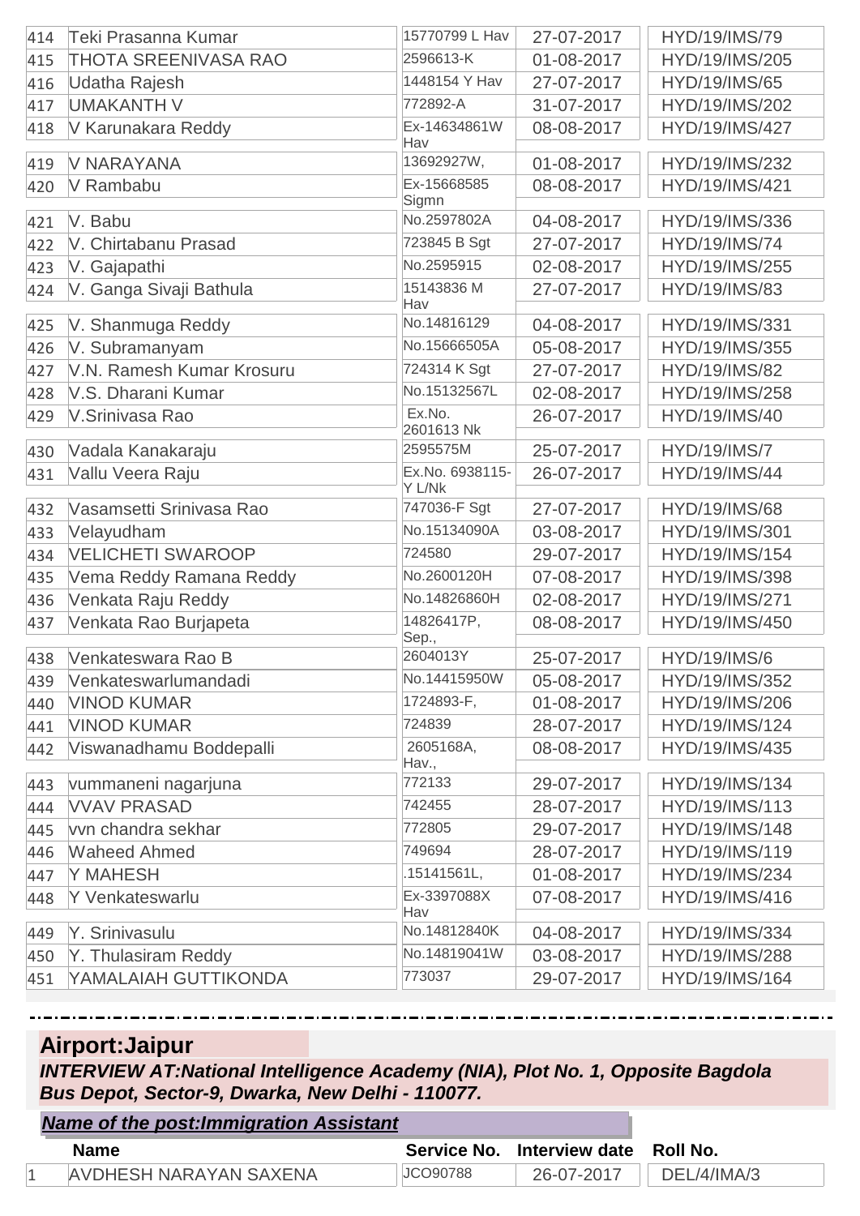| | | | | |
|---|---|---|---|---|
| 414 | Teki Prasanna Kumar | 15770799 L Hav | 27-07-2017 | HYD/19/IMS/79 |
| 415 | THOTA SREENIVASA RAO | 2596613-K | 01-08-2017 | HYD/19/IMS/205 |
| 416 | Udatha Rajesh | 1448154 Y Hav | 27-07-2017 | HYD/19/IMS/65 |
| 417 | UMAKANTH V | 772892-A | 31-07-2017 | HYD/19/IMS/202 |
| 418 | V Karunakara Reddy | Ex-14634861W Hav | 08-08-2017 | HYD/19/IMS/427 |
| 419 | V NARAYANA | 13692927W, | 01-08-2017 | HYD/19/IMS/232 |
| 420 | V Rambabu | Ex-15668585 Sigmn | 08-08-2017 | HYD/19/IMS/421 |
| 421 | V. Babu | No.2597802A | 04-08-2017 | HYD/19/IMS/336 |
| 422 | V. Chirtabanu Prasad | 723845 B Sgt | 27-07-2017 | HYD/19/IMS/74 |
| 423 | V. Gajapathi | No.2595915 | 02-08-2017 | HYD/19/IMS/255 |
| 424 | V. Ganga Sivaji Bathula | 15143836 M Hav | 27-07-2017 | HYD/19/IMS/83 |
| 425 | V. Shanmuga Reddy | No.14816129 | 04-08-2017 | HYD/19/IMS/331 |
| 426 | V. Subramanyam | No.15666505A | 05-08-2017 | HYD/19/IMS/355 |
| 427 | V.N. Ramesh Kumar Krosuru | 724314 K Sgt | 27-07-2017 | HYD/19/IMS/82 |
| 428 | V.S. Dharani Kumar | No.15132567L | 02-08-2017 | HYD/19/IMS/258 |
| 429 | V.Srinivasa Rao | Ex.No. 2601613 Nk | 26-07-2017 | HYD/19/IMS/40 |
| 430 | Vadala Kanakaraju | 2595575M | 25-07-2017 | HYD/19/IMS/7 |
| 431 | Vallu Veera Raju | Ex.No. 6938115-Y L/Nk | 26-07-2017 | HYD/19/IMS/44 |
| 432 | Vasamsetti Srinivasa Rao | 747036-F Sgt | 27-07-2017 | HYD/19/IMS/68 |
| 433 | Velayudham | No.15134090A | 03-08-2017 | HYD/19/IMS/301 |
| 434 | VELICHETI SWAROOP | 724580 | 29-07-2017 | HYD/19/IMS/154 |
| 435 | Vema Reddy Ramana Reddy | No.2600120H | 07-08-2017 | HYD/19/IMS/398 |
| 436 | Venkata Raju Reddy | No.14826860H | 02-08-2017 | HYD/19/IMS/271 |
| 437 | Venkata Rao Burjapeta | 14826417P, Sep., | 08-08-2017 | HYD/19/IMS/450 |
| 438 | Venkateswara Rao B | 2604013Y | 25-07-2017 | HYD/19/IMS/6 |
| 439 | Venkateswarlumandadi | No.14415950W | 05-08-2017 | HYD/19/IMS/352 |
| 440 | VINOD KUMAR | 1724893-F, | 01-08-2017 | HYD/19/IMS/206 |
| 441 | VINOD KUMAR | 724839 | 28-07-2017 | HYD/19/IMS/124 |
| 442 | Viswanadhamu Boddepalli | 2605168A, Hav., | 08-08-2017 | HYD/19/IMS/435 |
| 443 | vummaneni nagarjuna | 772133 | 29-07-2017 | HYD/19/IMS/134 |
| 444 | VVAV PRASAD | 742455 | 28-07-2017 | HYD/19/IMS/113 |
| 445 | vvn chandra sekhar | 772805 | 29-07-2017 | HYD/19/IMS/148 |
| 446 | Waheed Ahmed | 749694 | 28-07-2017 | HYD/19/IMS/119 |
| 447 | Y MAHESH | .15141561L, | 01-08-2017 | HYD/19/IMS/234 |
| 448 | Y Venkateswarlu | Ex-3397088X Hav | 07-08-2017 | HYD/19/IMS/416 |
| 449 | Y. Srinivasulu | No.14812840K | 04-08-2017 | HYD/19/IMS/334 |
| 450 | Y. Thulasiram Reddy | No.14819041W | 03-08-2017 | HYD/19/IMS/288 |
| 451 | YAMALAIAH GUTTIKONDA | 773037 | 29-07-2017 | HYD/19/IMS/164 |

## Airport:Jaipur

***INTERVIEW AT:National Intelligence Academy (NIA), Plot No. 1, Opposite Bagdola Bus Depot, Sector-9, Dwarka, New Delhi - 110077.***

***Name of the post:Immigration Assistant***

| | Name | Service No. | Interview date | Roll No. |
|---|---|---|---|---|
| 1 | AVDHESH NARAYAN SAXENA | JCO90788 | 26-07-2017 | DEL/4/IMA/3 |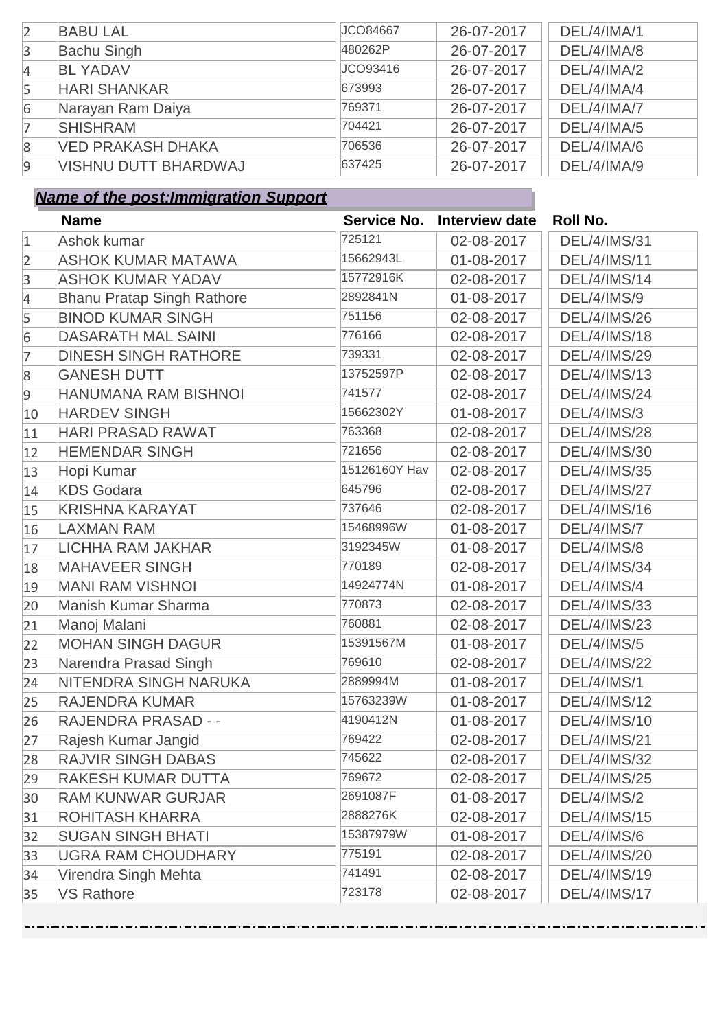| | | | | |
|---|---|---|---|---|
| 2 | BABU LAL | JCO84667 | 26-07-2017 | DEL/4/IMA/1 |
| 3 | Bachu Singh | 480262P | 26-07-2017 | DEL/4/IMA/8 |
| 4 | BL YADAV | JCO93416 | 26-07-2017 | DEL/4/IMA/2 |
| 5 | HARI SHANKAR | 673993 | 26-07-2017 | DEL/4/IMA/4 |
| 6 | Narayan Ram Daiya | 769371 | 26-07-2017 | DEL/4/IMA/7 |
| 7 | SHISHRAM | 704421 | 26-07-2017 | DEL/4/IMA/5 |
| 8 | VED PRAKASH DHAKA | 706536 | 26-07-2017 | DEL/4/IMA/6 |
| 9 | VISHNU DUTT BHARDWAJ | 637425 | 26-07-2017 | DEL/4/IMA/9 |

***Name of the post:Immigration Support***

| | Name | Service No. | Interview date | Roll No. |
|---|---|---|---|---|
| 1 | Ashok kumar | 725121 | 02-08-2017 | DEL/4/IMS/31 |
| 2 | ASHOK KUMAR MATAWA | 15662943L | 01-08-2017 | DEL/4/IMS/11 |
| 3 | ASHOK KUMAR YADAV | 15772916K | 02-08-2017 | DEL/4/IMS/14 |
| 4 | Bhanu Pratap Singh Rathore | 2892841N | 01-08-2017 | DEL/4/IMS/9 |
| 5 | BINOD KUMAR SINGH | 751156 | 02-08-2017 | DEL/4/IMS/26 |
| 6 | DASARATH MAL SAINI | 776166 | 02-08-2017 | DEL/4/IMS/18 |
| 7 | DINESH SINGH RATHORE | 739331 | 02-08-2017 | DEL/4/IMS/29 |
| 8 | GANESH DUTT | 13752597P | 02-08-2017 | DEL/4/IMS/13 |
| 9 | HANUMANA RAM BISHNOI | 741577 | 02-08-2017 | DEL/4/IMS/24 |
| 10 | HARDEV SINGH | 15662302Y | 01-08-2017 | DEL/4/IMS/3 |
| 11 | HARI PRASAD RAWAT | 763368 | 02-08-2017 | DEL/4/IMS/28 |
| 12 | HEMENDAR SINGH | 721656 | 02-08-2017 | DEL/4/IMS/30 |
| 13 | Hopi Kumar | 15126160Y Hav | 02-08-2017 | DEL/4/IMS/35 |
| 14 | KDS Godara | 645796 | 02-08-2017 | DEL/4/IMS/27 |
| 15 | KRISHNA KARAYAT | 737646 | 02-08-2017 | DEL/4/IMS/16 |
| 16 | LAXMAN RAM | 15468996W | 01-08-2017 | DEL/4/IMS/7 |
| 17 | LICHHA RAM JAKHAR | 3192345W | 01-08-2017 | DEL/4/IMS/8 |
| 18 | MAHAVEER SINGH | 770189 | 02-08-2017 | DEL/4/IMS/34 |
| 19 | MANI RAM VISHNOI | 14924774N | 01-08-2017 | DEL/4/IMS/4 |
| 20 | Manish Kumar Sharma | 770873 | 02-08-2017 | DEL/4/IMS/33 |
| 21 | Manoj Malani | 760881 | 02-08-2017 | DEL/4/IMS/23 |
| 22 | MOHAN SINGH DAGUR | 15391567M | 01-08-2017 | DEL/4/IMS/5 |
| 23 | Narendra Prasad Singh | 769610 | 02-08-2017 | DEL/4/IMS/22 |
| 24 | NITENDRA SINGH NARUKA | 2889994M | 01-08-2017 | DEL/4/IMS/1 |
| 25 | RAJENDRA KUMAR | 15763239W | 01-08-2017 | DEL/4/IMS/12 |
| 26 | RAJENDRA PRASAD - - | 4190412N | 01-08-2017 | DEL/4/IMS/10 |
| 27 | Rajesh Kumar Jangid | 769422 | 02-08-2017 | DEL/4/IMS/21 |
| 28 | RAJVIR SINGH DABAS | 745622 | 02-08-2017 | DEL/4/IMS/32 |
| 29 | RAKESH KUMAR DUTTA | 769672 | 02-08-2017 | DEL/4/IMS/25 |
| 30 | RAM KUNWAR GURJAR | 2691087F | 01-08-2017 | DEL/4/IMS/2 |
| 31 | ROHITASH KHARRA | 2888276K | 02-08-2017 | DEL/4/IMS/15 |
| 32 | SUGAN SINGH BHATI | 15387979W | 01-08-2017 | DEL/4/IMS/6 |
| 33 | UGRA RAM CHOUDHARY | 775191 | 02-08-2017 | DEL/4/IMS/20 |
| 34 | Virendra Singh Mehta | 741491 | 02-08-2017 | DEL/4/IMS/19 |
| 35 | VS Rathore | 723178 | 02-08-2017 | DEL/4/IMS/17 |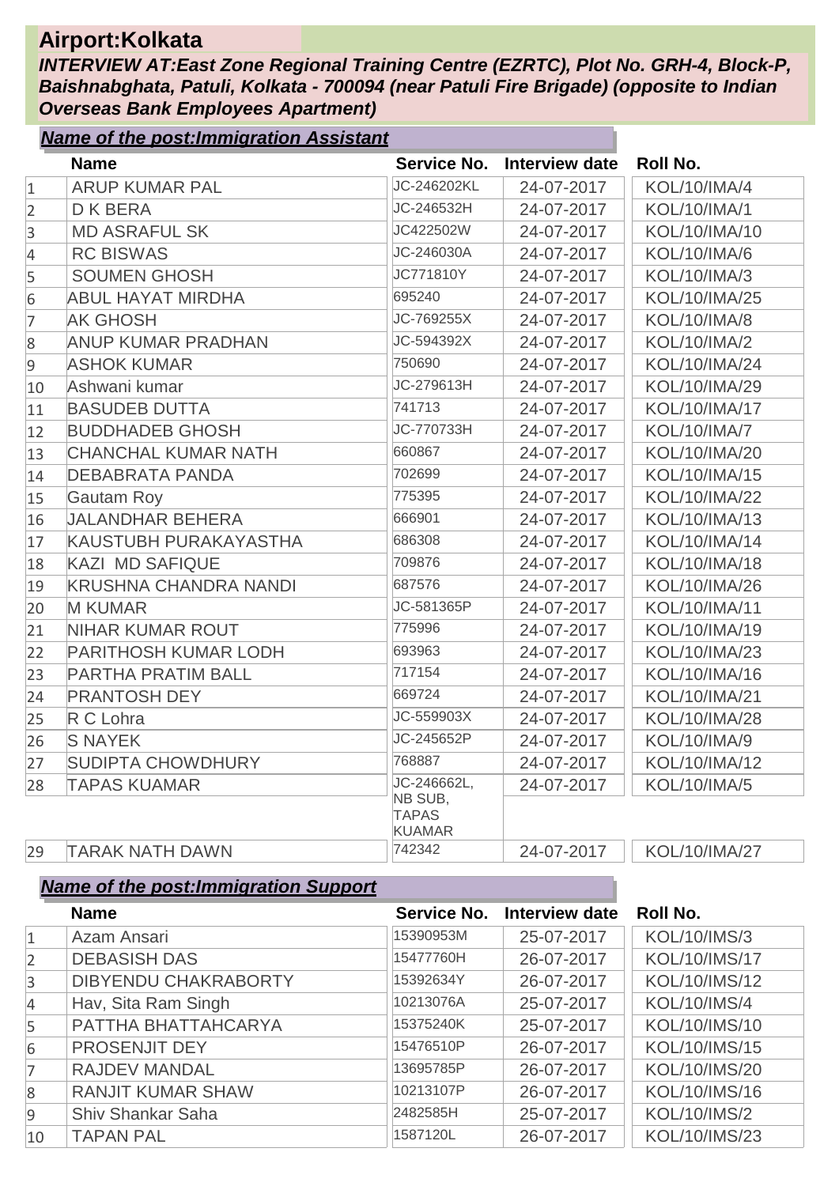# Airport:Kolkata

***INTERVIEW AT:East Zone Regional Training Centre (EZRTC), Plot No. GRH-4, Block-P, Baishnabghata, Patuli, Kolkata - 700094 (near Patuli Fire Brigade) (opposite to Indian Overseas Bank Employees Apartment)***

***Name of the post:Immigration Assistant***

| | Name | Service No. | Interview date | Roll No. |
|---|---|---|---|---|
| 1 | ARUP KUMAR PAL | JC-246202KL | 24-07-2017 | KOL/10/IMA/4 |
| 2 | D K BERA | JC-246532H | 24-07-2017 | KOL/10/IMA/1 |
| 3 | MD ASRAFUL SK | JC422502W | 24-07-2017 | KOL/10/IMA/10 |
| 4 | RC BISWAS | JC-246030A | 24-07-2017 | KOL/10/IMA/6 |
| 5 | SOUMEN GHOSH | JC771810Y | 24-07-2017 | KOL/10/IMA/3 |
| 6 | ABUL HAYAT MIRDHA | 695240 | 24-07-2017 | KOL/10/IMA/25 |
| 7 | AK GHOSH | JC-769255X | 24-07-2017 | KOL/10/IMA/8 |
| 8 | ANUP KUMAR PRADHAN | JC-594392X | 24-07-2017 | KOL/10/IMA/2 |
| 9 | ASHOK KUMAR | 750690 | 24-07-2017 | KOL/10/IMA/24 |
| 10 | Ashwani kumar | JC-279613H | 24-07-2017 | KOL/10/IMA/29 |
| 11 | BASUDEB DUTTA | 741713 | 24-07-2017 | KOL/10/IMA/17 |
| 12 | BUDDHADEB GHOSH | JC-770733H | 24-07-2017 | KOL/10/IMA/7 |
| 13 | CHANCHAL KUMAR NATH | 660867 | 24-07-2017 | KOL/10/IMA/20 |
| 14 | DEBABRATA PANDA | 702699 | 24-07-2017 | KOL/10/IMA/15 |
| 15 | Gautam Roy | 775395 | 24-07-2017 | KOL/10/IMA/22 |
| 16 | JALANDHAR BEHERA | 666901 | 24-07-2017 | KOL/10/IMA/13 |
| 17 | KAUSTUBH PURAKAYASTHA | 686308 | 24-07-2017 | KOL/10/IMA/14 |
| 18 | KAZI MD SAFIQUE | 709876 | 24-07-2017 | KOL/10/IMA/18 |
| 19 | KRUSHNA CHANDRA NANDI | 687576 | 24-07-2017 | KOL/10/IMA/26 |
| 20 | M KUMAR | JC-581365P | 24-07-2017 | KOL/10/IMA/11 |
| 21 | NIHAR KUMAR ROUT | 775996 | 24-07-2017 | KOL/10/IMA/19 |
| 22 | PARITHOSH KUMAR LODH | 693963 | 24-07-2017 | KOL/10/IMA/23 |
| 23 | PARTHA PRATIM BALL | 717154 | 24-07-2017 | KOL/10/IMA/16 |
| 24 | PRANTOSH DEY | 669724 | 24-07-2017 | KOL/10/IMA/21 |
| 25 | R C Lohra | JC-559903X | 24-07-2017 | KOL/10/IMA/28 |
| 26 | S NAYEK | JC-245652P | 24-07-2017 | KOL/10/IMA/9 |
| 27 | SUDIPTA CHOWDHURY | 768887 | 24-07-2017 | KOL/10/IMA/12 |
| 28 | TAPAS KUAMAR | JC-246662L, NB SUB, TAPAS KUAMAR | 24-07-2017 | KOL/10/IMA/5 |
| 29 | TARAK NATH DAWN | 742342 | 24-07-2017 | KOL/10/IMA/27 |

***Name of the post:Immigration Support***

| | Name | Service No. | Interview date | Roll No. |
|---|---|---|---|---|
| 1 | Azam Ansari | 15390953M | 25-07-2017 | KOL/10/IMS/3 |
| 2 | DEBASISH DAS | 15477760H | 26-07-2017 | KOL/10/IMS/17 |
| 3 | DIBYENDU CHAKRABORTY | 15392634Y | 26-07-2017 | KOL/10/IMS/12 |
| 4 | Hav, Sita Ram Singh | 10213076A | 25-07-2017 | KOL/10/IMS/4 |
| 5 | PATTHA BHATTAHCARYA | 15375240K | 25-07-2017 | KOL/10/IMS/10 |
| 6 | PROSENJIT DEY | 15476510P | 26-07-2017 | KOL/10/IMS/15 |
| 7 | RAJDEV MANDAL | 13695785P | 26-07-2017 | KOL/10/IMS/20 |
| 8 | RANJIT KUMAR SHAW | 10213107P | 26-07-2017 | KOL/10/IMS/16 |
| 9 | Shiv Shankar Saha | 2482585H | 25-07-2017 | KOL/10/IMS/2 |
| 10 | TAPAN PAL | 1587120L | 26-07-2017 | KOL/10/IMS/23 |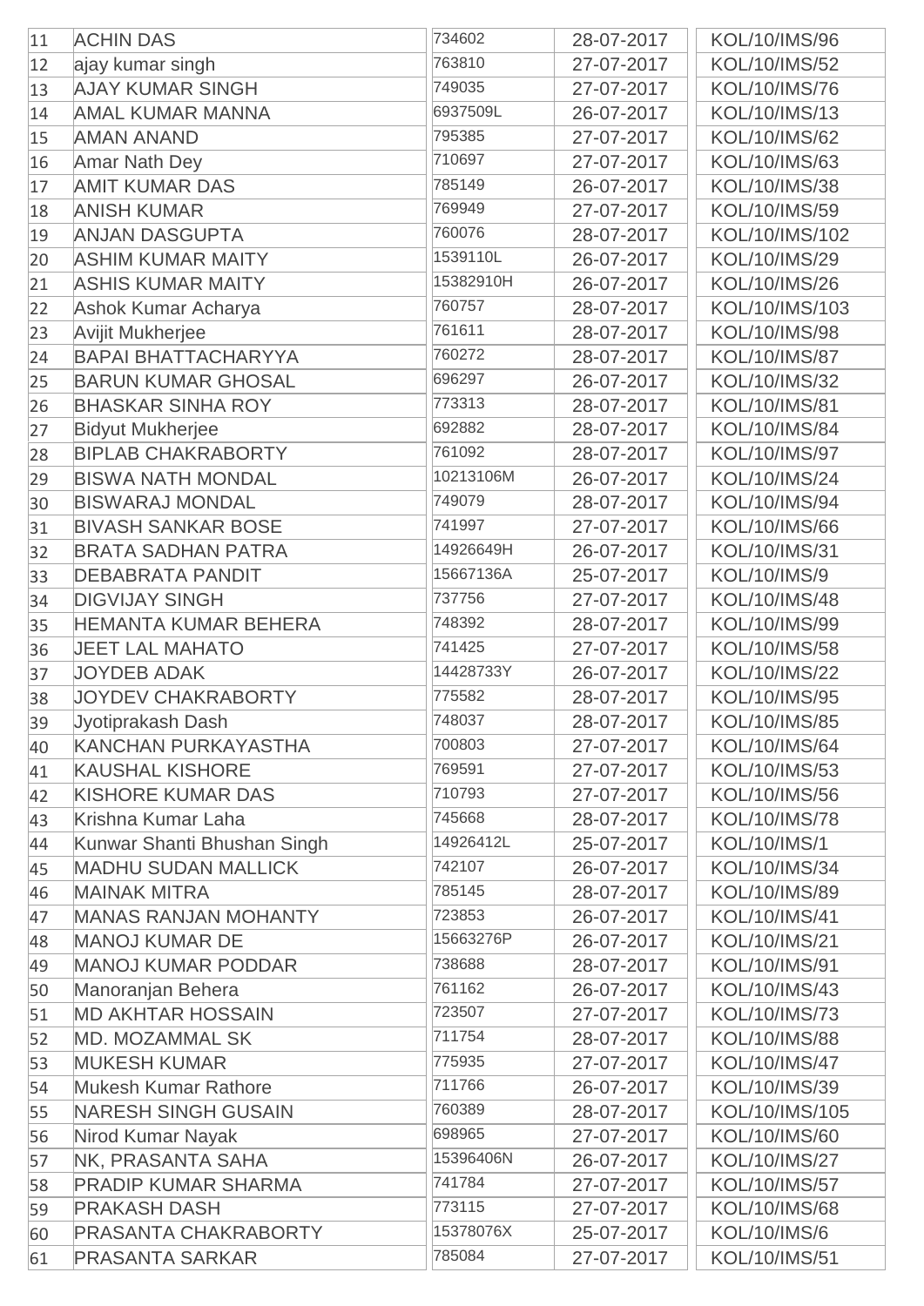| | | | | |
|---|---|---|---|---|
| 11 | ACHIN DAS | 734602 | 28-07-2017 | KOL/10/IMS/96 |
| 12 | ajay kumar singh | 763810 | 27-07-2017 | KOL/10/IMS/52 |
| 13 | AJAY KUMAR SINGH | 749035 | 27-07-2017 | KOL/10/IMS/76 |
| 14 | AMAL KUMAR MANNA | 6937509L | 26-07-2017 | KOL/10/IMS/13 |
| 15 | AMAN ANAND | 795385 | 27-07-2017 | KOL/10/IMS/62 |
| 16 | Amar Nath Dey | 710697 | 27-07-2017 | KOL/10/IMS/63 |
| 17 | AMIT KUMAR DAS | 785149 | 26-07-2017 | KOL/10/IMS/38 |
| 18 | ANISH KUMAR | 769949 | 27-07-2017 | KOL/10/IMS/59 |
| 19 | ANJAN DASGUPTA | 760076 | 28-07-2017 | KOL/10/IMS/102 |
| 20 | ASHIM KUMAR MAITY | 1539110L | 26-07-2017 | KOL/10/IMS/29 |
| 21 | ASHIS KUMAR MAITY | 15382910H | 26-07-2017 | KOL/10/IMS/26 |
| 22 | Ashok Kumar Acharya | 760757 | 28-07-2017 | KOL/10/IMS/103 |
| 23 | Avijit Mukherjee | 761611 | 28-07-2017 | KOL/10/IMS/98 |
| 24 | BAPAI BHATTACHARYYA | 760272 | 28-07-2017 | KOL/10/IMS/87 |
| 25 | BARUN KUMAR GHOSAL | 696297 | 26-07-2017 | KOL/10/IMS/32 |
| 26 | BHASKAR SINHA ROY | 773313 | 28-07-2017 | KOL/10/IMS/81 |
| 27 | Bidyut Mukherjee | 692882 | 28-07-2017 | KOL/10/IMS/84 |
| 28 | BIPLAB CHAKRABORTY | 761092 | 28-07-2017 | KOL/10/IMS/97 |
| 29 | BISWA NATH MONDAL | 10213106M | 26-07-2017 | KOL/10/IMS/24 |
| 30 | BISWARAJ MONDAL | 749079 | 28-07-2017 | KOL/10/IMS/94 |
| 31 | BIVASH SANKAR BOSE | 741997 | 27-07-2017 | KOL/10/IMS/66 |
| 32 | BRATA SADHAN PATRA | 14926649H | 26-07-2017 | KOL/10/IMS/31 |
| 33 | DEBABRATA PANDIT | 15667136A | 25-07-2017 | KOL/10/IMS/9 |
| 34 | DIGVIJAY SINGH | 737756 | 27-07-2017 | KOL/10/IMS/48 |
| 35 | HEMANTA KUMAR BEHERA | 748392 | 28-07-2017 | KOL/10/IMS/99 |
| 36 | JEET LAL MAHATO | 741425 | 27-07-2017 | KOL/10/IMS/58 |
| 37 | JOYDEB ADAK | 14428733Y | 26-07-2017 | KOL/10/IMS/22 |
| 38 | JOYDEV CHAKRABORTY | 775582 | 28-07-2017 | KOL/10/IMS/95 |
| 39 | Jyotiprakash Dash | 748037 | 28-07-2017 | KOL/10/IMS/85 |
| 40 | KANCHAN PURKAYASTHA | 700803 | 27-07-2017 | KOL/10/IMS/64 |
| 41 | KAUSHAL KISHORE | 769591 | 27-07-2017 | KOL/10/IMS/53 |
| 42 | KISHORE KUMAR DAS | 710793 | 27-07-2017 | KOL/10/IMS/56 |
| 43 | Krishna Kumar Laha | 745668 | 28-07-2017 | KOL/10/IMS/78 |
| 44 | Kunwar Shanti Bhushan Singh | 14926412L | 25-07-2017 | KOL/10/IMS/1 |
| 45 | MADHU SUDAN MALLICK | 742107 | 26-07-2017 | KOL/10/IMS/34 |
| 46 | MAINAK MITRA | 785145 | 28-07-2017 | KOL/10/IMS/89 |
| 47 | MANAS RANJAN MOHANTY | 723853 | 26-07-2017 | KOL/10/IMS/41 |
| 48 | MANOJ KUMAR DE | 15663276P | 26-07-2017 | KOL/10/IMS/21 |
| 49 | MANOJ KUMAR PODDAR | 738688 | 28-07-2017 | KOL/10/IMS/91 |
| 50 | Manoranjan Behera | 761162 | 26-07-2017 | KOL/10/IMS/43 |
| 51 | MD AKHTAR HOSSAIN | 723507 | 27-07-2017 | KOL/10/IMS/73 |
| 52 | MD. MOZAMMAL SK | 711754 | 28-07-2017 | KOL/10/IMS/88 |
| 53 | MUKESH KUMAR | 775935 | 27-07-2017 | KOL/10/IMS/47 |
| 54 | Mukesh Kumar Rathore | 711766 | 26-07-2017 | KOL/10/IMS/39 |
| 55 | NARESH SINGH GUSAIN | 760389 | 28-07-2017 | KOL/10/IMS/105 |
| 56 | Nirod Kumar Nayak | 698965 | 27-07-2017 | KOL/10/IMS/60 |
| 57 | NK, PRASANTA SAHA | 15396406N | 26-07-2017 | KOL/10/IMS/27 |
| 58 | PRADIP KUMAR SHARMA | 741784 | 27-07-2017 | KOL/10/IMS/57 |
| 59 | PRAKASH DASH | 773115 | 27-07-2017 | KOL/10/IMS/68 |
| 60 | PRASANTA CHAKRABORTY | 15378076X | 25-07-2017 | KOL/10/IMS/6 |
| 61 | PRASANTA SARKAR | 785084 | 27-07-2017 | KOL/10/IMS/51 |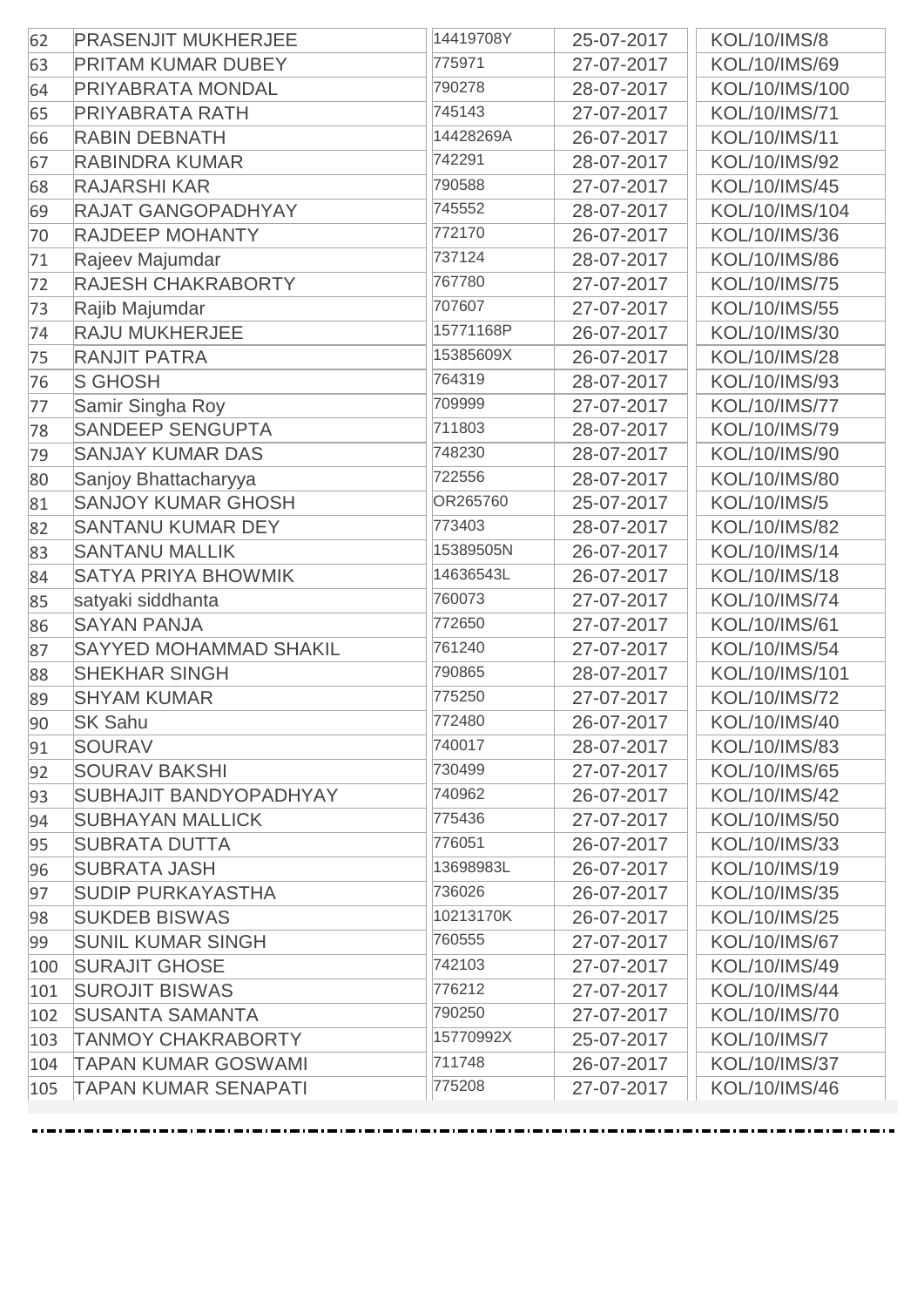| 62 | PRASENJIT MUKHERJEE | 14419708Y | 25-07-2017 | KOL/10/IMS/8 |
|---|---|---|---|---|
| 63 | PRITAM KUMAR DUBEY | 775971 | 27-07-2017 | KOL/10/IMS/69 |
| 64 | PRIYABRATA MONDAL | 790278 | 28-07-2017 | KOL/10/IMS/100 |
| 65 | PRIYABRATA RATH | 745143 | 27-07-2017 | KOL/10/IMS/71 |
| 66 | RABIN DEBNATH | 14428269A | 26-07-2017 | KOL/10/IMS/11 |
| 67 | RABINDRA KUMAR | 742291 | 28-07-2017 | KOL/10/IMS/92 |
| 68 | RAJARSHI KAR | 790588 | 27-07-2017 | KOL/10/IMS/45 |
| 69 | RAJAT GANGOPADHYAY | 745552 | 28-07-2017 | KOL/10/IMS/104 |
| 70 | RAJDEEP MOHANTY | 772170 | 26-07-2017 | KOL/10/IMS/36 |
| 71 | Rajeev Majumdar | 737124 | 28-07-2017 | KOL/10/IMS/86 |
| 72 | RAJESH CHAKRABORTY | 767780 | 27-07-2017 | KOL/10/IMS/75 |
| 73 | Rajib Majumdar | 707607 | 27-07-2017 | KOL/10/IMS/55 |
| 74 | RAJU MUKHERJEE | 15771168P | 26-07-2017 | KOL/10/IMS/30 |
| 75 | RANJIT PATRA | 15385609X | 26-07-2017 | KOL/10/IMS/28 |
| 76 | S GHOSH | 764319 | 28-07-2017 | KOL/10/IMS/93 |
| 77 | Samir Singha Roy | 709999 | 27-07-2017 | KOL/10/IMS/77 |
| 78 | SANDEEP SENGUPTA | 711803 | 28-07-2017 | KOL/10/IMS/79 |
| 79 | SANJAY KUMAR DAS | 748230 | 28-07-2017 | KOL/10/IMS/90 |
| 80 | Sanjoy Bhattacharyya | 722556 | 28-07-2017 | KOL/10/IMS/80 |
| 81 | SANJOY KUMAR GHOSH | OR265760 | 25-07-2017 | KOL/10/IMS/5 |
| 82 | SANTANU KUMAR DEY | 773403 | 28-07-2017 | KOL/10/IMS/82 |
| 83 | SANTANU MALLIK | 15389505N | 26-07-2017 | KOL/10/IMS/14 |
| 84 | SATYA PRIYA BHOWMIK | 14636543L | 26-07-2017 | KOL/10/IMS/18 |
| 85 | satyaki siddhanta | 760073 | 27-07-2017 | KOL/10/IMS/74 |
| 86 | SAYAN PANJA | 772650 | 27-07-2017 | KOL/10/IMS/61 |
| 87 | SAYYED MOHAMMAD SHAKIL | 761240 | 27-07-2017 | KOL/10/IMS/54 |
| 88 | SHEKHAR SINGH | 790865 | 28-07-2017 | KOL/10/IMS/101 |
| 89 | SHYAM KUMAR | 775250 | 27-07-2017 | KOL/10/IMS/72 |
| 90 | SK Sahu | 772480 | 26-07-2017 | KOL/10/IMS/40 |
| 91 | SOURAV | 740017 | 28-07-2017 | KOL/10/IMS/83 |
| 92 | SOURAV BAKSHI | 730499 | 27-07-2017 | KOL/10/IMS/65 |
| 93 | SUBHAJIT BANDYOPADHYAY | 740962 | 26-07-2017 | KOL/10/IMS/42 |
| 94 | SUBHAYAN MALLICK | 775436 | 27-07-2017 | KOL/10/IMS/50 |
| 95 | SUBRATA DUTTA | 776051 | 26-07-2017 | KOL/10/IMS/33 |
| 96 | SUBRATA JASH | 13698983L | 26-07-2017 | KOL/10/IMS/19 |
| 97 | SUDIP PURKAYASTHA | 736026 | 26-07-2017 | KOL/10/IMS/35 |
| 98 | SUKDEB BISWAS | 10213170K | 26-07-2017 | KOL/10/IMS/25 |
| 99 | SUNIL KUMAR SINGH | 760555 | 27-07-2017 | KOL/10/IMS/67 |
| 100 | SURAJIT GHOSE | 742103 | 27-07-2017 | KOL/10/IMS/49 |
| 101 | SUROJIT BISWAS | 776212 | 27-07-2017 | KOL/10/IMS/44 |
| 102 | SUSANTA SAMANTA | 790250 | 27-07-2017 | KOL/10/IMS/70 |
| 103 | TANMOY CHAKRABORTY | 15770992X | 25-07-2017 | KOL/10/IMS/7 |
| 104 | TAPAN KUMAR GOSWAMI | 711748 | 26-07-2017 | KOL/10/IMS/37 |
| 105 | TAPAN KUMAR SENAPATI | 775208 | 27-07-2017 | KOL/10/IMS/46 |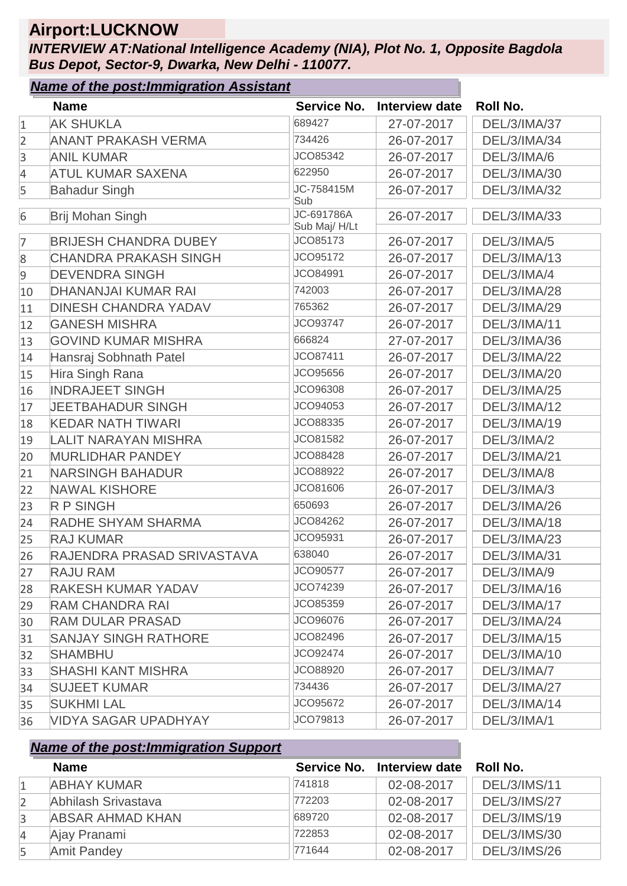# Airport:LUCKNOW

***INTERVIEW AT:National Intelligence Academy (NIA), Plot No. 1, Opposite Bagdola Bus Depot, Sector-9, Dwarka, New Delhi - 110077.***

***Name of the post:Immigration Assistant***

| | Name | Service No. | Interview date | Roll No. |
|---|---|---|---|---|
| 1 | AK SHUKLA | 689427 | 27-07-2017 | DEL/3/IMA/37 |
| 2 | ANANT PRAKASH VERMA | 734426 | 26-07-2017 | DEL/3/IMA/34 |
| 3 | ANIL KUMAR | JCO85342 | 26-07-2017 | DEL/3/IMA/6 |
| 4 | ATUL KUMAR SAXENA | 622950 | 26-07-2017 | DEL/3/IMA/30 |
| 5 | Bahadur Singh | JC-758415M Sub | 26-07-2017 | DEL/3/IMA/32 |
| 6 | Brij Mohan Singh | JC-691786A Sub Maj/ H/Lt | 26-07-2017 | DEL/3/IMA/33 |
| 7 | BRIJESH CHANDRA DUBEY | JCO85173 | 26-07-2017 | DEL/3/IMA/5 |
| 8 | CHANDRA PRAKASH SINGH | JCO95172 | 26-07-2017 | DEL/3/IMA/13 |
| 9 | DEVENDRA SINGH | JCO84991 | 26-07-2017 | DEL/3/IMA/4 |
| 10 | DHANANJAI KUMAR RAI | 742003 | 26-07-2017 | DEL/3/IMA/28 |
| 11 | DINESH CHANDRA YADAV | 765362 | 26-07-2017 | DEL/3/IMA/29 |
| 12 | GANESH MISHRA | JCO93747 | 26-07-2017 | DEL/3/IMA/11 |
| 13 | GOVIND KUMAR MISHRA | 666824 | 27-07-2017 | DEL/3/IMA/36 |
| 14 | Hansraj Sobhnath Patel | JCO87411 | 26-07-2017 | DEL/3/IMA/22 |
| 15 | Hira Singh Rana | JCO95656 | 26-07-2017 | DEL/3/IMA/20 |
| 16 | INDRAJEET SINGH | JCO96308 | 26-07-2017 | DEL/3/IMA/25 |
| 17 | JEETBAHADUR SINGH | JCO94053 | 26-07-2017 | DEL/3/IMA/12 |
| 18 | KEDAR NATH TIWARI | JCO88335 | 26-07-2017 | DEL/3/IMA/19 |
| 19 | LALIT NARAYAN MISHRA | JCO81582 | 26-07-2017 | DEL/3/IMA/2 |
| 20 | MURLIDHAR PANDEY | JCO88428 | 26-07-2017 | DEL/3/IMA/21 |
| 21 | NARSINGH BAHADUR | JCO88922 | 26-07-2017 | DEL/3/IMA/8 |
| 22 | NAWAL KISHORE | JCO81606 | 26-07-2017 | DEL/3/IMA/3 |
| 23 | R P SINGH | 650693 | 26-07-2017 | DEL/3/IMA/26 |
| 24 | RADHE SHYAM SHARMA | JCO84262 | 26-07-2017 | DEL/3/IMA/18 |
| 25 | RAJ KUMAR | JCO95931 | 26-07-2017 | DEL/3/IMA/23 |
| 26 | RAJENDRA PRASAD SRIVASTAVA | 638040 | 26-07-2017 | DEL/3/IMA/31 |
| 27 | RAJU RAM | JCO90577 | 26-07-2017 | DEL/3/IMA/9 |
| 28 | RAKESH KUMAR YADAV | JCO74239 | 26-07-2017 | DEL/3/IMA/16 |
| 29 | RAM CHANDRA RAI | JCO85359 | 26-07-2017 | DEL/3/IMA/17 |
| 30 | RAM DULAR PRASAD | JCO96076 | 26-07-2017 | DEL/3/IMA/24 |
| 31 | SANJAY SINGH RATHORE | JCO82496 | 26-07-2017 | DEL/3/IMA/15 |
| 32 | SHAMBHU | JCO92474 | 26-07-2017 | DEL/3/IMA/10 |
| 33 | SHASHI KANT MISHRA | JCO88920 | 26-07-2017 | DEL/3/IMA/7 |
| 34 | SUJEET KUMAR | 734436 | 26-07-2017 | DEL/3/IMA/27 |
| 35 | SUKHMI LAL | JCO95672 | 26-07-2017 | DEL/3/IMA/14 |
| 36 | VIDYA SAGAR UPADHYAY | JCO79813 | 26-07-2017 | DEL/3/IMA/1 |

***Name of the post:Immigration Support***

| | Name | Service No. | Interview date | Roll No. |
|---|---|---|---|---|
| 1 | ABHAY KUMAR | 741818 | 02-08-2017 | DEL/3/IMS/11 |
| 2 | Abhilash Srivastava | 772203 | 02-08-2017 | DEL/3/IMS/27 |
| 3 | ABSAR AHMAD KHAN | 689720 | 02-08-2017 | DEL/3/IMS/19 |
| 4 | Ajay Pranami | 722853 | 02-08-2017 | DEL/3/IMS/30 |
| 5 | Amit Pandey | 771644 | 02-08-2017 | DEL/3/IMS/26 |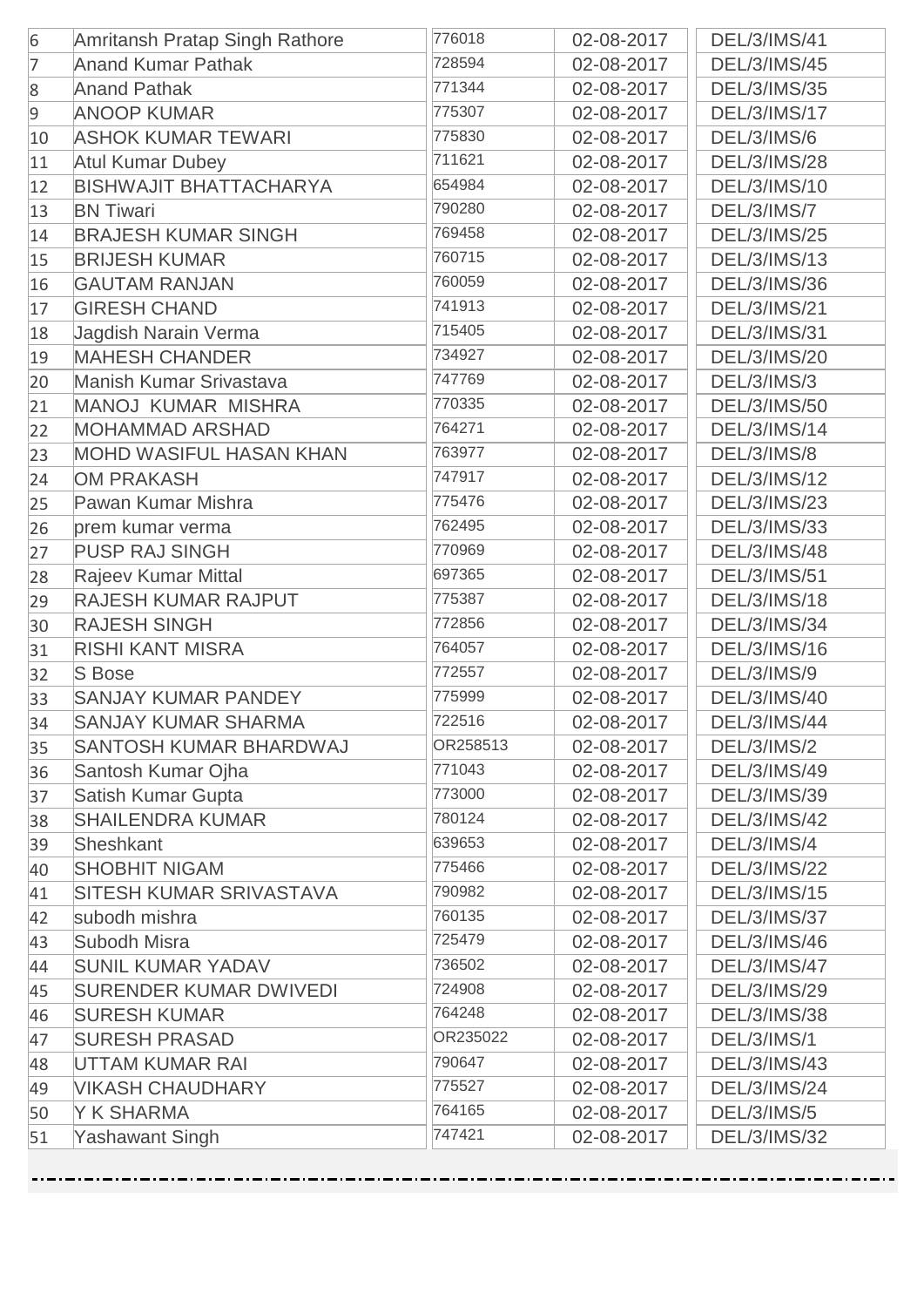| | | | | |
|---|---|---|---|---|
| 6 | Amritansh Pratap Singh Rathore | 776018 | 02-08-2017 | DEL/3/IMS/41 |
| 7 | Anand Kumar Pathak | 728594 | 02-08-2017 | DEL/3/IMS/45 |
| 8 | Anand Pathak | 771344 | 02-08-2017 | DEL/3/IMS/35 |
| 9 | ANOOP KUMAR | 775307 | 02-08-2017 | DEL/3/IMS/17 |
| 10 | ASHOK KUMAR TEWARI | 775830 | 02-08-2017 | DEL/3/IMS/6 |
| 11 | Atul Kumar Dubey | 711621 | 02-08-2017 | DEL/3/IMS/28 |
| 12 | BISHWAJIT BHATTACHARYA | 654984 | 02-08-2017 | DEL/3/IMS/10 |
| 13 | BN Tiwari | 790280 | 02-08-2017 | DEL/3/IMS/7 |
| 14 | BRAJESH KUMAR SINGH | 769458 | 02-08-2017 | DEL/3/IMS/25 |
| 15 | BRIJESH KUMAR | 760715 | 02-08-2017 | DEL/3/IMS/13 |
| 16 | GAUTAM RANJAN | 760059 | 02-08-2017 | DEL/3/IMS/36 |
| 17 | GIRESH CHAND | 741913 | 02-08-2017 | DEL/3/IMS/21 |
| 18 | Jagdish Narain Verma | 715405 | 02-08-2017 | DEL/3/IMS/31 |
| 19 | MAHESH CHANDER | 734927 | 02-08-2017 | DEL/3/IMS/20 |
| 20 | Manish Kumar Srivastava | 747769 | 02-08-2017 | DEL/3/IMS/3 |
| 21 | MANOJ KUMAR MISHRA | 770335 | 02-08-2017 | DEL/3/IMS/50 |
| 22 | MOHAMMAD ARSHAD | 764271 | 02-08-2017 | DEL/3/IMS/14 |
| 23 | MOHD WASIFUL HASAN KHAN | 763977 | 02-08-2017 | DEL/3/IMS/8 |
| 24 | OM PRAKASH | 747917 | 02-08-2017 | DEL/3/IMS/12 |
| 25 | Pawan Kumar Mishra | 775476 | 02-08-2017 | DEL/3/IMS/23 |
| 26 | prem kumar verma | 762495 | 02-08-2017 | DEL/3/IMS/33 |
| 27 | PUSP RAJ SINGH | 770969 | 02-08-2017 | DEL/3/IMS/48 |
| 28 | Rajeev Kumar Mittal | 697365 | 02-08-2017 | DEL/3/IMS/51 |
| 29 | RAJESH KUMAR RAJPUT | 775387 | 02-08-2017 | DEL/3/IMS/18 |
| 30 | RAJESH SINGH | 772856 | 02-08-2017 | DEL/3/IMS/34 |
| 31 | RISHI KANT MISRA | 764057 | 02-08-2017 | DEL/3/IMS/16 |
| 32 | S Bose | 772557 | 02-08-2017 | DEL/3/IMS/9 |
| 33 | SANJAY KUMAR PANDEY | 775999 | 02-08-2017 | DEL/3/IMS/40 |
| 34 | SANJAY KUMAR SHARMA | 722516 | 02-08-2017 | DEL/3/IMS/44 |
| 35 | SANTOSH KUMAR BHARDWAJ | OR258513 | 02-08-2017 | DEL/3/IMS/2 |
| 36 | Santosh Kumar Ojha | 771043 | 02-08-2017 | DEL/3/IMS/49 |
| 37 | Satish Kumar Gupta | 773000 | 02-08-2017 | DEL/3/IMS/39 |
| 38 | SHAILENDRA KUMAR | 780124 | 02-08-2017 | DEL/3/IMS/42 |
| 39 | Sheshkant | 639653 | 02-08-2017 | DEL/3/IMS/4 |
| 40 | SHOBHIT NIGAM | 775466 | 02-08-2017 | DEL/3/IMS/22 |
| 41 | SITESH KUMAR SRIVASTAVA | 790982 | 02-08-2017 | DEL/3/IMS/15 |
| 42 | subodh mishra | 760135 | 02-08-2017 | DEL/3/IMS/37 |
| 43 | Subodh Misra | 725479 | 02-08-2017 | DEL/3/IMS/46 |
| 44 | SUNIL KUMAR YADAV | 736502 | 02-08-2017 | DEL/3/IMS/47 |
| 45 | SURENDER KUMAR DWIVEDI | 724908 | 02-08-2017 | DEL/3/IMS/29 |
| 46 | SURESH KUMAR | 764248 | 02-08-2017 | DEL/3/IMS/38 |
| 47 | SURESH PRASAD | OR235022 | 02-08-2017 | DEL/3/IMS/1 |
| 48 | UTTAM KUMAR RAI | 790647 | 02-08-2017 | DEL/3/IMS/43 |
| 49 | VIKASH CHAUDHARY | 775527 | 02-08-2017 | DEL/3/IMS/24 |
| 50 | Y K SHARMA | 764165 | 02-08-2017 | DEL/3/IMS/5 |
| 51 | Yashawant Singh | 747421 | 02-08-2017 | DEL/3/IMS/32 |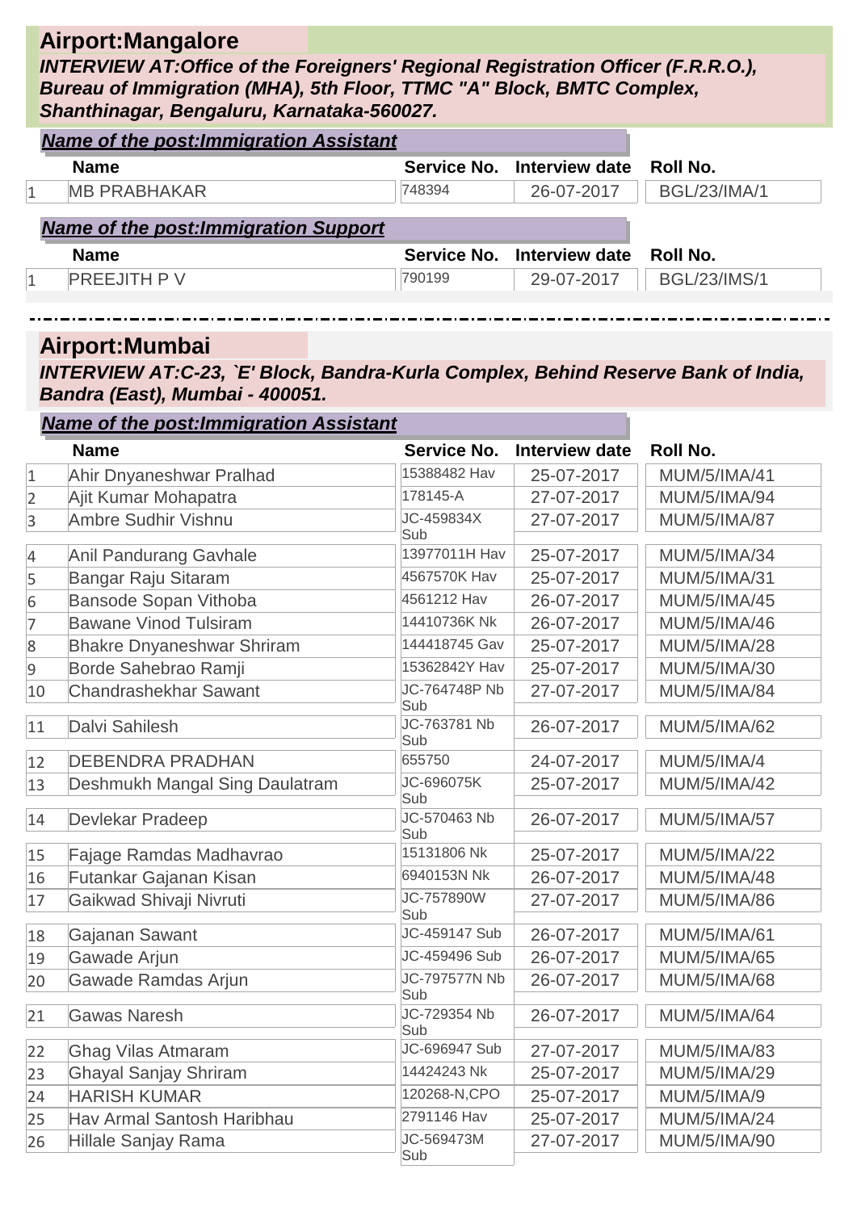## Airport:Mangalore

***INTERVIEW AT:Office of the Foreigners' Regional Registration Officer (F.R.R.O.), Bureau of Immigration (MHA), 5th Floor, TTMC "A" Block, BMTC Complex, Shanthinagar, Bengaluru, Karnataka-560027.***

***Name of the post:Immigration Assistant***

| | Name | Service No. | Interview date | Roll No. |
|---|---|---|---|---|
| 1 | MB PRABHAKAR | 748394 | 26-07-2017 | BGL/23/IMA/1 |

***Name of the post:Immigration Support***

| | Name | Service No. | Interview date | Roll No. |
|---|---|---|---|---|
| 1 | PREEJITH P V | 790199 | 29-07-2017 | BGL/23/IMS/1 |

---

## Airport:Mumbai

***INTERVIEW AT:C-23, `E' Block, Bandra-Kurla Complex, Behind Reserve Bank of India, Bandra (East), Mumbai - 400051.***

***Name of the post:Immigration Assistant***

| | Name | Service No. | Interview date | Roll No. |
|---|---|---|---|---|
| 1 | Ahir Dnyaneshwar Pralhad | 15388482 Hav | 25-07-2017 | MUM/5/IMA/41 |
| 2 | Ajit Kumar Mohapatra | 178145-A | 27-07-2017 | MUM/5/IMA/94 |
| 3 | Ambre Sudhir Vishnu | JC-459834X Sub | 27-07-2017 | MUM/5/IMA/87 |
| 4 | Anil Pandurang Gavhale | 13977011H Hav | 25-07-2017 | MUM/5/IMA/34 |
| 5 | Bangar Raju Sitaram | 4567570K Hav | 25-07-2017 | MUM/5/IMA/31 |
| 6 | Bansode Sopan Vithoba | 4561212 Hav | 26-07-2017 | MUM/5/IMA/45 |
| 7 | Bawane Vinod Tulsiram | 14410736K Nk | 26-07-2017 | MUM/5/IMA/46 |
| 8 | Bhakre Dnyaneshwar Shriram | 144418745 Gav | 25-07-2017 | MUM/5/IMA/28 |
| 9 | Borde Sahebrao Ramji | 15362842Y Hav | 25-07-2017 | MUM/5/IMA/30 |
| 10 | Chandrashekhar Sawant | JC-764748P Nb Sub | 27-07-2017 | MUM/5/IMA/84 |
| 11 | Dalvi Sahilesh | JC-763781 Nb Sub | 26-07-2017 | MUM/5/IMA/62 |
| 12 | DEBENDRA PRADHAN | 655750 | 24-07-2017 | MUM/5/IMA/4 |
| 13 | Deshmukh Mangal Sing Daulatram | JC-696075K Sub | 25-07-2017 | MUM/5/IMA/42 |
| 14 | Devlekar Pradeep | JC-570463 Nb Sub | 26-07-2017 | MUM/5/IMA/57 |
| 15 | Fajage Ramdas Madhavrao | 15131806 Nk | 25-07-2017 | MUM/5/IMA/22 |
| 16 | Futankar Gajanan Kisan | 6940153N Nk | 26-07-2017 | MUM/5/IMA/48 |
| 17 | Gaikwad Shivaji Nivruti | JC-757890W Sub | 27-07-2017 | MUM/5/IMA/86 |
| 18 | Gajanan Sawant | JC-459147 Sub | 26-07-2017 | MUM/5/IMA/61 |
| 19 | Gawade Arjun | JC-459496 Sub | 26-07-2017 | MUM/5/IMA/65 |
| 20 | Gawade Ramdas Arjun | JC-797577N Nb Sub | 26-07-2017 | MUM/5/IMA/68 |
| 21 | Gawas Naresh | JC-729354 Nb Sub | 26-07-2017 | MUM/5/IMA/64 |
| 22 | Ghag Vilas Atmaram | JC-696947 Sub | 27-07-2017 | MUM/5/IMA/83 |
| 23 | Ghayal Sanjay Shriram | 14424243 Nk | 25-07-2017 | MUM/5/IMA/29 |
| 24 | HARISH KUMAR | 120268-N,CPO | 25-07-2017 | MUM/5/IMA/9 |
| 25 | Hav Armal Santosh Haribhau | 2791146 Hav | 25-07-2017 | MUM/5/IMA/24 |
| 26 | Hillale Sanjay Rama | JC-569473M Sub | 27-07-2017 | MUM/5/IMA/90 |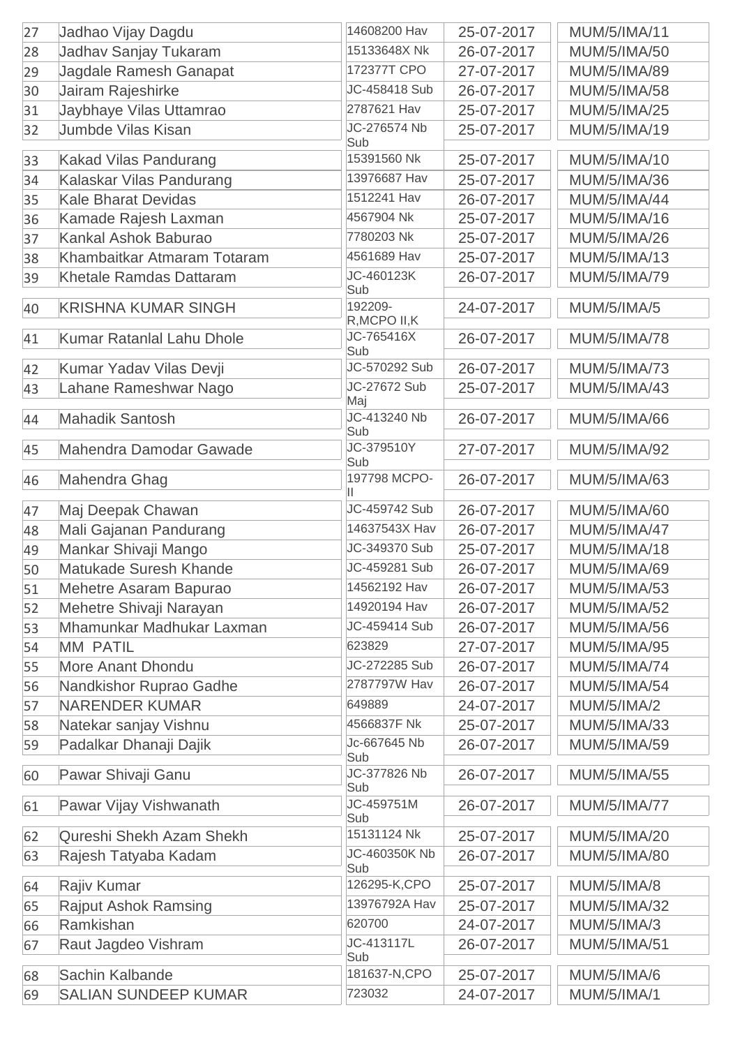| | | | | |
|---|---|---|---|---|
| 27 | Jadhao Vijay Dagdu | 14608200 Hav | 25-07-2017 | MUM/5/IMA/11 |
| 28 | Jadhav Sanjay Tukaram | 15133648X Nk | 26-07-2017 | MUM/5/IMA/50 |
| 29 | Jagdale Ramesh Ganapat | 172377T CPO | 27-07-2017 | MUM/5/IMA/89 |
| 30 | Jairam Rajeshirke | JC-458418 Sub | 26-07-2017 | MUM/5/IMA/58 |
| 31 | Jaybhaye Vilas Uttamrao | 2787621 Hav | 25-07-2017 | MUM/5/IMA/25 |
| 32 | Jumbde Vilas Kisan | JC-276574 Nb Sub | 25-07-2017 | MUM/5/IMA/19 |
| 33 | Kakad Vilas Pandurang | 15391560 Nk | 25-07-2017 | MUM/5/IMA/10 |
| 34 | Kalaskar Vilas Pandurang | 13976687 Hav | 25-07-2017 | MUM/5/IMA/36 |
| 35 | Kale Bharat Devidas | 1512241 Hav | 26-07-2017 | MUM/5/IMA/44 |
| 36 | Kamade Rajesh Laxman | 4567904 Nk | 25-07-2017 | MUM/5/IMA/16 |
| 37 | Kankal Ashok Baburao | 7780203 Nk | 25-07-2017 | MUM/5/IMA/26 |
| 38 | Khambaitkar Atmaram Totaram | 4561689 Hav | 25-07-2017 | MUM/5/IMA/13 |
| 39 | Khetale Ramdas Dattaram | JC-460123K Sub | 26-07-2017 | MUM/5/IMA/79 |
| 40 | KRISHNA KUMAR SINGH | 192209-R,MCPO II,K | 24-07-2017 | MUM/5/IMA/5 |
| 41 | Kumar Ratanlal Lahu Dhole | JC-765416X Sub | 26-07-2017 | MUM/5/IMA/78 |
| 42 | Kumar Yadav Vilas Devji | JC-570292 Sub | 26-07-2017 | MUM/5/IMA/73 |
| 43 | Lahane Rameshwar Nago | JC-27672 Sub Maj | 25-07-2017 | MUM/5/IMA/43 |
| 44 | Mahadik Santosh | JC-413240 Nb Sub | 26-07-2017 | MUM/5/IMA/66 |
| 45 | Mahendra Damodar Gawade | JC-379510Y Sub | 27-07-2017 | MUM/5/IMA/92 |
| 46 | Mahendra Ghag | 197798 MCPO-II | 26-07-2017 | MUM/5/IMA/63 |
| 47 | Maj Deepak Chawan | JC-459742 Sub | 26-07-2017 | MUM/5/IMA/60 |
| 48 | Mali Gajanan Pandurang | 14637543X Hav | 26-07-2017 | MUM/5/IMA/47 |
| 49 | Mankar Shivaji Mango | JC-349370 Sub | 25-07-2017 | MUM/5/IMA/18 |
| 50 | Matukade Suresh Khande | JC-459281 Sub | 26-07-2017 | MUM/5/IMA/69 |
| 51 | Mehetre Asaram Bapurao | 14562192 Hav | 26-07-2017 | MUM/5/IMA/53 |
| 52 | Mehetre Shivaji Narayan | 14920194 Hav | 26-07-2017 | MUM/5/IMA/52 |
| 53 | Mhamunkar Madhukar Laxman | JC-459414 Sub | 26-07-2017 | MUM/5/IMA/56 |
| 54 | MM PATIL | 623829 | 27-07-2017 | MUM/5/IMA/95 |
| 55 | More Anant Dhondu | JC-272285 Sub | 26-07-2017 | MUM/5/IMA/74 |
| 56 | Nandkishor Ruprao Gadhe | 2787797W Hav | 26-07-2017 | MUM/5/IMA/54 |
| 57 | NARENDER KUMAR | 649889 | 24-07-2017 | MUM/5/IMA/2 |
| 58 | Natekar sanjay Vishnu | 4566837F Nk | 25-07-2017 | MUM/5/IMA/33 |
| 59 | Padalkar Dhanaji Dajik | Jc-667645 Nb Sub | 26-07-2017 | MUM/5/IMA/59 |
| 60 | Pawar Shivaji Ganu | JC-377826 Nb Sub | 26-07-2017 | MUM/5/IMA/55 |
| 61 | Pawar Vijay Vishwanath | JC-459751M Sub | 26-07-2017 | MUM/5/IMA/77 |
| 62 | Qureshi Shekh Azam Shekh | 15131124 Nk | 25-07-2017 | MUM/5/IMA/20 |
| 63 | Rajesh Tatyaba Kadam | JC-460350K Nb Sub | 26-07-2017 | MUM/5/IMA/80 |
| 64 | Rajiv Kumar | 126295-K,CPO | 25-07-2017 | MUM/5/IMA/8 |
| 65 | Rajput Ashok Ramsing | 13976792A Hav | 25-07-2017 | MUM/5/IMA/32 |
| 66 | Ramkishan | 620700 | 24-07-2017 | MUM/5/IMA/3 |
| 67 | Raut Jagdeo Vishram | JC-413117L Sub | 26-07-2017 | MUM/5/IMA/51 |
| 68 | Sachin Kalbande | 181637-N,CPO | 25-07-2017 | MUM/5/IMA/6 |
| 69 | SALIAN SUNDEEP KUMAR | 723032 | 24-07-2017 | MUM/5/IMA/1 |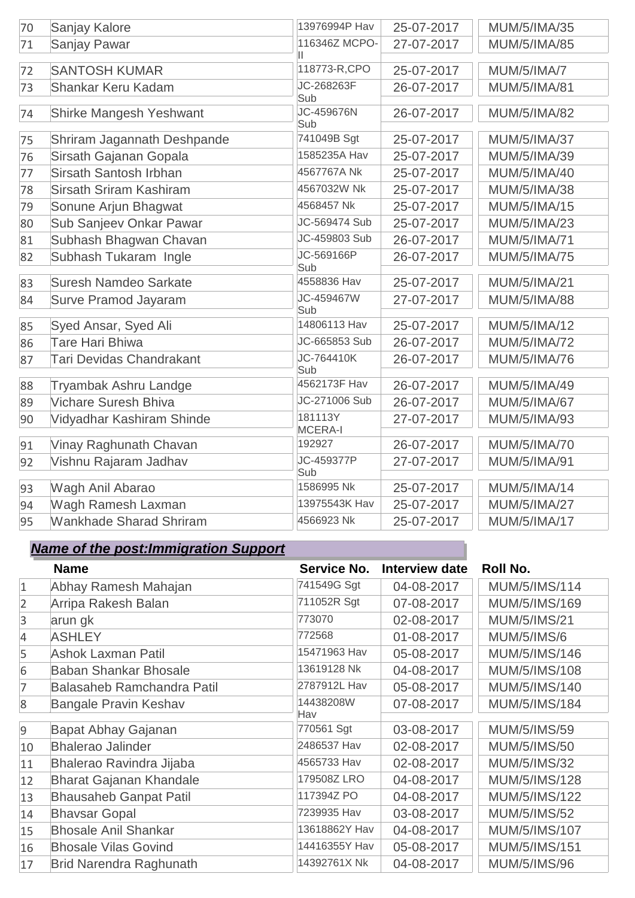| | | | | |
|---|---|---|---|---|
| 70 | Sanjay Kalore | 13976994P Hav | 25-07-2017 | MUM/5/IMA/35 |
| 71 | Sanjay Pawar | 116346Z MCPO-II | 27-07-2017 | MUM/5/IMA/85 |
| 72 | SANTOSH KUMAR | 118773-R,CPO | 25-07-2017 | MUM/5/IMA/7 |
| 73 | Shankar Keru Kadam | JC-268263F Sub | 26-07-2017 | MUM/5/IMA/81 |
| 74 | Shirke Mangesh Yeshwant | JC-459676N Sub | 26-07-2017 | MUM/5/IMA/82 |
| 75 | Shriram Jagannath Deshpande | 741049B Sgt | 25-07-2017 | MUM/5/IMA/37 |
| 76 | Sirsath Gajanan Gopala | 1585235A Hav | 25-07-2017 | MUM/5/IMA/39 |
| 77 | Sirsath Santosh Irbhan | 4567767A Nk | 25-07-2017 | MUM/5/IMA/40 |
| 78 | Sirsath Sriram Kashiram | 4567032W Nk | 25-07-2017 | MUM/5/IMA/38 |
| 79 | Sonune Arjun Bhagwat | 4568457 Nk | 25-07-2017 | MUM/5/IMA/15 |
| 80 | Sub Sanjeev Onkar Pawar | JC-569474 Sub | 25-07-2017 | MUM/5/IMA/23 |
| 81 | Subhash Bhagwan Chavan | JC-459803 Sub | 26-07-2017 | MUM/5/IMA/71 |
| 82 | Subhash Tukaram Ingle | JC-569166P Sub | 26-07-2017 | MUM/5/IMA/75 |
| 83 | Suresh Namdeo Sarkate | 4558836 Hav | 25-07-2017 | MUM/5/IMA/21 |
| 84 | Surve Pramod Jayaram | JC-459467W Sub | 27-07-2017 | MUM/5/IMA/88 |
| 85 | Syed Ansar, Syed Ali | 14806113 Hav | 25-07-2017 | MUM/5/IMA/12 |
| 86 | Tare Hari Bhiwa | JC-665853 Sub | 26-07-2017 | MUM/5/IMA/72 |
| 87 | Tari Devidas Chandrakant | JC-764410K Sub | 26-07-2017 | MUM/5/IMA/76 |
| 88 | Tryambak Ashru Landge | 4562173F Hav | 26-07-2017 | MUM/5/IMA/49 |
| 89 | Vichare Suresh Bhiva | JC-271006 Sub | 26-07-2017 | MUM/5/IMA/67 |
| 90 | Vidyadhar Kashiram Shinde | 181113Y MCERA-I | 27-07-2017 | MUM/5/IMA/93 |
| 91 | Vinay Raghunath Chavan | 192927 | 26-07-2017 | MUM/5/IMA/70 |
| 92 | Vishnu Rajaram Jadhav | JC-459377P Sub | 27-07-2017 | MUM/5/IMA/91 |
| 93 | Wagh Anil Abarao | 1586995 Nk | 25-07-2017 | MUM/5/IMA/14 |
| 94 | Wagh Ramesh Laxman | 13975543K Hav | 25-07-2017 | MUM/5/IMA/27 |
| 95 | Wankhade Sharad Shriram | 4566923 Nk | 25-07-2017 | MUM/5/IMA/17 |

***Name of the post:Immigration Support***

| | Name | Service No. | Interview date | Roll No. |
|---|---|---|---|---|
| 1 | Abhay Ramesh Mahajan | 741549G Sgt | 04-08-2017 | MUM/5/IMS/114 |
| 2 | Arripa Rakesh Balan | 711052R Sgt | 07-08-2017 | MUM/5/IMS/169 |
| 3 | arun gk | 773070 | 02-08-2017 | MUM/5/IMS/21 |
| 4 | ASHLEY | 772568 | 01-08-2017 | MUM/5/IMS/6 |
| 5 | Ashok Laxman Patil | 15471963 Hav | 05-08-2017 | MUM/5/IMS/146 |
| 6 | Baban Shankar Bhosale | 13619128 Nk | 04-08-2017 | MUM/5/IMS/108 |
| 7 | Balasaheb Ramchandra Patil | 2787912L Hav | 05-08-2017 | MUM/5/IMS/140 |
| 8 | Bangale Pravin Keshav | 14438208W Hav | 07-08-2017 | MUM/5/IMS/184 |
| 9 | Bapat Abhay Gajanan | 770561 Sgt | 03-08-2017 | MUM/5/IMS/59 |
| 10 | Bhalerao Jalinder | 2486537 Hav | 02-08-2017 | MUM/5/IMS/50 |
| 11 | Bhalerao Ravindra Jijaba | 4565733 Hav | 02-08-2017 | MUM/5/IMS/32 |
| 12 | Bharat Gajanan Khandale | 179508Z LRO | 04-08-2017 | MUM/5/IMS/128 |
| 13 | Bhausaheb Ganpat Patil | 117394Z PO | 04-08-2017 | MUM/5/IMS/122 |
| 14 | Bhavsar Gopal | 7239935 Hav | 03-08-2017 | MUM/5/IMS/52 |
| 15 | Bhosale Anil Shankar | 13618862Y Hav | 04-08-2017 | MUM/5/IMS/107 |
| 16 | Bhosale Vilas Govind | 14416355Y Hav | 05-08-2017 | MUM/5/IMS/151 |
| 17 | Brid Narendra Raghunath | 14392761X Nk | 04-08-2017 | MUM/5/IMS/96 |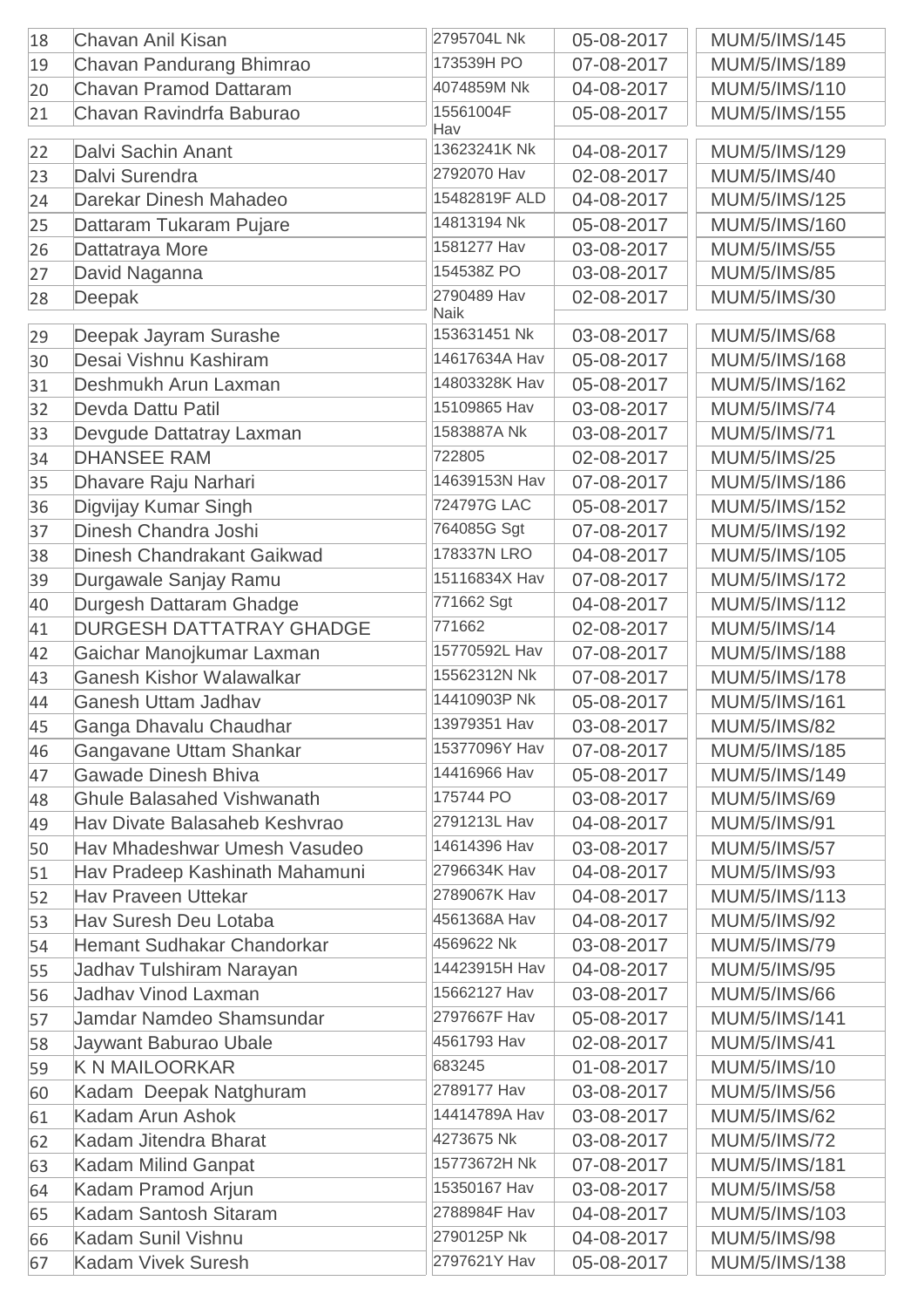| 18 | Chavan Anil Kisan | 2795704L Nk | 05-08-2017 | MUM/5/IMS/145 |
|---|---|---|---|---|
| 19 | Chavan Pandurang Bhimrao | 173539H PO | 07-08-2017 | MUM/5/IMS/189 |
| 20 | Chavan Pramod Dattaram | 4074859M Nk | 04-08-2017 | MUM/5/IMS/110 |
| 21 | Chavan Ravindrfa Baburao | 15561004F Hav | 05-08-2017 | MUM/5/IMS/155 |
| 22 | Dalvi Sachin Anant | 13623241K Nk | 04-08-2017 | MUM/5/IMS/129 |
| 23 | Dalvi Surendra | 2792070 Hav | 02-08-2017 | MUM/5/IMS/40 |
| 24 | Darekar Dinesh Mahadeo | 15482819F ALD | 04-08-2017 | MUM/5/IMS/125 |
| 25 | Dattaram Tukaram Pujare | 14813194 Nk | 05-08-2017 | MUM/5/IMS/160 |
| 26 | Dattatraya More | 1581277 Hav | 03-08-2017 | MUM/5/IMS/55 |
| 27 | David Naganna | 154538Z PO | 03-08-2017 | MUM/5/IMS/85 |
| 28 | Deepak | 2790489 Hav Naik | 02-08-2017 | MUM/5/IMS/30 |
| 29 | Deepak Jayram Surashe | 153631451 Nk | 03-08-2017 | MUM/5/IMS/68 |
| 30 | Desai Vishnu Kashiram | 14617634A Hav | 05-08-2017 | MUM/5/IMS/168 |
| 31 | Deshmukh Arun Laxman | 14803328K Hav | 05-08-2017 | MUM/5/IMS/162 |
| 32 | Devda Dattu Patil | 15109865 Hav | 03-08-2017 | MUM/5/IMS/74 |
| 33 | Devgude Dattatray Laxman | 1583887A Nk | 03-08-2017 | MUM/5/IMS/71 |
| 34 | DHANSEE RAM | 722805 | 02-08-2017 | MUM/5/IMS/25 |
| 35 | Dhavare Raju Narhari | 14639153N Hav | 07-08-2017 | MUM/5/IMS/186 |
| 36 | Digvijay Kumar Singh | 724797G LAC | 05-08-2017 | MUM/5/IMS/152 |
| 37 | Dinesh Chandra Joshi | 764085G Sgt | 07-08-2017 | MUM/5/IMS/192 |
| 38 | Dinesh Chandrakant Gaikwad | 178337N LRO | 04-08-2017 | MUM/5/IMS/105 |
| 39 | Durgawale Sanjay Ramu | 15116834X Hav | 07-08-2017 | MUM/5/IMS/172 |
| 40 | Durgesh Dattaram Ghadge | 771662 Sgt | 04-08-2017 | MUM/5/IMS/112 |
| 41 | DURGESH DATTATRAY GHADGE | 771662 | 02-08-2017 | MUM/5/IMS/14 |
| 42 | Gaichar Manojkumar Laxman | 15770592L Hav | 07-08-2017 | MUM/5/IMS/188 |
| 43 | Ganesh Kishor Walawalkar | 15562312N Nk | 07-08-2017 | MUM/5/IMS/178 |
| 44 | Ganesh Uttam Jadhav | 14410903P Nk | 05-08-2017 | MUM/5/IMS/161 |
| 45 | Ganga Dhavalu Chaudhar | 13979351 Hav | 03-08-2017 | MUM/5/IMS/82 |
| 46 | Gangavane Uttam Shankar | 15377096Y Hav | 07-08-2017 | MUM/5/IMS/185 |
| 47 | Gawade Dinesh Bhiva | 14416966 Hav | 05-08-2017 | MUM/5/IMS/149 |
| 48 | Ghule Balasahed Vishwanath | 175744 PO | 03-08-2017 | MUM/5/IMS/69 |
| 49 | Hav Divate Balasaheb Keshvrao | 2791213L Hav | 04-08-2017 | MUM/5/IMS/91 |
| 50 | Hav Mhadeshwar Umesh Vasudeo | 14614396 Hav | 03-08-2017 | MUM/5/IMS/57 |
| 51 | Hav Pradeep Kashinath Mahamuni | 2796634K Hav | 04-08-2017 | MUM/5/IMS/93 |
| 52 | Hav Praveen Uttekar | 2789067K Hav | 04-08-2017 | MUM/5/IMS/113 |
| 53 | Hav Suresh Deu Lotaba | 4561368A Hav | 04-08-2017 | MUM/5/IMS/92 |
| 54 | Hemant Sudhakar Chandorkar | 4569622 Nk | 03-08-2017 | MUM/5/IMS/79 |
| 55 | Jadhav Tulshiram Narayan | 14423915H Hav | 04-08-2017 | MUM/5/IMS/95 |
| 56 | Jadhav Vinod Laxman | 15662127 Hav | 03-08-2017 | MUM/5/IMS/66 |
| 57 | Jamdar Namdeo Shamsundar | 2797667F Hav | 05-08-2017 | MUM/5/IMS/141 |
| 58 | Jaywant Baburao Ubale | 4561793 Hav | 02-08-2017 | MUM/5/IMS/41 |
| 59 | K N MAILOORKAR | 683245 | 01-08-2017 | MUM/5/IMS/10 |
| 60 | Kadam Deepak Natghuram | 2789177 Hav | 03-08-2017 | MUM/5/IMS/56 |
| 61 | Kadam Arun Ashok | 14414789A Hav | 03-08-2017 | MUM/5/IMS/62 |
| 62 | Kadam Jitendra Bharat | 4273675 Nk | 03-08-2017 | MUM/5/IMS/72 |
| 63 | Kadam Milind Ganpat | 15773672H Nk | 07-08-2017 | MUM/5/IMS/181 |
| 64 | Kadam Pramod Arjun | 15350167 Hav | 03-08-2017 | MUM/5/IMS/58 |
| 65 | Kadam Santosh Sitaram | 2788984F Hav | 04-08-2017 | MUM/5/IMS/103 |
| 66 | Kadam Sunil Vishnu | 2790125P Nk | 04-08-2017 | MUM/5/IMS/98 |
| 67 | Kadam Vivek Suresh | 2797621Y Hav | 05-08-2017 | MUM/5/IMS/138 |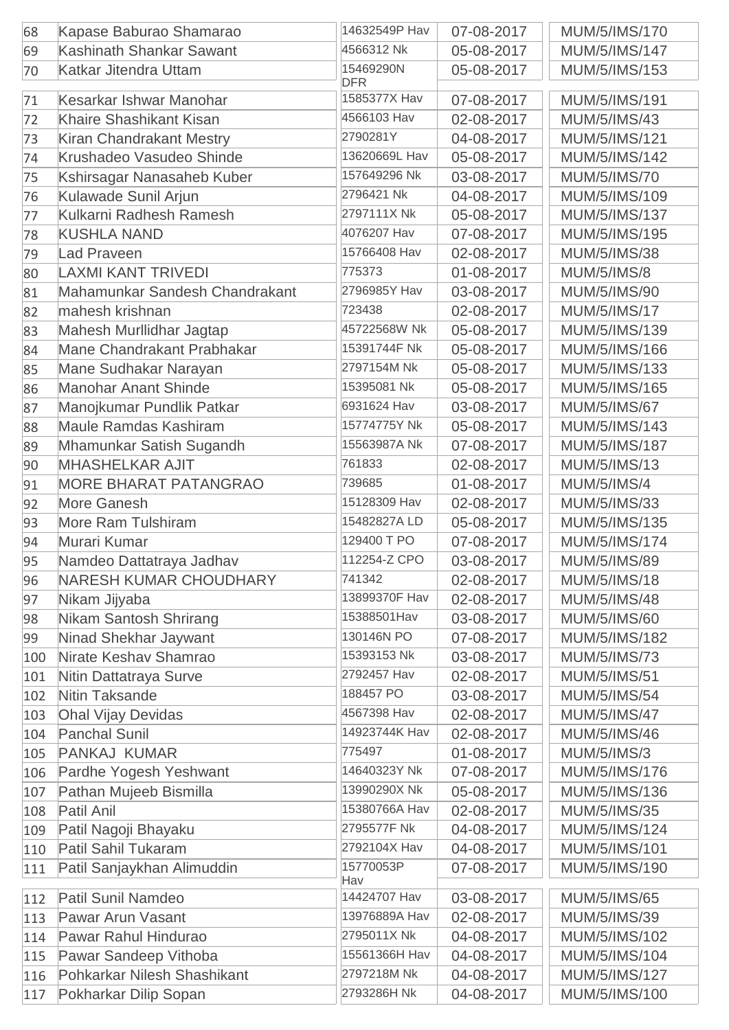| | | | | |
|---|---|---|---|---|
| 68 | Kapase Baburao Shamarao | 14632549P Hav | 07-08-2017 | MUM/5/IMS/170 |
| 69 | Kashinath Shankar Sawant | 4566312 Nk | 05-08-2017 | MUM/5/IMS/147 |
| 70 | Katkar Jitendra Uttam | 15469290N DFR | 05-08-2017 | MUM/5/IMS/153 |
| 71 | Kesarkar Ishwar Manohar | 1585377X Hav | 07-08-2017 | MUM/5/IMS/191 |
| 72 | Khaire Shashikant Kisan | 4566103 Hav | 02-08-2017 | MUM/5/IMS/43 |
| 73 | Kiran Chandrakant Mestry | 2790281Y | 04-08-2017 | MUM/5/IMS/121 |
| 74 | Krushadeo Vasudeo Shinde | 13620669L Hav | 05-08-2017 | MUM/5/IMS/142 |
| 75 | Kshirsagar Nanasaheb Kuber | 157649296 Nk | 03-08-2017 | MUM/5/IMS/70 |
| 76 | Kulawade Sunil Arjun | 2796421 Nk | 04-08-2017 | MUM/5/IMS/109 |
| 77 | Kulkarni Radhesh Ramesh | 2797111X Nk | 05-08-2017 | MUM/5/IMS/137 |
| 78 | KUSHLA NAND | 4076207 Hav | 07-08-2017 | MUM/5/IMS/195 |
| 79 | Lad Praveen | 15766408 Hav | 02-08-2017 | MUM/5/IMS/38 |
| 80 | LAXMI KANT TRIVEDI | 775373 | 01-08-2017 | MUM/5/IMS/8 |
| 81 | Mahamunkar Sandesh Chandrakant | 2796985Y Hav | 03-08-2017 | MUM/5/IMS/90 |
| 82 | mahesh krishnan | 723438 | 02-08-2017 | MUM/5/IMS/17 |
| 83 | Mahesh Murllidhar Jagtap | 45722568W Nk | 05-08-2017 | MUM/5/IMS/139 |
| 84 | Mane Chandrakant Prabhakar | 15391744F Nk | 05-08-2017 | MUM/5/IMS/166 |
| 85 | Mane Sudhakar Narayan | 2797154M Nk | 05-08-2017 | MUM/5/IMS/133 |
| 86 | Manohar Anant Shinde | 15395081 Nk | 05-08-2017 | MUM/5/IMS/165 |
| 87 | Manojkumar Pundlik Patkar | 6931624 Hav | 03-08-2017 | MUM/5/IMS/67 |
| 88 | Maule Ramdas Kashiram | 15774775Y Nk | 05-08-2017 | MUM/5/IMS/143 |
| 89 | Mhamunkar Satish Sugandh | 15563987A Nk | 07-08-2017 | MUM/5/IMS/187 |
| 90 | MHASHELKAR AJIT | 761833 | 02-08-2017 | MUM/5/IMS/13 |
| 91 | MORE BHARAT PATANGRAO | 739685 | 01-08-2017 | MUM/5/IMS/4 |
| 92 | More Ganesh | 15128309 Hav | 02-08-2017 | MUM/5/IMS/33 |
| 93 | More Ram Tulshiram | 15482827A LD | 05-08-2017 | MUM/5/IMS/135 |
| 94 | Murari Kumar | 129400 T PO | 07-08-2017 | MUM/5/IMS/174 |
| 95 | Namdeo Dattatraya Jadhav | 112254-Z CPO | 03-08-2017 | MUM/5/IMS/89 |
| 96 | NARESH KUMAR CHOUDHARY | 741342 | 02-08-2017 | MUM/5/IMS/18 |
| 97 | Nikam Jijyaba | 13899370F Hav | 02-08-2017 | MUM/5/IMS/48 |
| 98 | Nikam Santosh Shrirang | 15388501Hav | 03-08-2017 | MUM/5/IMS/60 |
| 99 | Ninad Shekhar Jaywant | 130146N PO | 07-08-2017 | MUM/5/IMS/182 |
| 100 | Nirate Keshav Shamrao | 15393153 Nk | 03-08-2017 | MUM/5/IMS/73 |
| 101 | Nitin Dattatraya Surve | 2792457 Hav | 02-08-2017 | MUM/5/IMS/51 |
| 102 | Nitin Taksande | 188457 PO | 03-08-2017 | MUM/5/IMS/54 |
| 103 | Ohal Vijay Devidas | 4567398 Hav | 02-08-2017 | MUM/5/IMS/47 |
| 104 | Panchal Sunil | 14923744K Hav | 02-08-2017 | MUM/5/IMS/46 |
| 105 | PANKAJ KUMAR | 775497 | 01-08-2017 | MUM/5/IMS/3 |
| 106 | Pardhe Yogesh Yeshwant | 14640323Y Nk | 07-08-2017 | MUM/5/IMS/176 |
| 107 | Pathan Mujeeb Bismilla | 13990290X Nk | 05-08-2017 | MUM/5/IMS/136 |
| 108 | Patil Anil | 15380766A Hav | 02-08-2017 | MUM/5/IMS/35 |
| 109 | Patil Nagoji Bhayaku | 2795577F Nk | 04-08-2017 | MUM/5/IMS/124 |
| 110 | Patil Sahil Tukaram | 2792104X Hav | 04-08-2017 | MUM/5/IMS/101 |
| 111 | Patil Sanjaykhan Alimuddin | 15770053P Hav | 07-08-2017 | MUM/5/IMS/190 |
| 112 | Patil Sunil Namdeo | 14424707 Hav | 03-08-2017 | MUM/5/IMS/65 |
| 113 | Pawar Arun Vasant | 13976889A Hav | 02-08-2017 | MUM/5/IMS/39 |
| 114 | Pawar Rahul Hindurao | 2795011X Nk | 04-08-2017 | MUM/5/IMS/102 |
| 115 | Pawar Sandeep Vithoba | 15561366H Hav | 04-08-2017 | MUM/5/IMS/104 |
| 116 | Pohkarkar Nilesh Shashikant | 2797218M Nk | 04-08-2017 | MUM/5/IMS/127 |
| 117 | Pokharkar Dilip Sopan | 2793286H Nk | 04-08-2017 | MUM/5/IMS/100 |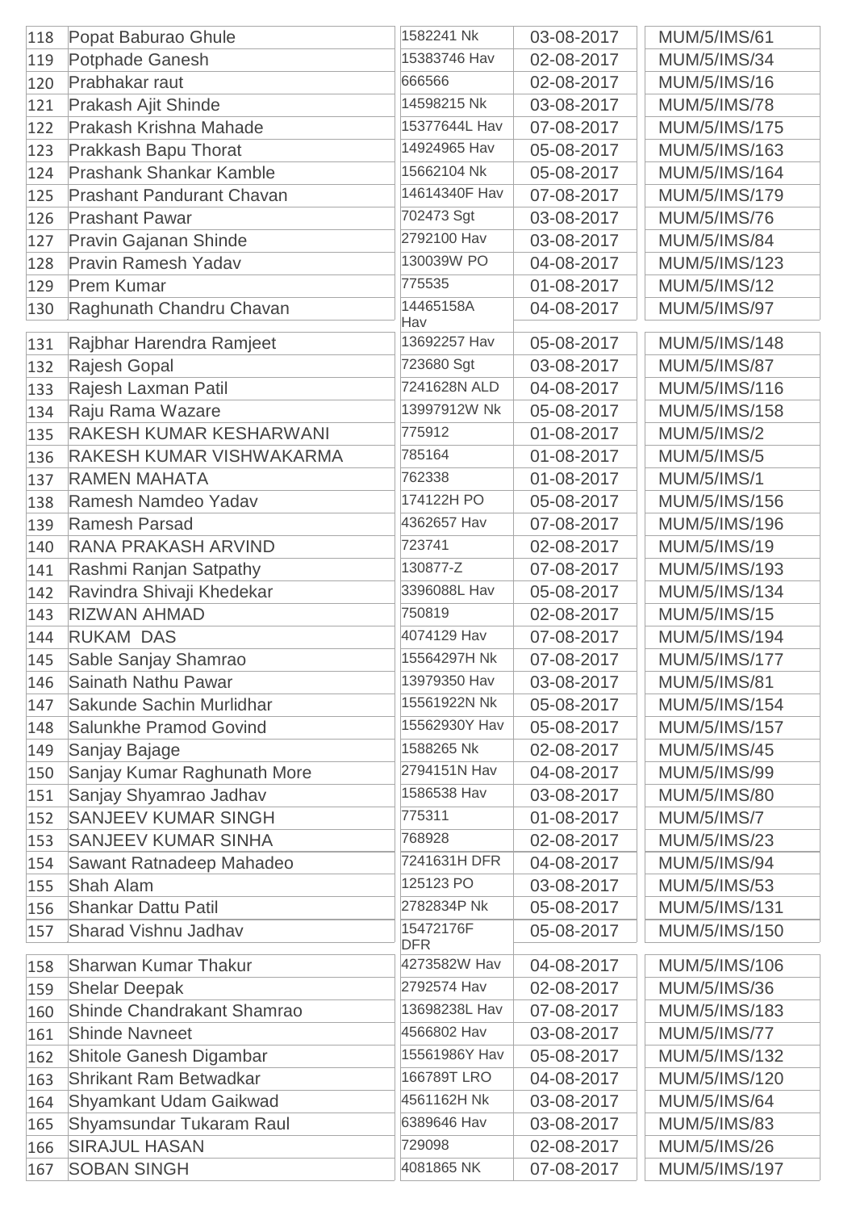| | | | | |
|---|---|---|---|---|
| 118 | Popat Baburao Ghule | 1582241 Nk | 03-08-2017 | MUM/5/IMS/61 |
| 119 | Potphade Ganesh | 15383746 Hav | 02-08-2017 | MUM/5/IMS/34 |
| 120 | Prabhakar raut | 666566 | 02-08-2017 | MUM/5/IMS/16 |
| 121 | Prakash Ajit Shinde | 14598215 Nk | 03-08-2017 | MUM/5/IMS/78 |
| 122 | Prakash Krishna Mahade | 15377644L Hav | 07-08-2017 | MUM/5/IMS/175 |
| 123 | Prakkash Bapu Thorat | 14924965 Hav | 05-08-2017 | MUM/5/IMS/163 |
| 124 | Prashank Shankar Kamble | 15662104 Nk | 05-08-2017 | MUM/5/IMS/164 |
| 125 | Prashant Pandurant Chavan | 14614340F Hav | 07-08-2017 | MUM/5/IMS/179 |
| 126 | Prashant Pawar | 702473 Sgt | 03-08-2017 | MUM/5/IMS/76 |
| 127 | Pravin Gajanan Shinde | 2792100 Hav | 03-08-2017 | MUM/5/IMS/84 |
| 128 | Pravin Ramesh Yadav | 130039W PO | 04-08-2017 | MUM/5/IMS/123 |
| 129 | Prem Kumar | 775535 | 01-08-2017 | MUM/5/IMS/12 |
| 130 | Raghunath Chandru Chavan | 14465158A Hav | 04-08-2017 | MUM/5/IMS/97 |
| 131 | Rajbhar Harendra Ramjeet | 13692257 Hav | 05-08-2017 | MUM/5/IMS/148 |
| 132 | Rajesh Gopal | 723680 Sgt | 03-08-2017 | MUM/5/IMS/87 |
| 133 | Rajesh Laxman Patil | 7241628N ALD | 04-08-2017 | MUM/5/IMS/116 |
| 134 | Raju Rama Wazare | 13997912W Nk | 05-08-2017 | MUM/5/IMS/158 |
| 135 | RAKESH KUMAR KESHARWANI | 775912 | 01-08-2017 | MUM/5/IMS/2 |
| 136 | RAKESH KUMAR VISHWAKARMA | 785164 | 01-08-2017 | MUM/5/IMS/5 |
| 137 | RAMEN MAHATA | 762338 | 01-08-2017 | MUM/5/IMS/1 |
| 138 | Ramesh Namdeo Yadav | 174122H PO | 05-08-2017 | MUM/5/IMS/156 |
| 139 | Ramesh Parsad | 4362657 Hav | 07-08-2017 | MUM/5/IMS/196 |
| 140 | RANA PRAKASH ARVIND | 723741 | 02-08-2017 | MUM/5/IMS/19 |
| 141 | Rashmi Ranjan Satpathy | 130877-Z | 07-08-2017 | MUM/5/IMS/193 |
| 142 | Ravindra Shivaji Khedekar | 3396088L Hav | 05-08-2017 | MUM/5/IMS/134 |
| 143 | RIZWAN AHMAD | 750819 | 02-08-2017 | MUM/5/IMS/15 |
| 144 | RUKAM DAS | 4074129 Hav | 07-08-2017 | MUM/5/IMS/194 |
| 145 | Sable Sanjay Shamrao | 15564297H Nk | 07-08-2017 | MUM/5/IMS/177 |
| 146 | Sainath Nathu Pawar | 13979350 Hav | 03-08-2017 | MUM/5/IMS/81 |
| 147 | Sakunde Sachin Murlidhar | 15561922N Nk | 05-08-2017 | MUM/5/IMS/154 |
| 148 | Salunkhe Pramod Govind | 15562930Y Hav | 05-08-2017 | MUM/5/IMS/157 |
| 149 | Sanjay Bajage | 1588265 Nk | 02-08-2017 | MUM/5/IMS/45 |
| 150 | Sanjay Kumar Raghunath More | 2794151N Hav | 04-08-2017 | MUM/5/IMS/99 |
| 151 | Sanjay Shyamrao Jadhav | 1586538 Hav | 03-08-2017 | MUM/5/IMS/80 |
| 152 | SANJEEV KUMAR SINGH | 775311 | 01-08-2017 | MUM/5/IMS/7 |
| 153 | SANJEEV KUMAR SINHA | 768928 | 02-08-2017 | MUM/5/IMS/23 |
| 154 | Sawant Ratnadeep Mahadeo | 7241631H DFR | 04-08-2017 | MUM/5/IMS/94 |
| 155 | Shah Alam | 125123 PO | 03-08-2017 | MUM/5/IMS/53 |
| 156 | Shankar Dattu Patil | 2782834P Nk | 05-08-2017 | MUM/5/IMS/131 |
| 157 | Sharad Vishnu Jadhav | 15472176F DFR | 05-08-2017 | MUM/5/IMS/150 |
| 158 | Sharwan Kumar Thakur | 4273582W Hav | 04-08-2017 | MUM/5/IMS/106 |
| 159 | Shelar Deepak | 2792574 Hav | 02-08-2017 | MUM/5/IMS/36 |
| 160 | Shinde Chandrakant Shamrao | 13698238L Hav | 07-08-2017 | MUM/5/IMS/183 |
| 161 | Shinde Navneet | 4566802 Hav | 03-08-2017 | MUM/5/IMS/77 |
| 162 | Shitole Ganesh Digambar | 15561986Y Hav | 05-08-2017 | MUM/5/IMS/132 |
| 163 | Shrikant Ram Betwadkar | 166789T LRO | 04-08-2017 | MUM/5/IMS/120 |
| 164 | Shyamkant Udam Gaikwad | 4561162H Nk | 03-08-2017 | MUM/5/IMS/64 |
| 165 | Shyamsundar Tukaram Raul | 6389646 Hav | 03-08-2017 | MUM/5/IMS/83 |
| 166 | SIRAJUL HASAN | 729098 | 02-08-2017 | MUM/5/IMS/26 |
| 167 | SOBAN SINGH | 4081865 NK | 07-08-2017 | MUM/5/IMS/197 |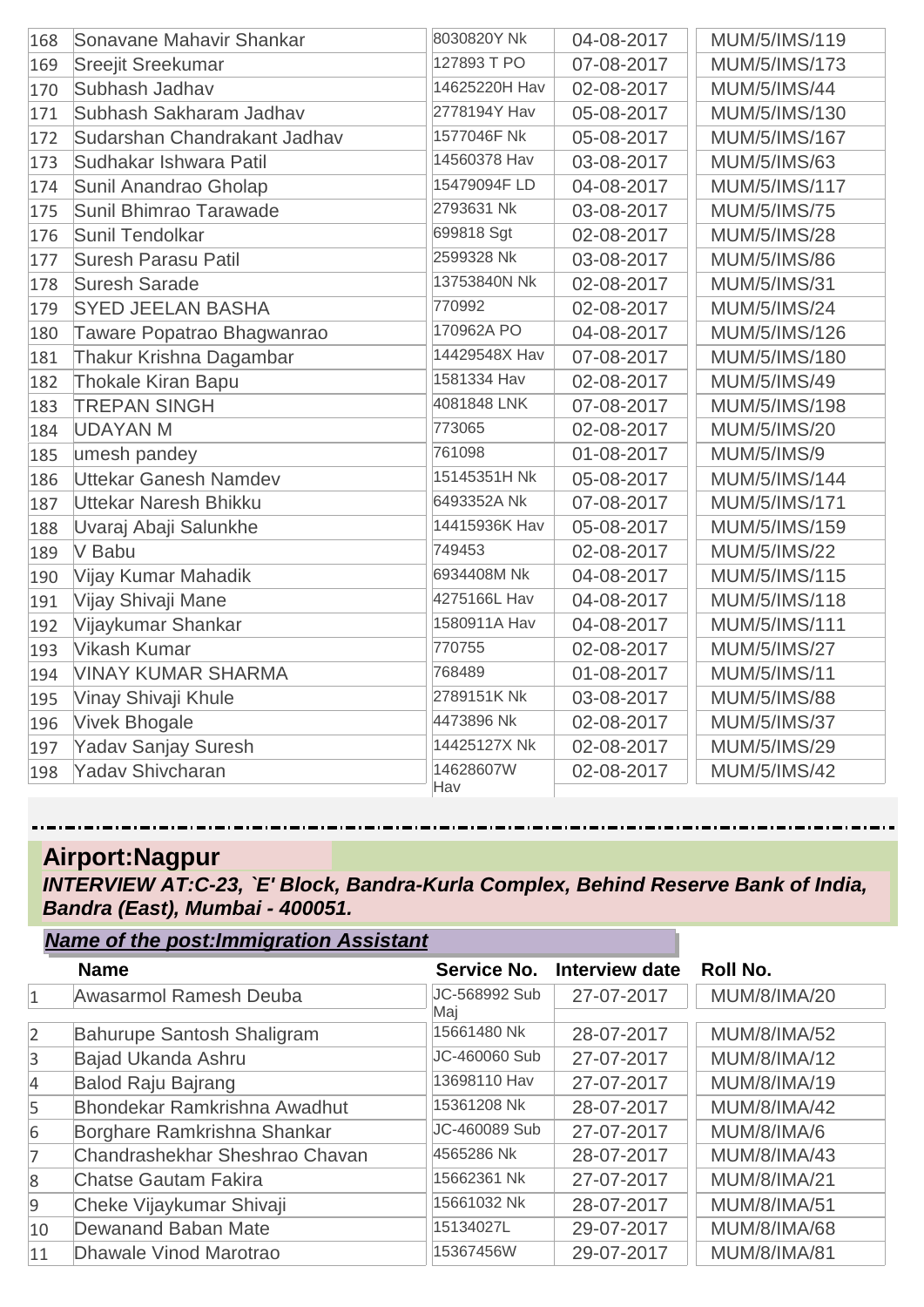| | | | | |
|---|---|---|---|---|
| 168 | Sonavane Mahavir Shankar | 8030820Y Nk | 04-08-2017 | MUM/5/IMS/119 |
| 169 | Sreejit Sreekumar | 127893 T PO | 07-08-2017 | MUM/5/IMS/173 |
| 170 | Subhash Jadhav | 14625220H Hav | 02-08-2017 | MUM/5/IMS/44 |
| 171 | Subhash Sakharam Jadhav | 2778194Y Hav | 05-08-2017 | MUM/5/IMS/130 |
| 172 | Sudarshan Chandrakant Jadhav | 1577046F Nk | 05-08-2017 | MUM/5/IMS/167 |
| 173 | Sudhakar Ishwara Patil | 14560378 Hav | 03-08-2017 | MUM/5/IMS/63 |
| 174 | Sunil Anandrao Gholap | 15479094F LD | 04-08-2017 | MUM/5/IMS/117 |
| 175 | Sunil Bhimrao Tarawade | 2793631 Nk | 03-08-2017 | MUM/5/IMS/75 |
| 176 | Sunil Tendolkar | 699818 Sgt | 02-08-2017 | MUM/5/IMS/28 |
| 177 | Suresh Parasu Patil | 2599328 Nk | 03-08-2017 | MUM/5/IMS/86 |
| 178 | Suresh Sarade | 13753840N Nk | 02-08-2017 | MUM/5/IMS/31 |
| 179 | SYED JEELAN BASHA | 770992 | 02-08-2017 | MUM/5/IMS/24 |
| 180 | Taware Popatrao Bhagwanrao | 170962A PO | 04-08-2017 | MUM/5/IMS/126 |
| 181 | Thakur Krishna Dagambar | 14429548X Hav | 07-08-2017 | MUM/5/IMS/180 |
| 182 | Thokale Kiran Bapu | 1581334 Hav | 02-08-2017 | MUM/5/IMS/49 |
| 183 | TREPAN SINGH | 4081848 LNK | 07-08-2017 | MUM/5/IMS/198 |
| 184 | UDAYAN M | 773065 | 02-08-2017 | MUM/5/IMS/20 |
| 185 | umesh pandey | 761098 | 01-08-2017 | MUM/5/IMS/9 |
| 186 | Uttekar Ganesh Namdev | 15145351H Nk | 05-08-2017 | MUM/5/IMS/144 |
| 187 | Uttekar Naresh Bhikku | 6493352A Nk | 07-08-2017 | MUM/5/IMS/171 |
| 188 | Uvaraj Abaji Salunkhe | 14415936K Hav | 05-08-2017 | MUM/5/IMS/159 |
| 189 | V Babu | 749453 | 02-08-2017 | MUM/5/IMS/22 |
| 190 | Vijay Kumar Mahadik | 6934408M Nk | 04-08-2017 | MUM/5/IMS/115 |
| 191 | Vijay Shivaji Mane | 4275166L Hav | 04-08-2017 | MUM/5/IMS/118 |
| 192 | Vijaykumar Shankar | 1580911A Hav | 04-08-2017 | MUM/5/IMS/111 |
| 193 | Vikash Kumar | 770755 | 02-08-2017 | MUM/5/IMS/27 |
| 194 | VINAY KUMAR SHARMA | 768489 | 01-08-2017 | MUM/5/IMS/11 |
| 195 | Vinay Shivaji Khule | 2789151K Nk | 03-08-2017 | MUM/5/IMS/88 |
| 196 | Vivek Bhogale | 4473896 Nk | 02-08-2017 | MUM/5/IMS/37 |
| 197 | Yadav Sanjay Suresh | 14425127X Nk | 02-08-2017 | MUM/5/IMS/29 |
| 198 | Yadav Shivcharan | 14628607W Hav | 02-08-2017 | MUM/5/IMS/42 |

## Airport:Nagpur

***INTERVIEW AT:C-23, `E' Block, Bandra-Kurla Complex, Behind Reserve Bank of India, Bandra (East), Mumbai - 400051.***

***Name of the post:Immigration Assistant***

| | Name | Service No. | Interview date | Roll No. |
|---|---|---|---|---|
| 1 | Awasarmol Ramesh Deuba | JC-568992 Sub Maj | 27-07-2017 | MUM/8/IMA/20 |
| 2 | Bahurupe Santosh Shaligram | 15661480 Nk | 28-07-2017 | MUM/8/IMA/52 |
| 3 | Bajad Ukanda Ashru | JC-460060 Sub | 27-07-2017 | MUM/8/IMA/12 |
| 4 | Balod Raju Bajrang | 13698110 Hav | 27-07-2017 | MUM/8/IMA/19 |
| 5 | Bhondekar Ramkrishna Awadhut | 15361208 Nk | 28-07-2017 | MUM/8/IMA/42 |
| 6 | Borghare Ramkrishna Shankar | JC-460089 Sub | 27-07-2017 | MUM/8/IMA/6 |
| 7 | Chandrashekhar Sheshrao Chavan | 4565286 Nk | 28-07-2017 | MUM/8/IMA/43 |
| 8 | Chatse Gautam Fakira | 15662361 Nk | 27-07-2017 | MUM/8/IMA/21 |
| 9 | Cheke Vijaykumar Shivaji | 15661032 Nk | 28-07-2017 | MUM/8/IMA/51 |
| 10 | Dewanand Baban Mate | 15134027L | 29-07-2017 | MUM/8/IMA/68 |
| 11 | Dhawale Vinod Marotrao | 15367456W | 29-07-2017 | MUM/8/IMA/81 |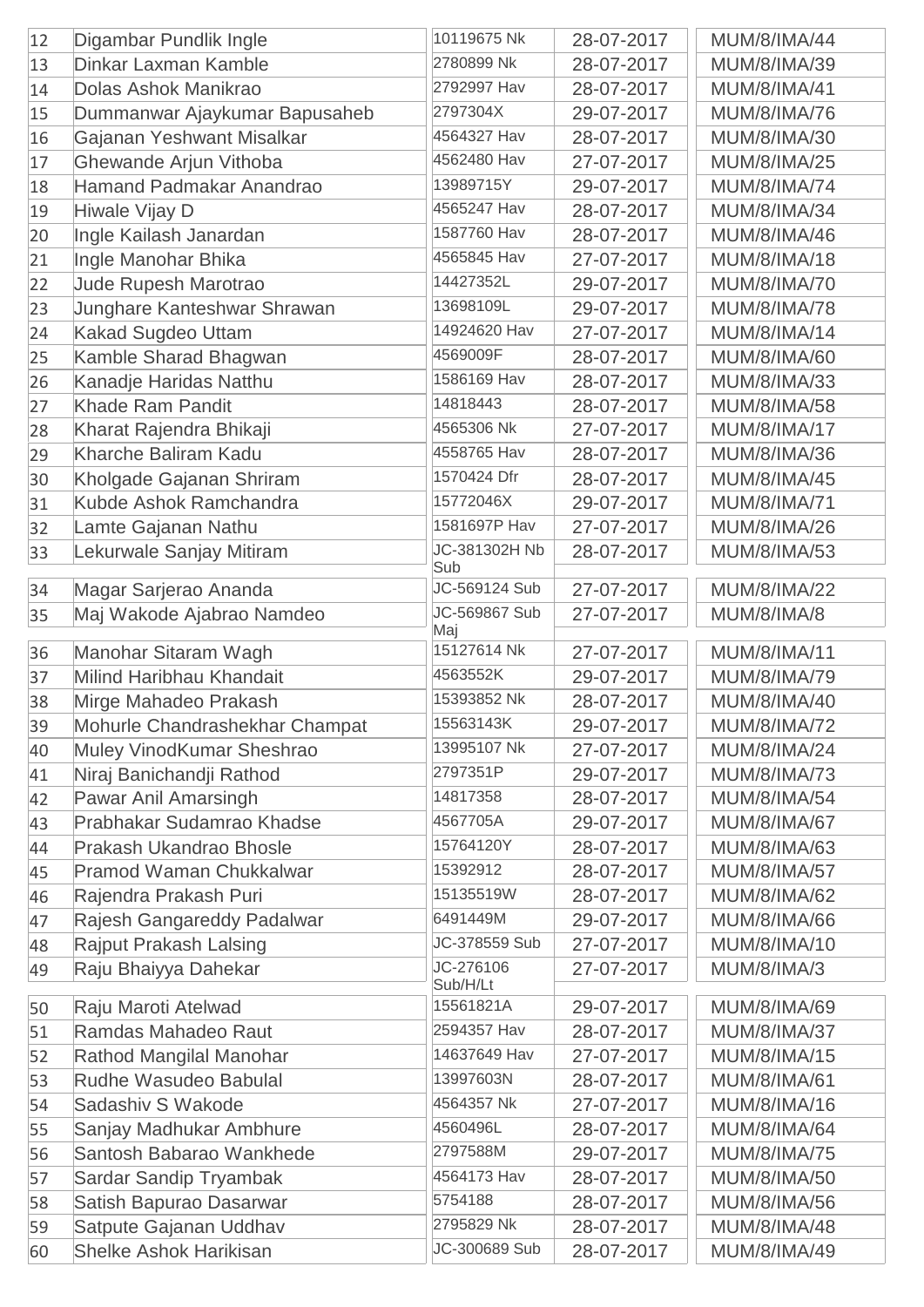| | | | | |
|---|---|---|---|---|
| 12 | Digambar Pundlik Ingle | 10119675 Nk | 28-07-2017 | MUM/8/IMA/44 |
| 13 | Dinkar Laxman Kamble | 2780899 Nk | 28-07-2017 | MUM/8/IMA/39 |
| 14 | Dolas Ashok Manikrao | 2792997 Hav | 28-07-2017 | MUM/8/IMA/41 |
| 15 | Dummanwar Ajaykumar Bapusaheb | 2797304X | 29-07-2017 | MUM/8/IMA/76 |
| 16 | Gajanan Yeshwant Misalkar | 4564327 Hav | 28-07-2017 | MUM/8/IMA/30 |
| 17 | Ghewande Arjun Vithoba | 4562480 Hav | 27-07-2017 | MUM/8/IMA/25 |
| 18 | Hamand Padmakar Anandrao | 13989715Y | 29-07-2017 | MUM/8/IMA/74 |
| 19 | Hiwale Vijay D | 4565247 Hav | 28-07-2017 | MUM/8/IMA/34 |
| 20 | Ingle Kailash Janardan | 1587760 Hav | 28-07-2017 | MUM/8/IMA/46 |
| 21 | Ingle Manohar Bhika | 4565845 Hav | 27-07-2017 | MUM/8/IMA/18 |
| 22 | Jude Rupesh Marotrao | 14427352L | 29-07-2017 | MUM/8/IMA/70 |
| 23 | Junghare Kanteshwar Shrawan | 13698109L | 29-07-2017 | MUM/8/IMA/78 |
| 24 | Kakad Sugdeo Uttam | 14924620 Hav | 27-07-2017 | MUM/8/IMA/14 |
| 25 | Kamble Sharad Bhagwan | 4569009F | 28-07-2017 | MUM/8/IMA/60 |
| 26 | Kanadje Haridas Natthu | 1586169 Hav | 28-07-2017 | MUM/8/IMA/33 |
| 27 | Khade Ram Pandit | 14818443 | 28-07-2017 | MUM/8/IMA/58 |
| 28 | Kharat Rajendra Bhikaji | 4565306 Nk | 27-07-2017 | MUM/8/IMA/17 |
| 29 | Kharche Baliram Kadu | 4558765 Hav | 28-07-2017 | MUM/8/IMA/36 |
| 30 | Kholgade Gajanan Shriram | 1570424 Dfr | 28-07-2017 | MUM/8/IMA/45 |
| 31 | Kubde Ashok Ramchandra | 15772046X | 29-07-2017 | MUM/8/IMA/71 |
| 32 | Lamte Gajanan Nathu | 1581697P Hav | 27-07-2017 | MUM/8/IMA/26 |
| 33 | Lekurwale Sanjay Mitiram | JC-381302H Nb Sub | 28-07-2017 | MUM/8/IMA/53 |
| 34 | Magar Sarjerao Ananda | JC-569124 Sub | 27-07-2017 | MUM/8/IMA/22 |
| 35 | Maj Wakode Ajabrao Namdeo | JC-569867 Sub Maj | 27-07-2017 | MUM/8/IMA/8 |
| 36 | Manohar Sitaram Wagh | 15127614 Nk | 27-07-2017 | MUM/8/IMA/11 |
| 37 | Milind Haribhau Khandait | 4563552K | 29-07-2017 | MUM/8/IMA/79 |
| 38 | Mirge Mahadeo Prakash | 15393852 Nk | 28-07-2017 | MUM/8/IMA/40 |
| 39 | Mohurle Chandrashekhar Champat | 15563143K | 29-07-2017 | MUM/8/IMA/72 |
| 40 | Muley VinodKumar Sheshrao | 13995107 Nk | 27-07-2017 | MUM/8/IMA/24 |
| 41 | Niraj Banichandji Rathod | 2797351P | 29-07-2017 | MUM/8/IMA/73 |
| 42 | Pawar Anil Amarsingh | 14817358 | 28-07-2017 | MUM/8/IMA/54 |
| 43 | Prabhakar Sudamrao Khadse | 4567705A | 29-07-2017 | MUM/8/IMA/67 |
| 44 | Prakash Ukandrao Bhosle | 15764120Y | 28-07-2017 | MUM/8/IMA/63 |
| 45 | Pramod Waman Chukkalwar | 15392912 | 28-07-2017 | MUM/8/IMA/57 |
| 46 | Rajendra Prakash Puri | 15135519W | 28-07-2017 | MUM/8/IMA/62 |
| 47 | Rajesh Gangareddy Padalwar | 6491449M | 29-07-2017 | MUM/8/IMA/66 |
| 48 | Rajput Prakash Lalsing | JC-378559 Sub | 27-07-2017 | MUM/8/IMA/10 |
| 49 | Raju Bhaiyya Dahekar | JC-276106 Sub/H/Lt | 27-07-2017 | MUM/8/IMA/3 |
| 50 | Raju Maroti Atelwad | 15561821A | 29-07-2017 | MUM/8/IMA/69 |
| 51 | Ramdas Mahadeo Raut | 2594357 Hav | 28-07-2017 | MUM/8/IMA/37 |
| 52 | Rathod Mangilal Manohar | 14637649 Hav | 27-07-2017 | MUM/8/IMA/15 |
| 53 | Rudhe Wasudeo Babulal | 13997603N | 28-07-2017 | MUM/8/IMA/61 |
| 54 | Sadashiv S Wakode | 4564357 Nk | 27-07-2017 | MUM/8/IMA/16 |
| 55 | Sanjay Madhukar Ambhure | 4560496L | 28-07-2017 | MUM/8/IMA/64 |
| 56 | Santosh Babarao Wankhede | 2797588M | 29-07-2017 | MUM/8/IMA/75 |
| 57 | Sardar Sandip Tryambak | 4564173 Hav | 28-07-2017 | MUM/8/IMA/50 |
| 58 | Satish Bapurao Dasarwar | 5754188 | 28-07-2017 | MUM/8/IMA/56 |
| 59 | Satpute Gajanan Uddhav | 2795829 Nk | 28-07-2017 | MUM/8/IMA/48 |
| 60 | Shelke Ashok Harikisan | JC-300689 Sub | 28-07-2017 | MUM/8/IMA/49 |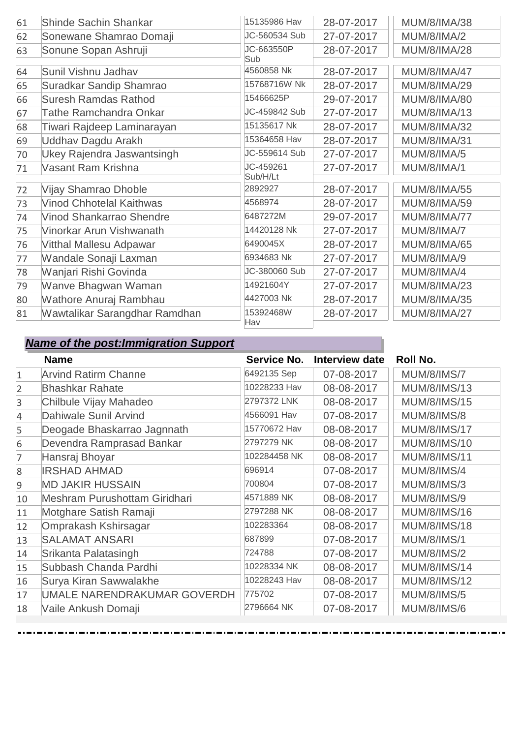| | | | | |
|---|---|---|---|---|
| 61 | Shinde Sachin Shankar | 15135986 Hav | 28-07-2017 | MUM/8/IMA/38 |
| 62 | Sonewane Shamrao Domaji | JC-560534 Sub | 27-07-2017 | MUM/8/IMA/2 |
| 63 | Sonune Sopan Ashruji | JC-663550P Sub | 28-07-2017 | MUM/8/IMA/28 |
| 64 | Sunil Vishnu Jadhav | 4560858 Nk | 28-07-2017 | MUM/8/IMA/47 |
| 65 | Suradkar Sandip Shamrao | 15768716W Nk | 28-07-2017 | MUM/8/IMA/29 |
| 66 | Suresh Ramdas Rathod | 15466625P | 29-07-2017 | MUM/8/IMA/80 |
| 67 | Tathe Ramchandra Onkar | JC-459842 Sub | 27-07-2017 | MUM/8/IMA/13 |
| 68 | Tiwari Rajdeep Laminarayan | 15135617 Nk | 28-07-2017 | MUM/8/IMA/32 |
| 69 | Uddhav Dagdu Arakh | 15364658 Hav | 28-07-2017 | MUM/8/IMA/31 |
| 70 | Ukey Rajendra Jaswantsingh | JC-559614 Sub | 27-07-2017 | MUM/8/IMA/5 |
| 71 | Vasant Ram Krishna | JC-459261 Sub/H/Lt | 27-07-2017 | MUM/8/IMA/1 |
| 72 | Vijay Shamrao Dhoble | 2892927 | 28-07-2017 | MUM/8/IMA/55 |
| 73 | Vinod Chhotelal Kaithwas | 4568974 | 28-07-2017 | MUM/8/IMA/59 |
| 74 | Vinod Shankarrao Shendre | 6487272M | 29-07-2017 | MUM/8/IMA/77 |
| 75 | Vinorkar Arun Vishwanath | 14420128 Nk | 27-07-2017 | MUM/8/IMA/7 |
| 76 | Vitthal Mallesu Adpawar | 6490045X | 28-07-2017 | MUM/8/IMA/65 |
| 77 | Wandale Sonaji Laxman | 6934683 Nk | 27-07-2017 | MUM/8/IMA/9 |
| 78 | Wanjari Rishi Govinda | JC-380060 Sub | 27-07-2017 | MUM/8/IMA/4 |
| 79 | Wanve Bhagwan Waman | 14921604Y | 27-07-2017 | MUM/8/IMA/23 |
| 80 | Wathore Anuraj Rambhau | 4427003 Nk | 28-07-2017 | MUM/8/IMA/35 |
| 81 | Wawtalikar Sarangdhar Ramdhan | 15392468W Hav | 28-07-2017 | MUM/8/IMA/27 |

***Name of the post:Immigration Support***

| | Name | Service No. | Interview date | Roll No. |
|---|---|---|---|---|
| 1 | Arvind Ratirm Channe | 6492135 Sep | 07-08-2017 | MUM/8/IMS/7 |
| 2 | Bhashkar Rahate | 10228233 Hav | 08-08-2017 | MUM/8/IMS/13 |
| 3 | Chilbule Vijay Mahadeo | 2797372 LNK | 08-08-2017 | MUM/8/IMS/15 |
| 4 | Dahiwale Sunil Arvind | 4566091 Hav | 07-08-2017 | MUM/8/IMS/8 |
| 5 | Deogade Bhaskarrao Jagnnath | 15770672 Hav | 08-08-2017 | MUM/8/IMS/17 |
| 6 | Devendra Ramprasad Bankar | 2797279 NK | 08-08-2017 | MUM/8/IMS/10 |
| 7 | Hansraj Bhoyar | 102284458 NK | 08-08-2017 | MUM/8/IMS/11 |
| 8 | IRSHAD AHMAD | 696914 | 07-08-2017 | MUM/8/IMS/4 |
| 9 | MD JAKIR HUSSAIN | 700804 | 07-08-2017 | MUM/8/IMS/3 |
| 10 | Meshram Purushottam Giridhari | 4571889 NK | 08-08-2017 | MUM/8/IMS/9 |
| 11 | Motghare Satish Ramaji | 2797288 NK | 08-08-2017 | MUM/8/IMS/16 |
| 12 | Omprakash Kshirsagar | 102283364 | 08-08-2017 | MUM/8/IMS/18 |
| 13 | SALAMAT ANSARI | 687899 | 07-08-2017 | MUM/8/IMS/1 |
| 14 | Srikanta Palatasingh | 724788 | 07-08-2017 | MUM/8/IMS/2 |
| 15 | Subbash Chanda Pardhi | 10228334 NK | 08-08-2017 | MUM/8/IMS/14 |
| 16 | Surya Kiran Sawwalakhe | 10228243 Hav | 08-08-2017 | MUM/8/IMS/12 |
| 17 | UMALE NARENDRAKUMAR GOVERDH | 775702 | 07-08-2017 | MUM/8/IMS/5 |
| 18 | Vaile Ankush Domaji | 2796664 NK | 07-08-2017 | MUM/8/IMS/6 |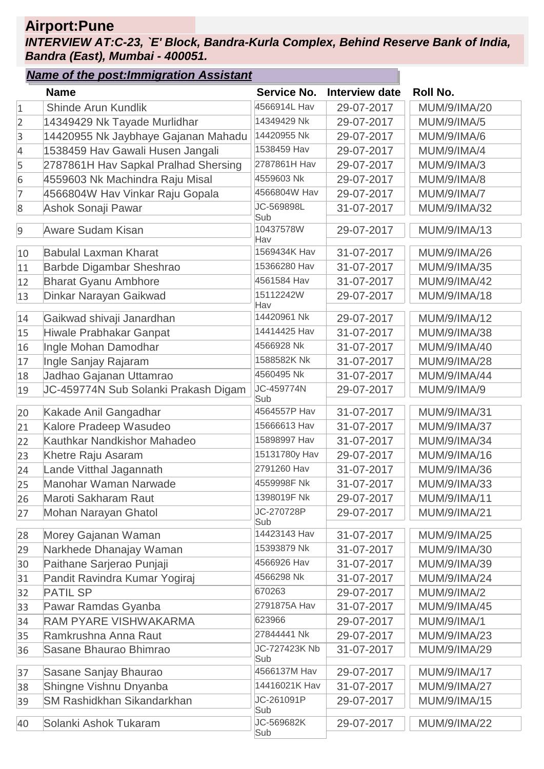## Airport:Pune

***INTERVIEW AT:C-23, `E' Block, Bandra-Kurla Complex, Behind Reserve Bank of India, Bandra (East), Mumbai - 400051.***

***Name of the post:Immigration Assistant***

| | Name | Service No. | Interview date | Roll No. |
|---|---|---|---|---|
| 1 | Shinde Arun Kundlik | 4566914L Hav | 29-07-2017 | MUM/9/IMA/20 |
| 2 | 14349429 Nk Tayade Murlidhar | 14349429 Nk | 29-07-2017 | MUM/9/IMA/5 |
| 3 | 14420955 Nk Jaybhaye Gajanan Mahadu | 14420955 Nk | 29-07-2017 | MUM/9/IMA/6 |
| 4 | 1538459 Hav Gawali Husen Jangali | 1538459 Hav | 29-07-2017 | MUM/9/IMA/4 |
| 5 | 2787861H Hav Sapkal Pralhad Shersing | 2787861H Hav | 29-07-2017 | MUM/9/IMA/3 |
| 6 | 4559603 Nk Machindra Raju Misal | 4559603 Nk | 29-07-2017 | MUM/9/IMA/8 |
| 7 | 4566804W Hav Vinkar Raju Gopala | 4566804W Hav | 29-07-2017 | MUM/9/IMA/7 |
| 8 | Ashok Sonaji Pawar | JC-569898L Sub | 31-07-2017 | MUM/9/IMA/32 |
| 9 | Aware Sudam Kisan | 10437578W Hav | 29-07-2017 | MUM/9/IMA/13 |
| 10 | Babulal Laxman Kharat | 1569434K Hav | 31-07-2017 | MUM/9/IMA/26 |
| 11 | Barbde Digambar Sheshrao | 15366280 Hav | 31-07-2017 | MUM/9/IMA/35 |
| 12 | Bharat Gyanu Ambhore | 4561584 Hav | 31-07-2017 | MUM/9/IMA/42 |
| 13 | Dinkar Narayan Gaikwad | 15112242W Hav | 29-07-2017 | MUM/9/IMA/18 |
| 14 | Gaikwad shivaji Janardhan | 14420961 Nk | 29-07-2017 | MUM/9/IMA/12 |
| 15 | Hiwale Prabhakar Ganpat | 14414425 Hav | 31-07-2017 | MUM/9/IMA/38 |
| 16 | Ingle Mohan Damodhar | 4566928 Nk | 31-07-2017 | MUM/9/IMA/40 |
| 17 | Ingle Sanjay Rajaram | 1588582K Nk | 31-07-2017 | MUM/9/IMA/28 |
| 18 | Jadhao Gajanan Uttamrao | 4560495 Nk | 31-07-2017 | MUM/9/IMA/44 |
| 19 | JC-459774N Sub Solanki Prakash Digam | JC-459774N Sub | 29-07-2017 | MUM/9/IMA/9 |
| 20 | Kakade Anil Gangadhar | 4564557P Hav | 31-07-2017 | MUM/9/IMA/31 |
| 21 | Kalore Pradeep Wasudeo | 15666613 Hav | 31-07-2017 | MUM/9/IMA/37 |
| 22 | Kauthkar Nandkishor Mahadeo | 15898997 Hav | 31-07-2017 | MUM/9/IMA/34 |
| 23 | Khetre Raju Asaram | 15131780y Hav | 29-07-2017 | MUM/9/IMA/16 |
| 24 | Lande Vitthal Jagannath | 2791260 Hav | 31-07-2017 | MUM/9/IMA/36 |
| 25 | Manohar Waman Narwade | 4559998F Nk | 31-07-2017 | MUM/9/IMA/33 |
| 26 | Maroti Sakharam Raut | 1398019F Nk | 29-07-2017 | MUM/9/IMA/11 |
| 27 | Mohan Narayan Ghatol | JC-270728P Sub | 29-07-2017 | MUM/9/IMA/21 |
| 28 | Morey Gajanan Waman | 14423143 Hav | 31-07-2017 | MUM/9/IMA/25 |
| 29 | Narkhede Dhanajay Waman | 15393879 Nk | 31-07-2017 | MUM/9/IMA/30 |
| 30 | Paithane Sarjerao Punjaji | 4566926 Hav | 31-07-2017 | MUM/9/IMA/39 |
| 31 | Pandit Ravindra Kumar Yogiraj | 4566298 Nk | 31-07-2017 | MUM/9/IMA/24 |
| 32 | PATIL SP | 670263 | 29-07-2017 | MUM/9/IMA/2 |
| 33 | Pawar Ramdas Gyanba | 2791875A Hav | 31-07-2017 | MUM/9/IMA/45 |
| 34 | RAM PYARE VISHWAKARMA | 623966 | 29-07-2017 | MUM/9/IMA/1 |
| 35 | Ramkrushna Anna Raut | 27844441 Nk | 29-07-2017 | MUM/9/IMA/23 |
| 36 | Sasane Bhaurao Bhimrao | JC-727423K Nb Sub | 31-07-2017 | MUM/9/IMA/29 |
| 37 | Sasane Sanjay Bhaurao | 4566137M Hav | 29-07-2017 | MUM/9/IMA/17 |
| 38 | Shingne Vishnu Dnyanba | 14416021K Hav | 31-07-2017 | MUM/9/IMA/27 |
| 39 | SM Rashidkhan Sikandarkhan | JC-261091P Sub | 29-07-2017 | MUM/9/IMA/15 |
| 40 | Solanki Ashok Tukaram | JC-569682K Sub | 29-07-2017 | MUM/9/IMA/22 |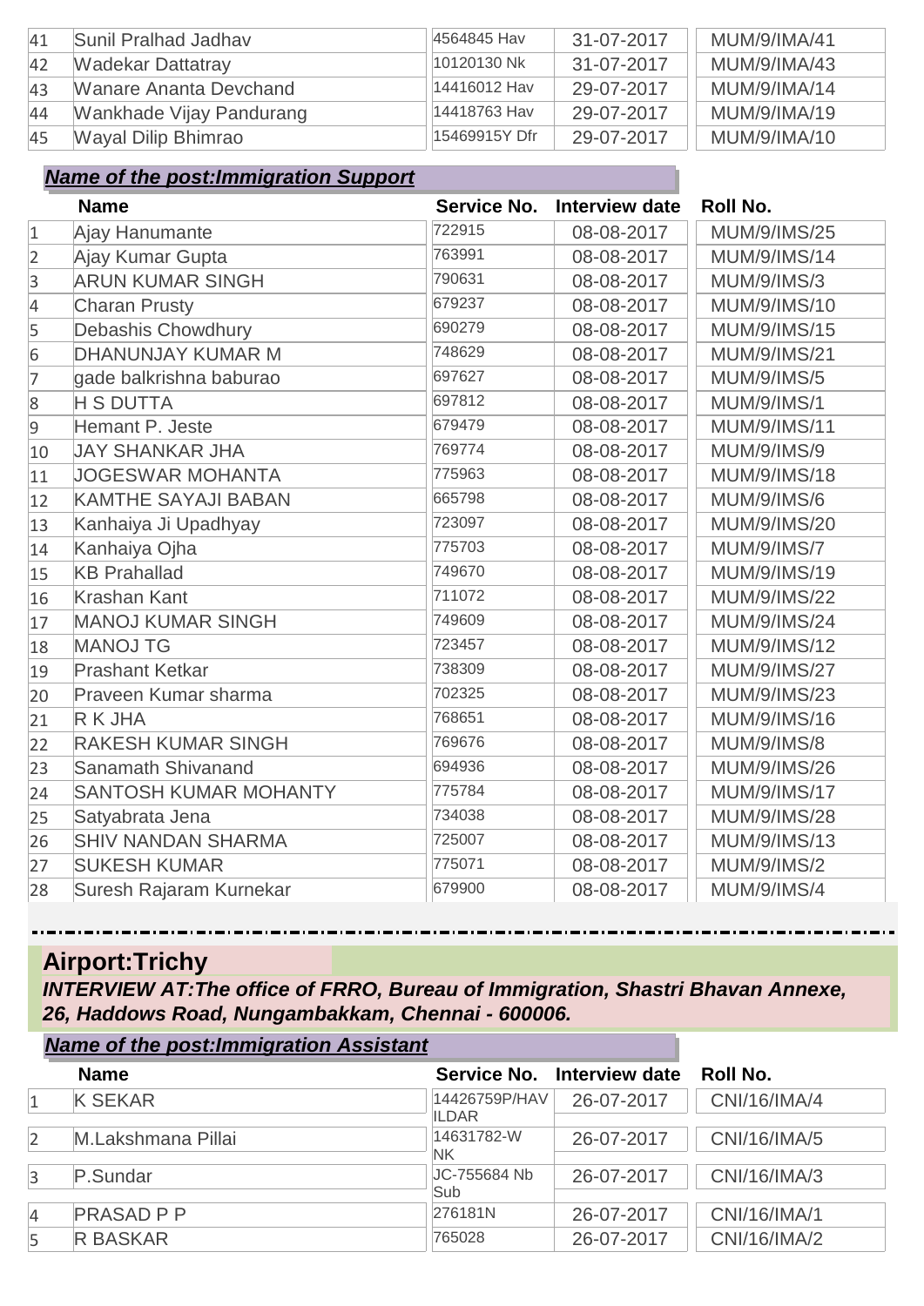| | | | | |
|---|---|---|---|---|
| 41 | Sunil Pralhad Jadhav | 4564845 Hav | 31-07-2017 | MUM/9/IMA/41 |
| 42 | Wadekar Dattatray | 10120130 Nk | 31-07-2017 | MUM/9/IMA/43 |
| 43 | Wanare Ananta Devchand | 14416012 Hav | 29-07-2017 | MUM/9/IMA/14 |
| 44 | Wankhade Vijay Pandurang | 14418763 Hav | 29-07-2017 | MUM/9/IMA/19 |
| 45 | Wayal Dilip Bhimrao | 15469915Y Dfr | 29-07-2017 | MUM/9/IMA/10 |

***Name of the post:Immigration Support***

| | Name | Service No. | Interview date | Roll No. |
|---|---|---|---|---|
| 1 | Ajay Hanumante | 722915 | 08-08-2017 | MUM/9/IMS/25 |
| 2 | Ajay Kumar Gupta | 763991 | 08-08-2017 | MUM/9/IMS/14 |
| 3 | ARUN KUMAR SINGH | 790631 | 08-08-2017 | MUM/9/IMS/3 |
| 4 | Charan Prusty | 679237 | 08-08-2017 | MUM/9/IMS/10 |
| 5 | Debashis Chowdhury | 690279 | 08-08-2017 | MUM/9/IMS/15 |
| 6 | DHANUNJAY KUMAR M | 748629 | 08-08-2017 | MUM/9/IMS/21 |
| 7 | gade balkrishna baburao | 697627 | 08-08-2017 | MUM/9/IMS/5 |
| 8 | H S DUTTA | 697812 | 08-08-2017 | MUM/9/IMS/1 |
| 9 | Hemant P. Jeste | 679479 | 08-08-2017 | MUM/9/IMS/11 |
| 10 | JAY SHANKAR JHA | 769774 | 08-08-2017 | MUM/9/IMS/9 |
| 11 | JOGESWAR MOHANTA | 775963 | 08-08-2017 | MUM/9/IMS/18 |
| 12 | KAMTHE SAYAJI BABAN | 665798 | 08-08-2017 | MUM/9/IMS/6 |
| 13 | Kanhaiya Ji Upadhyay | 723097 | 08-08-2017 | MUM/9/IMS/20 |
| 14 | Kanhaiya Ojha | 775703 | 08-08-2017 | MUM/9/IMS/7 |
| 15 | KB Prahallad | 749670 | 08-08-2017 | MUM/9/IMS/19 |
| 16 | Krashan Kant | 711072 | 08-08-2017 | MUM/9/IMS/22 |
| 17 | MANOJ KUMAR SINGH | 749609 | 08-08-2017 | MUM/9/IMS/24 |
| 18 | MANOJ TG | 723457 | 08-08-2017 | MUM/9/IMS/12 |
| 19 | Prashant Ketkar | 738309 | 08-08-2017 | MUM/9/IMS/27 |
| 20 | Praveen Kumar sharma | 702325 | 08-08-2017 | MUM/9/IMS/23 |
| 21 | R K JHA | 768651 | 08-08-2017 | MUM/9/IMS/16 |
| 22 | RAKESH KUMAR SINGH | 769676 | 08-08-2017 | MUM/9/IMS/8 |
| 23 | Sanamath Shivanand | 694936 | 08-08-2017 | MUM/9/IMS/26 |
| 24 | SANTOSH KUMAR MOHANTY | 775784 | 08-08-2017 | MUM/9/IMS/17 |
| 25 | Satyabrata Jena | 734038 | 08-08-2017 | MUM/9/IMS/28 |
| 26 | SHIV NANDAN SHARMA | 725007 | 08-08-2017 | MUM/9/IMS/13 |
| 27 | SUKESH KUMAR | 775071 | 08-08-2017 | MUM/9/IMS/2 |
| 28 | Suresh Rajaram Kurnekar | 679900 | 08-08-2017 | MUM/9/IMS/4 |

## Airport:Trichy

***INTERVIEW AT:The office of FRRO, Bureau of Immigration, Shastri Bhavan Annexe, 26, Haddows Road, Nungambakkam, Chennai - 600006.***

***Name of the post:Immigration Assistant***

| | Name | Service No. | Interview date | Roll No. |
|---|---|---|---|---|
| 1 | K SEKAR | 14426759P/HAVILDAR | 26-07-2017 | CNI/16/IMA/4 |
| 2 | M.Lakshmana Pillai | 14631782-W NK | 26-07-2017 | CNI/16/IMA/5 |
| 3 | P.Sundar | JC-755684 Nb Sub | 26-07-2017 | CNI/16/IMA/3 |
| 4 | PRASAD P P | 276181N | 26-07-2017 | CNI/16/IMA/1 |
| 5 | R BASKAR | 765028 | 26-07-2017 | CNI/16/IMA/2 |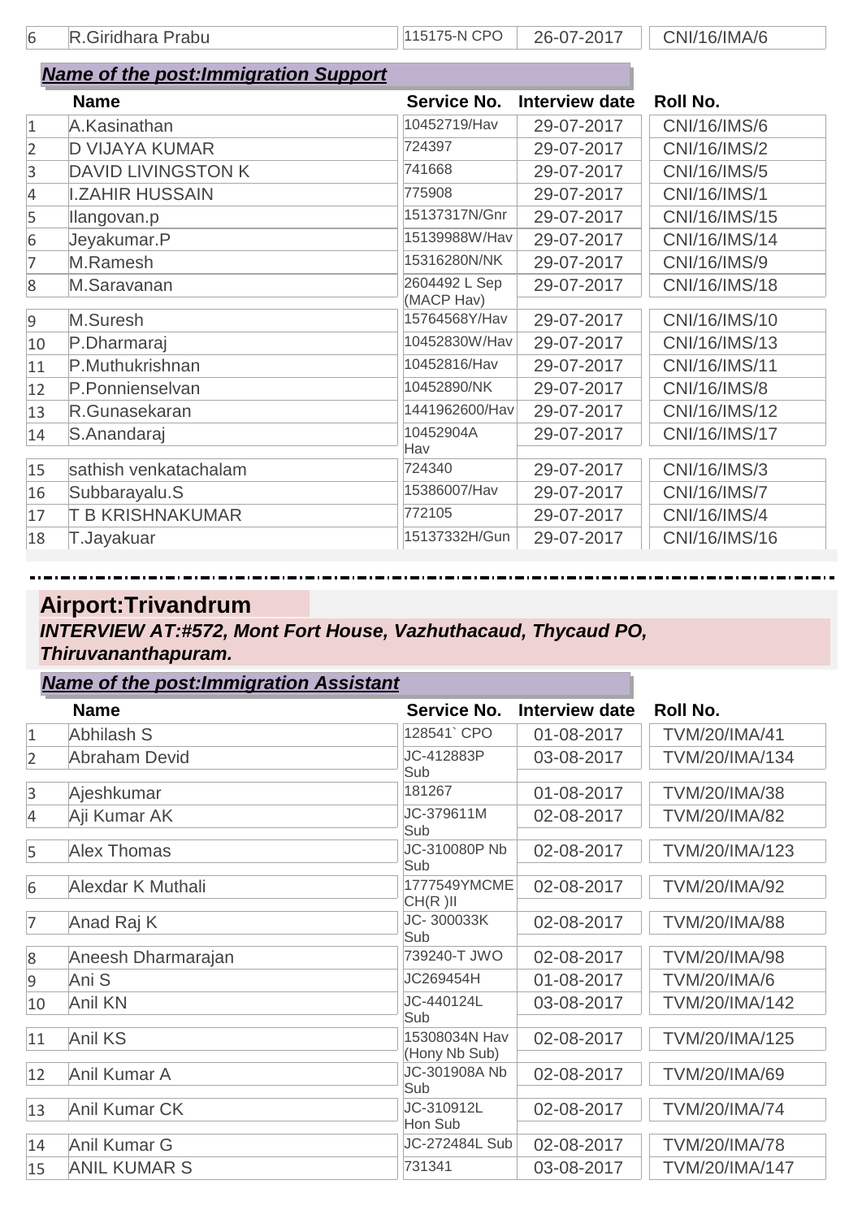| 6 | R.Giridhara Prabu | 115175-N CPO | 26-07-2017 | CNI/16/IMA/6 |
|---|---|---|---|---|

***Name of the post:Immigration Support***

| | Name | Service No. | Interview date | Roll No. |
|---|---|---|---|---|
| 1 | A.Kasinathan | 10452719/Hav | 29-07-2017 | CNI/16/IMS/6 |
| 2 | D VIJAYA KUMAR | 724397 | 29-07-2017 | CNI/16/IMS/2 |
| 3 | DAVID LIVINGSTON K | 741668 | 29-07-2017 | CNI/16/IMS/5 |
| 4 | I.ZAHIR HUSSAIN | 775908 | 29-07-2017 | CNI/16/IMS/1 |
| 5 | Ilangovan.p | 15137317N/Gnr | 29-07-2017 | CNI/16/IMS/15 |
| 6 | Jeyakumar.P | 15139988W/Hav | 29-07-2017 | CNI/16/IMS/14 |
| 7 | M.Ramesh | 15316280N/NK | 29-07-2017 | CNI/16/IMS/9 |
| 8 | M.Saravanan | 2604492 L Sep (MACP Hav) | 29-07-2017 | CNI/16/IMS/18 |
| 9 | M.Suresh | 15764568Y/Hav | 29-07-2017 | CNI/16/IMS/10 |
| 10 | P.Dharmaraj | 10452830W/Hav | 29-07-2017 | CNI/16/IMS/13 |
| 11 | P.Muthukrishnan | 10452816/Hav | 29-07-2017 | CNI/16/IMS/11 |
| 12 | P.Ponnienselvan | 10452890/NK | 29-07-2017 | CNI/16/IMS/8 |
| 13 | R.Gunasekaran | 1441962600/Hav | 29-07-2017 | CNI/16/IMS/12 |
| 14 | S.Anandaraj | 10452904A Hav | 29-07-2017 | CNI/16/IMS/17 |
| 15 | sathish venkatachalam | 724340 | 29-07-2017 | CNI/16/IMS/3 |
| 16 | Subbarayalu.S | 15386007/Hav | 29-07-2017 | CNI/16/IMS/7 |
| 17 | T B KRISHNAKUMAR | 772105 | 29-07-2017 | CNI/16/IMS/4 |
| 18 | T.Jayakuar | 15137332H/Gun | 29-07-2017 | CNI/16/IMS/16 |

## Airport:Trivandrum

***INTERVIEW AT:#572, Mont Fort House, Vazhuthacaud, Thycaud PO, Thiruvananthapuram.***

***Name of the post:Immigration Assistant***

| | Name | Service No. | Interview date | Roll No. |
|---|---|---|---|---|
| 1 | Abhilash S | 128541` CPO | 01-08-2017 | TVM/20/IMA/41 |
| 2 | Abraham Devid | JC-412883P Sub | 03-08-2017 | TVM/20/IMA/134 |
| 3 | Ajeshkumar | 181267 | 01-08-2017 | TVM/20/IMA/38 |
| 4 | Aji Kumar AK | JC-379611M Sub | 02-08-2017 | TVM/20/IMA/82 |
| 5 | Alex Thomas | JC-310080P Nb Sub | 02-08-2017 | TVM/20/IMA/123 |
| 6 | Alexdar K Muthali | 1777549YMCME CH(R )II | 02-08-2017 | TVM/20/IMA/92 |
| 7 | Anad Raj K | JC- 300033K Sub | 02-08-2017 | TVM/20/IMA/88 |
| 8 | Aneesh Dharmarajan | 739240-T JWO | 02-08-2017 | TVM/20/IMA/98 |
| 9 | Ani S | JC269454H | 01-08-2017 | TVM/20/IMA/6 |
| 10 | Anil KN | JC-440124L Sub | 03-08-2017 | TVM/20/IMA/142 |
| 11 | Anil KS | 15308034N Hav (Hony Nb Sub) | 02-08-2017 | TVM/20/IMA/125 |
| 12 | Anil Kumar A | JC-301908A Nb Sub | 02-08-2017 | TVM/20/IMA/69 |
| 13 | Anil Kumar CK | JC-310912L Hon Sub | 02-08-2017 | TVM/20/IMA/74 |
| 14 | Anil Kumar G | JC-272484L Sub | 02-08-2017 | TVM/20/IMA/78 |
| 15 | ANIL KUMAR S | 731341 | 03-08-2017 | TVM/20/IMA/147 |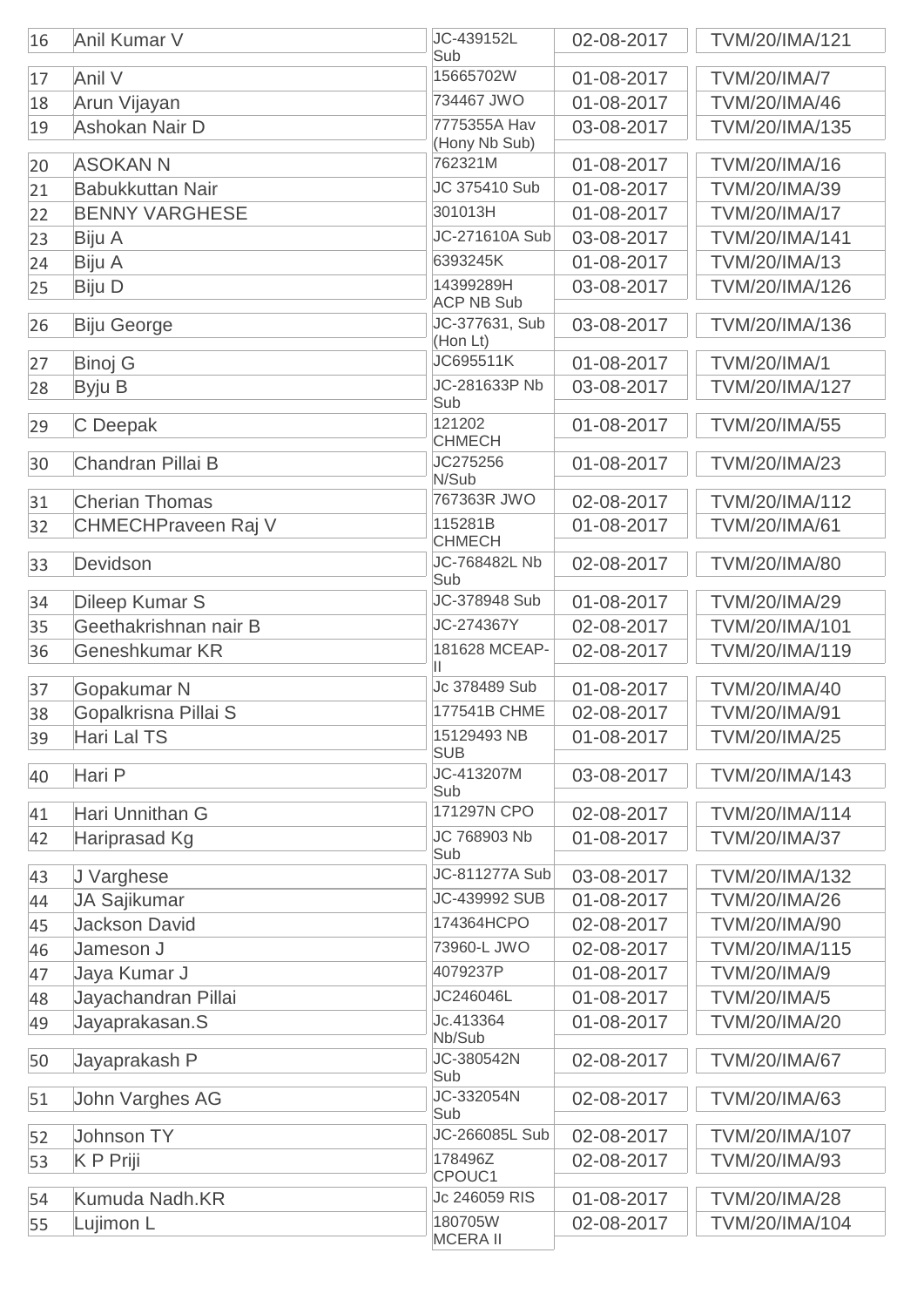| 16 | Anil Kumar V | JC-439152L Sub | 02-08-2017 | TVM/20/IMA/121 |
|---|---|---|---|---|
| 17 | Anil V | 15665702W | 01-08-2017 | TVM/20/IMA/7 |
| 18 | Arun Vijayan | 734467 JWO | 01-08-2017 | TVM/20/IMA/46 |
| 19 | Ashokan Nair D | 7775355A Hav (Hony Nb Sub) | 03-08-2017 | TVM/20/IMA/135 |
| 20 | ASOKAN N | 762321M | 01-08-2017 | TVM/20/IMA/16 |
| 21 | Babukkuttan Nair | JC 375410 Sub | 01-08-2017 | TVM/20/IMA/39 |
| 22 | BENNY VARGHESE | 301013H | 01-08-2017 | TVM/20/IMA/17 |
| 23 | Biju A | JC-271610A Sub | 03-08-2017 | TVM/20/IMA/141 |
| 24 | Biju A | 6393245K | 01-08-2017 | TVM/20/IMA/13 |
| 25 | Biju D | 14399289H ACP NB Sub | 03-08-2017 | TVM/20/IMA/126 |
| 26 | Biju George | JC-377631, Sub (Hon Lt) | 03-08-2017 | TVM/20/IMA/136 |
| 27 | Binoj G | JC695511K | 01-08-2017 | TVM/20/IMA/1 |
| 28 | Byju B | JC-281633P Nb Sub | 03-08-2017 | TVM/20/IMA/127 |
| 29 | C Deepak | 121202 CHMECH | 01-08-2017 | TVM/20/IMA/55 |
| 30 | Chandran Pillai B | JC275256 N/Sub | 01-08-2017 | TVM/20/IMA/23 |
| 31 | Cherian Thomas | 767363R JWO | 02-08-2017 | TVM/20/IMA/112 |
| 32 | CHMECHPraveen Raj V | 115281B CHMECH | 01-08-2017 | TVM/20/IMA/61 |
| 33 | Devidson | JC-768482L Nb Sub | 02-08-2017 | TVM/20/IMA/80 |
| 34 | Dileep Kumar S | JC-378948 Sub | 01-08-2017 | TVM/20/IMA/29 |
| 35 | Geethakrishnan nair B | JC-274367Y | 02-08-2017 | TVM/20/IMA/101 |
| 36 | Geneshkumar KR | 181628 MCEAP-II | 02-08-2017 | TVM/20/IMA/119 |
| 37 | Gopakumar N | Jc 378489 Sub | 01-08-2017 | TVM/20/IMA/40 |
| 38 | Gopalkrisna Pillai S | 177541B CHME | 02-08-2017 | TVM/20/IMA/91 |
| 39 | Hari Lal TS | 15129493 NB SUB | 01-08-2017 | TVM/20/IMA/25 |
| 40 | Hari P | JC-413207M Sub | 03-08-2017 | TVM/20/IMA/143 |
| 41 | Hari Unnithan G | 171297N CPO | 02-08-2017 | TVM/20/IMA/114 |
| 42 | Hariprasad Kg | JC 768903 Nb Sub | 01-08-2017 | TVM/20/IMA/37 |
| 43 | J Varghese | JC-811277A Sub | 03-08-2017 | TVM/20/IMA/132 |
| 44 | JA Sajikumar | JC-439992 SUB | 01-08-2017 | TVM/20/IMA/26 |
| 45 | Jackson David | 174364HCPO | 02-08-2017 | TVM/20/IMA/90 |
| 46 | Jameson J | 73960-L JWO | 02-08-2017 | TVM/20/IMA/115 |
| 47 | Jaya Kumar J | 4079237P | 01-08-2017 | TVM/20/IMA/9 |
| 48 | Jayachandran Pillai | JC246046L | 01-08-2017 | TVM/20/IMA/5 |
| 49 | Jayaprakasan.S | Jc.413364 Nb/Sub | 01-08-2017 | TVM/20/IMA/20 |
| 50 | Jayaprakash P | JC-380542N Sub | 02-08-2017 | TVM/20/IMA/67 |
| 51 | John Varghes AG | JC-332054N Sub | 02-08-2017 | TVM/20/IMA/63 |
| 52 | Johnson TY | JC-266085L Sub | 02-08-2017 | TVM/20/IMA/107 |
| 53 | K P Priji | 178496Z CPOUC1 | 02-08-2017 | TVM/20/IMA/93 |
| 54 | Kumuda Nadh.KR | Jc 246059 RIS | 01-08-2017 | TVM/20/IMA/28 |
| 55 | Lujimon L | 180705W MCERA II | 02-08-2017 | TVM/20/IMA/104 |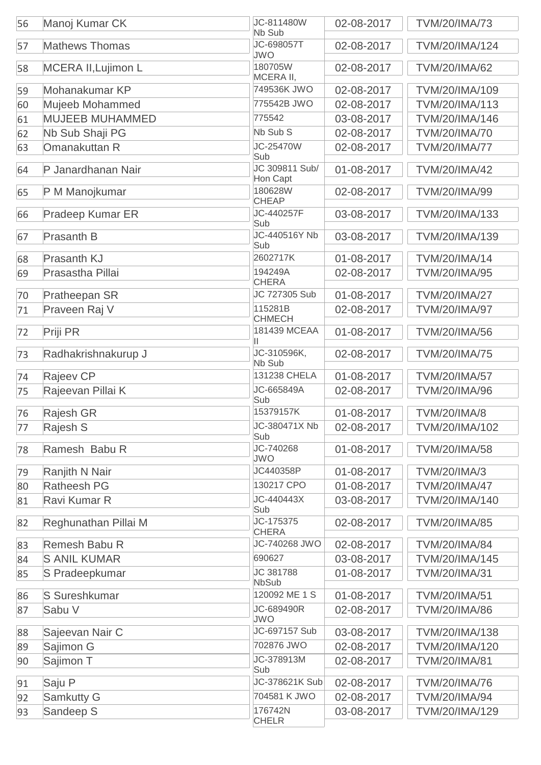| 56 | Manoj Kumar CK | JC-811480W Nb Sub | 02-08-2017 | TVM/20/IMA/73 |
|---|---|---|---|---|
| 57 | Mathews Thomas | JC-698057T JWO | 02-08-2017 | TVM/20/IMA/124 |
| 58 | MCERA II,Lujimon L | 180705W MCERA II, | 02-08-2017 | TVM/20/IMA/62 |
| 59 | Mohanakumar KP | 749536K JWO | 02-08-2017 | TVM/20/IMA/109 |
| 60 | Mujeeb Mohammed | 775542B JWO | 02-08-2017 | TVM/20/IMA/113 |
| 61 | MUJEEB MUHAMMED | 775542 | 03-08-2017 | TVM/20/IMA/146 |
| 62 | Nb Sub Shaji PG | Nb Sub S | 02-08-2017 | TVM/20/IMA/70 |
| 63 | Omanakuttan R | JC-25470W Sub | 02-08-2017 | TVM/20/IMA/77 |
| 64 | P Janardhanan Nair | JC 309811 Sub/ Hon Capt | 01-08-2017 | TVM/20/IMA/42 |
| 65 | P M Manojkumar | 180628W CHEAP | 02-08-2017 | TVM/20/IMA/99 |
| 66 | Pradeep Kumar ER | JC-440257F Sub | 03-08-2017 | TVM/20/IMA/133 |
| 67 | Prasanth B | JC-440516Y Nb Sub | 03-08-2017 | TVM/20/IMA/139 |
| 68 | Prasanth KJ | 2602717K | 01-08-2017 | TVM/20/IMA/14 |
| 69 | Prasastha Pillai | 194249A CHERA | 02-08-2017 | TVM/20/IMA/95 |
| 70 | Pratheepan SR | JC 727305 Sub | 01-08-2017 | TVM/20/IMA/27 |
| 71 | Praveen Raj V | 115281B CHMECH | 02-08-2017 | TVM/20/IMA/97 |
| 72 | Priji PR | 181439 MCEAA II | 01-08-2017 | TVM/20/IMA/56 |
| 73 | Radhakrishnakurup J | JC-310596K, Nb Sub | 02-08-2017 | TVM/20/IMA/75 |
| 74 | Rajeev CP | 131238 CHELA | 01-08-2017 | TVM/20/IMA/57 |
| 75 | Rajeevan Pillai K | JC-665849A Sub | 02-08-2017 | TVM/20/IMA/96 |
| 76 | Rajesh GR | 15379157K | 01-08-2017 | TVM/20/IMA/8 |
| 77 | Rajesh S | JC-380471X Nb Sub | 02-08-2017 | TVM/20/IMA/102 |
| 78 | Ramesh Babu R | JC-740268 JWO | 01-08-2017 | TVM/20/IMA/58 |
| 79 | Ranjith N Nair | JC440358P | 01-08-2017 | TVM/20/IMA/3 |
| 80 | Ratheesh PG | 130217 CPO | 01-08-2017 | TVM/20/IMA/47 |
| 81 | Ravi Kumar R | JC-440443X Sub | 03-08-2017 | TVM/20/IMA/140 |
| 82 | Reghunathan Pillai M | JC-175375 CHERA | 02-08-2017 | TVM/20/IMA/85 |
| 83 | Remesh Babu R | JC-740268 JWO | 02-08-2017 | TVM/20/IMA/84 |
| 84 | S ANIL KUMAR | 690627 | 03-08-2017 | TVM/20/IMA/145 |
| 85 | S Pradeepkumar | JC 381788 NbSub | 01-08-2017 | TVM/20/IMA/31 |
| 86 | S Sureshkumar | 120092 ME 1 S | 01-08-2017 | TVM/20/IMA/51 |
| 87 | Sabu V | JC-689490R JWO | 02-08-2017 | TVM/20/IMA/86 |
| 88 | Sajeevan Nair C | JC-697157 Sub | 03-08-2017 | TVM/20/IMA/138 |
| 89 | Sajimon G | 702876 JWO | 02-08-2017 | TVM/20/IMA/120 |
| 90 | Sajimon T | JC-378913M Sub | 02-08-2017 | TVM/20/IMA/81 |
| 91 | Saju P | JC-378621K Sub | 02-08-2017 | TVM/20/IMA/76 |
| 92 | Samkutty G | 704581 K JWO | 02-08-2017 | TVM/20/IMA/94 |
| 93 | Sandeep S | 176742N CHELR | 03-08-2017 | TVM/20/IMA/129 |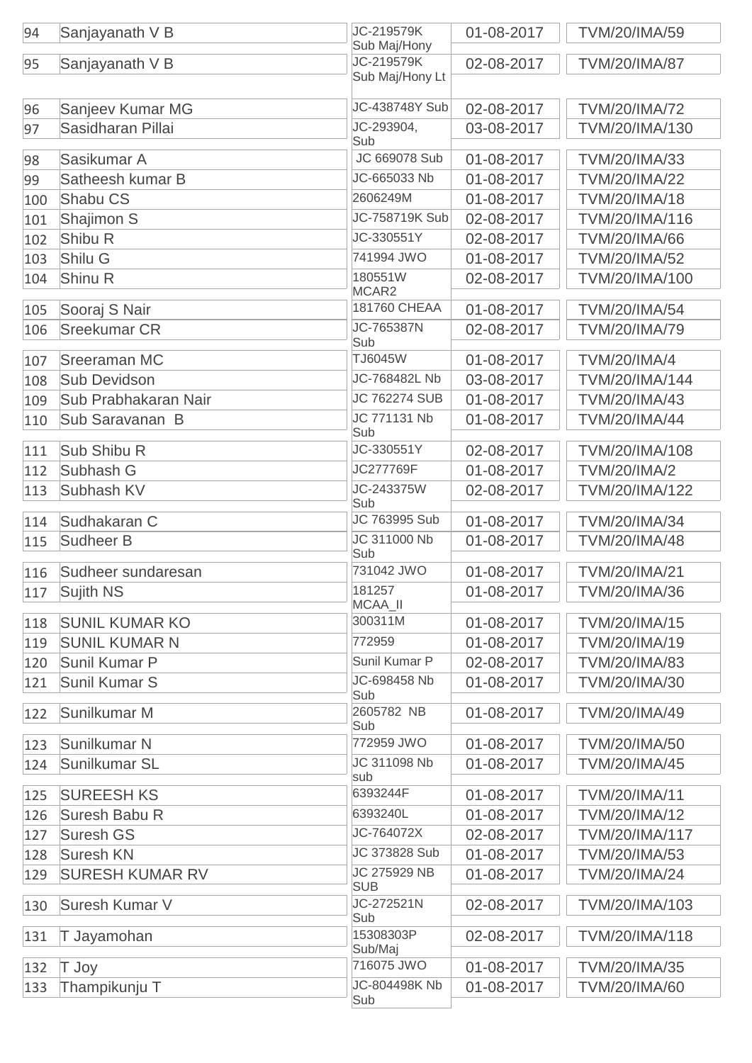| | | | | |
|---|---|---|---|---|
| 94 | Sanjayanath V B | JC-219579K Sub Maj/Hony | 01-08-2017 | TVM/20/IMA/59 |
| 95 | Sanjayanath V B | JC-219579K Sub Maj/Hony Lt | 02-08-2017 | TVM/20/IMA/87 |
| 96 | Sanjeev Kumar MG | JC-438748Y Sub | 02-08-2017 | TVM/20/IMA/72 |
| 97 | Sasidharan Pillai | JC-293904, Sub | 03-08-2017 | TVM/20/IMA/130 |
| 98 | Sasikumar A | JC 669078 Sub | 01-08-2017 | TVM/20/IMA/33 |
| 99 | Satheesh kumar B | JC-665033 Nb | 01-08-2017 | TVM/20/IMA/22 |
| 100 | Shabu CS | 2606249M | 01-08-2017 | TVM/20/IMA/18 |
| 101 | Shajimon S | JC-758719K Sub | 02-08-2017 | TVM/20/IMA/116 |
| 102 | Shibu R | JC-330551Y | 02-08-2017 | TVM/20/IMA/66 |
| 103 | Shilu G | 741994 JWO | 01-08-2017 | TVM/20/IMA/52 |
| 104 | Shinu R | 180551W MCAR2 | 02-08-2017 | TVM/20/IMA/100 |
| 105 | Sooraj S Nair | 181760 CHEAA | 01-08-2017 | TVM/20/IMA/54 |
| 106 | Sreekumar CR | JC-765387N Sub | 02-08-2017 | TVM/20/IMA/79 |
| 107 | Sreeraman MC | TJ6045W | 01-08-2017 | TVM/20/IMA/4 |
| 108 | Sub Devidson | JC-768482L Nb | 03-08-2017 | TVM/20/IMA/144 |
| 109 | Sub Prabhakaran Nair | JC 762274 SUB | 01-08-2017 | TVM/20/IMA/43 |
| 110 | Sub Saravanan B | JC 771131 Nb Sub | 01-08-2017 | TVM/20/IMA/44 |
| 111 | Sub Shibu R | JC-330551Y | 02-08-2017 | TVM/20/IMA/108 |
| 112 | Subhash G | JC277769F | 01-08-2017 | TVM/20/IMA/2 |
| 113 | Subhash KV | JC-243375W Sub | 02-08-2017 | TVM/20/IMA/122 |
| 114 | Sudhakaran C | JC 763995 Sub | 01-08-2017 | TVM/20/IMA/34 |
| 115 | Sudheer B | JC 311000 Nb Sub | 01-08-2017 | TVM/20/IMA/48 |
| 116 | Sudheer sundaresan | 731042 JWO | 01-08-2017 | TVM/20/IMA/21 |
| 117 | Sujith NS | 181257 MCAA_II | 01-08-2017 | TVM/20/IMA/36 |
| 118 | SUNIL KUMAR KO | 300311M | 01-08-2017 | TVM/20/IMA/15 |
| 119 | SUNIL KUMAR N | 772959 | 01-08-2017 | TVM/20/IMA/19 |
| 120 | Sunil Kumar P | Sunil Kumar P | 02-08-2017 | TVM/20/IMA/83 |
| 121 | Sunil Kumar S | JC-698458 Nb Sub | 01-08-2017 | TVM/20/IMA/30 |
| 122 | Sunilkumar M | 2605782 NB Sub | 01-08-2017 | TVM/20/IMA/49 |
| 123 | Sunilkumar N | 772959 JWO | 01-08-2017 | TVM/20/IMA/50 |
| 124 | Sunilkumar SL | JC 311098 Nb sub | 01-08-2017 | TVM/20/IMA/45 |
| 125 | SUREESH KS | 6393244F | 01-08-2017 | TVM/20/IMA/11 |
| 126 | Suresh Babu R | 6393240L | 01-08-2017 | TVM/20/IMA/12 |
| 127 | Suresh GS | JC-764072X | 02-08-2017 | TVM/20/IMA/117 |
| 128 | Suresh KN | JC 373828 Sub | 01-08-2017 | TVM/20/IMA/53 |
| 129 | SURESH KUMAR RV | JC 275929 NB SUB | 01-08-2017 | TVM/20/IMA/24 |
| 130 | Suresh Kumar V | JC-272521N Sub | 02-08-2017 | TVM/20/IMA/103 |
| 131 | T Jayamohan | 15308303P Sub/Maj | 02-08-2017 | TVM/20/IMA/118 |
| 132 | T Joy | 716075 JWO | 01-08-2017 | TVM/20/IMA/35 |
| 133 | Thampikunju T | JC-804498K Nb Sub | 01-08-2017 | TVM/20/IMA/60 |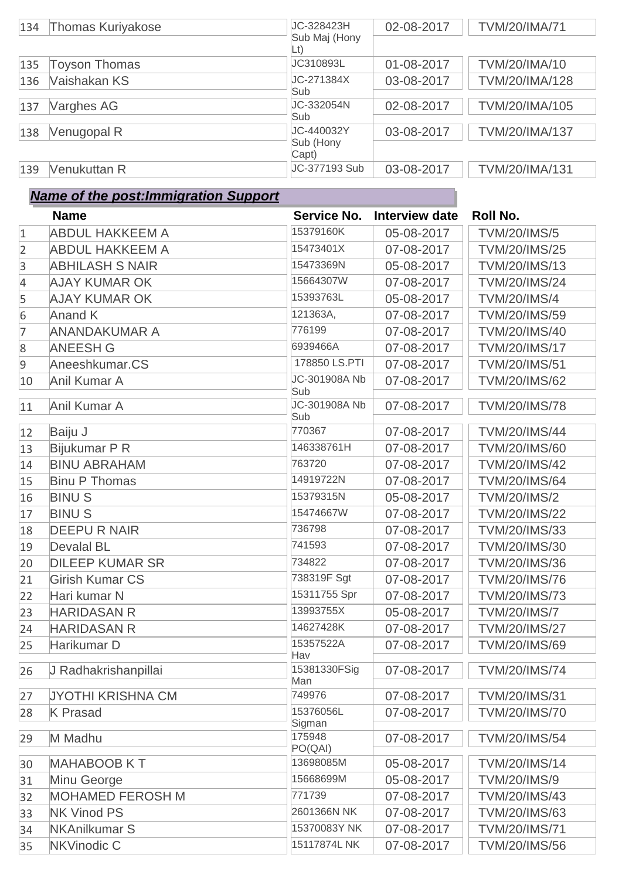| | | | | |
|---|---|---|---|---|
| 134 | Thomas Kuriyakose | JC-328423H Sub Maj (Hony Lt) | 02-08-2017 | TVM/20/IMA/71 |
| 135 | Toyson Thomas | JC310893L | 01-08-2017 | TVM/20/IMA/10 |
| 136 | Vaishakan KS | JC-271384X Sub | 03-08-2017 | TVM/20/IMA/128 |
| 137 | Varghes AG | JC-332054N Sub | 02-08-2017 | TVM/20/IMA/105 |
| 138 | Venugopal R | JC-440032Y Sub (Hony Capt) | 03-08-2017 | TVM/20/IMA/137 |
| 139 | Venukuttan R | JC-377193 Sub | 03-08-2017 | TVM/20/IMA/131 |

## ***Name of the post:Immigration Support***

| | Name | Service No. | Interview date | Roll No. |
|---|---|---|---|---|
| 1 | ABDUL HAKKEEM A | 15379160K | 05-08-2017 | TVM/20/IMS/5 |
| 2 | ABDUL HAKKEEM A | 15473401X | 07-08-2017 | TVM/20/IMS/25 |
| 3 | ABHILASH S NAIR | 15473369N | 05-08-2017 | TVM/20/IMS/13 |
| 4 | AJAY KUMAR OK | 15664307W | 07-08-2017 | TVM/20/IMS/24 |
| 5 | AJAY KUMAR OK | 15393763L | 05-08-2017 | TVM/20/IMS/4 |
| 6 | Anand K | 121363A, | 07-08-2017 | TVM/20/IMS/59 |
| 7 | ANANDAKUMAR A | 776199 | 07-08-2017 | TVM/20/IMS/40 |
| 8 | ANEESH G | 6939466A | 07-08-2017 | TVM/20/IMS/17 |
| 9 | Aneeshkumar.CS | 178850 LS.PTI | 07-08-2017 | TVM/20/IMS/51 |
| 10 | Anil Kumar A | JC-301908A Nb Sub | 07-08-2017 | TVM/20/IMS/62 |
| 11 | Anil Kumar A | JC-301908A Nb Sub | 07-08-2017 | TVM/20/IMS/78 |
| 12 | Baiju J | 770367 | 07-08-2017 | TVM/20/IMS/44 |
| 13 | Bijukumar P R | 146338761H | 07-08-2017 | TVM/20/IMS/60 |
| 14 | BINU ABRAHAM | 763720 | 07-08-2017 | TVM/20/IMS/42 |
| 15 | Binu P Thomas | 14919722N | 07-08-2017 | TVM/20/IMS/64 |
| 16 | BINU S | 15379315N | 05-08-2017 | TVM/20/IMS/2 |
| 17 | BINU S | 15474667W | 07-08-2017 | TVM/20/IMS/22 |
| 18 | DEEPU R NAIR | 736798 | 07-08-2017 | TVM/20/IMS/33 |
| 19 | Devalal BL | 741593 | 07-08-2017 | TVM/20/IMS/30 |
| 20 | DILEEP KUMAR SR | 734822 | 07-08-2017 | TVM/20/IMS/36 |
| 21 | Girish Kumar CS | 738319F Sgt | 07-08-2017 | TVM/20/IMS/76 |
| 22 | Hari kumar N | 15311755 Spr | 07-08-2017 | TVM/20/IMS/73 |
| 23 | HARIDASAN R | 13993755X | 05-08-2017 | TVM/20/IMS/7 |
| 24 | HARIDASAN R | 14627428K | 07-08-2017 | TVM/20/IMS/27 |
| 25 | Harikumar D | 15357522A Hav | 07-08-2017 | TVM/20/IMS/69 |
| 26 | J Radhakrishanpillai | 15381330FSig Man | 07-08-2017 | TVM/20/IMS/74 |
| 27 | JYOTHI KRISHNA CM | 749976 | 07-08-2017 | TVM/20/IMS/31 |
| 28 | K Prasad | 15376056L Sigman | 07-08-2017 | TVM/20/IMS/70 |
| 29 | M Madhu | 175948 PO(QAI) | 07-08-2017 | TVM/20/IMS/54 |
| 30 | MAHABOOB K T | 13698085M | 05-08-2017 | TVM/20/IMS/14 |
| 31 | Minu George | 15668699M | 05-08-2017 | TVM/20/IMS/9 |
| 32 | MOHAMED FEROSH M | 771739 | 07-08-2017 | TVM/20/IMS/43 |
| 33 | NK Vinod PS | 2601366N NK | 07-08-2017 | TVM/20/IMS/63 |
| 34 | NKAnilkumar S | 15370083Y NK | 07-08-2017 | TVM/20/IMS/71 |
| 35 | NKVinodic C | 15117874L NK | 07-08-2017 | TVM/20/IMS/56 |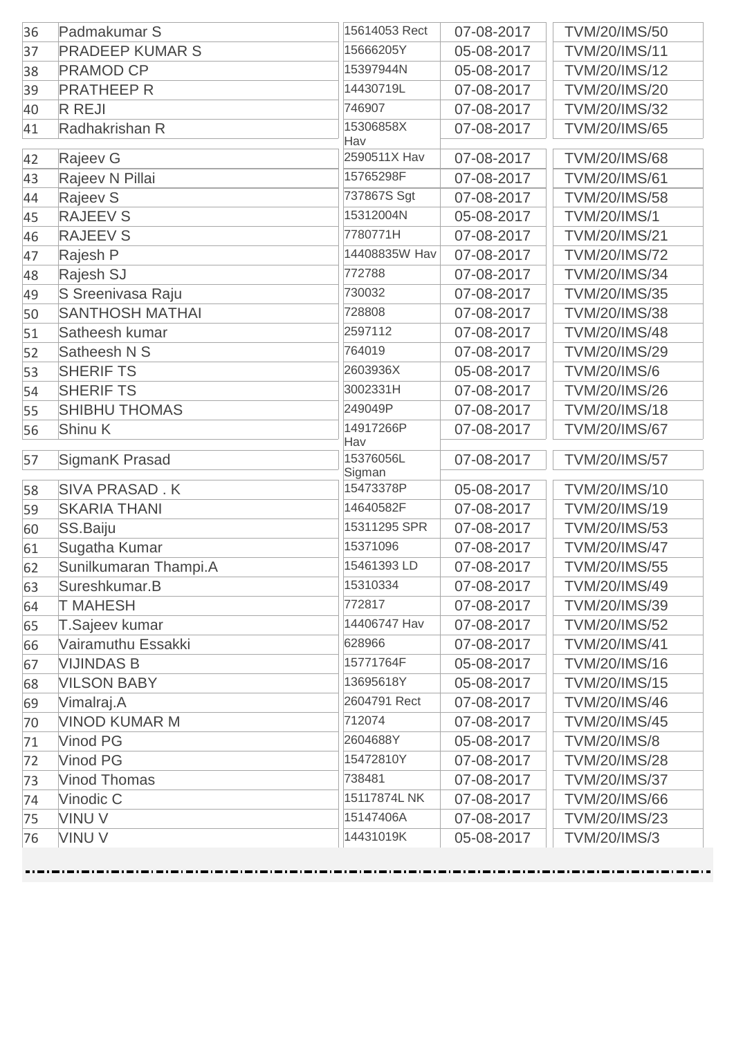| 36 | Padmakumar S | 15614053 Rect | 07-08-2017 | TVM/20/IMS/50 |
|---|---|---|---|---|
| 37 | PRADEEP KUMAR S | 15666205Y | 05-08-2017 | TVM/20/IMS/11 |
| 38 | PRAMOD CP | 15397944N | 05-08-2017 | TVM/20/IMS/12 |
| 39 | PRATHEEP R | 14430719L | 07-08-2017 | TVM/20/IMS/20 |
| 40 | R REJI | 746907 | 07-08-2017 | TVM/20/IMS/32 |
| 41 | Radhakrishan R | 15306858X Hav | 07-08-2017 | TVM/20/IMS/65 |
| 42 | Rajeev G | 2590511X Hav | 07-08-2017 | TVM/20/IMS/68 |
| 43 | Rajeev N Pillai | 15765298F | 07-08-2017 | TVM/20/IMS/61 |
| 44 | Rajeev S | 737867S Sgt | 07-08-2017 | TVM/20/IMS/58 |
| 45 | RAJEEV S | 15312004N | 05-08-2017 | TVM/20/IMS/1 |
| 46 | RAJEEV S | 7780771H | 07-08-2017 | TVM/20/IMS/21 |
| 47 | Rajesh P | 14408835W Hav | 07-08-2017 | TVM/20/IMS/72 |
| 48 | Rajesh SJ | 772788 | 07-08-2017 | TVM/20/IMS/34 |
| 49 | S Sreenivasa Raju | 730032 | 07-08-2017 | TVM/20/IMS/35 |
| 50 | SANTHOSH MATHAI | 728808 | 07-08-2017 | TVM/20/IMS/38 |
| 51 | Satheesh kumar | 2597112 | 07-08-2017 | TVM/20/IMS/48 |
| 52 | Satheesh N S | 764019 | 07-08-2017 | TVM/20/IMS/29 |
| 53 | SHERIF TS | 2603936X | 05-08-2017 | TVM/20/IMS/6 |
| 54 | SHERIF TS | 3002331H | 07-08-2017 | TVM/20/IMS/26 |
| 55 | SHIBHU THOMAS | 249049P | 07-08-2017 | TVM/20/IMS/18 |
| 56 | Shinu K | 14917266P Hav | 07-08-2017 | TVM/20/IMS/67 |
| 57 | SigmanK Prasad | 15376056L Sigman | 07-08-2017 | TVM/20/IMS/57 |
| 58 | SIVA PRASAD . K | 15473378P | 05-08-2017 | TVM/20/IMS/10 |
| 59 | SKARIA THANI | 14640582F | 07-08-2017 | TVM/20/IMS/19 |
| 60 | SS.Baiju | 15311295 SPR | 07-08-2017 | TVM/20/IMS/53 |
| 61 | Sugatha Kumar | 15371096 | 07-08-2017 | TVM/20/IMS/47 |
| 62 | Sunilkumaran Thampi.A | 15461393 LD | 07-08-2017 | TVM/20/IMS/55 |
| 63 | Sureshkumar.B | 15310334 | 07-08-2017 | TVM/20/IMS/49 |
| 64 | T MAHESH | 772817 | 07-08-2017 | TVM/20/IMS/39 |
| 65 | T.Sajeev kumar | 14406747 Hav | 07-08-2017 | TVM/20/IMS/52 |
| 66 | Vairamuthu Essakki | 628966 | 07-08-2017 | TVM/20/IMS/41 |
| 67 | VIJINDAS B | 15771764F | 05-08-2017 | TVM/20/IMS/16 |
| 68 | VILSON BABY | 13695618Y | 05-08-2017 | TVM/20/IMS/15 |
| 69 | Vimalraj.A | 2604791 Rect | 07-08-2017 | TVM/20/IMS/46 |
| 70 | VINOD KUMAR M | 712074 | 07-08-2017 | TVM/20/IMS/45 |
| 71 | Vinod PG | 2604688Y | 05-08-2017 | TVM/20/IMS/8 |
| 72 | Vinod PG | 15472810Y | 07-08-2017 | TVM/20/IMS/28 |
| 73 | Vinod Thomas | 738481 | 07-08-2017 | TVM/20/IMS/37 |
| 74 | Vinodic C | 15117874L NK | 07-08-2017 | TVM/20/IMS/66 |
| 75 | VINU V | 15147406A | 07-08-2017 | TVM/20/IMS/23 |
| 76 | VINU V | 14431019K | 05-08-2017 | TVM/20/IMS/3 |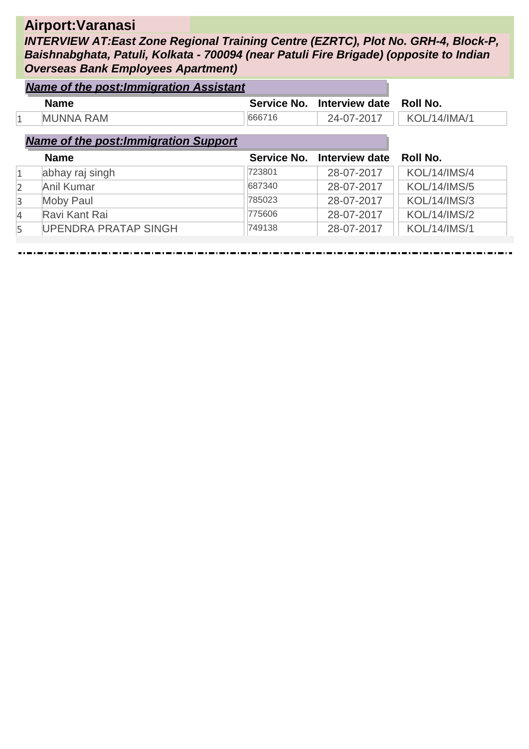# Airport:Varanasi

***INTERVIEW AT:East Zone Regional Training Centre (EZRTC), Plot No. GRH-4, Block-P, Baishnabghata, Patuli, Kolkata - 700094 (near Patuli Fire Brigade) (opposite to Indian Overseas Bank Employees Apartment)***

***Name of the post:Immigration Assistant***

| | Name | Service No. | Interview date | Roll No. |
|---|---|---|---|---|
| 1 | MUNNA RAM | 666716 | 24-07-2017 | KOL/14/IMA/1 |

***Name of the post:Immigration Support***

| | Name | Service No. | Interview date | Roll No. |
|---|---|---|---|---|
| 1 | abhay raj singh | 723801 | 28-07-2017 | KOL/14/IMS/4 |
| 2 | Anil Kumar | 687340 | 28-07-2017 | KOL/14/IMS/5 |
| 3 | Moby Paul | 785023 | 28-07-2017 | KOL/14/IMS/3 |
| 4 | Ravi Kant Rai | 775606 | 28-07-2017 | KOL/14/IMS/2 |
| 5 | UPENDRA PRATAP SINGH | 749138 | 28-07-2017 | KOL/14/IMS/1 |